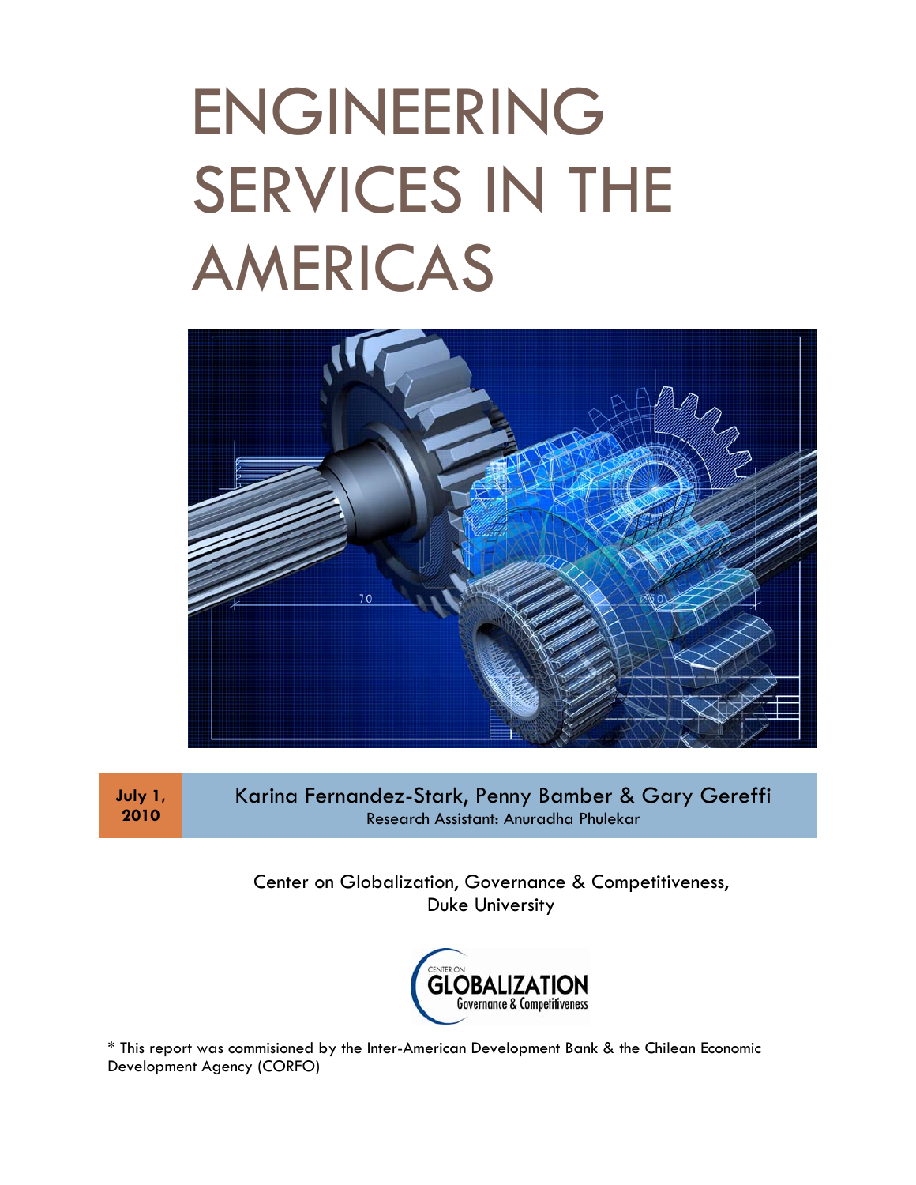# ENGINEERING SERVICES IN THE AMERICAS

**July 1, 2010**

Karina Fernandez-Stark, Penny Bamber & Gary Gereffi
Research Assistant: Anuradha Phulekar

Center on Globalization, Governance & Competitiveness,
Duke University

\* This report was commisioned by the Inter-American Development Bank & the Chilean Economic Development Agency (CORFO)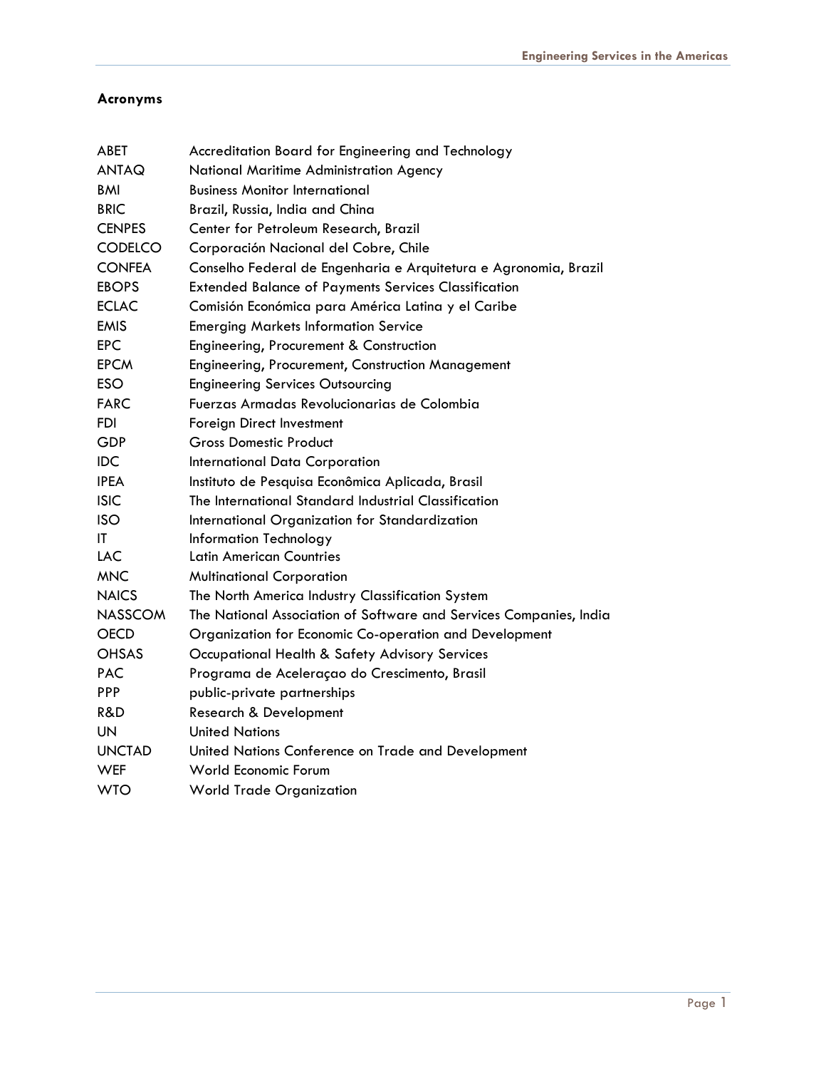**Acronyms**

| | |
|---|---|
| ABET | Accreditation Board for Engineering and Technology |
| ANTAQ | National Maritime Administration Agency |
| BMI | Business Monitor International |
| BRIC | Brazil, Russia, India and China |
| CENPES | Center for Petroleum Research, Brazil |
| CODELCO | Corporación Nacional del Cobre, Chile |
| CONFEA | Conselho Federal de Engenharia e Arquitetura e Agronomia, Brazil |
| EBOPS | Extended Balance of Payments Services Classification |
| ECLAC | Comisión Económica para América Latina y el Caribe |
| EMIS | Emerging Markets Information Service |
| EPC | Engineering, Procurement & Construction |
| EPCM | Engineering, Procurement, Construction Management |
| ESO | Engineering Services Outsourcing |
| FARC | Fuerzas Armadas Revolucionarias de Colombia |
| FDI | Foreign Direct Investment |
| GDP | Gross Domestic Product |
| IDC | International Data Corporation |
| IPEA | Instituto de Pesquisa Econômica Aplicada, Brasil |
| ISIC | The International Standard Industrial Classification |
| ISO | International Organization for Standardization |
| IT | Information Technology |
| LAC | Latin American Countries |
| MNC | Multinational Corporation |
| NAICS | The North America Industry Classification System |
| NASSCOM | The National Association of Software and Services Companies, India |
| OECD | Organization for Economic Co-operation and Development |
| OHSAS | Occupational Health & Safety Advisory Services |
| PAC | Programa de Aceleraçao do Crescimento, Brasil |
| PPP | public-private partnerships |
| R&D | Research & Development |
| UN | United Nations |
| UNCTAD | United Nations Conference on Trade and Development |
| WEF | World Economic Forum |
| WTO | World Trade Organization |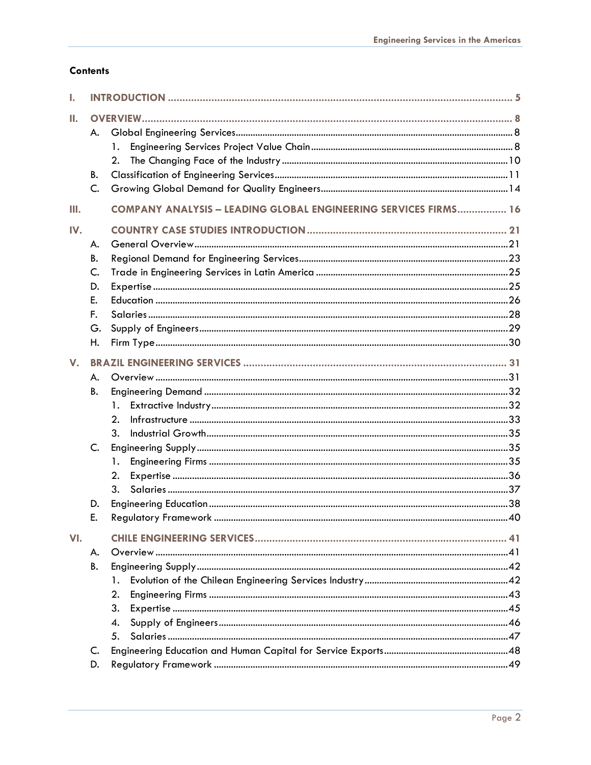**Contents**

I. INTRODUCTION ..... 5

II. OVERVIEW ..... 8

- A. Global Engineering Services ..... 8
  - 1. Engineering Services Project Value Chain ..... 8
  - 2. The Changing Face of the Industry ..... 10
- B. Classification of Engineering Services ..... 11
- C. Growing Global Demand for Quality Engineers ..... 14

III. COMPANY ANALYSIS – LEADING GLOBAL ENGINEERING SERVICES FIRMS ..... 16

IV. COUNTRY CASE STUDIES INTRODUCTION ..... 21

- A. General Overview ..... 21
- B. Regional Demand for Engineering Services ..... 23
- C. Trade in Engineering Services in Latin America ..... 25
- D. Expertise ..... 25
- E. Education ..... 26
- F. Salaries ..... 28
- G. Supply of Engineers ..... 29
- H. Firm Type ..... 30

V. BRAZIL ENGINEERING SERVICES ..... 31

- A. Overview ..... 31
- B. Engineering Demand ..... 32
  - 1. Extractive Industry ..... 32
  - 2. Infrastructure ..... 33
  - 3. Industrial Growth ..... 35
- C. Engineering Supply ..... 35
  - 1. Engineering Firms ..... 35
  - 2. Expertise ..... 36
  - 3. Salaries ..... 37
- D. Engineering Education ..... 38
- E. Regulatory Framework ..... 40

VI. CHILE ENGINEERING SERVICES ..... 41

- A. Overview ..... 41
- B. Engineering Supply ..... 42
  - 1. Evolution of the Chilean Engineering Services Industry ..... 42
  - 2. Engineering Firms ..... 43
  - 3. Expertise ..... 45
  - 4. Supply of Engineers ..... 46
  - 5. Salaries ..... 47
- C. Engineering Education and Human Capital for Service Exports ..... 48
- D. Regulatory Framework ..... 49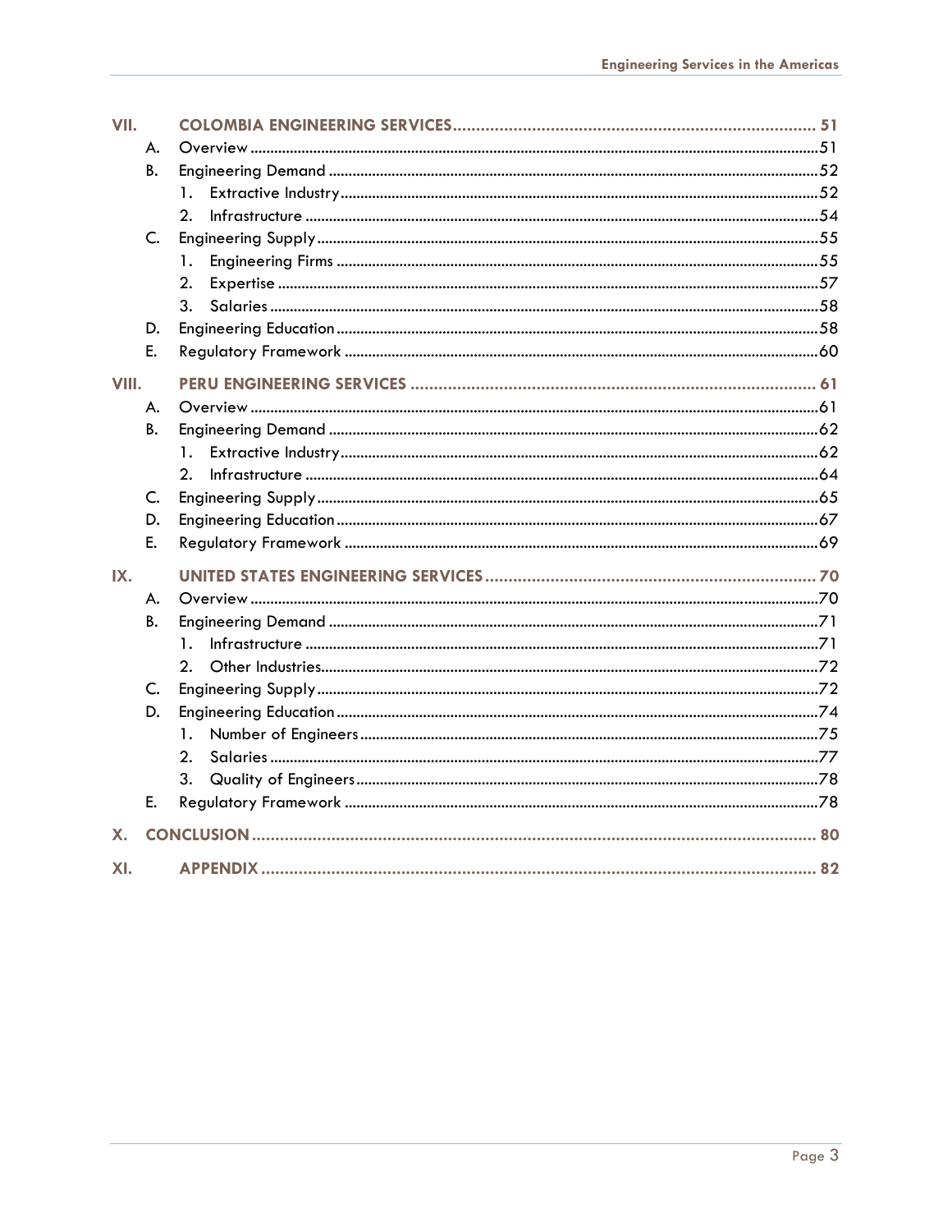VII. COLOMBIA ENGINEERING SERVICES ..... 51
- A. Overview ..... 51
- B. Engineering Demand ..... 52
  1. Extractive Industry ..... 52
  2. Infrastructure ..... 54
- C. Engineering Supply ..... 55
  1. Engineering Firms ..... 55
  2. Expertise ..... 57
  3. Salaries ..... 58
- D. Engineering Education ..... 58
- E. Regulatory Framework ..... 60

VIII. PERU ENGINEERING SERVICES ..... 61
- A. Overview ..... 61
- B. Engineering Demand ..... 62
  1. Extractive Industry ..... 62
  2. Infrastructure ..... 64
- C. Engineering Supply ..... 65
- D. Engineering Education ..... 67
- E. Regulatory Framework ..... 69

IX. UNITED STATES ENGINEERING SERVICES ..... 70
- A. Overview ..... 70
- B. Engineering Demand ..... 71
  1. Infrastructure ..... 71
  2. Other Industries ..... 72
- C. Engineering Supply ..... 72
- D. Engineering Education ..... 74
  1. Number of Engineers ..... 75
  2. Salaries ..... 77
  3. Quality of Engineers ..... 78
- E. Regulatory Framework ..... 78

X. CONCLUSION ..... 80

XI. APPENDIX ..... 82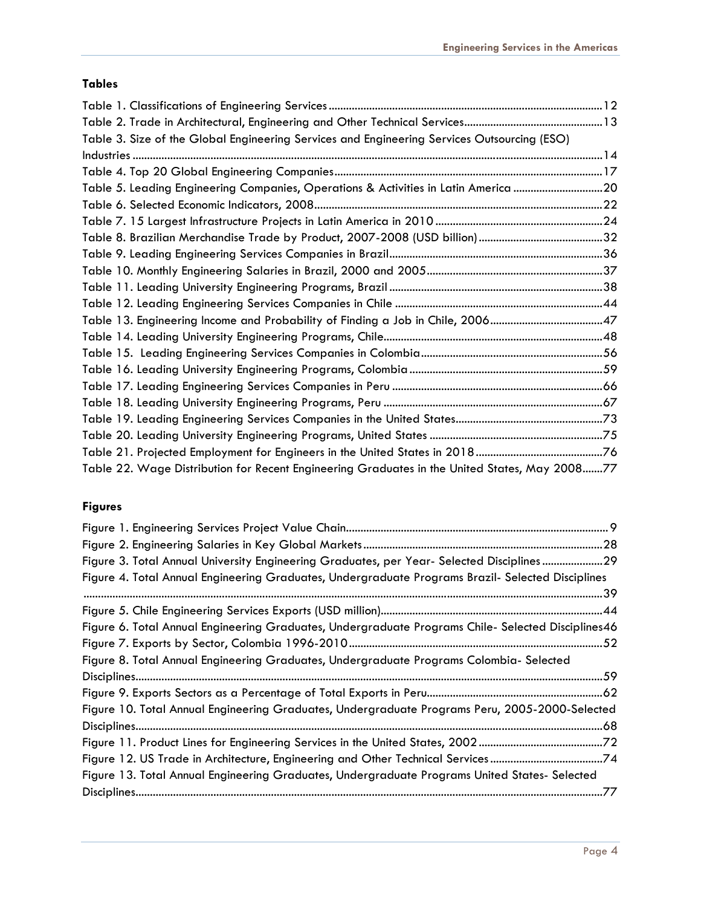### Tables

Table 1. Classifications of Engineering Services ............................................................. 12
Table 2. Trade in Architectural, Engineering and Other Technical Services ................................ 13
Table 3. Size of the Global Engineering Services and Engineering Services Outsourcing (ESO) Industries ................................................................................................. 14
Table 4. Top 20 Global Engineering Companies ................................................................ 17
Table 5. Leading Engineering Companies, Operations & Activities in Latin America ............... 20
Table 6. Selected Economic Indicators, 2008 ..................................................................... 22
Table 7. 15 Largest Infrastructure Projects in Latin America in 2010 ..................................... 24
Table 8. Brazilian Merchandise Trade by Product, 2007-2008 (USD billion) ........................... 32
Table 9. Leading Engineering Services Companies in Brazil ................................................ 36
Table 10. Monthly Engineering Salaries in Brazil, 2000 and 2005 ........................................ 37
Table 11. Leading University Engineering Programs, Brazil ................................................. 38
Table 12. Leading Engineering Services Companies in Chile ............................................... 44
Table 13. Engineering Income and Probability of Finding a Job in Chile, 2006 ....................... 47
Table 14. Leading University Engineering Programs, Chile ................................................... 48
Table 15. Leading Engineering Services Companies in Colombia .......................................... 56
Table 16. Leading University Engineering Programs, Colombia ............................................. 59
Table 17. Leading Engineering Services Companies in Peru .................................................. 66
Table 18. Leading University Engineering Programs, Peru .................................................... 67
Table 19. Leading Engineering Services Companies in the United States ................................ 73
Table 20. Leading University Engineering Programs, United States ........................................ 75
Table 21. Projected Employment for Engineers in the United States in 2018 ............................ 76
Table 22. Wage Distribution for Recent Engineering Graduates in the United States, May 2008 ....... 77

### Figures

Figure 1. Engineering Services Project Value Chain ............................................................. 9
Figure 2. Engineering Salaries in Key Global Markets .......................................................... 28
Figure 3. Total Annual University Engineering Graduates, per Year- Selected Disciplines ......... 29
Figure 4. Total Annual Engineering Graduates, Undergraduate Programs Brazil- Selected Disciplines ............................................................................................................. 39
Figure 5. Chile Engineering Services Exports (USD million) ................................................. 44
Figure 6. Total Annual Engineering Graduates, Undergraduate Programs Chile- Selected Disciplines 46
Figure 7. Exports by Sector, Colombia 1996-2010 ............................................................... 52
Figure 8. Total Annual Engineering Graduates, Undergraduate Programs Colombia- Selected Disciplines ............................................................................................................. 59
Figure 9. Exports Sectors as a Percentage of Total Exports in Peru ........................................ 62
Figure 10. Total Annual Engineering Graduates, Undergraduate Programs Peru, 2005-2000-Selected Disciplines ............................................................................................................. 68
Figure 11. Product Lines for Engineering Services in the United States, 2002 ......................... 72
Figure 12. US Trade in Architecture, Engineering and Other Technical Services ....................... 74
Figure 13. Total Annual Engineering Graduates, Undergraduate Programs United States- Selected Disciplines ............................................................................................................. 77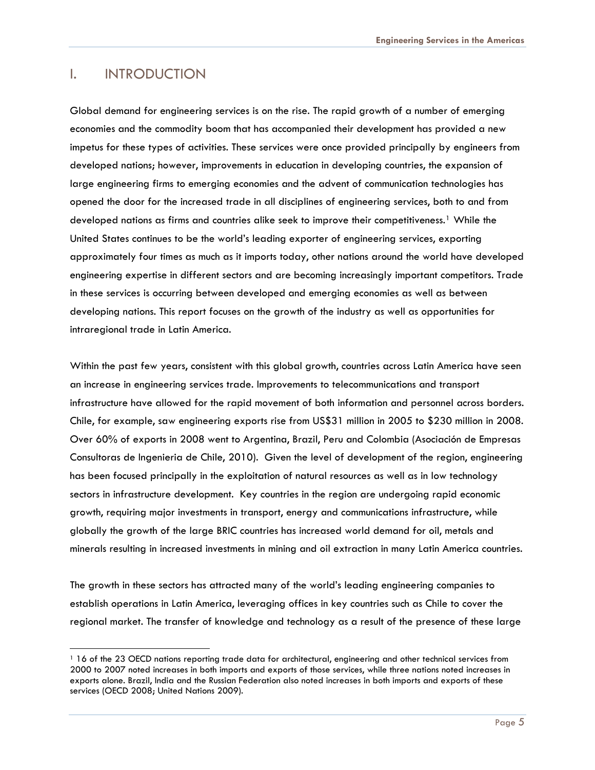# I. INTRODUCTION

Global demand for engineering services is on the rise. The rapid growth of a number of emerging economies and the commodity boom that has accompanied their development has provided a new impetus for these types of activities. These services were once provided principally by engineers from developed nations; however, improvements in education in developing countries, the expansion of large engineering firms to emerging economies and the advent of communication technologies has opened the door for the increased trade in all disciplines of engineering services, both to and from developed nations as firms and countries alike seek to improve their competitiveness.[1] While the United States continues to be the world's leading exporter of engineering services, exporting approximately four times as much as it imports today, other nations around the world have developed engineering expertise in different sectors and are becoming increasingly important competitors. Trade in these services is occurring between developed and emerging economies as well as between developing nations. This report focuses on the growth of the industry as well as opportunities for intraregional trade in Latin America.

Within the past few years, consistent with this global growth, countries across Latin America have seen an increase in engineering services trade. Improvements to telecommunications and transport infrastructure have allowed for the rapid movement of both information and personnel across borders. Chile, for example, saw engineering exports rise from US$31 million in 2005 to $230 million in 2008. Over 60% of exports in 2008 went to Argentina, Brazil, Peru and Colombia (Asociación de Empresas Consultoras de Ingenieria de Chile, 2010). Given the level of development of the region, engineering has been focused principally in the exploitation of natural resources as well as in low technology sectors in infrastructure development. Key countries in the region are undergoing rapid economic growth, requiring major investments in transport, energy and communications infrastructure, while globally the growth of the large BRIC countries has increased world demand for oil, metals and minerals resulting in increased investments in mining and oil extraction in many Latin America countries.

The growth in these sectors has attracted many of the world's leading engineering companies to establish operations in Latin America, leveraging offices in key countries such as Chile to cover the regional market. The transfer of knowledge and technology as a result of the presence of these large

[1] 16 of the 23 OECD nations reporting trade data for architectural, engineering and other technical services from 2000 to 2007 noted increases in both imports and exports of those services, while three nations noted increases in exports alone. Brazil, India and the Russian Federation also noted increases in both imports and exports of these services (OECD 2008; United Nations 2009).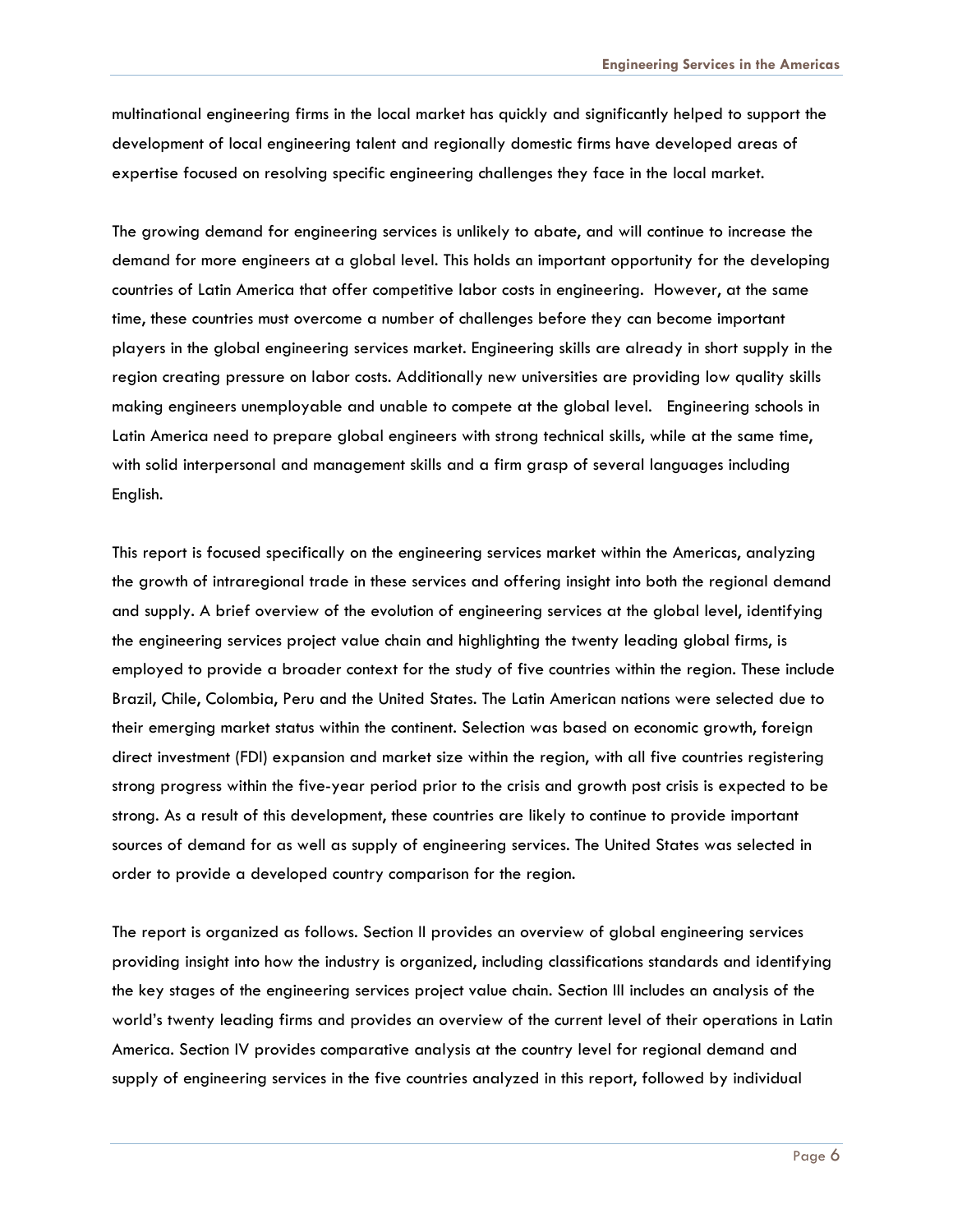multinational engineering firms in the local market has quickly and significantly helped to support the development of local engineering talent and regionally domestic firms have developed areas of expertise focused on resolving specific engineering challenges they face in the local market.

The growing demand for engineering services is unlikely to abate, and will continue to increase the demand for more engineers at a global level. This holds an important opportunity for the developing countries of Latin America that offer competitive labor costs in engineering. However, at the same time, these countries must overcome a number of challenges before they can become important players in the global engineering services market. Engineering skills are already in short supply in the region creating pressure on labor costs. Additionally new universities are providing low quality skills making engineers unemployable and unable to compete at the global level. Engineering schools in Latin America need to prepare global engineers with strong technical skills, while at the same time, with solid interpersonal and management skills and a firm grasp of several languages including English.

This report is focused specifically on the engineering services market within the Americas, analyzing the growth of intraregional trade in these services and offering insight into both the regional demand and supply. A brief overview of the evolution of engineering services at the global level, identifying the engineering services project value chain and highlighting the twenty leading global firms, is employed to provide a broader context for the study of five countries within the region. These include Brazil, Chile, Colombia, Peru and the United States. The Latin American nations were selected due to their emerging market status within the continent. Selection was based on economic growth, foreign direct investment (FDI) expansion and market size within the region, with all five countries registering strong progress within the five-year period prior to the crisis and growth post crisis is expected to be strong. As a result of this development, these countries are likely to continue to provide important sources of demand for as well as supply of engineering services. The United States was selected in order to provide a developed country comparison for the region.

The report is organized as follows. Section II provides an overview of global engineering services providing insight into how the industry is organized, including classifications standards and identifying the key stages of the engineering services project value chain. Section III includes an analysis of the world's twenty leading firms and provides an overview of the current level of their operations in Latin America. Section IV provides comparative analysis at the country level for regional demand and supply of engineering services in the five countries analyzed in this report, followed by individual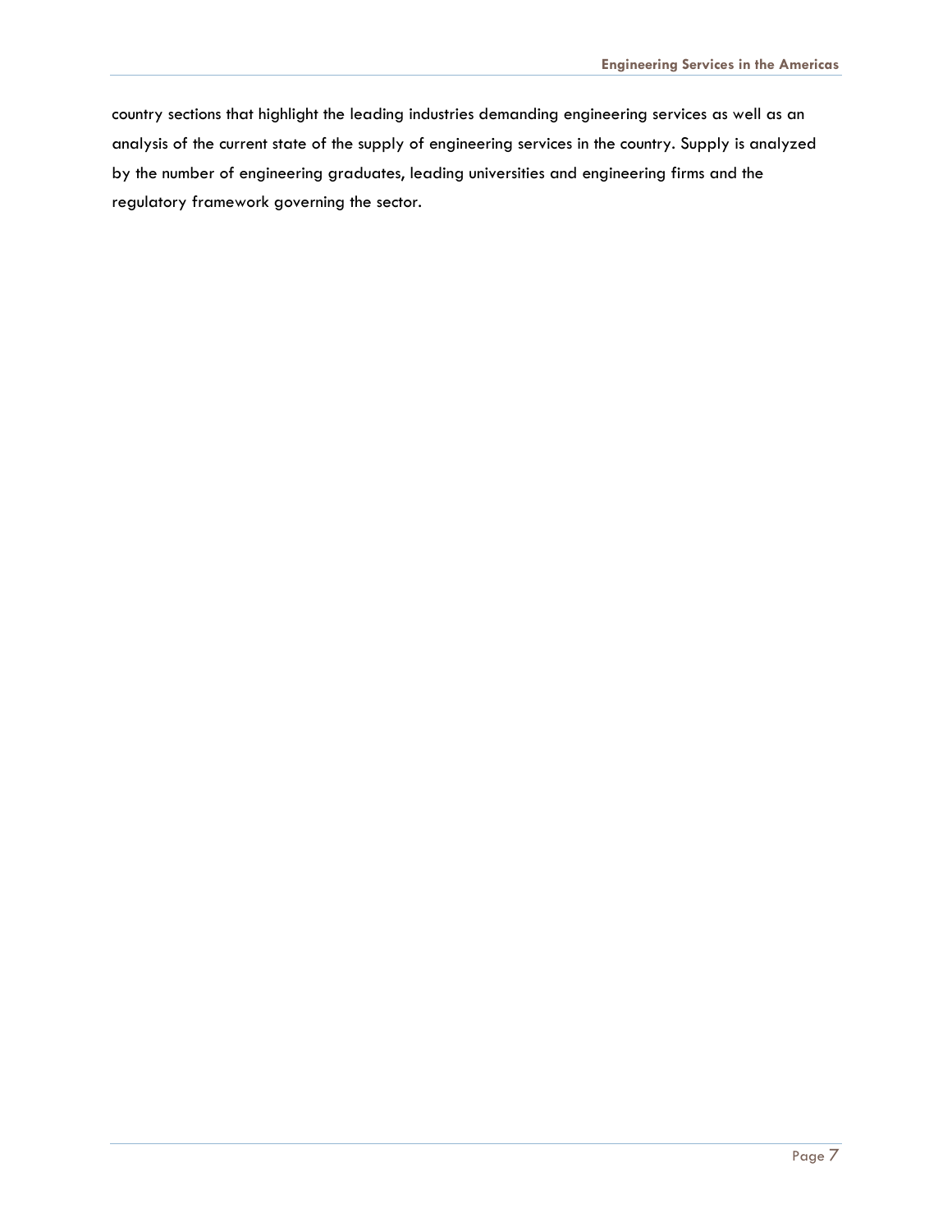country sections that highlight the leading industries demanding engineering services as well as an analysis of the current state of the supply of engineering services in the country. Supply is analyzed by the number of engineering graduates, leading universities and engineering firms and the regulatory framework governing the sector.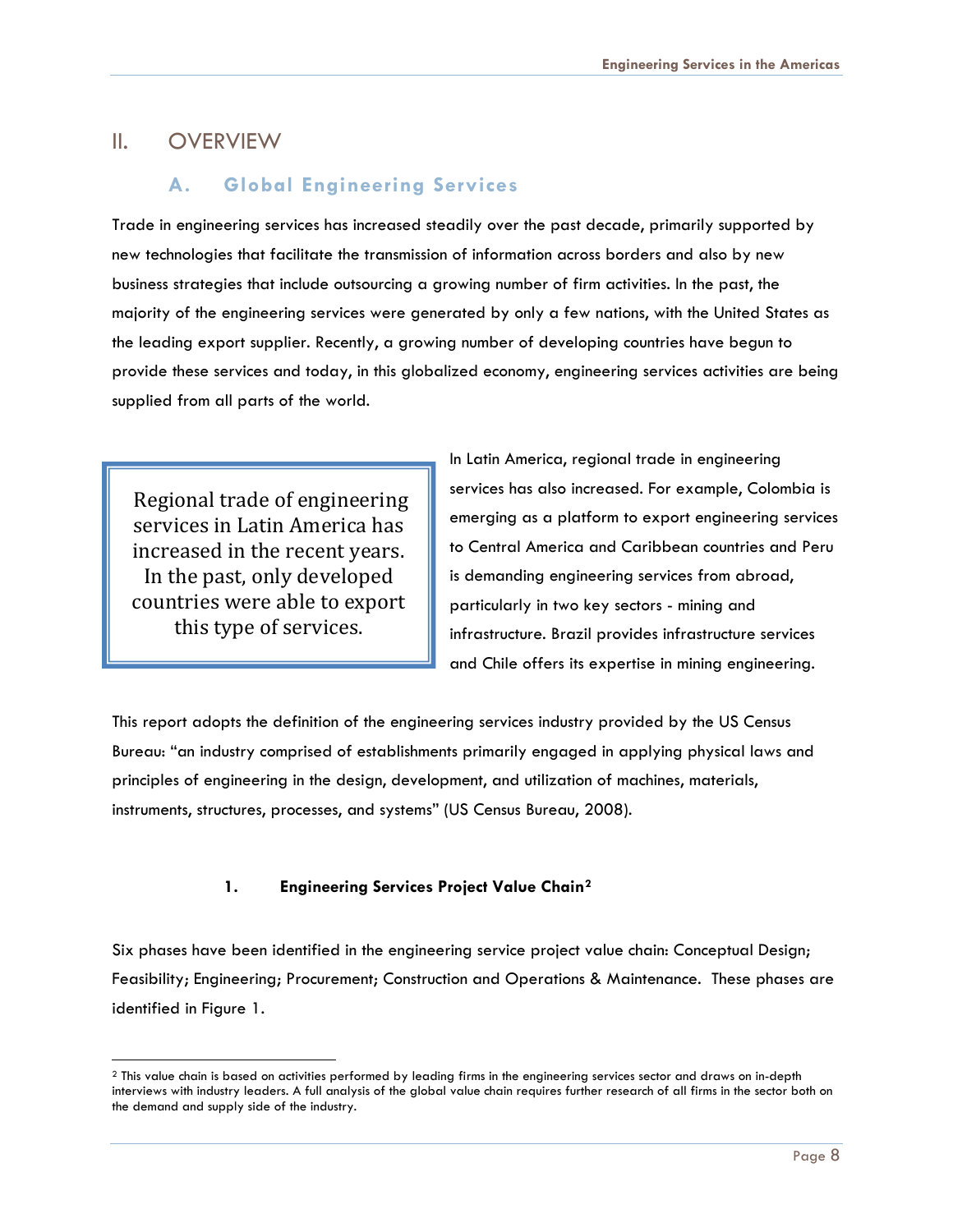# II. OVERVIEW

## A. Global Engineering Services

Trade in engineering services has increased steadily over the past decade, primarily supported by new technologies that facilitate the transmission of information across borders and also by new business strategies that include outsourcing a growing number of firm activities. In the past, the majority of the engineering services were generated by only a few nations, with the United States as the leading export supplier. Recently, a growing number of developing countries have begun to provide these services and today, in this globalized economy, engineering services activities are being supplied from all parts of the world.

> Regional trade of engineering services in Latin America has increased in the recent years. In the past, only developed countries were able to export this type of services.

In Latin America, regional trade in engineering services has also increased. For example, Colombia is emerging as a platform to export engineering services to Central America and Caribbean countries and Peru is demanding engineering services from abroad, particularly in two key sectors - mining and infrastructure. Brazil provides infrastructure services and Chile offers its expertise in mining engineering.

This report adopts the definition of the engineering services industry provided by the US Census Bureau: "an industry comprised of establishments primarily engaged in applying physical laws and principles of engineering in the design, development, and utilization of machines, materials, instruments, structures, processes, and systems" (US Census Bureau, 2008).

### 1. Engineering Services Project Value Chain[2]

Six phases have been identified in the engineering service project value chain: Conceptual Design; Feasibility; Engineering; Procurement; Construction and Operations & Maintenance. These phases are identified in Figure 1.

[2] This value chain is based on activities performed by leading firms in the engineering services sector and draws on in-depth interviews with industry leaders. A full analysis of the global value chain requires further research of all firms in the sector both on the demand and supply side of the industry.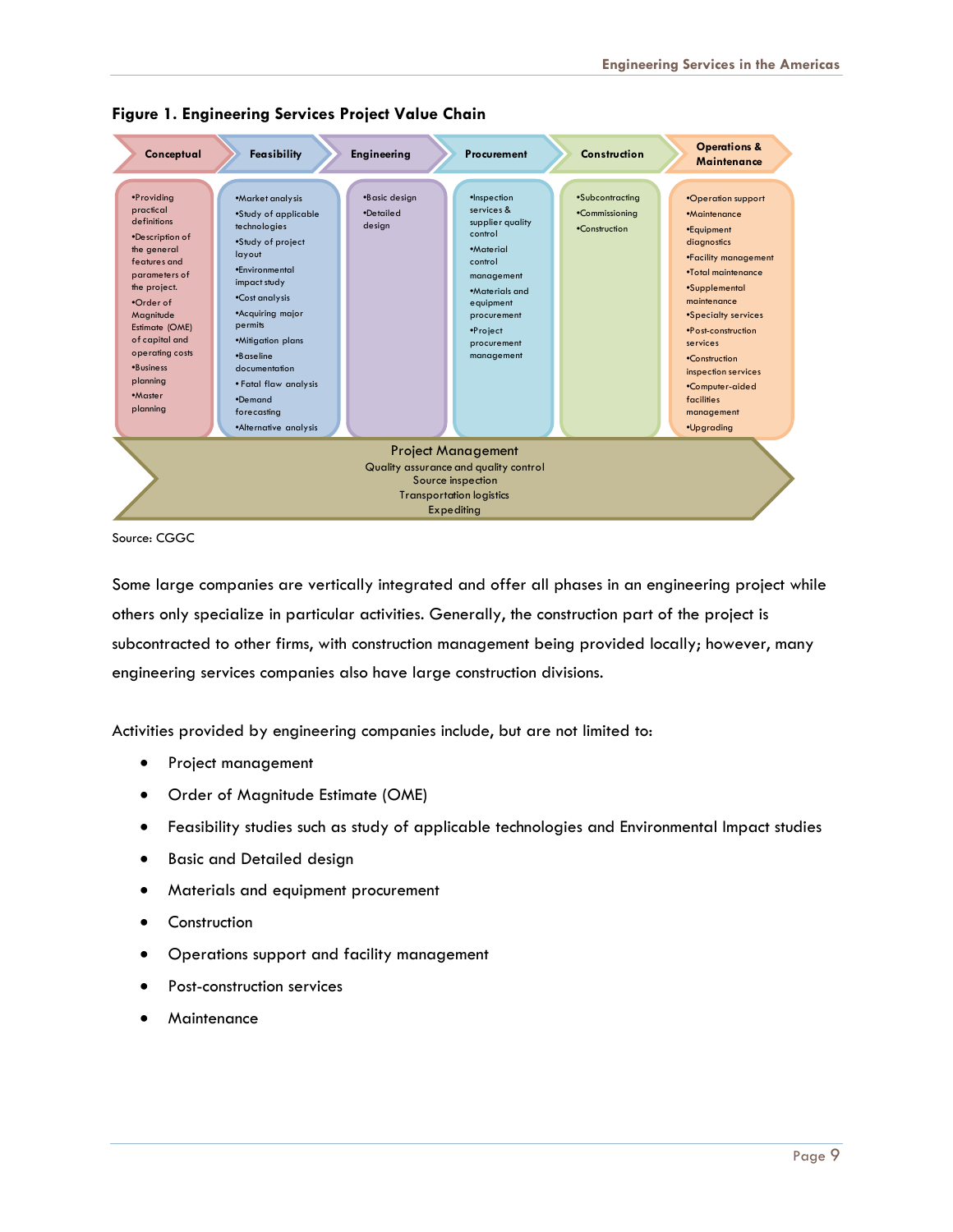**Figure 1. Engineering Services Project Value Chain**

Conceptual

- Providing practical definitions
- Description of the general features and parameters of the project.
- Order of Magnitude Estimate (OME) of capital and operating costs
- Business planning
- Master planning

Feasibility

- Market analysis
- Study of applicable technologies
- Study of project layout
- Environmental impact study
- Cost analysis
- Acquiring major permits
- Mitigation plans
- Baseline documentation
- Fatal flaw analysis
- Demand forecasting
- Alternative analysis

Engineering

- Basic design
- Detailed design

Procurement

- Inspection services & supplier quality control
- Material control management
- Materials and equipment procurement
- Project procurement management

Construction

- Subcontracting
- Commissioning
- Construction

Operations & Maintenance

- Operation support
- Maintenance
- Equipment diagnostics
- Facility management
- Total maintenance
- Supplemental maintenance
- Specialty services
- Post-construction services
- Construction inspection services
- Computer-aided facilities management
- Upgrading

Project Management
Quality assurance and quality control
Source inspection
Transportation logistics
Expediting

Source: CGGC

Some large companies are vertically integrated and offer all phases in an engineering project while others only specialize in particular activities. Generally, the construction part of the project is subcontracted to other firms, with construction management being provided locally; however, many engineering services companies also have large construction divisions.

Activities provided by engineering companies include, but are not limited to:

- Project management
- Order of Magnitude Estimate (OME)
- Feasibility studies such as study of applicable technologies and Environmental Impact studies
- Basic and Detailed design
- Materials and equipment procurement
- Construction
- Operations support and facility management
- Post-construction services
- Maintenance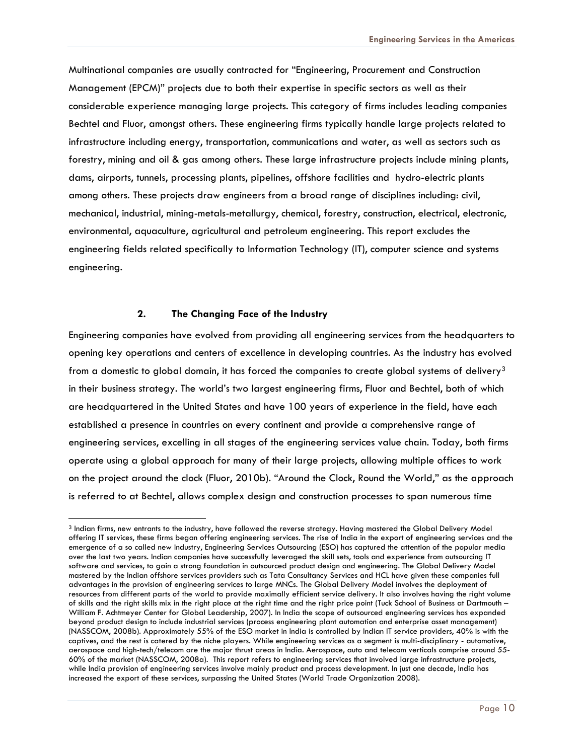Multinational companies are usually contracted for "Engineering, Procurement and Construction Management (EPCM)" projects due to both their expertise in specific sectors as well as their considerable experience managing large projects. This category of firms includes leading companies Bechtel and Fluor, amongst others. These engineering firms typically handle large projects related to infrastructure including energy, transportation, communications and water, as well as sectors such as forestry, mining and oil & gas among others. These large infrastructure projects include mining plants, dams, airports, tunnels, processing plants, pipelines, offshore facilities and hydro-electric plants among others. These projects draw engineers from a broad range of disciplines including: civil, mechanical, industrial, mining-metals-metallurgy, chemical, forestry, construction, electrical, electronic, environmental, aquaculture, agricultural and petroleum engineering. This report excludes the engineering fields related specifically to Information Technology (IT), computer science and systems engineering.

## 2. The Changing Face of the Industry

Engineering companies have evolved from providing all engineering services from the headquarters to opening key operations and centers of excellence in developing countries. As the industry has evolved from a domestic to global domain, it has forced the companies to create global systems of delivery[3] in their business strategy. The world's two largest engineering firms, Fluor and Bechtel, both of which are headquartered in the United States and have 100 years of experience in the field, have each established a presence in countries on every continent and provide a comprehensive range of engineering services, excelling in all stages of the engineering services value chain. Today, both firms operate using a global approach for many of their large projects, allowing multiple offices to work on the project around the clock (Fluor, 2010b). "Around the Clock, Round the World," as the approach is referred to at Bechtel, allows complex design and construction processes to span numerous time

[3] Indian firms, new entrants to the industry, have followed the reverse strategy. Having mastered the Global Delivery Model offering IT services, these firms began offering engineering services. The rise of India in the export of engineering services and the emergence of a so called new industry, Engineering Services Outsourcing (ESO) has captured the attention of the popular media over the last two years. Indian companies have successfully leveraged the skill sets, tools and experience from outsourcing IT software and services, to gain a strong foundation in outsourced product design and engineering. The Global Delivery Model mastered by the Indian offshore services providers such as Tata Consultancy Services and HCL have given these companies full advantages in the provision of engineering services to large MNCs. The Global Delivery Model involves the deployment of resources from different parts of the world to provide maximally efficient service delivery. It also involves having the right volume of skills and the right skills mix in the right place at the right time and the right price point (Tuck School of Business at Dartmouth – William F. Achtmeyer Center for Global Leadership, 2007). In India the scope of outsourced engineering services has expanded beyond product design to include industrial services (process engineering plant automation and enterprise asset management) (NASSCOM, 2008b). Approximately 55% of the ESO market in India is controlled by Indian IT service providers, 40% is with the captives, and the rest is catered by the niche players. While engineering services as a segment is multi-disciplinary - automotive, aerospace and high-tech/telecom are the major thrust areas in India. Aerospace, auto and telecom verticals comprise around 55-60% of the market (NASSCOM, 2008a). This report refers to engineering services that involved large infrastructure projects, while India provision of engineering services involve mainly product and process development. In just one decade, India has increased the export of these services, surpassing the United States (World Trade Organization 2008).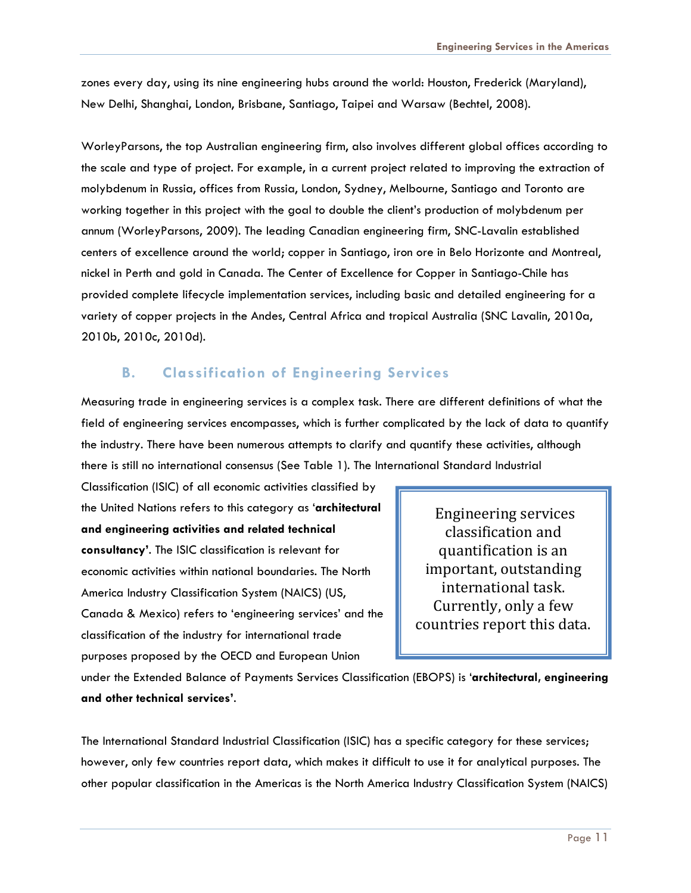zones every day, using its nine engineering hubs around the world: Houston, Frederick (Maryland), New Delhi, Shanghai, London, Brisbane, Santiago, Taipei and Warsaw (Bechtel, 2008).

WorleyParsons, the top Australian engineering firm, also involves different global offices according to the scale and type of project. For example, in a current project related to improving the extraction of molybdenum in Russia, offices from Russia, London, Sydney, Melbourne, Santiago and Toronto are working together in this project with the goal to double the client's production of molybdenum per annum (WorleyParsons, 2009). The leading Canadian engineering firm, SNC-Lavalin established centers of excellence around the world; copper in Santiago, iron ore in Belo Horizonte and Montreal, nickel in Perth and gold in Canada. The Center of Excellence for Copper in Santiago-Chile has provided complete lifecycle implementation services, including basic and detailed engineering for a variety of copper projects in the Andes, Central Africa and tropical Australia (SNC Lavalin, 2010a, 2010b, 2010c, 2010d).

## B. Classification of Engineering Services

Measuring trade in engineering services is a complex task. There are different definitions of what the field of engineering services encompasses, which is further complicated by the lack of data to quantify the industry. There have been numerous attempts to clarify and quantify these activities, although there is still no international consensus (See Table 1). The International Standard Industrial Classification (ISIC) of all economic activities classified by the United Nations refers to this category as '**architectural and engineering activities and related technical consultancy'**. The ISIC classification is relevant for economic activities within national boundaries. The North America Industry Classification System (NAICS) (US, Canada & Mexico) refers to 'engineering services' and the classification of the industry for international trade purposes proposed by the OECD and European Union under the Extended Balance of Payments Services Classification (EBOPS) is '**architectural, engineering and other technical services'**.

> Engineering services classification and quantification is an important, outstanding international task. Currently, only a few countries report this data.

The International Standard Industrial Classification (ISIC) has a specific category for these services; however, only few countries report data, which makes it difficult to use it for analytical purposes. The other popular classification in the Americas is the North America Industry Classification System (NAICS)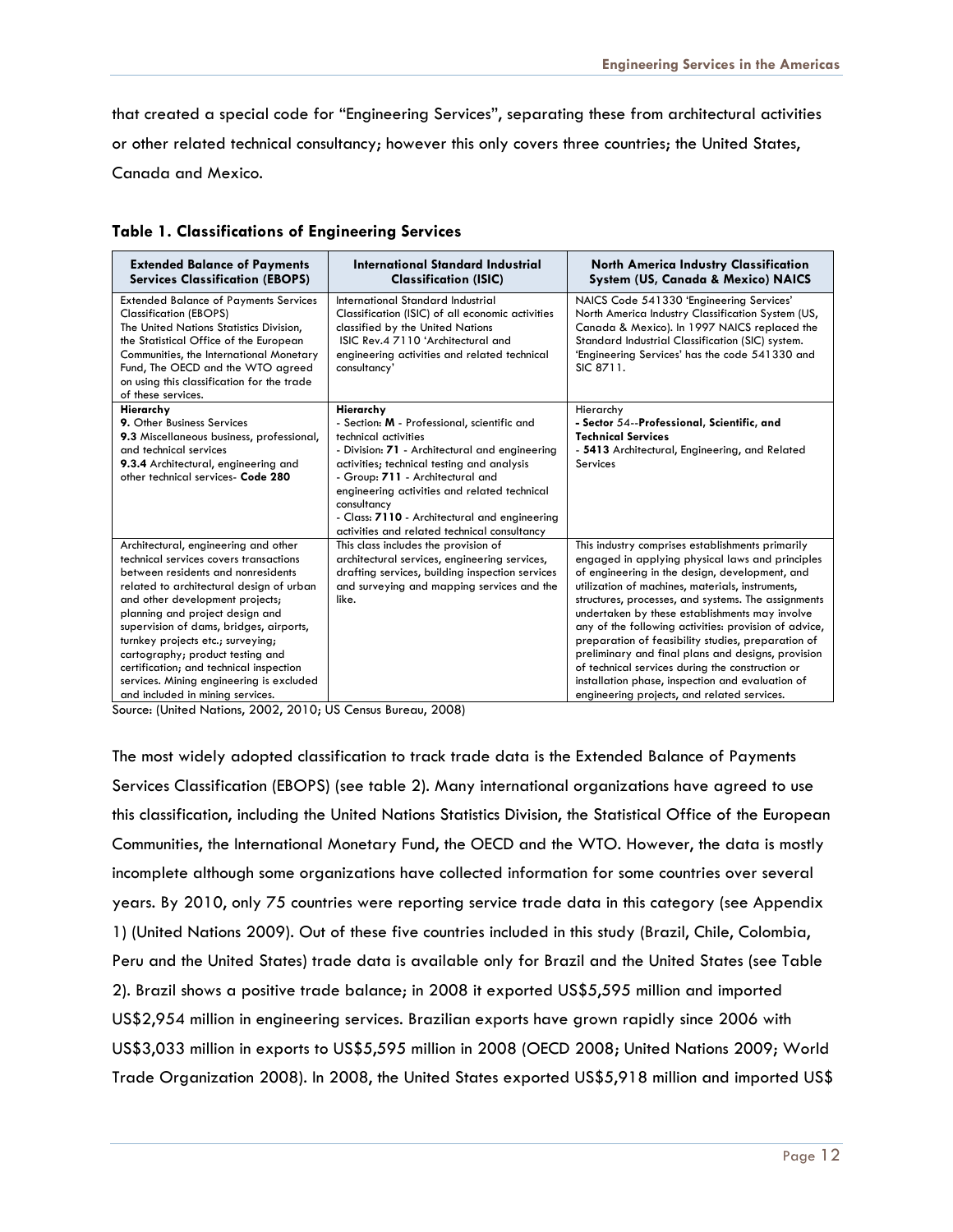that created a special code for "Engineering Services", separating these from architectural activities or other related technical consultancy; however this only covers three countries; the United States, Canada and Mexico.

**Table 1. Classifications of Engineering Services**

| Extended Balance of Payments Services Classification (EBOPS) | International Standard Industrial Classification (ISIC) | North America Industry Classification System (US, Canada & Mexico) NAICS |
|---|---|---|
| Extended Balance of Payments Services Classification (EBOPS) The United Nations Statistics Division, the Statistical Office of the European Communities, the International Monetary Fund, The OECD and the WTO agreed on using this classification for the trade of these services. | International Standard Industrial Classification (ISIC) of all economic activities classified by the United Nations ISIC Rev.4 7110 'Architectural and engineering activities and related technical consultancy' | NAICS Code 541330 'Engineering Services' North America Industry Classification System (US, Canada & Mexico). In 1997 NAICS replaced the Standard Industrial Classification (SIC) system. 'Engineering Services' has the code 541330 and SIC 8711. |
| **Hierarchy** **9.** Other Business Services **9.3** Miscellaneous business, professional, and technical services **9.3.4** Architectural, engineering and other technical services- **Code 280** | **Hierarchy** - Section: **M** - Professional, scientific and technical activities - Division: **71** - Architectural and engineering activities; technical testing and analysis - Group: **711** - Architectural and engineering activities and related technical consultancy - Class: **7110** - Architectural and engineering activities and related technical consultancy | Hierarchy **- Sector** 54--**Professional, Scientific, and Technical Services** - **5413** Architectural, Engineering, and Related Services |
| Architectural, engineering and other technical services covers transactions between residents and nonresidents related to architectural design of urban and other development projects; planning and project design and supervision of dams, bridges, airports, turnkey projects etc.; surveying; cartography; product testing and certification; and technical inspection services. Mining engineering is excluded and included in mining services. | This class includes the provision of architectural services, engineering services, drafting services, building inspection services and surveying and mapping services and the like. | This industry comprises establishments primarily engaged in applying physical laws and principles of engineering in the design, development, and utilization of machines, materials, instruments, structures, processes, and systems. The assignments undertaken by these establishments may involve any of the following activities: provision of advice, preparation of feasibility studies, preparation of preliminary and final plans and designs, provision of technical services during the construction or installation phase, inspection and evaluation of engineering projects, and related services. |

Source: (United Nations, 2002, 2010; US Census Bureau, 2008)

The most widely adopted classification to track trade data is the Extended Balance of Payments Services Classification (EBOPS) (see table 2). Many international organizations have agreed to use this classification, including the United Nations Statistics Division, the Statistical Office of the European Communities, the International Monetary Fund, the OECD and the WTO. However, the data is mostly incomplete although some organizations have collected information for some countries over several years. By 2010, only 75 countries were reporting service trade data in this category (see Appendix 1) (United Nations 2009). Out of these five countries included in this study (Brazil, Chile, Colombia, Peru and the United States) trade data is available only for Brazil and the United States (see Table 2). Brazil shows a positive trade balance; in 2008 it exported US$5,595 million and imported US$2,954 million in engineering services. Brazilian exports have grown rapidly since 2006 with US$3,033 million in exports to US$5,595 million in 2008 (OECD 2008; United Nations 2009; World Trade Organization 2008). In 2008, the United States exported US$5,918 million and imported US$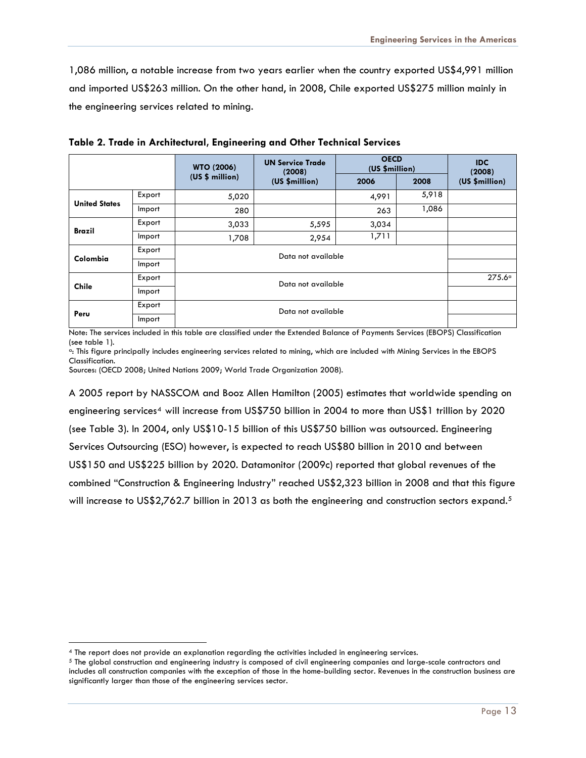1,086 million, a notable increase from two years earlier when the country exported US$4,991 million and imported US$263 million. On the other hand, in 2008, Chile exported US$275 million mainly in the engineering services related to mining.

**Table 2. Trade in Architectural, Engineering and Other Technical Services**

| | | WTO (2006) (US $ million) | UN Service Trade (2008) (US $million) | OECD (US $million) | | IDC (2008) (US $million) |
|---|---|---|---|---|---|---|
| | | | | 2006 | 2008 | |
| **United States** | Export | 5,020 | | 4,991 | 5,918 | |
| | Import | 280 | | 263 | 1,086 | |
| **Brazil** | Export | 3,033 | 5,595 | 3,034 | | |
| | Import | 1,708 | 2,954 | 1,711 | | |
| **Colombia** | Export | Data not available | | | | |
| | Import | | | | | |
| **Chile** | Export | Data not available | | | | 275.6[a] |
| | Import | | | | | |
| **Peru** | Export | Data not available | | | | |
| | Import | | | | | |

Note: The services included in this table are classified under the Extended Balance of Payments Services (EBOPS) Classification (see table 1).

[a]: This figure principally includes engineering services related to mining, which are included with Mining Services in the EBOPS Classification.

Sources: (OECD 2008; United Nations 2009; World Trade Organization 2008).

A 2005 report by NASSCOM and Booz Allen Hamilton (2005) estimates that worldwide spending on engineering services[4] will increase from US$750 billion in 2004 to more than US$1 trillion by 2020 (see Table 3). In 2004, only US$10-15 billion of this US$750 billion was outsourced. Engineering Services Outsourcing (ESO) however, is expected to reach US$80 billion in 2010 and between US$150 and US$225 billion by 2020. Datamonitor (2009c) reported that global revenues of the combined "Construction & Engineering Industry" reached US$2,323 billion in 2008 and that this figure will increase to US$2,762.7 billion in 2013 as both the engineering and construction sectors expand.[5]

[4] The report does not provide an explanation regarding the activities included in engineering services.

[5] The global construction and engineering industry is composed of civil engineering companies and large-scale contractors and includes all construction companies with the exception of those in the home-building sector. Revenues in the construction business are significantly larger than those of the engineering services sector.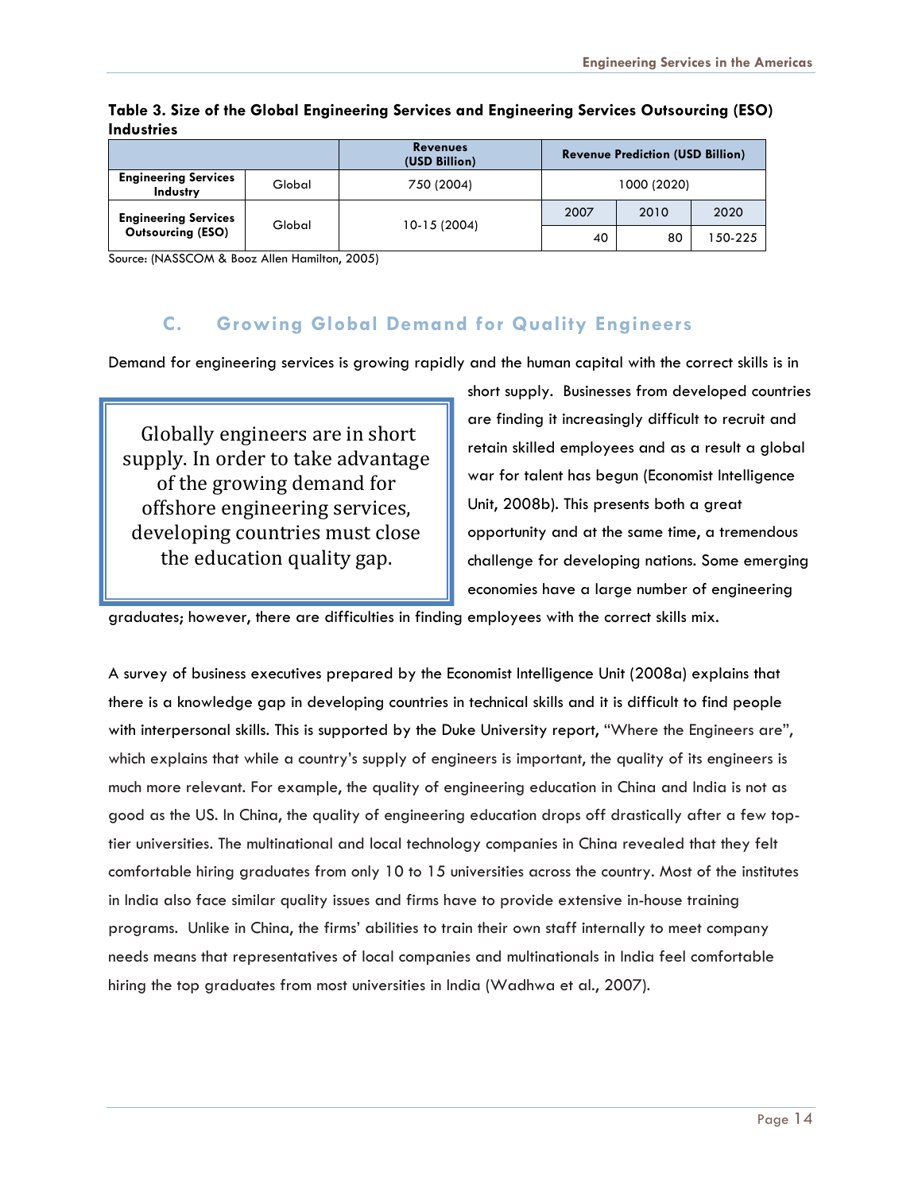**Table 3. Size of the Global Engineering Services and Engineering Services Outsourcing (ESO) Industries**

| | | Revenues (USD Billion) | Revenue Prediction (USD Billion) | | |
|---|---|---|---|---|---|
| Engineering Services Industry | Global | 750 (2004) | 1000 (2020) | | |
| Engineering Services Outsourcing (ESO) | Global | 10-15 (2004) | 2007 | 2010 | 2020 |
| | | | 40 | 80 | 150-225 |

Source: (NASSCOM & Booz Allen Hamilton, 2005)

## C. Growing Global Demand for Quality Engineers

Demand for engineering services is growing rapidly and the human capital with the correct skills is in short supply. Businesses from developed countries are finding it increasingly difficult to recruit and retain skilled employees and as a result a global war for talent has begun (Economist Intelligence Unit, 2008b). This presents both a great opportunity and at the same time, a tremendous challenge for developing nations. Some emerging economies have a large number of engineering graduates; however, there are difficulties in finding employees with the correct skills mix.

> Globally engineers are in short supply. In order to take advantage of the growing demand for offshore engineering services, developing countries must close the education quality gap.

A survey of business executives prepared by the Economist Intelligence Unit (2008a) explains that there is a knowledge gap in developing countries in technical skills and it is difficult to find people with interpersonal skills. This is supported by the Duke University report, "Where the Engineers are", which explains that while a country's supply of engineers is important, the quality of its engineers is much more relevant. For example, the quality of engineering education in China and India is not as good as the US. In China, the quality of engineering education drops off drastically after a few top-tier universities. The multinational and local technology companies in China revealed that they felt comfortable hiring graduates from only 10 to 15 universities across the country. Most of the institutes in India also face similar quality issues and firms have to provide extensive in-house training programs. Unlike in China, the firms' abilities to train their own staff internally to meet company needs means that representatives of local companies and multinationals in India feel comfortable hiring the top graduates from most universities in India (Wadhwa et al., 2007).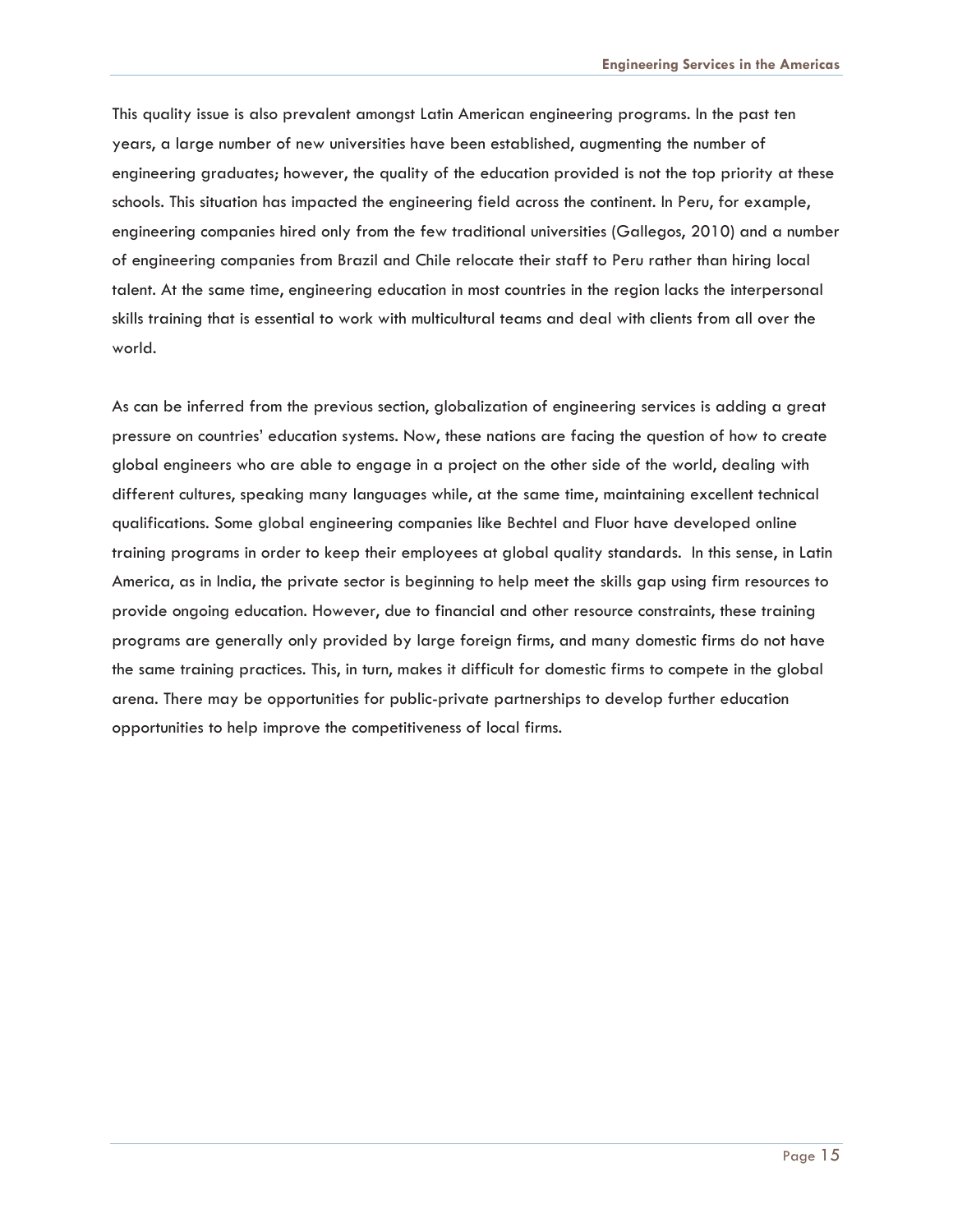This quality issue is also prevalent amongst Latin American engineering programs. In the past ten years, a large number of new universities have been established, augmenting the number of engineering graduates; however, the quality of the education provided is not the top priority at these schools. This situation has impacted the engineering field across the continent. In Peru, for example, engineering companies hired only from the few traditional universities (Gallegos, 2010) and a number of engineering companies from Brazil and Chile relocate their staff to Peru rather than hiring local talent. At the same time, engineering education in most countries in the region lacks the interpersonal skills training that is essential to work with multicultural teams and deal with clients from all over the world.

As can be inferred from the previous section, globalization of engineering services is adding a great pressure on countries' education systems. Now, these nations are facing the question of how to create global engineers who are able to engage in a project on the other side of the world, dealing with different cultures, speaking many languages while, at the same time, maintaining excellent technical qualifications. Some global engineering companies like Bechtel and Fluor have developed online training programs in order to keep their employees at global quality standards. In this sense, in Latin America, as in India, the private sector is beginning to help meet the skills gap using firm resources to provide ongoing education. However, due to financial and other resource constraints, these training programs are generally only provided by large foreign firms, and many domestic firms do not have the same training practices. This, in turn, makes it difficult for domestic firms to compete in the global arena. There may be opportunities for public-private partnerships to develop further education opportunities to help improve the competitiveness of local firms.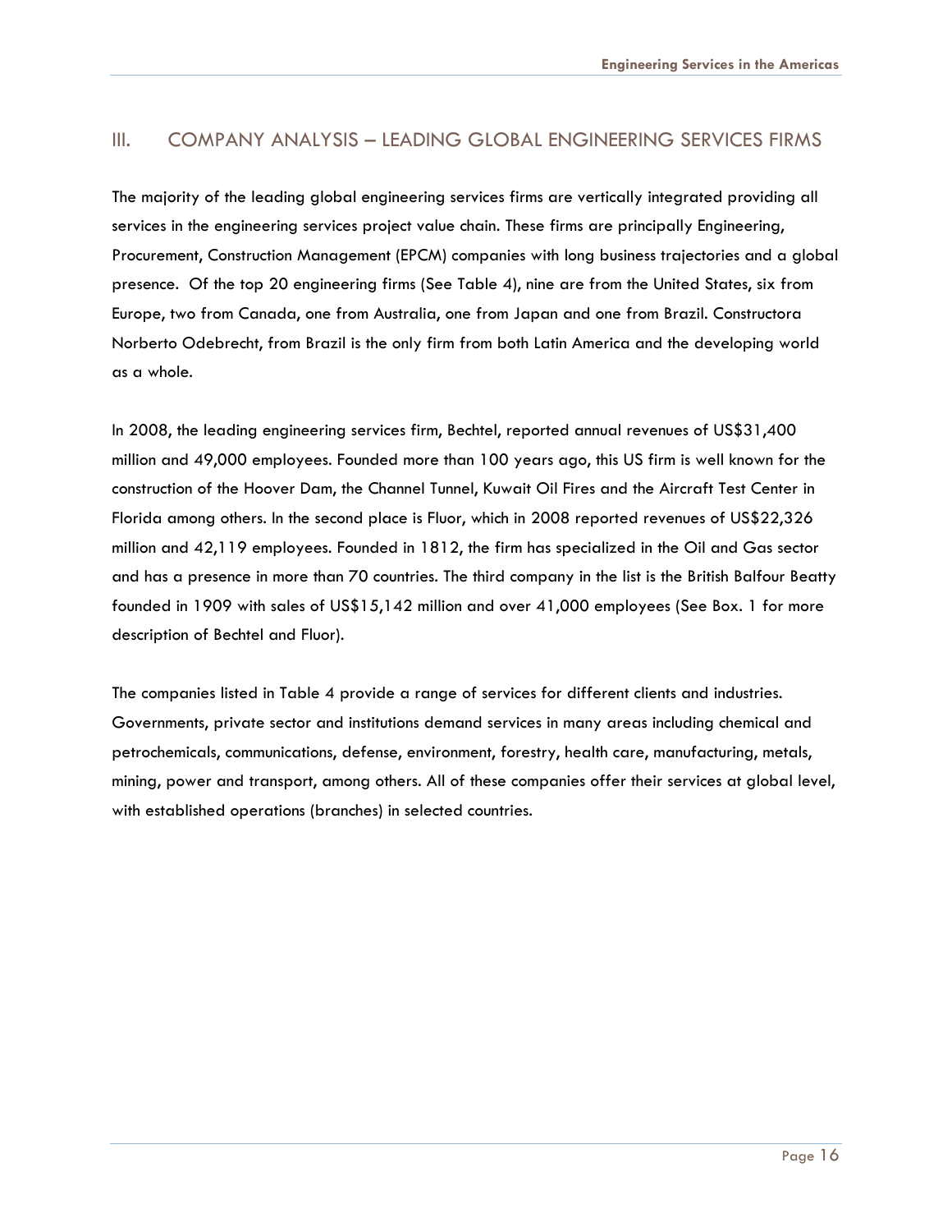## III. COMPANY ANALYSIS – LEADING GLOBAL ENGINEERING SERVICES FIRMS

The majority of the leading global engineering services firms are vertically integrated providing all services in the engineering services project value chain. These firms are principally Engineering, Procurement, Construction Management (EPCM) companies with long business trajectories and a global presence. Of the top 20 engineering firms (See Table 4), nine are from the United States, six from Europe, two from Canada, one from Australia, one from Japan and one from Brazil. Constructora Norberto Odebrecht, from Brazil is the only firm from both Latin America and the developing world as a whole.

In 2008, the leading engineering services firm, Bechtel, reported annual revenues of US$31,400 million and 49,000 employees. Founded more than 100 years ago, this US firm is well known for the construction of the Hoover Dam, the Channel Tunnel, Kuwait Oil Fires and the Aircraft Test Center in Florida among others. In the second place is Fluor, which in 2008 reported revenues of US$22,326 million and 42,119 employees. Founded in 1812, the firm has specialized in the Oil and Gas sector and has a presence in more than 70 countries. The third company in the list is the British Balfour Beatty founded in 1909 with sales of US$15,142 million and over 41,000 employees (See Box. 1 for more description of Bechtel and Fluor).

The companies listed in Table 4 provide a range of services for different clients and industries. Governments, private sector and institutions demand services in many areas including chemical and petrochemicals, communications, defense, environment, forestry, health care, manufacturing, metals, mining, power and transport, among others. All of these companies offer their services at global level, with established operations (branches) in selected countries.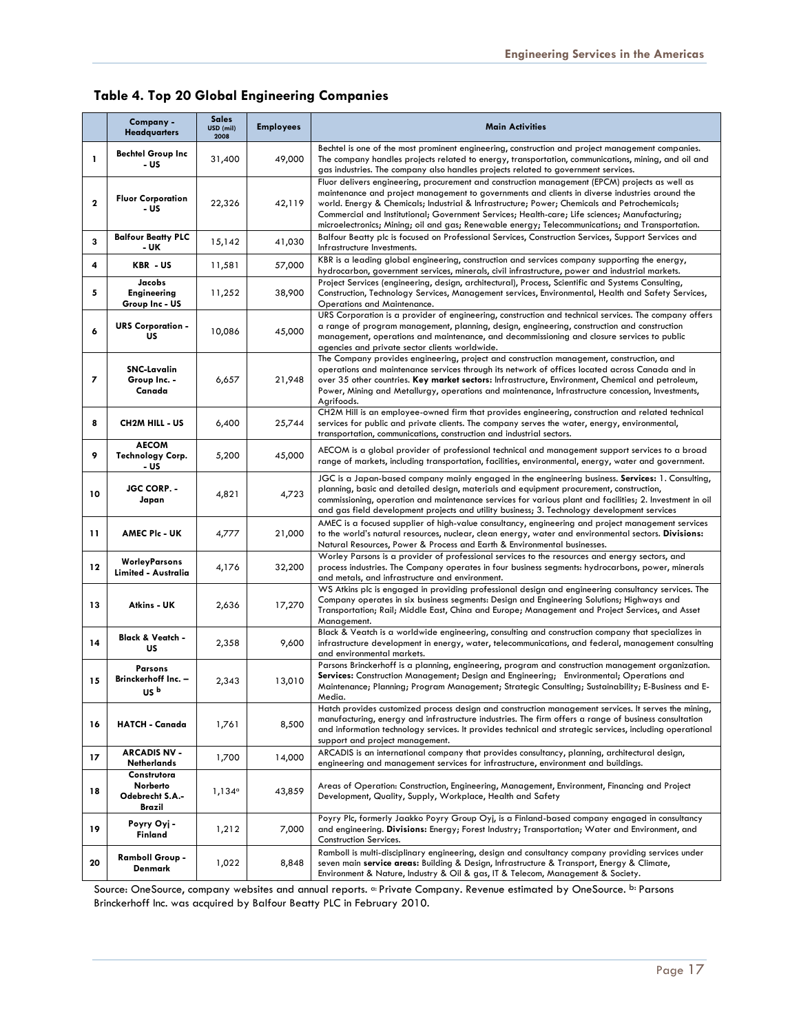## Table 4. Top 20 Global Engineering Companies

| | Company - Headquarters | Sales USD (mil) 2008 | Employees | Main Activities |
|---|---|---|---|---|
| 1 | **Bechtel Group Inc - US** | 31,400 | 49,000 | Bechtel is one of the most prominent engineering, construction and project management companies. The company handles projects related to energy, transportation, communications, mining, and oil and gas industries. The company also handles projects related to government services. |
| 2 | **Fluor Corporation - US** | 22,326 | 42,119 | Fluor delivers engineering, procurement and construction management (EPCM) projects as well as maintenance and project management to governments and clients in diverse industries around the world. Energy & Chemicals; Industrial & Infrastructure; Power; Chemicals and Petrochemicals; Commercial and Institutional; Government Services; Health-care; Life sciences; Manufacturing; microelectronics; Mining; oil and gas; Renewable energy; Telecommunications; and Transportation. |
| 3 | **Balfour Beatty PLC - UK** | 15,142 | 41,030 | Balfour Beatty plc is focused on Professional Services, Construction Services, Support Services and Infrastructure Investments. |
| 4 | **KBR - US** | 11,581 | 57,000 | KBR is a leading global engineering, construction and services company supporting the energy, hydrocarbon, government services, minerals, civil infrastructure, power and industrial markets. |
| 5 | **Jacobs Engineering Group Inc - US** | 11,252 | 38,900 | Project Services (engineering, design, architectural), Process, Scientific and Systems Consulting, Construction, Technology Services, Management services, Environmental, Health and Safety Services, Operations and Maintenance. |
| 6 | **URS Corporation - US** | 10,086 | 45,000 | URS Corporation is a provider of engineering, construction and technical services. The company offers a range of program management, planning, design, engineering, construction and construction management, operations and maintenance, and decommissioning and closure services to public agencies and private sector clients worldwide. |
| 7 | **SNC-Lavalin Group Inc. - Canada** | 6,657 | 21,948 | The Company provides engineering, project and construction management, construction, and operations and maintenance services through its network of offices located across Canada and in over 35 other countries. **Key market sectors:** Infrastructure, Environment, Chemical and petroleum, Power, Mining and Metallurgy, operations and maintenance, Infrastructure concession, Investments, Agrifoods. |
| 8 | **CH2M HILL - US** | 6,400 | 25,744 | CH2M Hill is an employee-owned firm that provides engineering, construction and related technical services for public and private clients. The company serves the water, energy, environmental, transportation, communications, construction and industrial sectors. |
| 9 | **AECOM Technology Corp. - US** | 5,200 | 45,000 | AECOM is a global provider of professional technical and management support services to a broad range of markets, including transportation, facilities, environmental, energy, water and government. |
| 10 | **JGC CORP. - Japan** | 4,821 | 4,723 | JGC is a Japan-based company mainly engaged in the engineering business. **Services:** 1. Consulting, planning, basic and detailed design, materials and equipment procurement, construction, commissioning, operation and maintenance services for various plant and facilities; 2. Investment in oil and gas field development projects and utility business; 3. Technology development services |
| 11 | **AMEC Plc - UK** | 4,777 | 21,000 | AMEC is a focused supplier of high-value consultancy, engineering and project management services to the world's natural resources, nuclear, clean energy, water and environmental sectors. **Divisions:** Natural Resources, Power & Process and Earth & Environmental businesses. |
| 12 | **WorleyParsons Limited - Australia** | 4,176 | 32,200 | Worley Parsons is a provider of professional services to the resources and energy sectors, and process industries. The Company operates in four business segments: hydrocarbons, power, minerals and metals, and infrastructure and environment. |
| 13 | **Atkins - UK** | 2,636 | 17,270 | WS Atkins plc is engaged in providing professional design and engineering consultancy services. The Company operates in six business segments: Design and Engineering Solutions; Highways and Transportation; Rail; Middle East, China and Europe; Management and Project Services, and Asset Management. |
| 14 | **Black & Veatch - US** | 2,358 | 9,600 | Black & Veatch is a worldwide engineering, consulting and construction company that specializes in infrastructure development in energy, water, telecommunications, and federal, management consulting and environmental markets. |
| 15 | **Parsons Brinckerhoff Inc. – US [b]** | 2,343 | 13,010 | Parsons Brinckerhoff is a planning, engineering, program and construction management organization. **Services:** Construction Management; Design and Engineering; Environmental; Operations and Maintenance; Planning; Program Management; Strategic Consulting; Sustainability; E-Business and E-Media. |
| 16 | **HATCH - Canada** | 1,761 | 8,500 | Hatch provides customized process design and construction management services. It serves the mining, manufacturing, energy and infrastructure industries. The firm offers a range of business consultation and information technology services. It provides technical and strategic services, including operational support and project management. |
| 17 | **ARCADIS NV - Netherlands** | 1,700 | 14,000 | ARCADIS is an international company that provides consultancy, planning, architectural design, engineering and management services for infrastructure, environment and buildings. |
| 18 | **Construtora Norberto Odebrecht S.A.- Brazil** | 1,134[a] | 43,859 | Areas of Operation: Construction, Engineering, Management, Environment, Financing and Project Development, Quality, Supply, Workplace, Health and Safety |
| 19 | **Poyry Oyj - Finland** | 1,212 | 7,000 | Poyry Plc, formerly Jaakko Poyry Group Oyj, is a Finland-based company engaged in consultancy and engineering. **Divisions:** Energy; Forest Industry; Transportation; Water and Environment, and Construction Services. |
| 20 | **Ramboll Group - Denmark** | 1,022 | 8,848 | Ramboll is multi-disciplinary engineering, design and consultancy company providing services under seven main **service areas:** Building & Design, Infrastructure & Transport, Energy & Climate, Environment & Nature, Industry & Oil & gas, IT & Telecom, Management & Society. |

Source: OneSource, company websites and annual reports. [a]: Private Company. Revenue estimated by OneSource. [b]: Parsons Brinckerhoff Inc. was acquired by Balfour Beatty PLC in February 2010.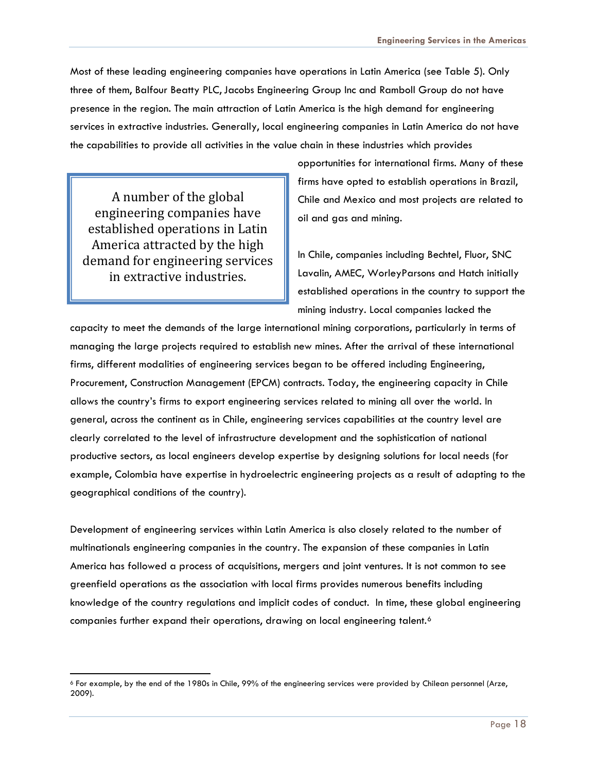Most of these leading engineering companies have operations in Latin America (see Table 5). Only three of them, Balfour Beatty PLC, Jacobs Engineering Group Inc and Ramboll Group do not have presence in the region. The main attraction of Latin America is the high demand for engineering services in extractive industries. Generally, local engineering companies in Latin America do not have the capabilities to provide all activities in the value chain in these industries which provides opportunities for international firms. Many of these firms have opted to establish operations in Brazil, Chile and Mexico and most projects are related to oil and gas and mining.

> A number of the global engineering companies have established operations in Latin America attracted by the high demand for engineering services in extractive industries.

In Chile, companies including Bechtel, Fluor, SNC Lavalin, AMEC, WorleyParsons and Hatch initially established operations in the country to support the mining industry. Local companies lacked the capacity to meet the demands of the large international mining corporations, particularly in terms of managing the large projects required to establish new mines. After the arrival of these international firms, different modalities of engineering services began to be offered including Engineering, Procurement, Construction Management (EPCM) contracts. Today, the engineering capacity in Chile allows the country's firms to export engineering services related to mining all over the world. In general, across the continent as in Chile, engineering services capabilities at the country level are clearly correlated to the level of infrastructure development and the sophistication of national productive sectors, as local engineers develop expertise by designing solutions for local needs (for example, Colombia have expertise in hydroelectric engineering projects as a result of adapting to the geographical conditions of the country).

Development of engineering services within Latin America is also closely related to the number of multinationals engineering companies in the country. The expansion of these companies in Latin America has followed a process of acquisitions, mergers and joint ventures. It is not common to see greenfield operations as the association with local firms provides numerous benefits including knowledge of the country regulations and implicit codes of conduct. In time, these global engineering companies further expand their operations, drawing on local engineering talent.[6]

[6] For example, by the end of the 1980s in Chile, 99% of the engineering services were provided by Chilean personnel (Arze, 2009).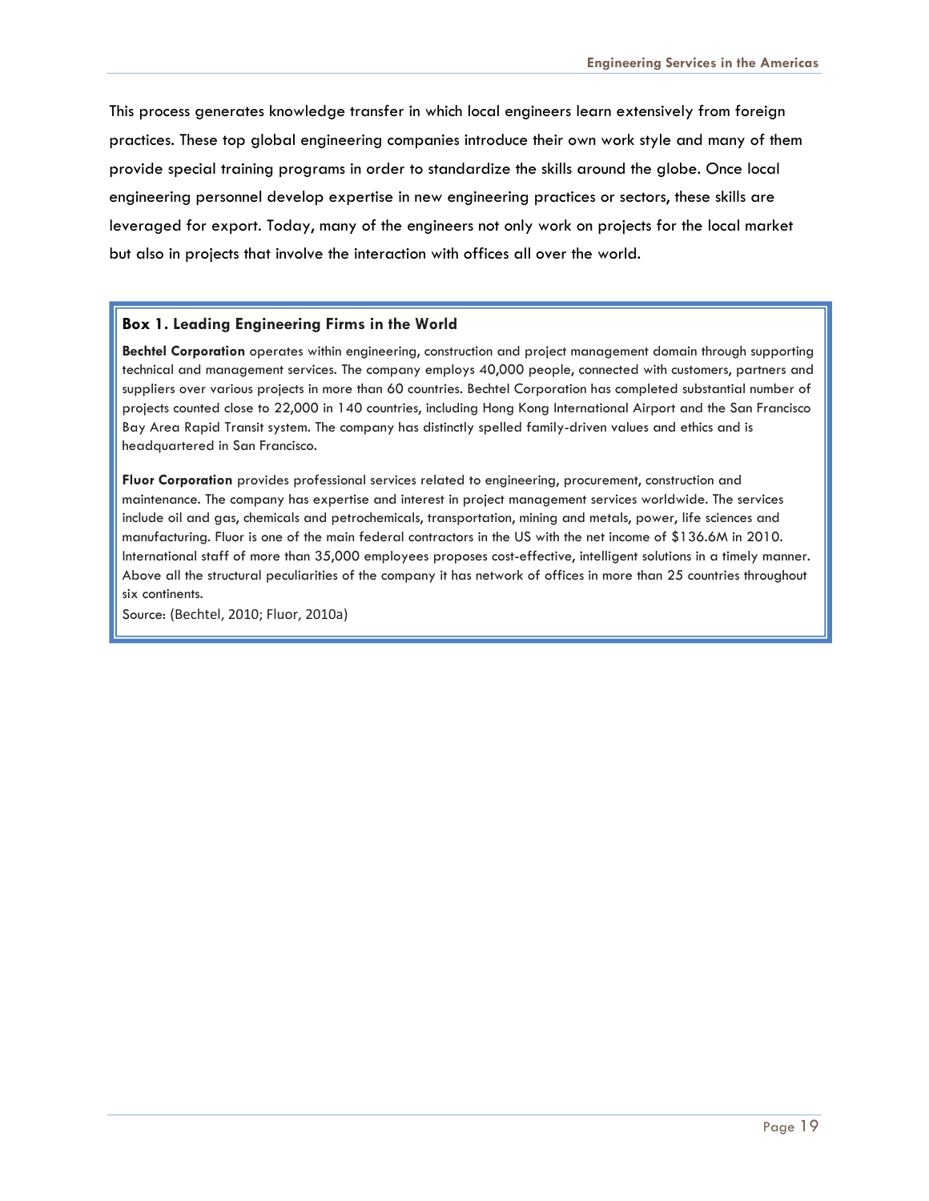This process generates knowledge transfer in which local engineers learn extensively from foreign practices. These top global engineering companies introduce their own work style and many of them provide special training programs in order to standardize the skills around the globe. Once local engineering personnel develop expertise in new engineering practices or sectors, these skills are leveraged for export. Today, many of the engineers not only work on projects for the local market but also in projects that involve the interaction with offices all over the world.

**Box 1. Leading Engineering Firms in the World**

**Bechtel Corporation** operates within engineering, construction and project management domain through supporting technical and management services. The company employs 40,000 people, connected with customers, partners and suppliers over various projects in more than 60 countries. Bechtel Corporation has completed substantial number of projects counted close to 22,000 in 140 countries, including Hong Kong International Airport and the San Francisco Bay Area Rapid Transit system. The company has distinctly spelled family-driven values and ethics and is headquartered in San Francisco.

**Fluor Corporation** provides professional services related to engineering, procurement, construction and maintenance. The company has expertise and interest in project management services worldwide. The services include oil and gas, chemicals and petrochemicals, transportation, mining and metals, power, life sciences and manufacturing. Fluor is one of the main federal contractors in the US with the net income of $136.6M in 2010. International staff of more than 35,000 employees proposes cost-effective, intelligent solutions in a timely manner. Above all the structural peculiarities of the company it has network of offices in more than 25 countries throughout six continents.

Source: (Bechtel, 2010; Fluor, 2010a)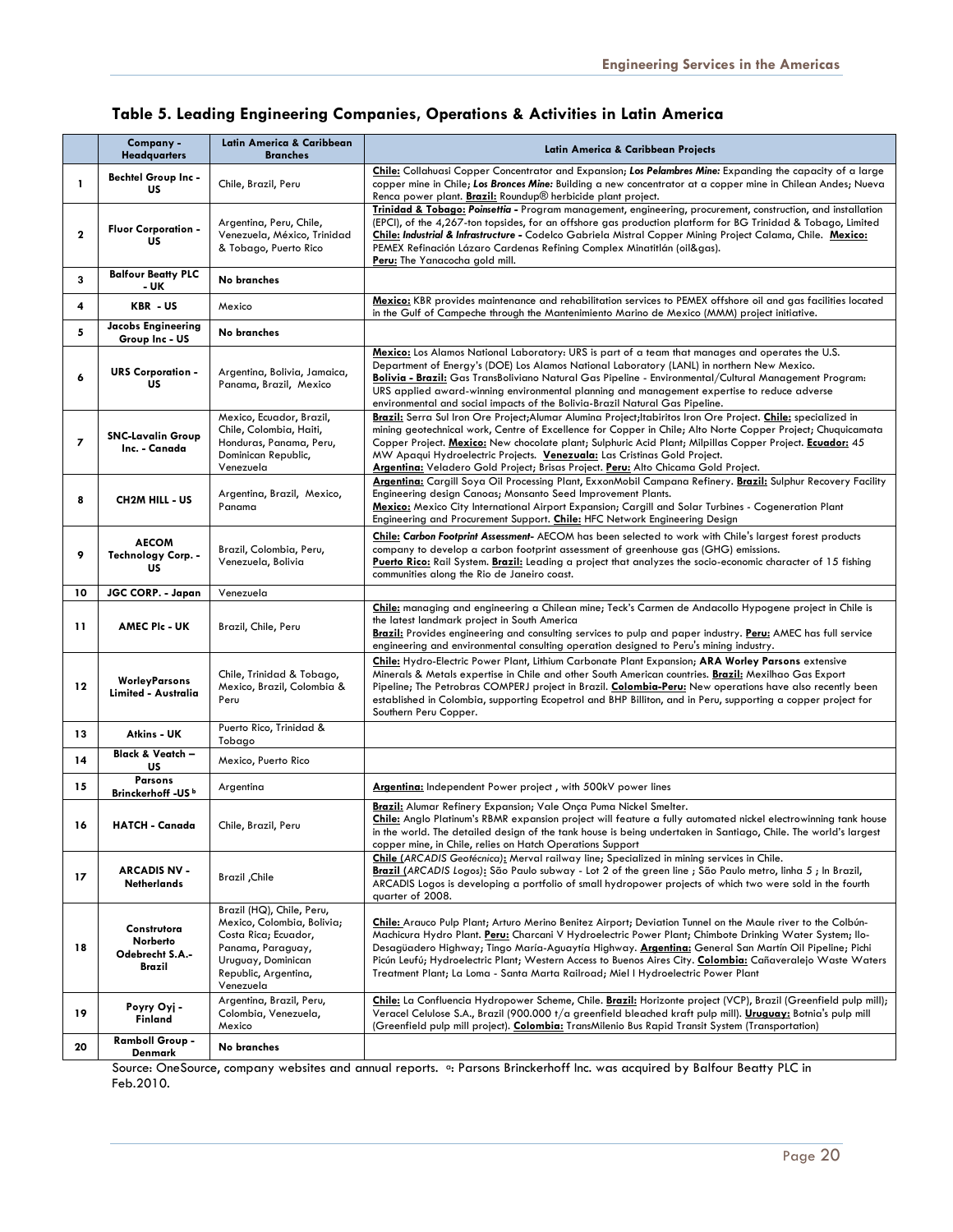## Table 5. Leading Engineering Companies, Operations & Activities in Latin America

| | Company - Headquarters | Latin America & Caribbean Branches | Latin America & Caribbean Projects |
|---|---|---|---|
| 1 | **Bechtel Group Inc - US** | Chile, Brazil, Peru | **Chile:** Collahuasi Copper Concentrator and Expansion; ***Los Pelambres Mine:*** Expanding the capacity of a large copper mine in Chile; ***Los Bronces Mine:*** Building a new concentrator at a copper mine in Chilean Andes; Nueva Renca power plant. **Brazil:** Roundup® herbicide plant project. |
| 2 | **Fluor Corporation - US** | Argentina, Peru, Chile, Venezuela, México, Trinidad & Tobago, Puerto Rico | **Trinidad & Tobago:** ***Poinsettia -*** Program management, engineering, procurement, construction, and installation (EPCI), of the 4,267-ton topsides, for an offshore gas production platform for BG Trinidad & Tobago, Limited **Chile:** ***Industrial & Infrastructure -*** Codelco Gabriela Mistral Copper Mining Project Calama, Chile. **Mexico:** PEMEX Refinación Lázaro Cardenas Refining Complex Minatitlán (oil&gas). **Peru:** The Yanacocha gold mill. |
| 3 | **Balfour Beatty PLC - UK** | **No branches** | |
| 4 | **KBR - US** | Mexico | **Mexico:** KBR provides maintenance and rehabilitation services to PEMEX offshore oil and gas facilities located in the Gulf of Campeche through the Mantenimiento Marino de Mexico (MMM) project initiative. |
| 5 | **Jacobs Engineering Group Inc - US** | **No branches** | |
| 6 | **URS Corporation - US** | Argentina, Bolivia, Jamaica, Panama, Brazil, Mexico | **Mexico:** Los Alamos National Laboratory: URS is part of a team that manages and operates the U.S. Department of Energy's (DOE) Los Alamos National Laboratory (LANL) in northern New Mexico. **Bolivia - Brazil:** Gas TransBoliviano Natural Gas Pipeline - Environmental/Cultural Management Program: URS applied award-winning environmental planning and management expertise to reduce adverse environmental and social impacts of the Bolivia-Brazil Natural Gas Pipeline. |
| 7 | **SNC-Lavalin Group Inc. - Canada** | Mexico, Ecuador, Brazil, Chile, Colombia, Haiti, Honduras, Panama, Peru, Dominican Republic, Venezuela | **Brazil:** Serra Sul Iron Ore Project;Alumar Alumina Project;Itabiritos Iron Ore Project. **Chile:** specialized in mining geotechnical work, Centre of Excellence for Copper in Chile; Alto Norte Copper Project; Chuquicamata Copper Project. **Mexico:** New chocolate plant; Sulphuric Acid Plant; Milpillas Copper Project. **Ecuador:** 45 MW Apaqui Hydroelectric Projects. **Venezuela:** Las Cristinas Gold Project. **Argentina:** Veladero Gold Project; Brisas Project. **Peru:** Alto Chicama Gold Project. |
| 8 | **CH2M HILL - US** | Argentina, Brazil, Mexico, Panama | **Argentina:** Cargill Soya Oil Processing Plant, ExxonMobil Campana Refinery. **Brazil:** Sulphur Recovery Facility Engineering design Canoas; Monsanto Seed Improvement Plants. **Mexico:** Mexico City International Airport Expansion; Cargill and Solar Turbines - Cogeneration Plant Engineering and Procurement Support. **Chile:** HFC Network Engineering Design |
| 9 | **AECOM Technology Corp. - US** | Brazil, Colombia, Peru, Venezuela, Bolivia | **Chile:** ***Carbon Footprint Assessment-*** AECOM has been selected to work with Chile's largest forest products company to develop a carbon footprint assessment of greenhouse gas (GHG) emissions. **Puerto Rico:** Rail System. **Brazil:** Leading a project that analyzes the socio-economic character of 15 fishing communities along the Rio de Janeiro coast. |
| 10 | **JGC CORP. - Japan** | Venezuela | |
| 11 | **AMEC Plc - UK** | Brazil, Chile, Peru | **Chile:** managing and engineering a Chilean mine; Teck's Carmen de Andacollo Hypogene project in Chile is the latest landmark project in South America **Brazil:** Provides engineering and consulting services to pulp and paper industry. **Peru:** AMEC has full service engineering and environmental consulting operation designed to Peru's mining industry. |
| 12 | **WorleyParsons Limited - Australia** | Chile, Trinidad & Tobago, Mexico, Brazil, Colombia & Peru | **Chile:** Hydro-Electric Power Plant, Lithium Carbonate Plant Expansion; **ARA Worley Parsons** extensive Minerals & Metals expertise in Chile and other South American countries. **Brazil:** Mexilhao Gas Export Pipeline; The Petrobras COMPERJ project in Brazil. **Colombia-Peru:** New operations have also recently been established in Colombia, supporting Ecopetrol and BHP Billiton, and in Peru, supporting a copper project for Southern Peru Copper. |
| 13 | **Atkins - UK** | Puerto Rico, Trinidad & Tobago | |
| 14 | **Black & Veatch – US** | Mexico, Puerto Rico | |
| 15 | **Parsons Brinckerhoff -US** [b] | Argentina | **Argentina:** Independent Power project , with 500kV power lines |
| 16 | **HATCH - Canada** | Chile, Brazil, Peru | **Brazil:** Alumar Refinery Expansion; Vale Onça Puma Nickel Smelter. **Chile:** Anglo Platinum's RBMR expansion project will feature a fully automated nickel electrowinning tank house in the world. The detailed design of the tank house is being undertaken in Santiago, Chile. The world's largest copper mine, in Chile, relies on Hatch Operations Support |
| 17 | **ARCADIS NV - Netherlands** | Brazil ,Chile | **Chile** (*ARCADIS Geotécnica*)**:** Merval railway line; Specialized in mining services in Chile. **Brazil** (*ARCADIS Logos*)**:** São Paulo subway - Lot 2 of the green line ; São Paulo metro, linha 5 ; In Brazil, ARCADIS Logos is developing a portfolio of small hydropower projects of which two were sold in the fourth quarter of 2008. |
| 18 | **Construtora Norberto Odebrecht S.A.- Brazil** | Brazil (HQ), Chile, Peru, Mexico, Colombia, Bolivia; Costa Rica; Ecuador, Panama, Paraguay, Uruguay, Dominican Republic, Argentina, Venezuela | **Chile:** Arauco Pulp Plant; Arturo Merino Benitez Airport; Deviation Tunnel on the Maule river to the Colbún-Machicura Hydro Plant. **Peru:** Charcani V Hydroelectric Power Plant; Chimbote Drinking Water System; Ilo-Desagüadero Highway; Tingo María-Aguaytía Highway. **Argentina:** General San Martín Oil Pipeline; Pichi Picún Leufú; Hydroelectric Plant; Western Access to Buenos Aires City. **Colombia:** Cañaveralejo Waste Waters Treatment Plant; La Loma - Santa Marta Railroad; Miel I Hydroelectric Power Plant |
| 19 | **Poyry Oyj - Finland** | Argentina, Brazil, Peru, Colombia, Venezuela, Mexico | **Chile:** La Confluencia Hydropower Scheme, Chile. **Brazil:** Horizonte project (VCP), Brazil (Greenfield pulp mill); Veracel Celulose S.A., Brazil (900.000 t/a greenfield bleached kraft pulp mill). **Uruguay:** Botnia's pulp mill (Greenfield pulp mill project). **Colombia:** TransMilenio Bus Rapid Transit System (Transportation) |
| 20 | **Ramboll Group - Denmark** | **No branches** | |

Source: OneSource, company websites and annual reports. [a]: Parsons Brinckerhoff Inc. was acquired by Balfour Beatty PLC in Feb.2010.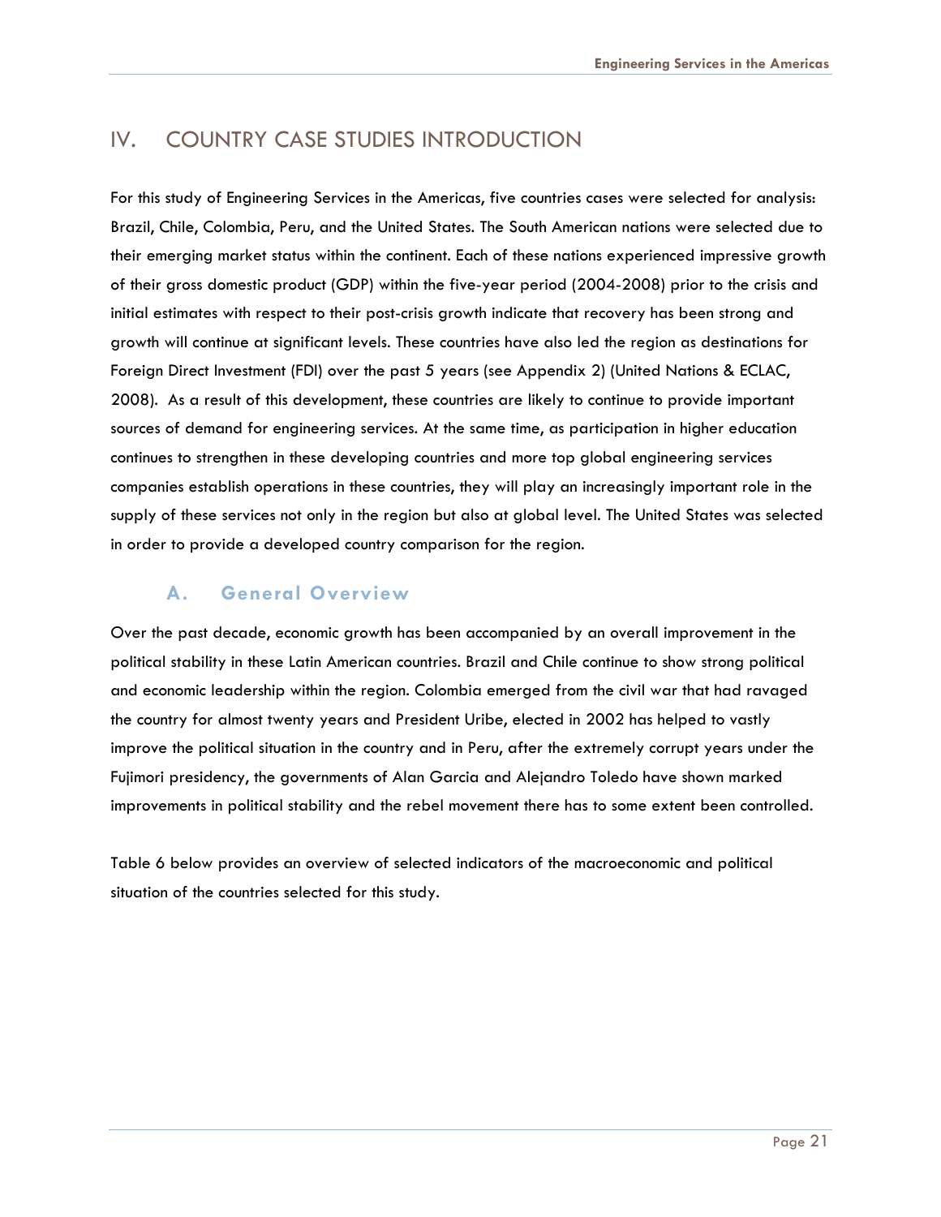# IV. COUNTRY CASE STUDIES INTRODUCTION

For this study of Engineering Services in the Americas, five countries cases were selected for analysis: Brazil, Chile, Colombia, Peru, and the United States. The South American nations were selected due to their emerging market status within the continent. Each of these nations experienced impressive growth of their gross domestic product (GDP) within the five-year period (2004-2008) prior to the crisis and initial estimates with respect to their post-crisis growth indicate that recovery has been strong and growth will continue at significant levels. These countries have also led the region as destinations for Foreign Direct Investment (FDI) over the past 5 years (see Appendix 2) (United Nations & ECLAC, 2008). As a result of this development, these countries are likely to continue to provide important sources of demand for engineering services. At the same time, as participation in higher education continues to strengthen in these developing countries and more top global engineering services companies establish operations in these countries, they will play an increasingly important role in the supply of these services not only in the region but also at global level. The United States was selected in order to provide a developed country comparison for the region.

## A. General Overview

Over the past decade, economic growth has been accompanied by an overall improvement in the political stability in these Latin American countries. Brazil and Chile continue to show strong political and economic leadership within the region. Colombia emerged from the civil war that had ravaged the country for almost twenty years and President Uribe, elected in 2002 has helped to vastly improve the political situation in the country and in Peru, after the extremely corrupt years under the Fujimori presidency, the governments of Alan Garcia and Alejandro Toledo have shown marked improvements in political stability and the rebel movement there has to some extent been controlled.

Table 6 below provides an overview of selected indicators of the macroeconomic and political situation of the countries selected for this study.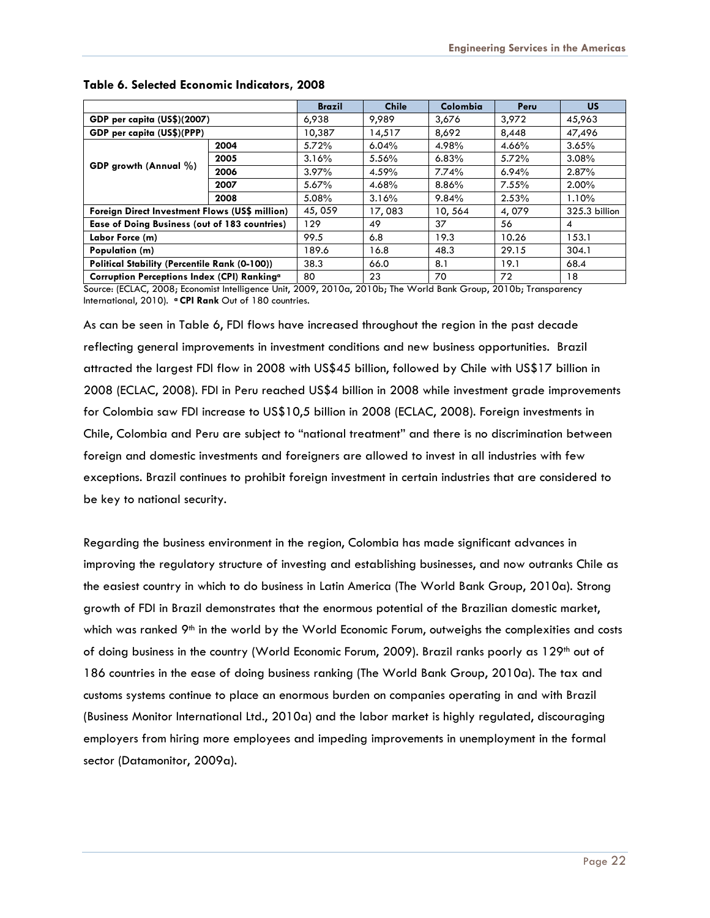**Table 6. Selected Economic Indicators, 2008**

| | | Brazil | Chile | Colombia | Peru | US |
|---|---|---|---|---|---|---|
| **GDP per capita (US$)(2007)** | | 6,938 | 9,989 | 3,676 | 3,972 | 45,963 |
| **GDP per capita (US$)(PPP)** | | 10,387 | 14,517 | 8,692 | 8,448 | 47,496 |
| **GDP growth (Annual %)** | **2004** | 5.72% | 6.04% | 4.98% | 4.66% | 3.65% |
| | **2005** | 3.16% | 5.56% | 6.83% | 5.72% | 3.08% |
| | **2006** | 3.97% | 4.59% | 7.74% | 6.94% | 2.87% |
| | **2007** | 5.67% | 4.68% | 8.86% | 7.55% | 2.00% |
| | **2008** | 5.08% | 3.16% | 9.84% | 2.53% | 1.10% |
| **Foreign Direct Investment Flows (US$ million)** | | 45, 059 | 17, 083 | 10, 564 | 4, 079 | 325.3 billion |
| **Ease of Doing Business (out of 183 countries)** | | 129 | 49 | 37 | 56 | 4 |
| **Labor Force (m)** | | 99.5 | 6.8 | 19.3 | 10.26 | 153.1 |
| **Population (m)** | | 189.6 | 16.8 | 48.3 | 29.15 | 304.1 |
| **Political Stability (Percentile Rank (0-100))** | | 38.3 | 66.0 | 8.1 | 19.1 | 68.4 |
| **Corruption Perceptions Index (CPI) Ranking[a]** | | 80 | 23 | 70 | 72 | 18 |

Source: (ECLAC, 2008; Economist Intelligence Unit, 2009, 2010a, 2010b; The World Bank Group, 2010b; Transparency International, 2010). [a] **CPI Rank** Out of 180 countries.

As can be seen in Table 6, FDI flows have increased throughout the region in the past decade reflecting general improvements in investment conditions and new business opportunities. Brazil attracted the largest FDI flow in 2008 with US$45 billion, followed by Chile with US$17 billion in 2008 (ECLAC, 2008). FDI in Peru reached US$4 billion in 2008 while investment grade improvements for Colombia saw FDI increase to US$10,5 billion in 2008 (ECLAC, 2008). Foreign investments in Chile, Colombia and Peru are subject to "national treatment" and there is no discrimination between foreign and domestic investments and foreigners are allowed to invest in all industries with few exceptions. Brazil continues to prohibit foreign investment in certain industries that are considered to be key to national security.

Regarding the business environment in the region, Colombia has made significant advances in improving the regulatory structure of investing and establishing businesses, and now outranks Chile as the easiest country in which to do business in Latin America (The World Bank Group, 2010a). Strong growth of FDI in Brazil demonstrates that the enormous potential of the Brazilian domestic market, which was ranked 9th in the world by the World Economic Forum, outweighs the complexities and costs of doing business in the country (World Economic Forum, 2009). Brazil ranks poorly as 129th out of 186 countries in the ease of doing business ranking (The World Bank Group, 2010a). The tax and customs systems continue to place an enormous burden on companies operating in and with Brazil (Business Monitor International Ltd., 2010a) and the labor market is highly regulated, discouraging employers from hiring more employees and impeding improvements in unemployment in the formal sector (Datamonitor, 2009a).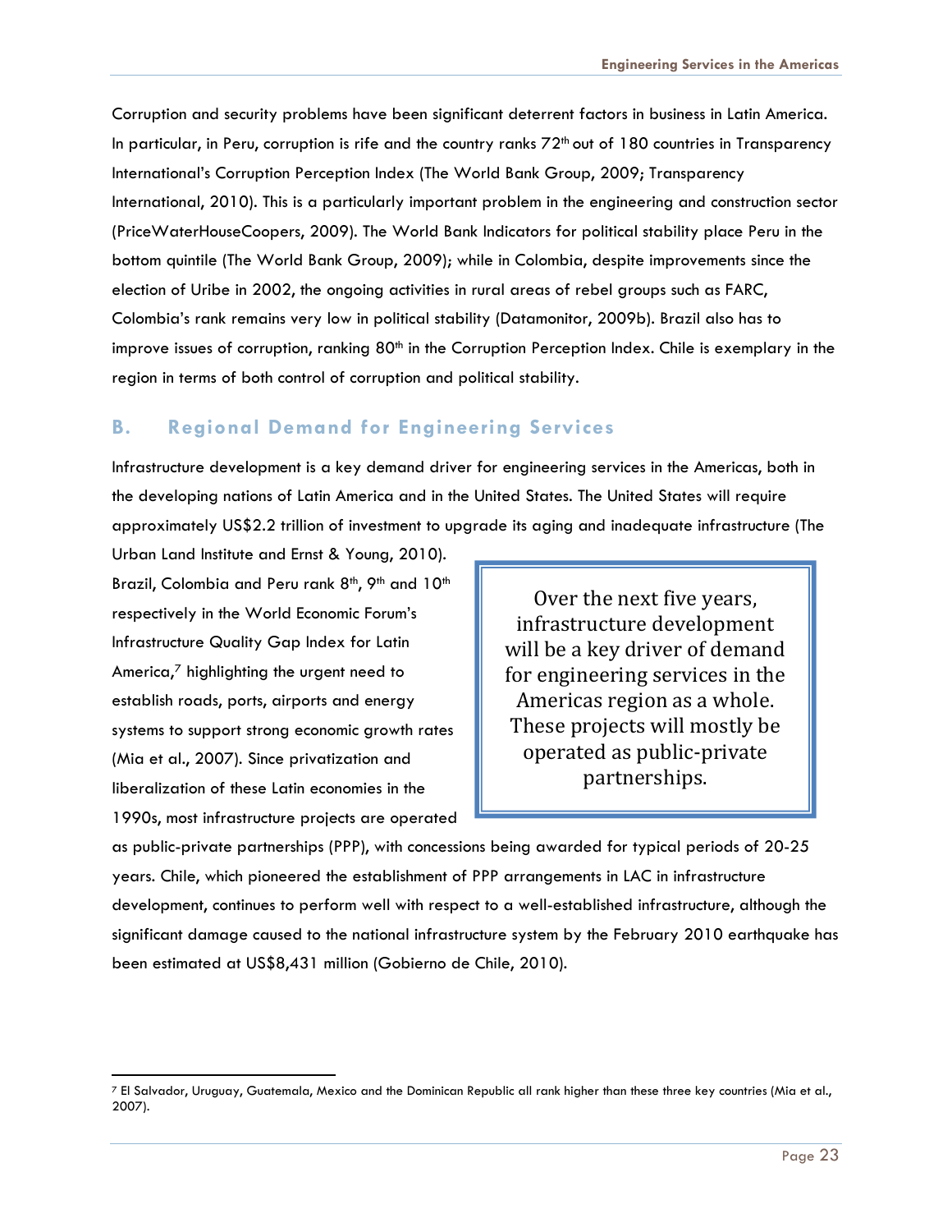Corruption and security problems have been significant deterrent factors in business in Latin America. In particular, in Peru, corruption is rife and the country ranks 72th out of 180 countries in Transparency International's Corruption Perception Index (The World Bank Group, 2009; Transparency International, 2010). This is a particularly important problem in the engineering and construction sector (PriceWaterHouseCoopers, 2009). The World Bank Indicators for political stability place Peru in the bottom quintile (The World Bank Group, 2009); while in Colombia, despite improvements since the election of Uribe in 2002, the ongoing activities in rural areas of rebel groups such as FARC, Colombia's rank remains very low in political stability (Datamonitor, 2009b). Brazil also has to improve issues of corruption, ranking 80th in the Corruption Perception Index. Chile is exemplary in the region in terms of both control of corruption and political stability.

## B. Regional Demand for Engineering Services

Infrastructure development is a key demand driver for engineering services in the Americas, both in the developing nations of Latin America and in the United States. The United States will require approximately US$2.2 trillion of investment to upgrade its aging and inadequate infrastructure (The Urban Land Institute and Ernst & Young, 2010). Brazil, Colombia and Peru rank 8th, 9th and 10th respectively in the World Economic Forum's Infrastructure Quality Gap Index for Latin America,[7] highlighting the urgent need to establish roads, ports, airports and energy systems to support strong economic growth rates (Mia et al., 2007). Since privatization and liberalization of these Latin economies in the 1990s, most infrastructure projects are operated as public-private partnerships (PPP), with concessions being awarded for typical periods of 20-25 years. Chile, which pioneered the establishment of PPP arrangements in LAC in infrastructure development, continues to perform well with respect to a well-established infrastructure, although the significant damage caused to the national infrastructure system by the February 2010 earthquake has been estimated at US$8,431 million (Gobierno de Chile, 2010).

> Over the next five years, infrastructure development will be a key driver of demand for engineering services in the Americas region as a whole. These projects will mostly be operated as public-private partnerships.

[7] El Salvador, Uruguay, Guatemala, Mexico and the Dominican Republic all rank higher than these three key countries (Mia et al., 2007).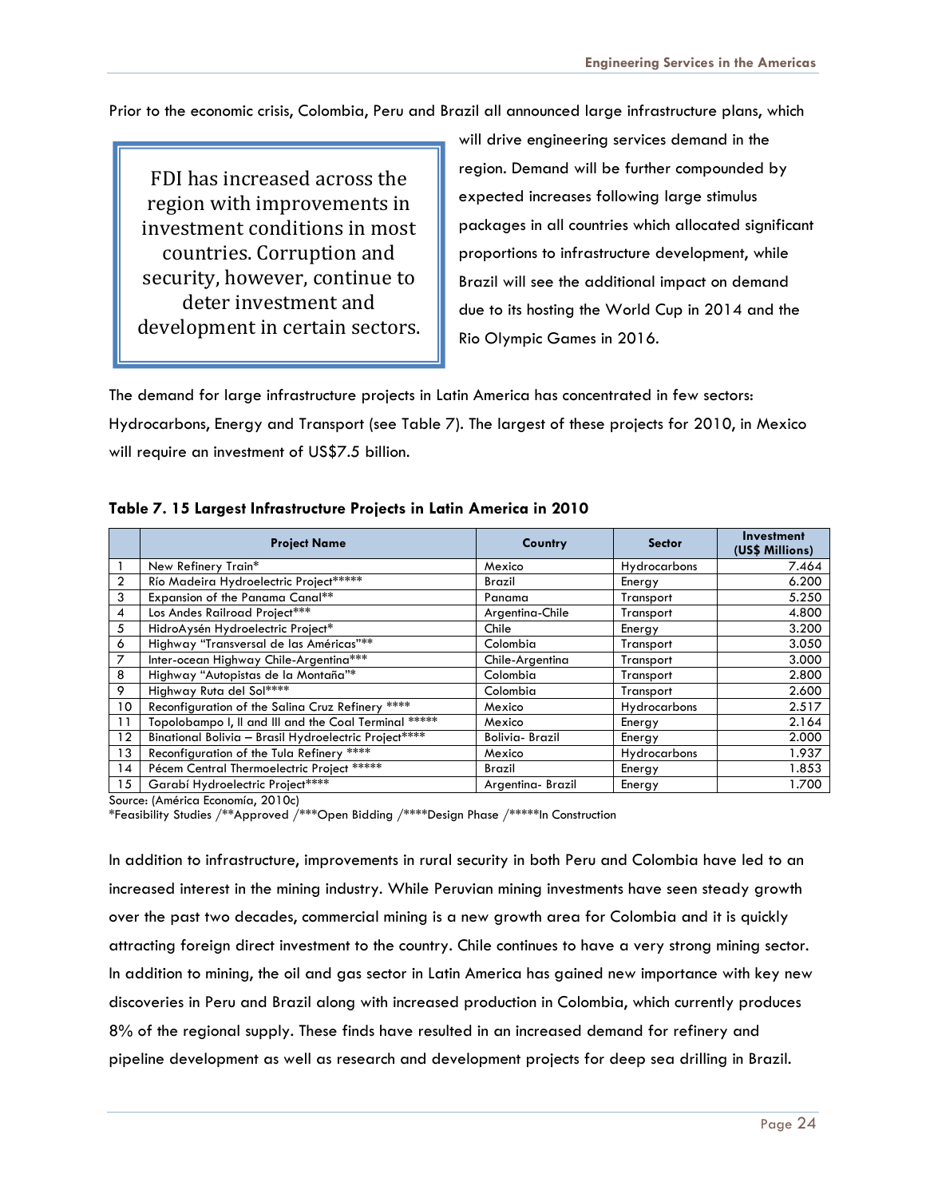Prior to the economic crisis, Colombia, Peru and Brazil all announced large infrastructure plans, which will drive engineering services demand in the region. Demand will be further compounded by expected increases following large stimulus packages in all countries which allocated significant proportions to infrastructure development, while Brazil will see the additional impact on demand due to its hosting the World Cup in 2014 and the Rio Olympic Games in 2016.

> FDI has increased across the region with improvements in investment conditions in most countries. Corruption and security, however, continue to deter investment and development in certain sectors.

The demand for large infrastructure projects in Latin America has concentrated in few sectors: Hydrocarbons, Energy and Transport (see Table 7). The largest of these projects for 2010, in Mexico will require an investment of US$7.5 billion.

**Table 7. 15 Largest Infrastructure Projects in Latin America in 2010**

| | Project Name | Country | Sector | Investment (US$ Millions) |
|---|---|---|---|---|
| 1 | New Refinery Train* | Mexico | Hydrocarbons | 7.464 |
| 2 | Río Madeira Hydroelectric Project***** | Brazil | Energy | 6.200 |
| 3 | Expansion of the Panama Canal** | Panama | Transport | 5.250 |
| 4 | Los Andes Railroad Project*** | Argentina-Chile | Transport | 4.800 |
| 5 | HidroAysén Hydroelectric Project* | Chile | Energy | 3.200 |
| 6 | Highway "Transversal de las Américas"** | Colombia | Transport | 3.050 |
| 7 | Inter-ocean Highway Chile-Argentina*** | Chile-Argentina | Transport | 3.000 |
| 8 | Highway "Autopistas de la Montaña"* | Colombia | Transport | 2.800 |
| 9 | Highway Ruta del Sol**** | Colombia | Transport | 2.600 |
| 10 | Reconfiguration of the Salina Cruz Refinery **** | Mexico | Hydrocarbons | 2.517 |
| 11 | Topolobampo I, II and III and the Coal Terminal ***** | Mexico | Energy | 2.164 |
| 12 | Binational Bolivia – Brasil Hydroelectric Project**** | Bolivia- Brazil | Energy | 2.000 |
| 13 | Reconfiguration of the Tula Refinery **** | Mexico | Hydrocarbons | 1.937 |
| 14 | Pécem Central Thermoelectric Project ***** | Brazil | Energy | 1.853 |
| 15 | Garabí Hydroelectric Project**** | Argentina- Brazil | Energy | 1.700 |

Source: (América Economía, 2010c)
*Feasibility Studies /**Approved /***Open Bidding /****Design Phase /*****In Construction

In addition to infrastructure, improvements in rural security in both Peru and Colombia have led to an increased interest in the mining industry. While Peruvian mining investments have seen steady growth over the past two decades, commercial mining is a new growth area for Colombia and it is quickly attracting foreign direct investment to the country. Chile continues to have a very strong mining sector. In addition to mining, the oil and gas sector in Latin America has gained new importance with key new discoveries in Peru and Brazil along with increased production in Colombia, which currently produces 8% of the regional supply. These finds have resulted in an increased demand for refinery and pipeline development as well as research and development projects for deep sea drilling in Brazil.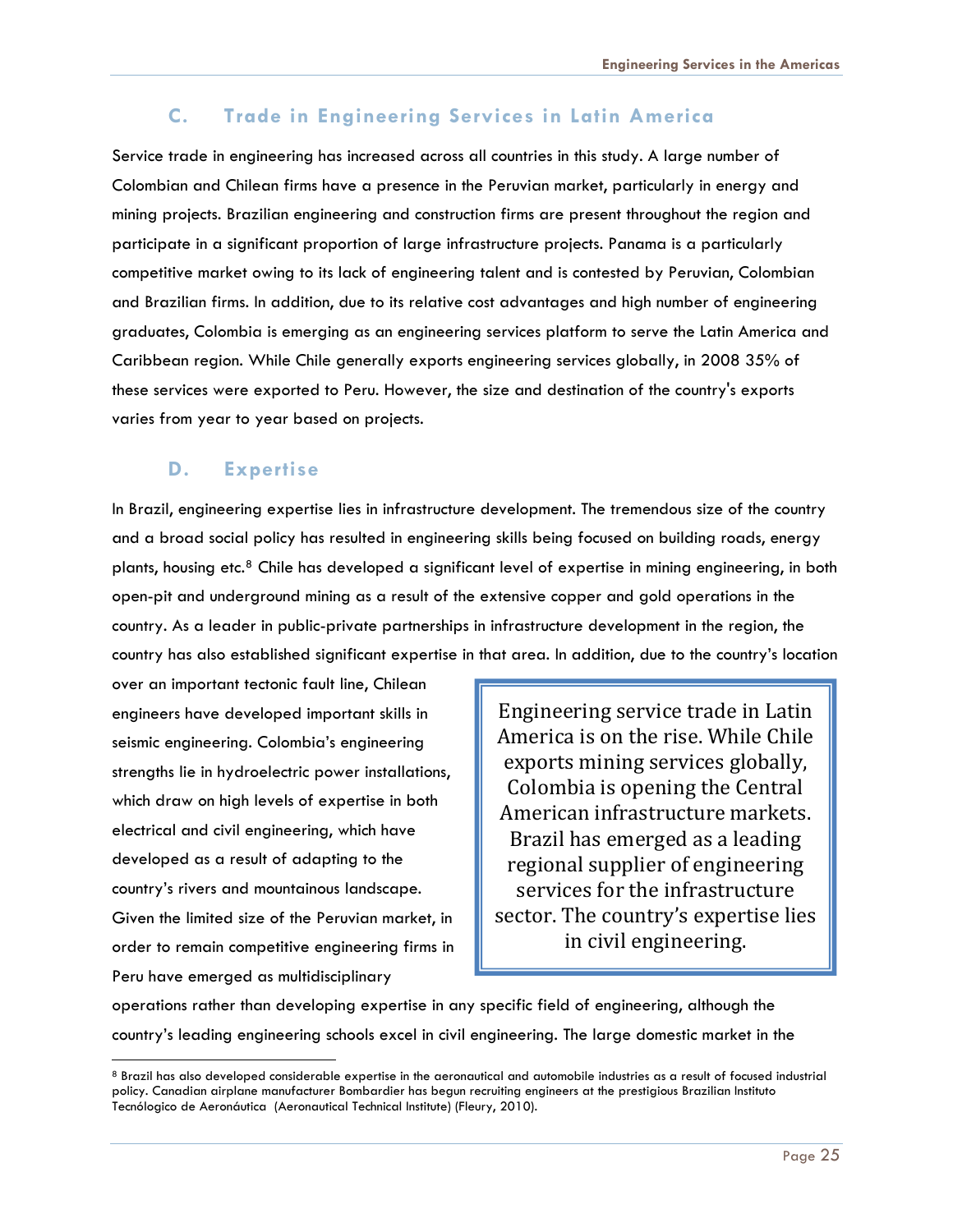## C. Trade in Engineering Services in Latin America

Service trade in engineering has increased across all countries in this study. A large number of Colombian and Chilean firms have a presence in the Peruvian market, particularly in energy and mining projects. Brazilian engineering and construction firms are present throughout the region and participate in a significant proportion of large infrastructure projects. Panama is a particularly competitive market owing to its lack of engineering talent and is contested by Peruvian, Colombian and Brazilian firms. In addition, due to its relative cost advantages and high number of engineering graduates, Colombia is emerging as an engineering services platform to serve the Latin America and Caribbean region. While Chile generally exports engineering services globally, in 2008 35% of these services were exported to Peru. However, the size and destination of the country's exports varies from year to year based on projects.

## D. Expertise

In Brazil, engineering expertise lies in infrastructure development. The tremendous size of the country and a broad social policy has resulted in engineering skills being focused on building roads, energy plants, housing etc.[8] Chile has developed a significant level of expertise in mining engineering, in both open-pit and underground mining as a result of the extensive copper and gold operations in the country. As a leader in public-private partnerships in infrastructure development in the region, the country has also established significant expertise in that area. In addition, due to the country's location over an important tectonic fault line, Chilean engineers have developed important skills in seismic engineering. Colombia's engineering strengths lie in hydroelectric power installations, which draw on high levels of expertise in both electrical and civil engineering, which have developed as a result of adapting to the country's rivers and mountainous landscape. Given the limited size of the Peruvian market, in order to remain competitive engineering firms in Peru have emerged as multidisciplinary operations rather than developing expertise in any specific field of engineering, although the country's leading engineering schools excel in civil engineering. The large domestic market in the

> Engineering service trade in Latin America is on the rise. While Chile exports mining services globally, Colombia is opening the Central American infrastructure markets. Brazil has emerged as a leading regional supplier of engineering services for the infrastructure sector. The country's expertise lies in civil engineering.

[8] Brazil has also developed considerable expertise in the aeronautical and automobile industries as a result of focused industrial policy. Canadian airplane manufacturer Bombardier has begun recruiting engineers at the prestigious Brazilian Instituto Tecnólogico de Aeronáutica (Aeronautical Technical Institute) (Fleury, 2010).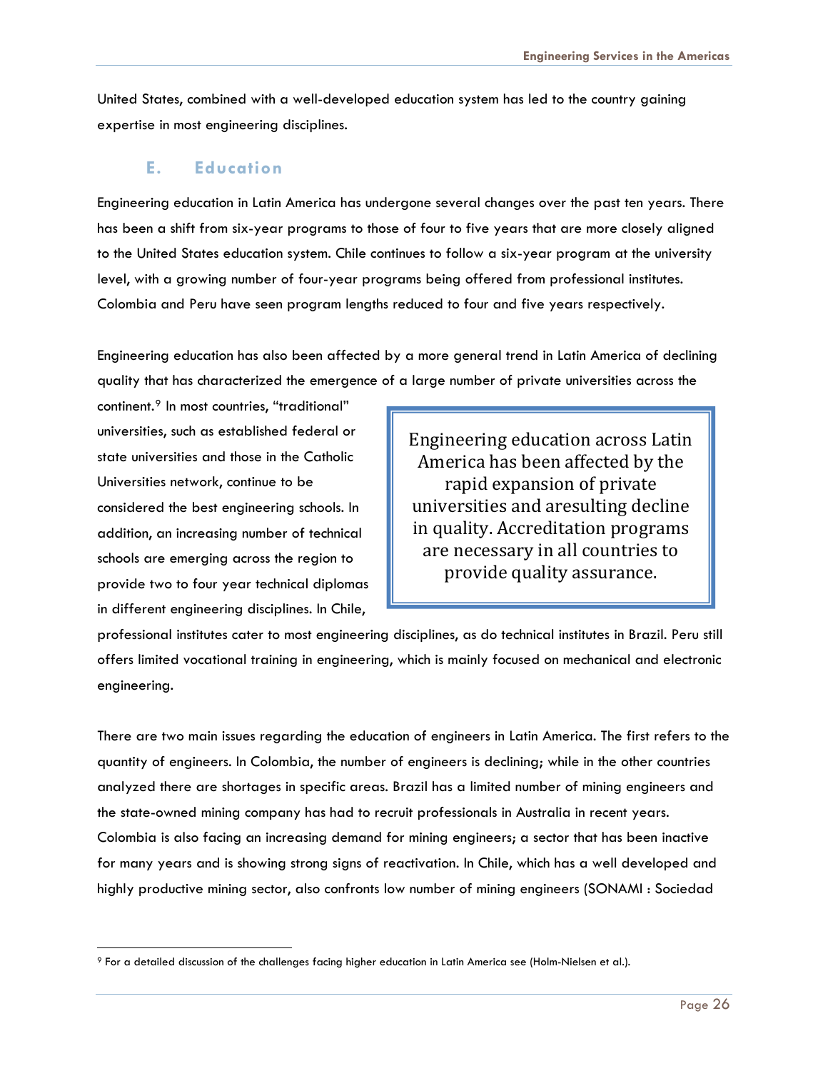United States, combined with a well-developed education system has led to the country gaining expertise in most engineering disciplines.

## E. Education

Engineering education in Latin America has undergone several changes over the past ten years. There has been a shift from six-year programs to those of four to five years that are more closely aligned to the United States education system. Chile continues to follow a six-year program at the university level, with a growing number of four-year programs being offered from professional institutes. Colombia and Peru have seen program lengths reduced to four and five years respectively.

Engineering education has also been affected by a more general trend in Latin America of declining quality that has characterized the emergence of a large number of private universities across the continent.[9] In most countries, "traditional" universities, such as established federal or state universities and those in the Catholic Universities network, continue to be considered the best engineering schools. In addition, an increasing number of technical schools are emerging across the region to provide two to four year technical diplomas in different engineering disciplines. In Chile, professional institutes cater to most engineering disciplines, as do technical institutes in Brazil. Peru still offers limited vocational training in engineering, which is mainly focused on mechanical and electronic engineering.

> Engineering education across Latin America has been affected by the rapid expansion of private universities and aresulting decline in quality. Accreditation programs are necessary in all countries to provide quality assurance.

There are two main issues regarding the education of engineers in Latin America. The first refers to the quantity of engineers. In Colombia, the number of engineers is declining; while in the other countries analyzed there are shortages in specific areas. Brazil has a limited number of mining engineers and the state-owned mining company has had to recruit professionals in Australia in recent years. Colombia is also facing an increasing demand for mining engineers; a sector that has been inactive for many years and is showing strong signs of reactivation. In Chile, which has a well developed and highly productive mining sector, also confronts low number of mining engineers (SONAMI : Sociedad

[9] For a detailed discussion of the challenges facing higher education in Latin America see (Holm-Nielsen et al.).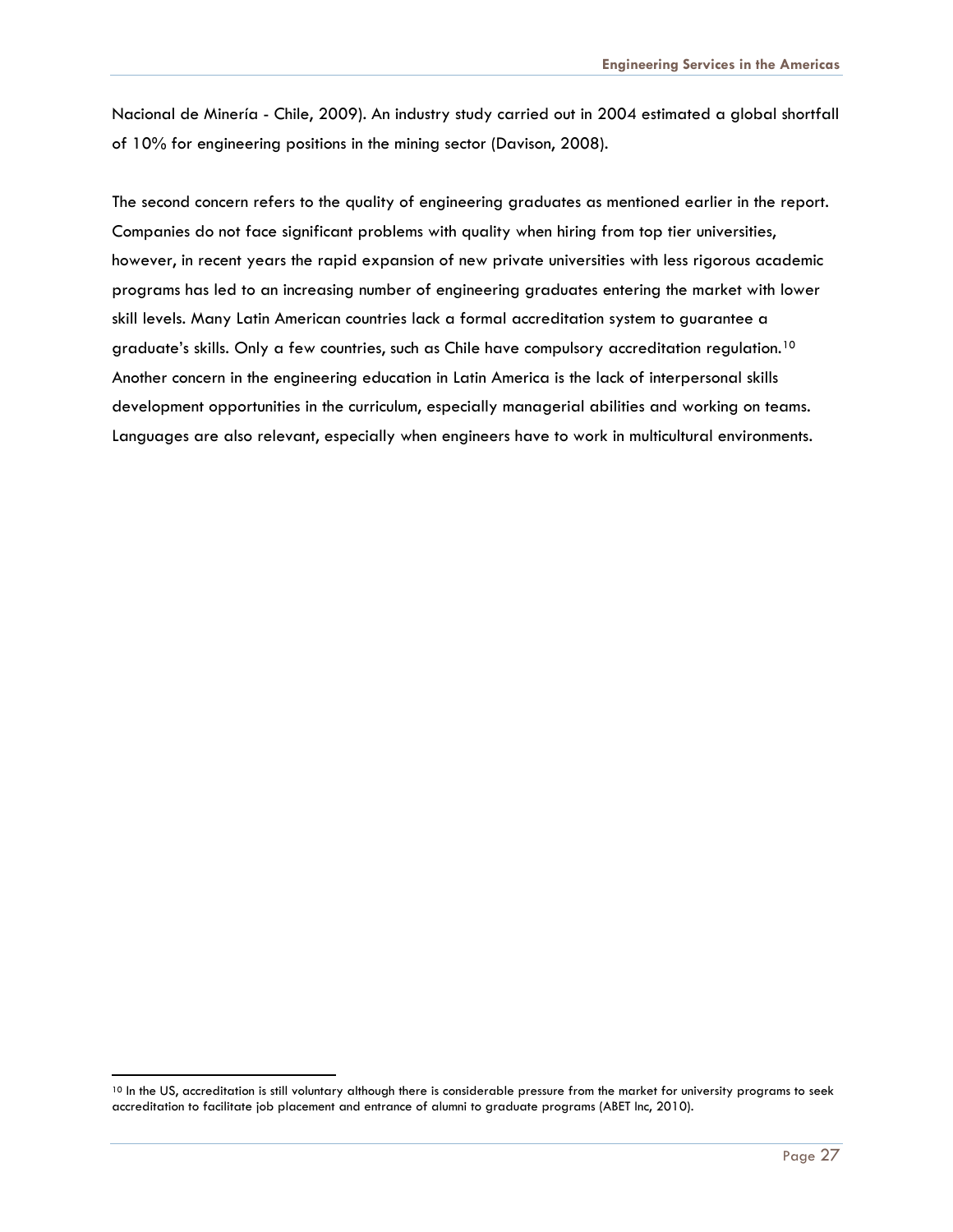Nacional de Minería - Chile, 2009). An industry study carried out in 2004 estimated a global shortfall of 10% for engineering positions in the mining sector (Davison, 2008).

The second concern refers to the quality of engineering graduates as mentioned earlier in the report. Companies do not face significant problems with quality when hiring from top tier universities, however, in recent years the rapid expansion of new private universities with less rigorous academic programs has led to an increasing number of engineering graduates entering the market with lower skill levels. Many Latin American countries lack a formal accreditation system to guarantee a graduate's skills. Only a few countries, such as Chile have compulsory accreditation regulation.[10] Another concern in the engineering education in Latin America is the lack of interpersonal skills development opportunities in the curriculum, especially managerial abilities and working on teams. Languages are also relevant, especially when engineers have to work in multicultural environments.

[10] In the US, accreditation is still voluntary although there is considerable pressure from the market for university programs to seek accreditation to facilitate job placement and entrance of alumni to graduate programs (ABET Inc, 2010).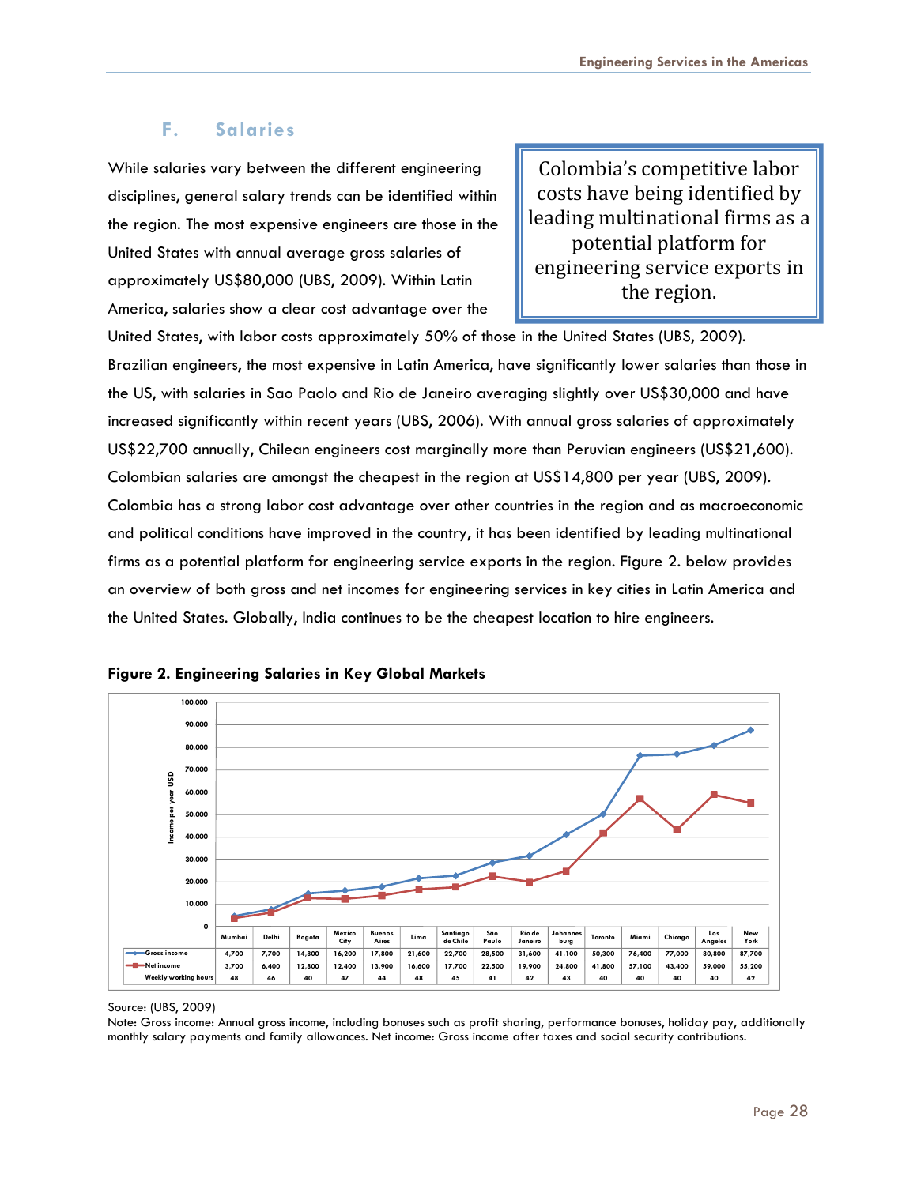## F. Salaries

> Colombia's competitive labor costs have being identified by leading multinational firms as a potential platform for engineering service exports in the region.

While salaries vary between the different engineering disciplines, general salary trends can be identified within the region. The most expensive engineers are those in the United States with annual average gross salaries of approximately US$80,000 (UBS, 2009). Within Latin America, salaries show a clear cost advantage over the United States, with labor costs approximately 50% of those in the United States (UBS, 2009). Brazilian engineers, the most expensive in Latin America, have significantly lower salaries than those in the US, with salaries in Sao Paolo and Rio de Janeiro averaging slightly over US$30,000 and have increased significantly within recent years (UBS, 2006). With annual gross salaries of approximately US$22,700 annually, Chilean engineers cost marginally more than Peruvian engineers (US$21,600). Colombian salaries are amongst the cheapest in the region at US$14,800 per year (UBS, 2009). Colombia has a strong labor cost advantage over other countries in the region and as macroeconomic and political conditions have improved in the country, it has been identified by leading multinational firms as a potential platform for engineering service exports in the region. Figure 2. below provides an overview of both gross and net incomes for engineering services in key cities in Latin America and the United States. Globally, India continues to be the cheapest location to hire engineers.

**Figure 2. Engineering Salaries in Key Global Markets**

Income per year USD

100,000
90,000
80,000
70,000
60,000
50,000
40,000
30,000
20,000
10,000
0

| | Mumbai | Delhi | Bogota | Mexico City | Buenos Aires | Lima | Santiago de Chile | São Paulo | Rio de Janeiro | Johannes burg | Toronto | Miami | Chicago | Los Angeles | New York |
|---|---|---|---|---|---|---|---|---|---|---|---|---|---|---|---|
| Gross income | 4,700 | 7,700 | 14,800 | 16,200 | 17,800 | 21,600 | 22,700 | 28,500 | 31,600 | 41,100 | 50,300 | 76,400 | 77,000 | 80,800 | 87,700 |
| Net income | 3,700 | 6,400 | 12,800 | 12,400 | 13,900 | 16,600 | 17,700 | 22,500 | 19,900 | 24,800 | 41,800 | 57,100 | 43,400 | 59,000 | 55,200 |
| Weekly working hours | 48 | 46 | 40 | 47 | 44 | 48 | 45 | 41 | 42 | 43 | 40 | 40 | 40 | 40 | 42 |

Source: (UBS, 2009)
Note: Gross income: Annual gross income, including bonuses such as profit sharing, performance bonuses, holiday pay, additionally monthly salary payments and family allowances. Net income: Gross income after taxes and social security contributions.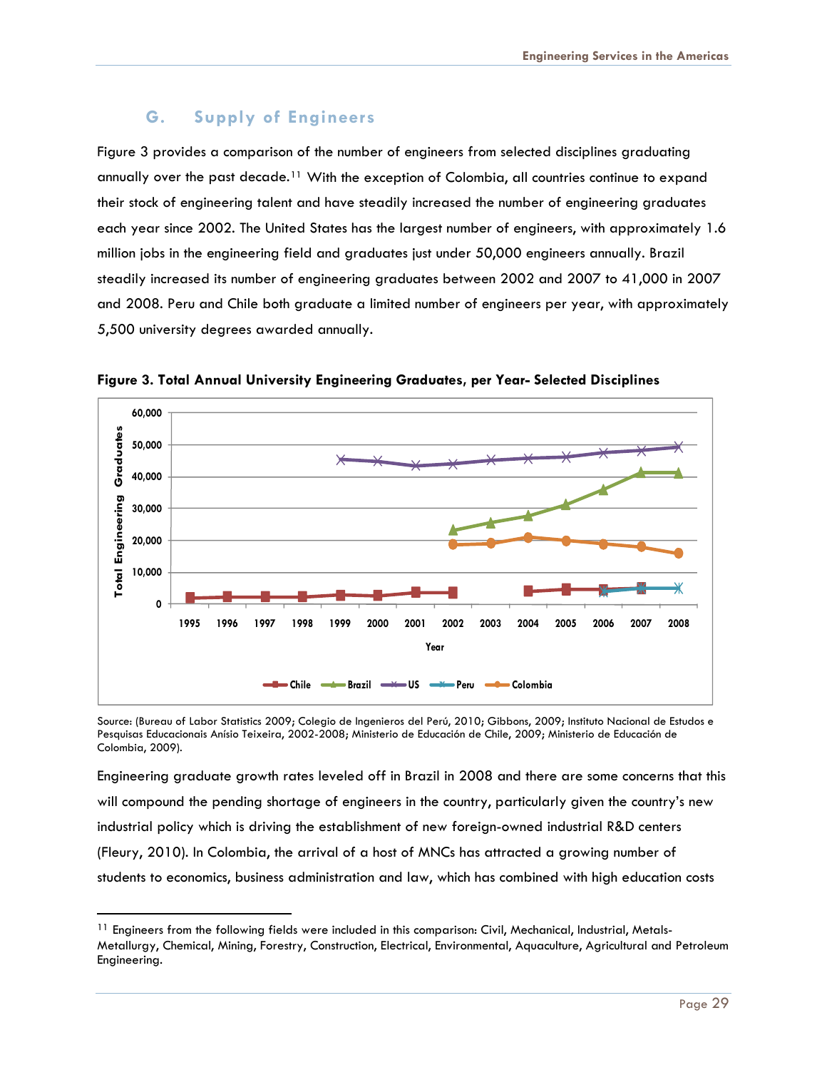## G. Supply of Engineers

Figure 3 provides a comparison of the number of engineers from selected disciplines graduating annually over the past decade.[11] With the exception of Colombia, all countries continue to expand their stock of engineering talent and have steadily increased the number of engineering graduates each year since 2002. The United States has the largest number of engineers, with approximately 1.6 million jobs in the engineering field and graduates just under 50,000 engineers annually. Brazil steadily increased its number of engineering graduates between 2002 and 2007 to 41,000 in 2007 and 2008. Peru and Chile both graduate a limited number of engineers per year, with approximately 5,500 university degrees awarded annually.

**Figure 3. Total Annual University Engineering Graduates, per Year- Selected Disciplines**

Total Engineering Graduates

60,000
50,000
40,000
30,000
20,000
10,000
0

1995 1996 1997 1998 1999 2000 2001 2002 2003 2004 2005 2006 2007 2008

Year

Chile Brazil US Peru Colombia

Source: (Bureau of Labor Statistics 2009; Colegio de Ingenieros del Perú, 2010; Gibbons, 2009; Instituto Nacional de Estudos e Pesquisas Educacionais Anísio Teixeira, 2002-2008; Ministerio de Educación de Chile, 2009; Ministerio de Educación de Colombia, 2009).

Engineering graduate growth rates leveled off in Brazil in 2008 and there are some concerns that this will compound the pending shortage of engineers in the country, particularly given the country's new industrial policy which is driving the establishment of new foreign-owned industrial R&D centers (Fleury, 2010). In Colombia, the arrival of a host of MNCs has attracted a growing number of students to economics, business administration and law, which has combined with high education costs

[11] Engineers from the following fields were included in this comparison: Civil, Mechanical, Industrial, Metals-Metallurgy, Chemical, Mining, Forestry, Construction, Electrical, Environmental, Aquaculture, Agricultural and Petroleum Engineering.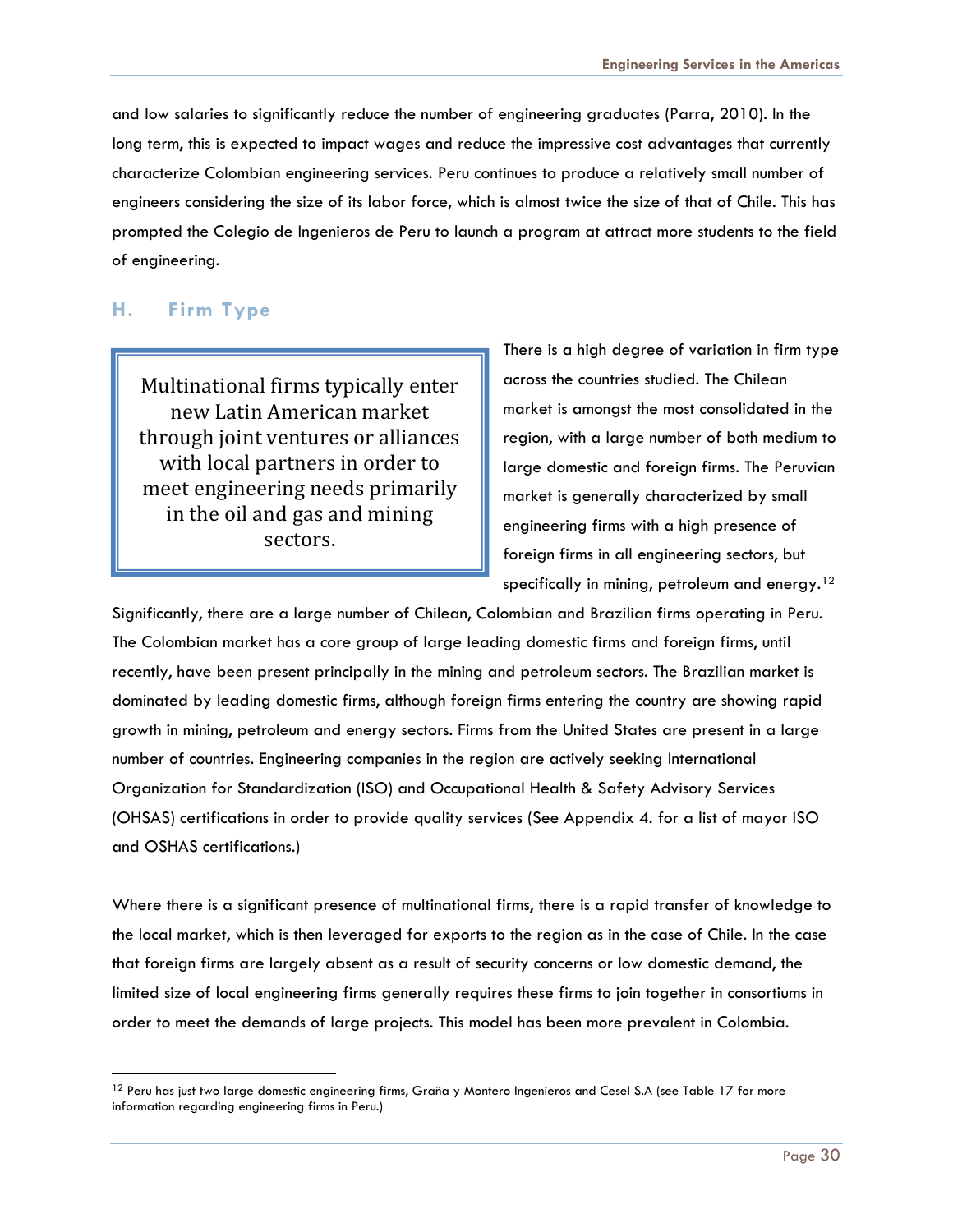and low salaries to significantly reduce the number of engineering graduates (Parra, 2010). In the long term, this is expected to impact wages and reduce the impressive cost advantages that currently characterize Colombian engineering services. Peru continues to produce a relatively small number of engineers considering the size of its labor force, which is almost twice the size of that of Chile. This has prompted the Colegio de Ingenieros de Peru to launch a program at attract more students to the field of engineering.

## H. Firm Type

> Multinational firms typically enter new Latin American market through joint ventures or alliances with local partners in order to meet engineering needs primarily in the oil and gas and mining sectors.

There is a high degree of variation in firm type across the countries studied. The Chilean market is amongst the most consolidated in the region, with a large number of both medium to large domestic and foreign firms. The Peruvian market is generally characterized by small engineering firms with a high presence of foreign firms in all engineering sectors, but specifically in mining, petroleum and energy.[12] Significantly, there are a large number of Chilean, Colombian and Brazilian firms operating in Peru. The Colombian market has a core group of large leading domestic firms and foreign firms, until recently, have been present principally in the mining and petroleum sectors. The Brazilian market is dominated by leading domestic firms, although foreign firms entering the country are showing rapid growth in mining, petroleum and energy sectors. Firms from the United States are present in a large number of countries. Engineering companies in the region are actively seeking International Organization for Standardization (ISO) and Occupational Health & Safety Advisory Services (OHSAS) certifications in order to provide quality services (See Appendix 4. for a list of mayor ISO and OSHAS certifications.)

Where there is a significant presence of multinational firms, there is a rapid transfer of knowledge to the local market, which is then leveraged for exports to the region as in the case of Chile. In the case that foreign firms are largely absent as a result of security concerns or low domestic demand, the limited size of local engineering firms generally requires these firms to join together in consortiums in order to meet the demands of large projects. This model has been more prevalent in Colombia.

[12] Peru has just two large domestic engineering firms, Graña y Montero Ingenieros and Cesel S.A (see Table 17 for more information regarding engineering firms in Peru.)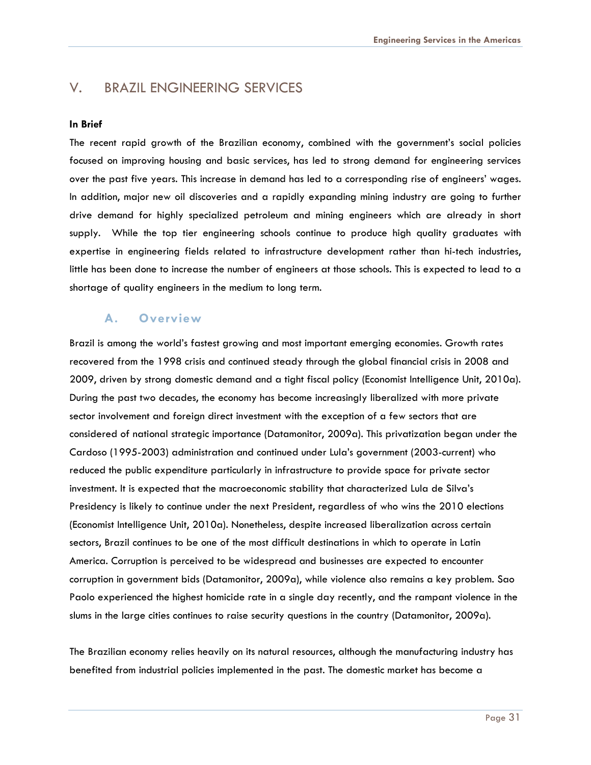# V. BRAZIL ENGINEERING SERVICES

**In Brief**

The recent rapid growth of the Brazilian economy, combined with the government's social policies focused on improving housing and basic services, has led to strong demand for engineering services over the past five years. This increase in demand has led to a corresponding rise of engineers' wages. In addition, major new oil discoveries and a rapidly expanding mining industry are going to further drive demand for highly specialized petroleum and mining engineers which are already in short supply. While the top tier engineering schools continue to produce high quality graduates with expertise in engineering fields related to infrastructure development rather than hi-tech industries, little has been done to increase the number of engineers at those schools. This is expected to lead to a shortage of quality engineers in the medium to long term.

## A. Overview

Brazil is among the world's fastest growing and most important emerging economies. Growth rates recovered from the 1998 crisis and continued steady through the global financial crisis in 2008 and 2009, driven by strong domestic demand and a tight fiscal policy (Economist Intelligence Unit, 2010a). During the past two decades, the economy has become increasingly liberalized with more private sector involvement and foreign direct investment with the exception of a few sectors that are considered of national strategic importance (Datamonitor, 2009a). This privatization began under the Cardoso (1995-2003) administration and continued under Lula's government (2003-current) who reduced the public expenditure particularly in infrastructure to provide space for private sector investment. It is expected that the macroeconomic stability that characterized Lula de Silva's Presidency is likely to continue under the next President, regardless of who wins the 2010 elections (Economist Intelligence Unit, 2010a). Nonetheless, despite increased liberalization across certain sectors, Brazil continues to be one of the most difficult destinations in which to operate in Latin America. Corruption is perceived to be widespread and businesses are expected to encounter corruption in government bids (Datamonitor, 2009a), while violence also remains a key problem. Sao Paolo experienced the highest homicide rate in a single day recently, and the rampant violence in the slums in the large cities continues to raise security questions in the country (Datamonitor, 2009a).

The Brazilian economy relies heavily on its natural resources, although the manufacturing industry has benefited from industrial policies implemented in the past. The domestic market has become a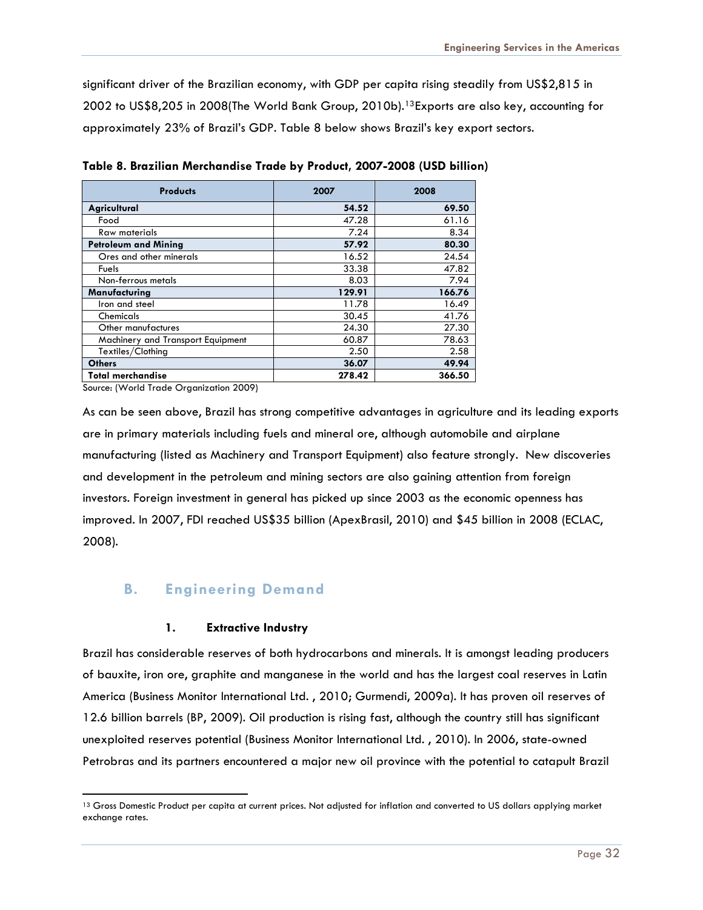significant driver of the Brazilian economy, with GDP per capita rising steadily from US$2,815 in 2002 to US$8,205 in 2008(The World Bank Group, 2010b).[13]Exports are also key, accounting for approximately 23% of Brazil's GDP. Table 8 below shows Brazil's key export sectors.

**Table 8. Brazilian Merchandise Trade by Product, 2007-2008 (USD billion)**

| Products | 2007 | 2008 |
|---|---|---|
| **Agricultural** | **54.52** | **69.50** |
| Food | 47.28 | 61.16 |
| Raw materials | 7.24 | 8.34 |
| **Petroleum and Mining** | **57.92** | **80.30** |
| Ores and other minerals | 16.52 | 24.54 |
| Fuels | 33.38 | 47.82 |
| Non-ferrous metals | 8.03 | 7.94 |
| **Manufacturing** | **129.91** | **166.76** |
| Iron and steel | 11.78 | 16.49 |
| Chemicals | 30.45 | 41.76 |
| Other manufactures | 24.30 | 27.30 |
| Machinery and Transport Equipment | 60.87 | 78.63 |
| Textiles/Clothing | 2.50 | 2.58 |
| **Others** | **36.07** | **49.94** |
| **Total merchandise** | **278.42** | **366.50** |

Source: (World Trade Organization 2009)

As can be seen above, Brazil has strong competitive advantages in agriculture and its leading exports are in primary materials including fuels and mineral ore, although automobile and airplane manufacturing (listed as Machinery and Transport Equipment) also feature strongly. New discoveries and development in the petroleum and mining sectors are also gaining attention from foreign investors. Foreign investment in general has picked up since 2003 as the economic openness has improved. In 2007, FDI reached US$35 billion (ApexBrasil, 2010) and $45 billion in 2008 (ECLAC, 2008).

## B. Engineering Demand

### 1. Extractive Industry

Brazil has considerable reserves of both hydrocarbons and minerals. It is amongst leading producers of bauxite, iron ore, graphite and manganese in the world and has the largest coal reserves in Latin America (Business Monitor International Ltd. , 2010; Gurmendi, 2009a). It has proven oil reserves of 12.6 billion barrels (BP, 2009). Oil production is rising fast, although the country still has significant unexploited reserves potential (Business Monitor International Ltd. , 2010). In 2006, state-owned Petrobras and its partners encountered a major new oil province with the potential to catapult Brazil

[13] Gross Domestic Product per capita at current prices. Not adjusted for inflation and converted to US dollars applying market exchange rates.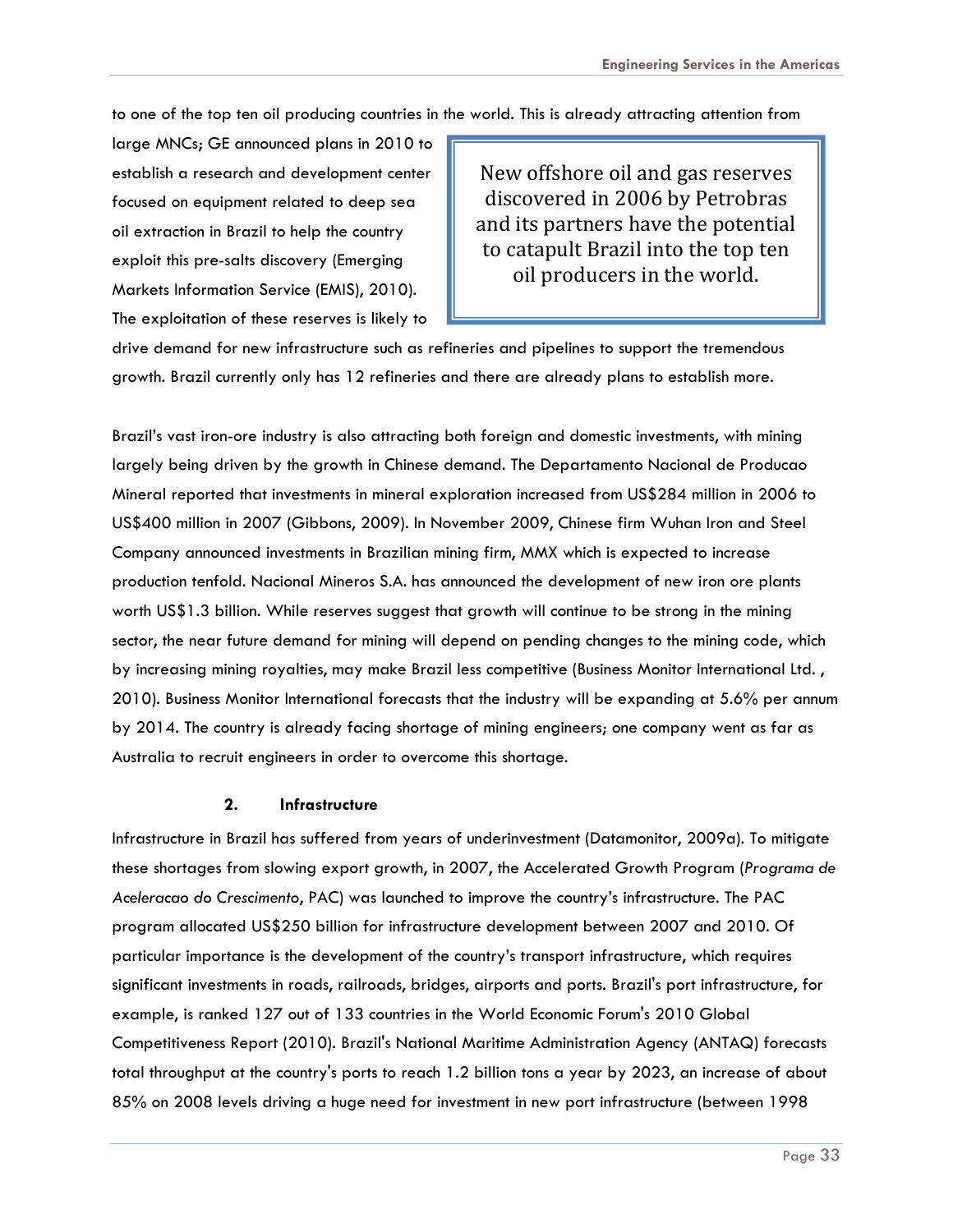to one of the top ten oil producing countries in the world. This is already attracting attention from large MNCs; GE announced plans in 2010 to establish a research and development center focused on equipment related to deep sea oil extraction in Brazil to help the country exploit this pre-salts discovery (Emerging Markets Information Service (EMIS), 2010). The exploitation of these reserves is likely to drive demand for new infrastructure such as refineries and pipelines to support the tremendous growth. Brazil currently only has 12 refineries and there are already plans to establish more.

> New offshore oil and gas reserves discovered in 2006 by Petrobras and its partners have the potential to catapult Brazil into the top ten oil producers in the world.

Brazil's vast iron-ore industry is also attracting both foreign and domestic investments, with mining largely being driven by the growth in Chinese demand. The Departamento Nacional de Producao Mineral reported that investments in mineral exploration increased from US$284 million in 2006 to US$400 million in 2007 (Gibbons, 2009). In November 2009, Chinese firm Wuhan Iron and Steel Company announced investments in Brazilian mining firm, MMX which is expected to increase production tenfold. Nacional Mineros S.A. has announced the development of new iron ore plants worth US$1.3 billion. While reserves suggest that growth will continue to be strong in the mining sector, the near future demand for mining will depend on pending changes to the mining code, which by increasing mining royalties, may make Brazil less competitive (Business Monitor International Ltd. , 2010). Business Monitor International forecasts that the industry will be expanding at 5.6% per annum by 2014. The country is already facing shortage of mining engineers; one company went as far as Australia to recruit engineers in order to overcome this shortage.

### 2. Infrastructure

Infrastructure in Brazil has suffered from years of underinvestment (Datamonitor, 2009a). To mitigate these shortages from slowing export growth, in 2007, the Accelerated Growth Program (*Programa de Aceleracao do Crescimento*, PAC) was launched to improve the country's infrastructure. The PAC program allocated US$250 billion for infrastructure development between 2007 and 2010. Of particular importance is the development of the country's transport infrastructure, which requires significant investments in roads, railroads, bridges, airports and ports. Brazil's port infrastructure, for example, is ranked 127 out of 133 countries in the World Economic Forum's 2010 Global Competitiveness Report (2010). Brazil's National Maritime Administration Agency (ANTAQ) forecasts total throughput at the country's ports to reach 1.2 billion tons a year by 2023, an increase of about 85% on 2008 levels driving a huge need for investment in new port infrastructure (between 1998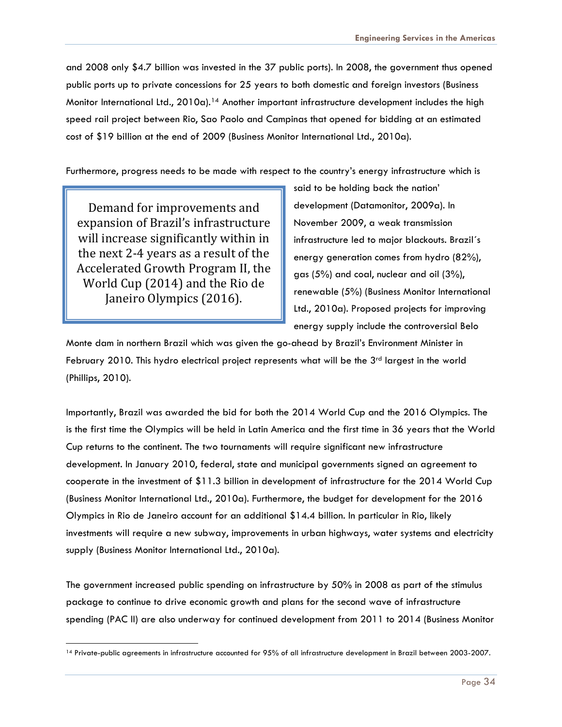and 2008 only $4.7 billion was invested in the 37 public ports). In 2008, the government thus opened public ports up to private concessions for 25 years to both domestic and foreign investors (Business Monitor International Ltd., 2010a).[14] Another important infrastructure development includes the high speed rail project between Rio, Sao Paolo and Campinas that opened for bidding at an estimated cost of $19 billion at the end of 2009 (Business Monitor International Ltd., 2010a).

Furthermore, progress needs to be made with respect to the country's energy infrastructure which is said to be holding back the nation' development (Datamonitor, 2009a). In November 2009, a weak transmission infrastructure led to major blackouts. Brazil´s energy generation comes from hydro (82%), gas (5%) and coal, nuclear and oil (3%), renewable (5%) (Business Monitor International Ltd., 2010a). Proposed projects for improving energy supply include the controversial Belo Monte dam in northern Brazil which was given the go-ahead by Brazil's Environment Minister in February 2010. This hydro electrical project represents what will be the 3rd largest in the world (Phillips, 2010).

> Demand for improvements and expansion of Brazil's infrastructure will increase significantly within in the next 2-4 years as a result of the Accelerated Growth Program II, the World Cup (2014) and the Rio de Janeiro Olympics (2016).

Importantly, Brazil was awarded the bid for both the 2014 World Cup and the 2016 Olympics. The is the first time the Olympics will be held in Latin America and the first time in 36 years that the World Cup returns to the continent. The two tournaments will require significant new infrastructure development. In January 2010, federal, state and municipal governments signed an agreement to cooperate in the investment of $11.3 billion in development of infrastructure for the 2014 World Cup (Business Monitor International Ltd., 2010a). Furthermore, the budget for development for the 2016 Olympics in Rio de Janeiro account for an additional $14.4 billion. In particular in Rio, likely investments will require a new subway, improvements in urban highways, water systems and electricity supply (Business Monitor International Ltd., 2010a).

The government increased public spending on infrastructure by 50% in 2008 as part of the stimulus package to continue to drive economic growth and plans for the second wave of infrastructure spending (PAC II) are also underway for continued development from 2011 to 2014 (Business Monitor

[14] Private-public agreements in infrastructure accounted for 95% of all infrastructure development in Brazil between 2003-2007.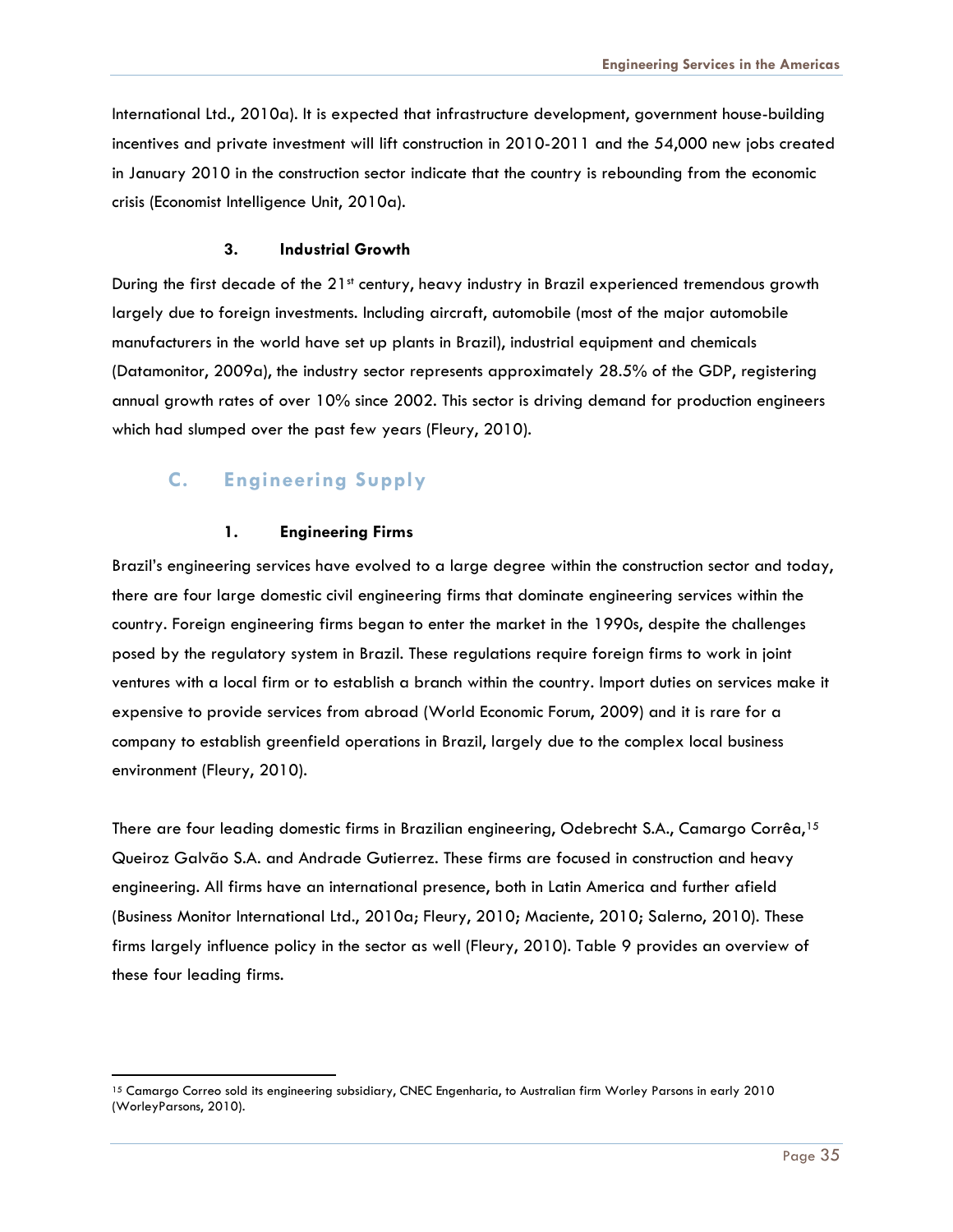International Ltd., 2010a). It is expected that infrastructure development, government house-building incentives and private investment will lift construction in 2010-2011 and the 54,000 new jobs created in January 2010 in the construction sector indicate that the country is rebounding from the economic crisis (Economist Intelligence Unit, 2010a).

#### 3. Industrial Growth

During the first decade of the 21st century, heavy industry in Brazil experienced tremendous growth largely due to foreign investments. Including aircraft, automobile (most of the major automobile manufacturers in the world have set up plants in Brazil), industrial equipment and chemicals (Datamonitor, 2009a), the industry sector represents approximately 28.5% of the GDP, registering annual growth rates of over 10% since 2002. This sector is driving demand for production engineers which had slumped over the past few years (Fleury, 2010).

### C. Engineering Supply

#### 1. Engineering Firms

Brazil's engineering services have evolved to a large degree within the construction sector and today, there are four large domestic civil engineering firms that dominate engineering services within the country. Foreign engineering firms began to enter the market in the 1990s, despite the challenges posed by the regulatory system in Brazil. These regulations require foreign firms to work in joint ventures with a local firm or to establish a branch within the country. Import duties on services make it expensive to provide services from abroad (World Economic Forum, 2009) and it is rare for a company to establish greenfield operations in Brazil, largely due to the complex local business environment (Fleury, 2010).

There are four leading domestic firms in Brazilian engineering, Odebrecht S.A., Camargo Corrêa,[15] Queiroz Galvão S.A. and Andrade Gutierrez. These firms are focused in construction and heavy engineering. All firms have an international presence, both in Latin America and further afield (Business Monitor International Ltd., 2010a; Fleury, 2010; Maciente, 2010; Salerno, 2010). These firms largely influence policy in the sector as well (Fleury, 2010). Table 9 provides an overview of these four leading firms.

[15] Camargo Correo sold its engineering subsidiary, CNEC Engenharia, to Australian firm Worley Parsons in early 2010 (WorleyParsons, 2010).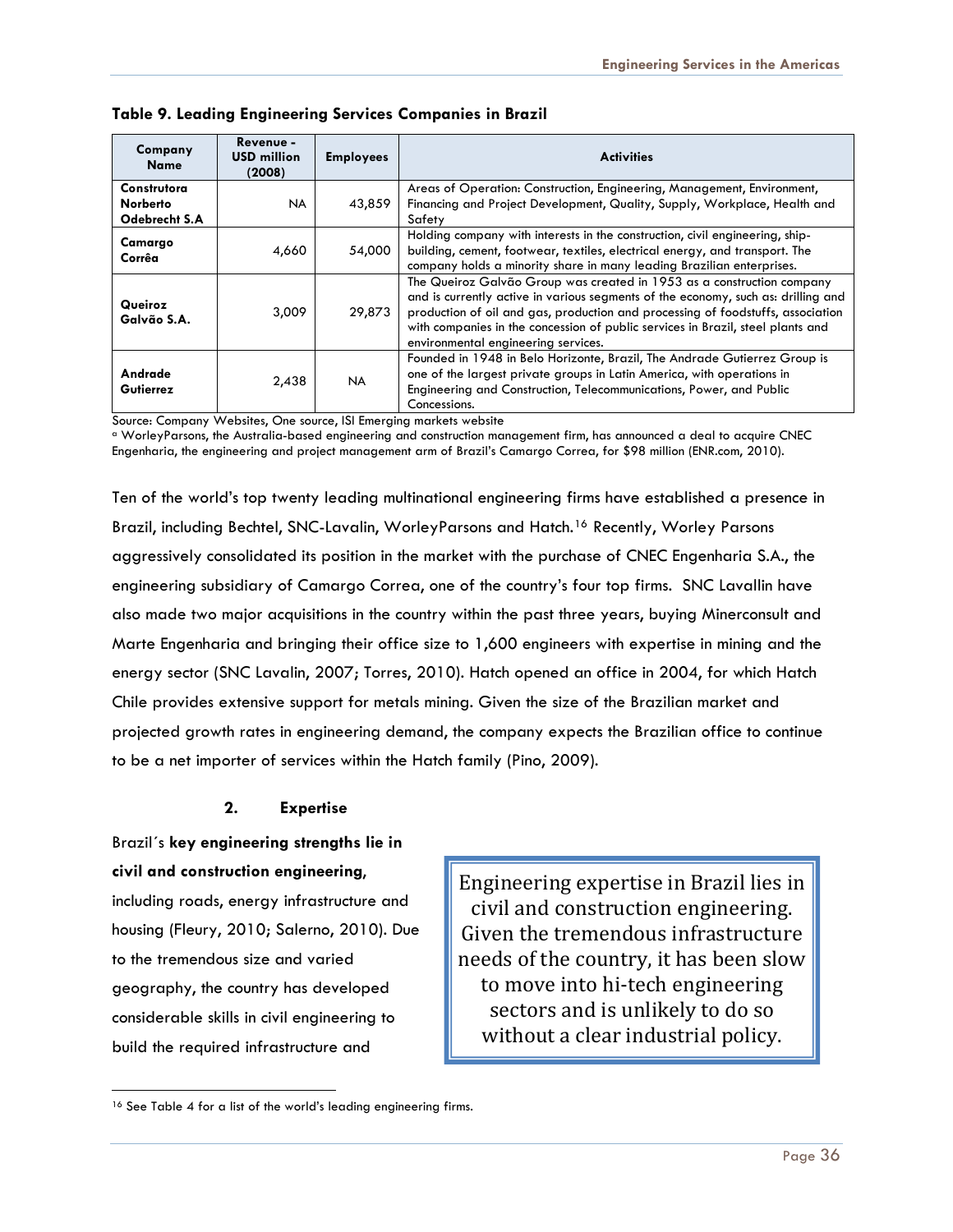**Table 9. Leading Engineering Services Companies in Brazil**

| Company Name | Revenue - USD million (2008) | Employees | Activities |
|---|---|---|---|
| Construtora Norberto Odebrecht S.A | NA | 43,859 | Areas of Operation: Construction, Engineering, Management, Environment, Financing and Project Development, Quality, Supply, Workplace, Health and Safety |
| Camargo Corrêa | 4,660 | 54,000 | Holding company with interests in the construction, civil engineering, ship-building, cement, footwear, textiles, electrical energy, and transport. The company holds a minority share in many leading Brazilian enterprises. |
| Queiroz Galvão S.A. | 3,009 | 29,873 | The Queiroz Galvão Group was created in 1953 as a construction company and is currently active in various segments of the economy, such as: drilling and production of oil and gas, production and processing of foodstuffs, association with companies in the concession of public services in Brazil, steel plants and environmental engineering services. |
| Andrade Gutierrez | 2,438 | NA | Founded in 1948 in Belo Horizonte, Brazil, The Andrade Gutierrez Group is one of the largest private groups in Latin America, with operations in Engineering and Construction, Telecommunications, Power, and Public Concessions. |

Source: Company Websites, One source, ISI Emerging markets website

[a] WorleyParsons, the Australia-based engineering and construction management firm, has announced a deal to acquire CNEC Engenharia, the engineering and project management arm of Brazil's Camargo Correa, for $98 million (ENR.com, 2010).

Ten of the world's top twenty leading multinational engineering firms have established a presence in Brazil, including Bechtel, SNC-Lavalin, WorleyParsons and Hatch.[16] Recently, Worley Parsons aggressively consolidated its position in the market with the purchase of CNEC Engenharia S.A., the engineering subsidiary of Camargo Correa, one of the country's four top firms. SNC Lavallin have also made two major acquisitions in the country within the past three years, buying Minerconsult and Marte Engenharia and bringing their office size to 1,600 engineers with expertise in mining and the energy sector (SNC Lavalin, 2007; Torres, 2010). Hatch opened an office in 2004, for which Hatch Chile provides extensive support for metals mining. Given the size of the Brazilian market and projected growth rates in engineering demand, the company expects the Brazilian office to continue to be a net importer of services within the Hatch family (Pino, 2009).

### 2. Expertise

Brazil´s **key engineering strengths lie in civil and construction engineering,** including roads, energy infrastructure and housing (Fleury, 2010; Salerno, 2010). Due to the tremendous size and varied geography, the country has developed considerable skills in civil engineering to build the required infrastructure and

> Engineering expertise in Brazil lies in civil and construction engineering. Given the tremendous infrastructure needs of the country, it has been slow to move into hi-tech engineering sectors and is unlikely to do so without a clear industrial policy.

[16] See Table 4 for a list of the world's leading engineering firms.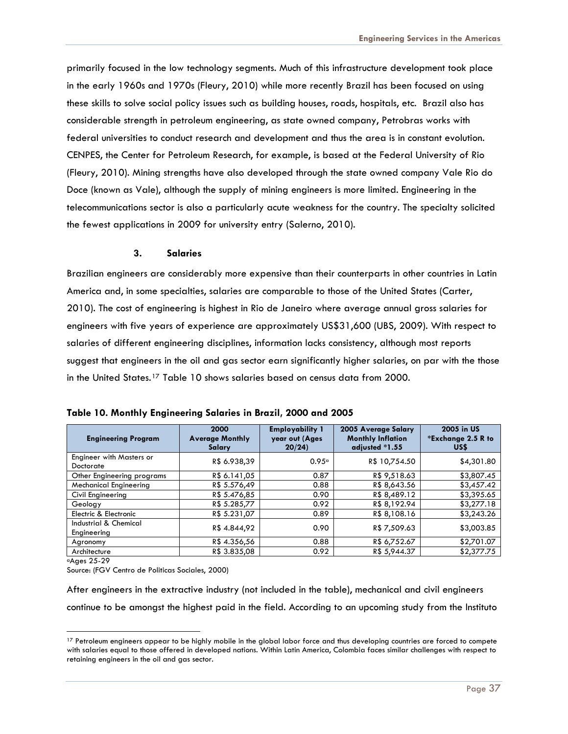primarily focused in the low technology segments. Much of this infrastructure development took place in the early 1960s and 1970s (Fleury, 2010) while more recently Brazil has been focused on using these skills to solve social policy issues such as building houses, roads, hospitals, etc. Brazil also has considerable strength in petroleum engineering, as state owned company, Petrobras works with federal universities to conduct research and development and thus the area is in constant evolution. CENPES, the Center for Petroleum Research, for example, is based at the Federal University of Rio (Fleury, 2010). Mining strengths have also developed through the state owned company Vale Rio do Doce (known as Vale), although the supply of mining engineers is more limited. Engineering in the telecommunications sector is also a particularly acute weakness for the country. The specialty solicited the fewest applications in 2009 for university entry (Salerno, 2010).

### 3. Salaries

Brazilian engineers are considerably more expensive than their counterparts in other countries in Latin America and, in some specialties, salaries are comparable to those of the United States (Carter, 2010). The cost of engineering is highest in Rio de Janeiro where average annual gross salaries for engineers with five years of experience are approximately US$31,600 (UBS, 2009). With respect to salaries of different engineering disciplines, information lacks consistency, although most reports suggest that engineers in the oil and gas sector earn significantly higher salaries, on par with the those in the United States.[17] Table 10 shows salaries based on census data from 2000.

**Table 10. Monthly Engineering Salaries in Brazil, 2000 and 2005**

| Engineering Program | 2000 Average Monthly Salary | Employability 1 year out (Ages 20/24) | 2005 Average Salary Monthly Inflation adjusted *1.55 | 2005 in US *Exchange 2.5 R to US$ |
|---|---|---|---|---|
| Engineer with Masters or Doctorate | R$ 6.938,39 | 0.95[a] | R$ 10,754.50 | $4,301.80 |
| Other Engineering programs | R$ 6.141,05 | 0.87 | R$ 9,518.63 | $3,807.45 |
| Mechanical Engineering | R$ 5.576,49 | 0.88 | R$ 8,643.56 | $3,457.42 |
| Civil Engineering | R$ 5.476,85 | 0.90 | R$ 8,489.12 | $3,395.65 |
| Geology | R$ 5.285,77 | 0.92 | R$ 8,192.94 | $3,277.18 |
| Electric & Electronic | R$ 5.231,07 | 0.89 | R$ 8,108.16 | $3,243.26 |
| Industrial & Chemical Engineering | R$ 4.844,92 | 0.90 | R$ 7,509.63 | $3,003.85 |
| Agronomy | R$ 4.356,56 | 0.88 | R$ 6,752.67 | $2,701.07 |
| Architecture | R$ 3.835,08 | 0.92 | R$ 5,944.37 | $2,377.75 |

[a]Ages 25-29

Source: (FGV Centro de Politicas Sociales, 2000)

After engineers in the extractive industry (not included in the table), mechanical and civil engineers continue to be amongst the highest paid in the field. According to an upcoming study from the Instituto

[17] Petroleum engineers appear to be highly mobile in the global labor force and thus developing countries are forced to compete with salaries equal to those offered in developed nations. Within Latin America, Colombia faces similar challenges with respect to retaining engineers in the oil and gas sector.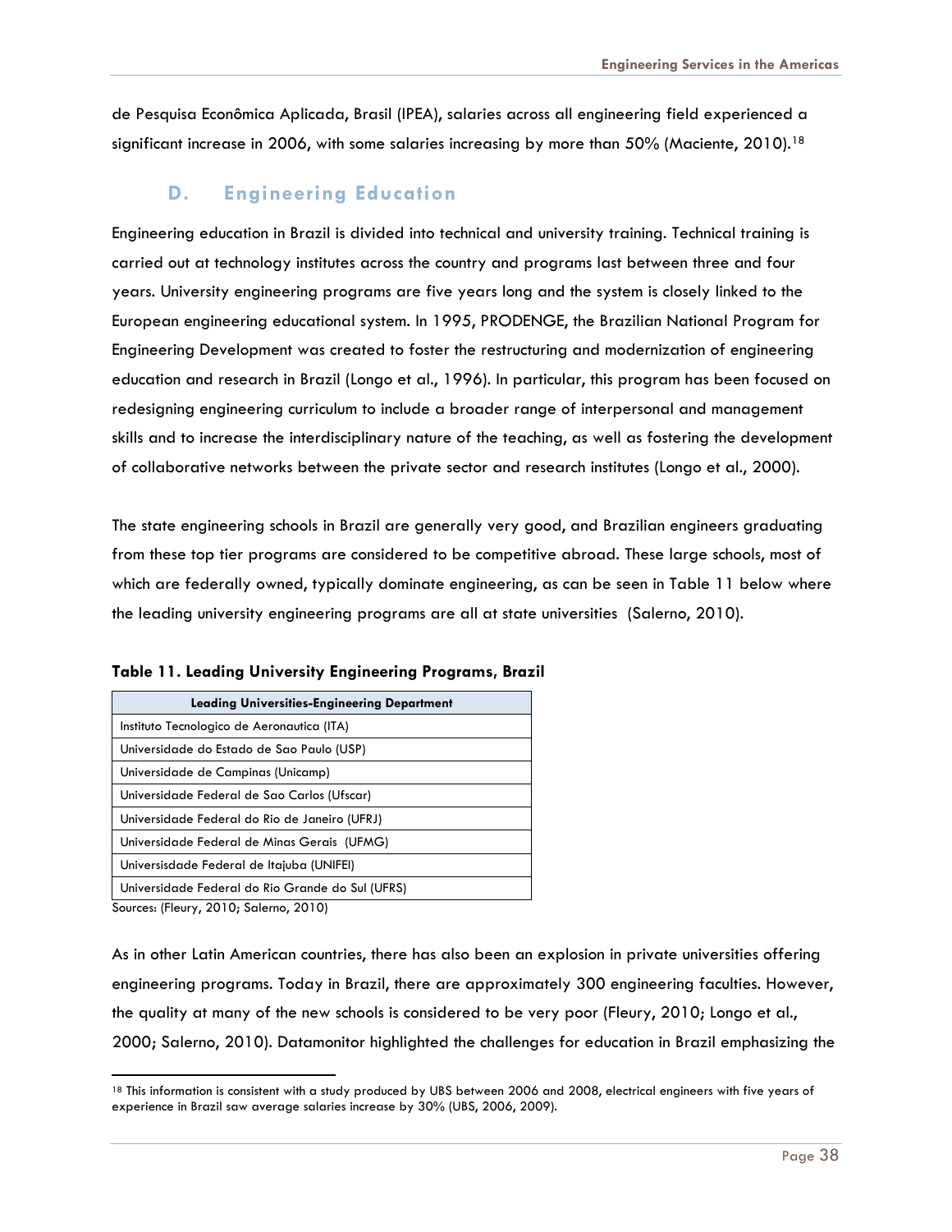de Pesquisa Econômica Aplicada, Brasil (IPEA), salaries across all engineering field experienced a significant increase in 2006, with some salaries increasing by more than 50% (Maciente, 2010).[18]

## D. Engineering Education

Engineering education in Brazil is divided into technical and university training. Technical training is carried out at technology institutes across the country and programs last between three and four years. University engineering programs are five years long and the system is closely linked to the European engineering educational system. In 1995, PRODENGE, the Brazilian National Program for Engineering Development was created to foster the restructuring and modernization of engineering education and research in Brazil (Longo et al., 1996). In particular, this program has been focused on redesigning engineering curriculum to include a broader range of interpersonal and management skills and to increase the interdisciplinary nature of the teaching, as well as fostering the development of collaborative networks between the private sector and research institutes (Longo et al., 2000).

The state engineering schools in Brazil are generally very good, and Brazilian engineers graduating from these top tier programs are considered to be competitive abroad. These large schools, most of which are federally owned, typically dominate engineering, as can be seen in Table 11 below where the leading university engineering programs are all at state universities (Salerno, 2010).

**Table 11. Leading University Engineering Programs, Brazil**

| Leading Universities-Engineering Department |
|---|
| Instituto Tecnologico de Aeronautica (ITA) |
| Universidade do Estado de Sao Paulo (USP) |
| Universidade de Campinas (Unicamp) |
| Universidade Federal de Sao Carlos (Ufscar) |
| Universidade Federal do Rio de Janeiro (UFRJ) |
| Universidade Federal de Minas Gerais (UFMG) |
| Universisdade Federal de Itajuba (UNIFEI) |
| Universidade Federal do Rio Grande do Sul (UFRS) |

Sources: (Fleury, 2010; Salerno, 2010)

As in other Latin American countries, there has also been an explosion in private universities offering engineering programs. Today in Brazil, there are approximately 300 engineering faculties. However, the quality at many of the new schools is considered to be very poor (Fleury, 2010; Longo et al., 2000; Salerno, 2010). Datamonitor highlighted the challenges for education in Brazil emphasizing the

[18] This information is consistent with a study produced by UBS between 2006 and 2008, electrical engineers with five years of experience in Brazil saw average salaries increase by 30% (UBS, 2006, 2009).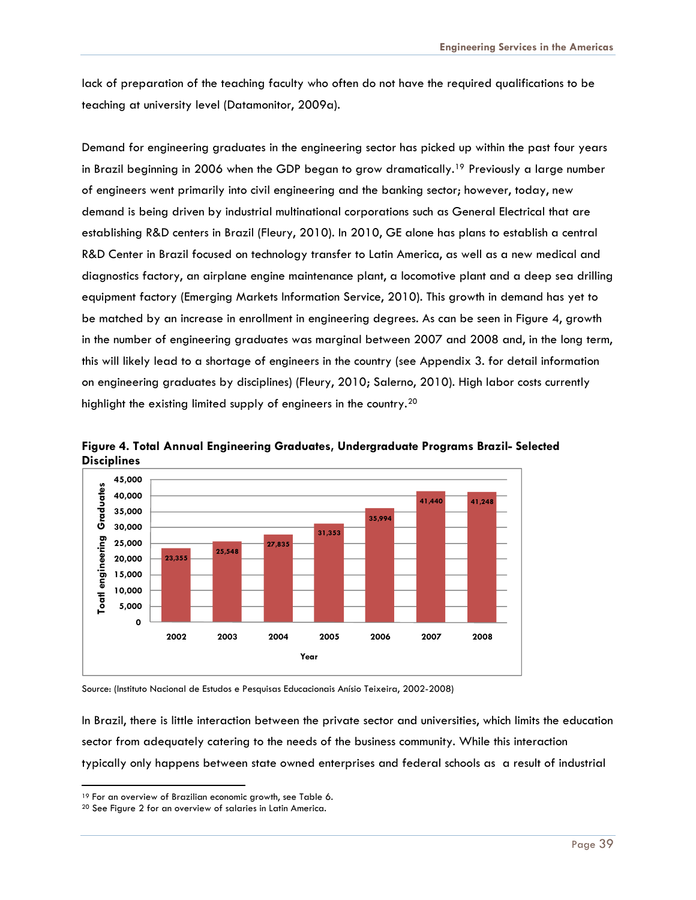lack of preparation of the teaching faculty who often do not have the required qualifications to be teaching at university level (Datamonitor, 2009a).

Demand for engineering graduates in the engineering sector has picked up within the past four years in Brazil beginning in 2006 when the GDP began to grow dramatically.[19] Previously a large number of engineers went primarily into civil engineering and the banking sector; however, today, new demand is being driven by industrial multinational corporations such as General Electrical that are establishing R&D centers in Brazil (Fleury, 2010). In 2010, GE alone has plans to establish a central R&D Center in Brazil focused on technology transfer to Latin America, as well as a new medical and diagnostics factory, an airplane engine maintenance plant, a locomotive plant and a deep sea drilling equipment factory (Emerging Markets Information Service, 2010). This growth in demand has yet to be matched by an increase in enrollment in engineering degrees. As can be seen in Figure 4, growth in the number of engineering graduates was marginal between 2007 and 2008 and, in the long term, this will likely lead to a shortage of engineers in the country (see Appendix 3. for detail information on engineering graduates by disciplines) (Fleury, 2010; Salerno, 2010). High labor costs currently highlight the existing limited supply of engineers in the country.[20]

**Figure 4. Total Annual Engineering Graduates, Undergraduate Programs Brazil- Selected Disciplines**

| Year | Toatl engineering Graduates |
|---|---|
| 2002 | 23,355 |
| 2003 | 25,548 |
| 2004 | 27,835 |
| 2005 | 31,353 |
| 2006 | 35,994 |
| 2007 | 41,440 |
| 2008 | 41,248 |

Source: (Instituto Nacional de Estudos e Pesquisas Educacionais Anísio Teixeira, 2002-2008)

In Brazil, there is little interaction between the private sector and universities, which limits the education sector from adequately catering to the needs of the business community. While this interaction typically only happens between state owned enterprises and federal schools as a result of industrial

[19] For an overview of Brazilian economic growth, see Table 6.

[20] See Figure 2 for an overview of salaries in Latin America.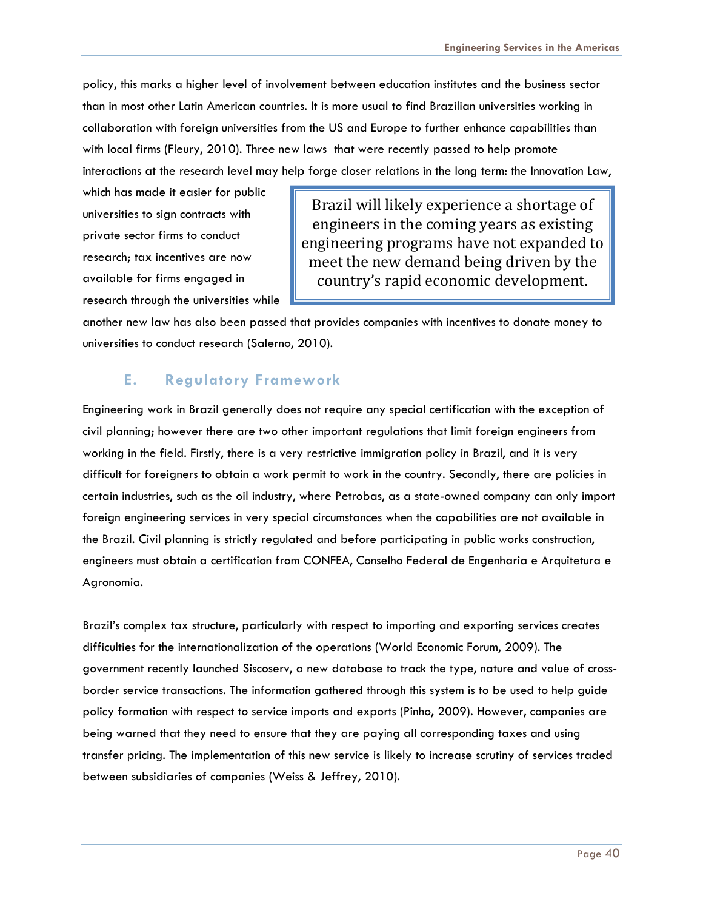policy, this marks a higher level of involvement between education institutes and the business sector than in most other Latin American countries. It is more usual to find Brazilian universities working in collaboration with foreign universities from the US and Europe to further enhance capabilities than with local firms (Fleury, 2010). Three new laws that were recently passed to help promote interactions at the research level may help forge closer relations in the long term: the Innovation Law, which has made it easier for public universities to sign contracts with private sector firms to conduct research; tax incentives are now available for firms engaged in research through the universities while another new law has also been passed that provides companies with incentives to donate money to universities to conduct research (Salerno, 2010).

> Brazil will likely experience a shortage of engineers in the coming years as existing engineering programs have not expanded to meet the new demand being driven by the country's rapid economic development.

## E. Regulatory Framework

Engineering work in Brazil generally does not require any special certification with the exception of civil planning; however there are two other important regulations that limit foreign engineers from working in the field. Firstly, there is a very restrictive immigration policy in Brazil, and it is very difficult for foreigners to obtain a work permit to work in the country. Secondly, there are policies in certain industries, such as the oil industry, where Petrobas, as a state-owned company can only import foreign engineering services in very special circumstances when the capabilities are not available in the Brazil. Civil planning is strictly regulated and before participating in public works construction, engineers must obtain a certification from CONFEA, Conselho Federal de Engenharia e Arquitetura e Agronomia.

Brazil's complex tax structure, particularly with respect to importing and exporting services creates difficulties for the internationalization of the operations (World Economic Forum, 2009). The government recently launched Siscoserv, a new database to track the type, nature and value of cross-border service transactions. The information gathered through this system is to be used to help guide policy formation with respect to service imports and exports (Pinho, 2009). However, companies are being warned that they need to ensure that they are paying all corresponding taxes and using transfer pricing. The implementation of this new service is likely to increase scrutiny of services traded between subsidiaries of companies (Weiss & Jeffrey, 2010).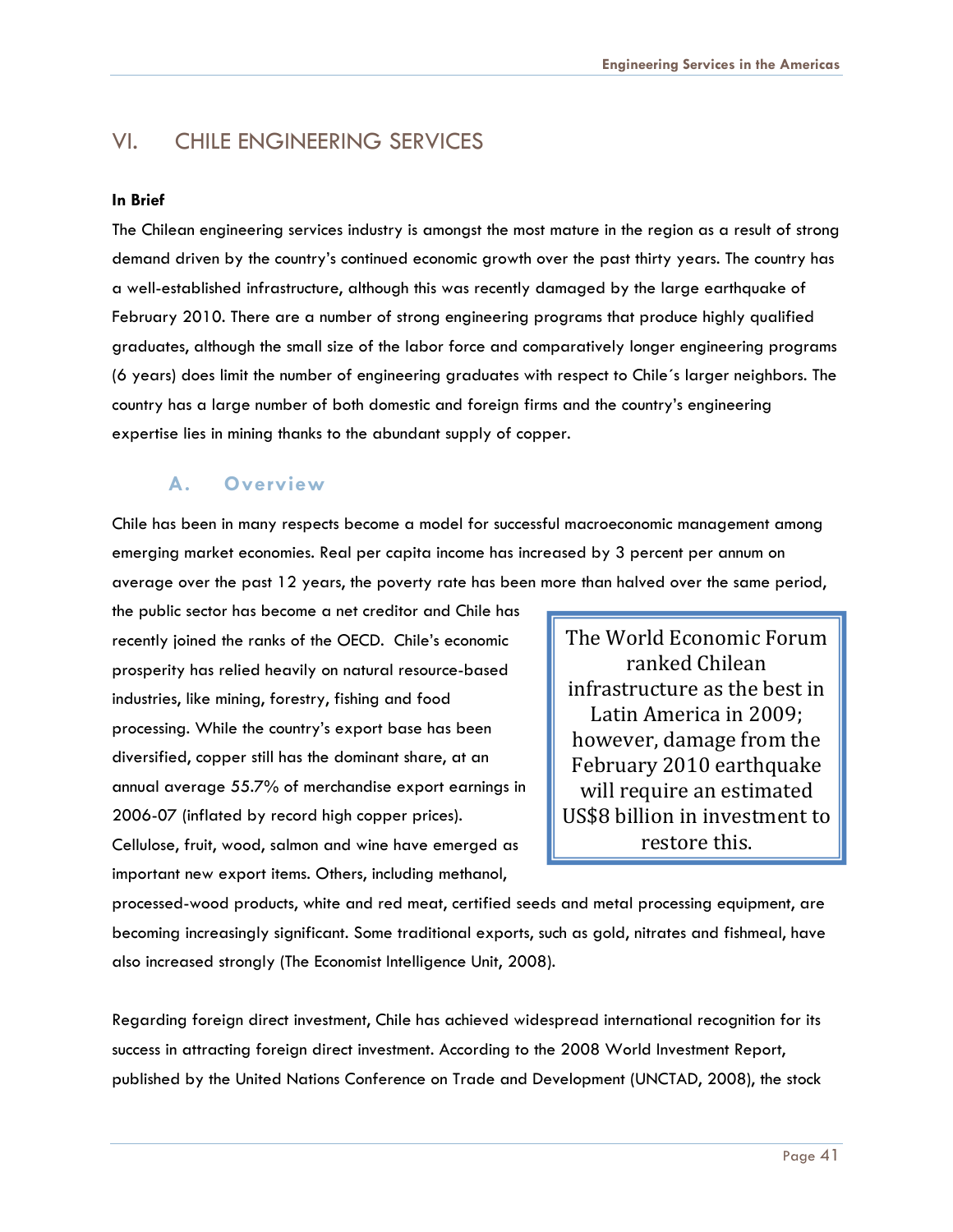# VI. CHILE ENGINEERING SERVICES

**In Brief**

The Chilean engineering services industry is amongst the most mature in the region as a result of strong demand driven by the country's continued economic growth over the past thirty years. The country has a well-established infrastructure, although this was recently damaged by the large earthquake of February 2010. There are a number of strong engineering programs that produce highly qualified graduates, although the small size of the labor force and comparatively longer engineering programs (6 years) does limit the number of engineering graduates with respect to Chile´s larger neighbors. The country has a large number of both domestic and foreign firms and the country's engineering expertise lies in mining thanks to the abundant supply of copper.

## A. Overview

Chile has been in many respects become a model for successful macroeconomic management among emerging market economies. Real per capita income has increased by 3 percent per annum on average over the past 12 years, the poverty rate has been more than halved over the same period, the public sector has become a net creditor and Chile has recently joined the ranks of the OECD. Chile's economic prosperity has relied heavily on natural resource-based industries, like mining, forestry, fishing and food processing. While the country's export base has been diversified, copper still has the dominant share, at an annual average 55.7% of merchandise export earnings in 2006-07 (inflated by record high copper prices). Cellulose, fruit, wood, salmon and wine have emerged as important new export items. Others, including methanol, processed-wood products, white and red meat, certified seeds and metal processing equipment, are becoming increasingly significant. Some traditional exports, such as gold, nitrates and fishmeal, have also increased strongly (The Economist Intelligence Unit, 2008).

> The World Economic Forum ranked Chilean infrastructure as the best in Latin America in 2009; however, damage from the February 2010 earthquake will require an estimated US$8 billion in investment to restore this.

Regarding foreign direct investment, Chile has achieved widespread international recognition for its success in attracting foreign direct investment. According to the 2008 World Investment Report, published by the United Nations Conference on Trade and Development (UNCTAD, 2008), the stock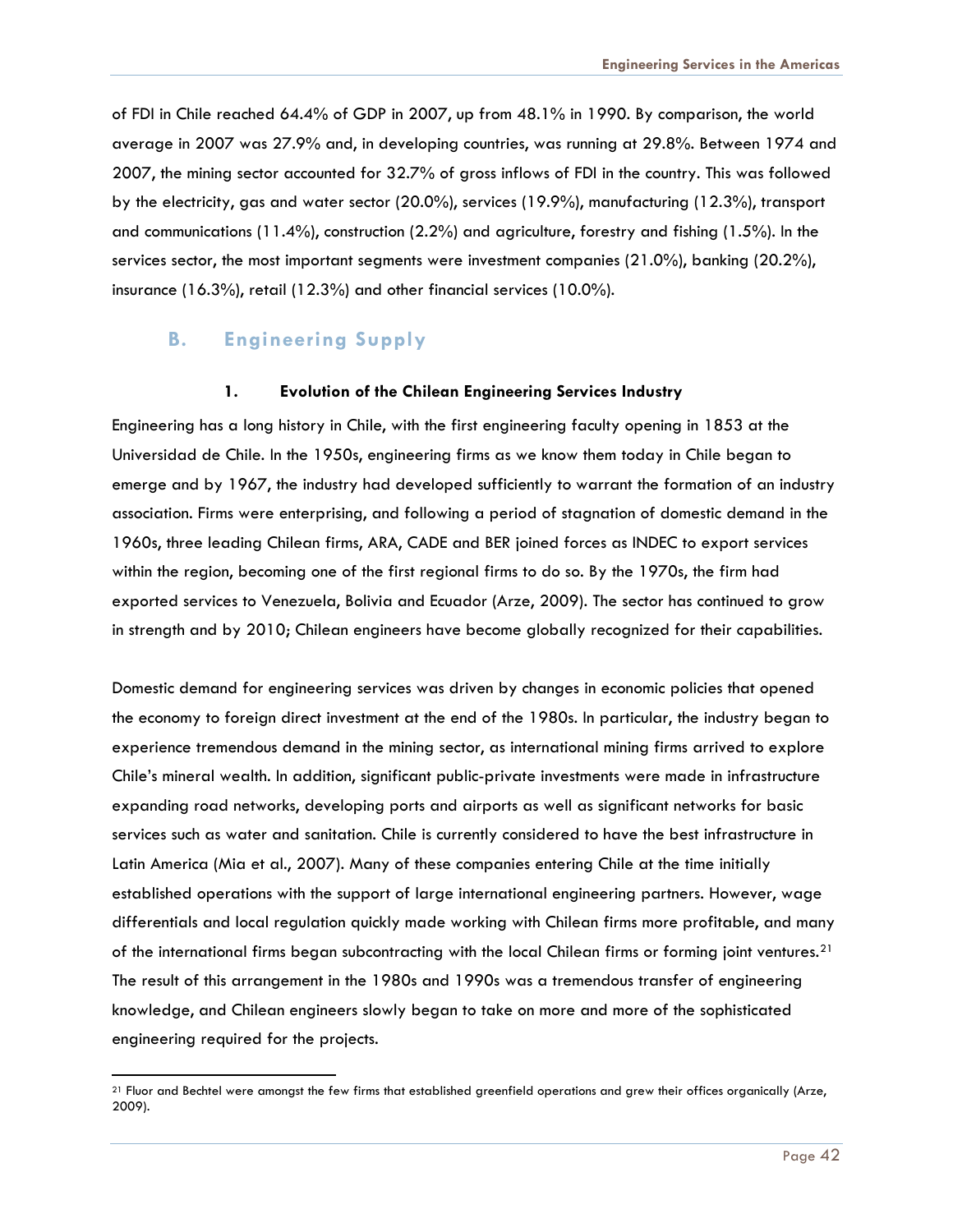of FDI in Chile reached 64.4% of GDP in 2007, up from 48.1% in 1990. By comparison, the world average in 2007 was 27.9% and, in developing countries, was running at 29.8%. Between 1974 and 2007, the mining sector accounted for 32.7% of gross inflows of FDI in the country. This was followed by the electricity, gas and water sector (20.0%), services (19.9%), manufacturing (12.3%), transport and communications (11.4%), construction (2.2%) and agriculture, forestry and fishing (1.5%). In the services sector, the most important segments were investment companies (21.0%), banking (20.2%), insurance (16.3%), retail (12.3%) and other financial services (10.0%).

## B. Engineering Supply

### 1. Evolution of the Chilean Engineering Services Industry

Engineering has a long history in Chile, with the first engineering faculty opening in 1853 at the Universidad de Chile. In the 1950s, engineering firms as we know them today in Chile began to emerge and by 1967, the industry had developed sufficiently to warrant the formation of an industry association. Firms were enterprising, and following a period of stagnation of domestic demand in the 1960s, three leading Chilean firms, ARA, CADE and BER joined forces as INDEC to export services within the region, becoming one of the first regional firms to do so. By the 1970s, the firm had exported services to Venezuela, Bolivia and Ecuador (Arze, 2009). The sector has continued to grow in strength and by 2010; Chilean engineers have become globally recognized for their capabilities.

Domestic demand for engineering services was driven by changes in economic policies that opened the economy to foreign direct investment at the end of the 1980s. In particular, the industry began to experience tremendous demand in the mining sector, as international mining firms arrived to explore Chile's mineral wealth. In addition, significant public-private investments were made in infrastructure expanding road networks, developing ports and airports as well as significant networks for basic services such as water and sanitation. Chile is currently considered to have the best infrastructure in Latin America (Mia et al., 2007). Many of these companies entering Chile at the time initially established operations with the support of large international engineering partners. However, wage differentials and local regulation quickly made working with Chilean firms more profitable, and many of the international firms began subcontracting with the local Chilean firms or forming joint ventures.[21] The result of this arrangement in the 1980s and 1990s was a tremendous transfer of engineering knowledge, and Chilean engineers slowly began to take on more and more of the sophisticated engineering required for the projects.

[21] Fluor and Bechtel were amongst the few firms that established greenfield operations and grew their offices organically (Arze, 2009).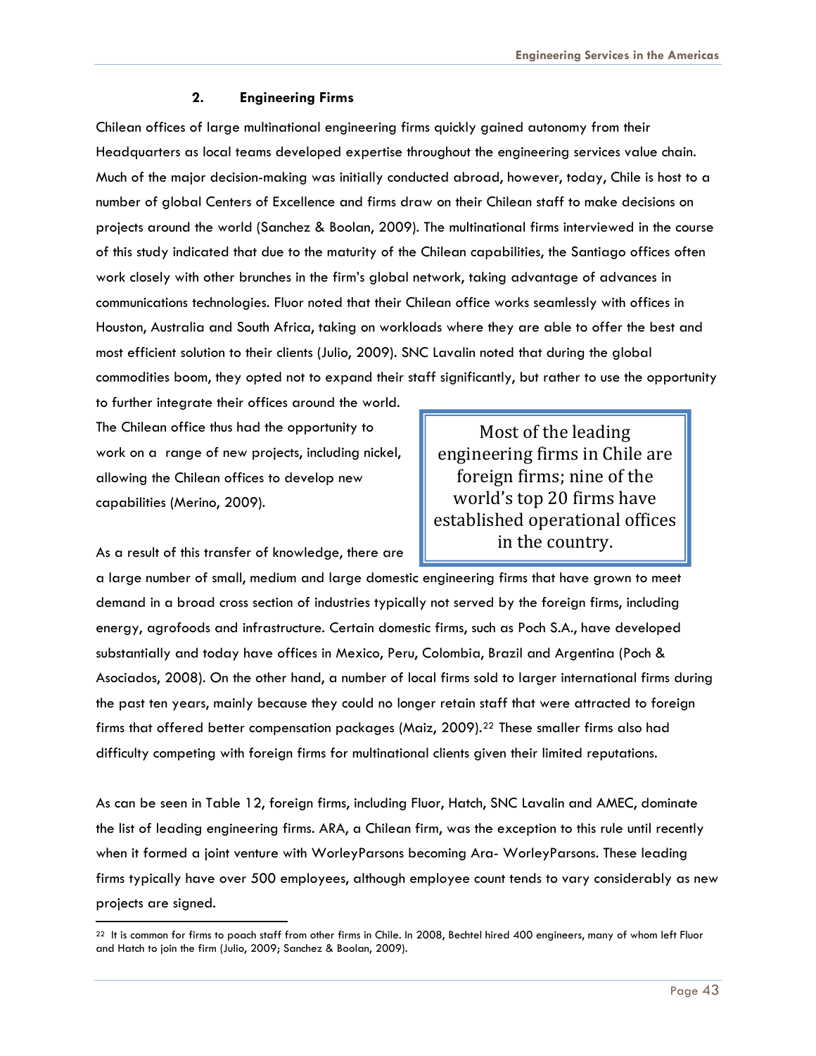## 2. Engineering Firms

Chilean offices of large multinational engineering firms quickly gained autonomy from their Headquarters as local teams developed expertise throughout the engineering services value chain. Much of the major decision-making was initially conducted abroad, however, today, Chile is host to a number of global Centers of Excellence and firms draw on their Chilean staff to make decisions on projects around the world (Sanchez & Boolan, 2009). The multinational firms interviewed in the course of this study indicated that due to the maturity of the Chilean capabilities, the Santiago offices often work closely with other brunches in the firm's global network, taking advantage of advances in communications technologies. Fluor noted that their Chilean office works seamlessly with offices in Houston, Australia and South Africa, taking on workloads where they are able to offer the best and most efficient solution to their clients (Julio, 2009). SNC Lavalin noted that during the global commodities boom, they opted not to expand their staff significantly, but rather to use the opportunity to further integrate their offices around the world. The Chilean office thus had the opportunity to work on a range of new projects, including nickel, allowing the Chilean offices to develop new capabilities (Merino, 2009).

> Most of the leading engineering firms in Chile are foreign firms; nine of the world's top 20 firms have established operational offices in the country.

As a result of this transfer of knowledge, there are a large number of small, medium and large domestic engineering firms that have grown to meet demand in a broad cross section of industries typically not served by the foreign firms, including energy, agrofoods and infrastructure. Certain domestic firms, such as Poch S.A., have developed substantially and today have offices in Mexico, Peru, Colombia, Brazil and Argentina (Poch & Asociados, 2008). On the other hand, a number of local firms sold to larger international firms during the past ten years, mainly because they could no longer retain staff that were attracted to foreign firms that offered better compensation packages (Maiz, 2009).[22] These smaller firms also had difficulty competing with foreign firms for multinational clients given their limited reputations.

As can be seen in Table 12, foreign firms, including Fluor, Hatch, SNC Lavalin and AMEC, dominate the list of leading engineering firms. ARA, a Chilean firm, was the exception to this rule until recently when it formed a joint venture with WorleyParsons becoming Ara- WorleyParsons. These leading firms typically have over 500 employees, although employee count tends to vary considerably as new projects are signed.

[22] It is common for firms to poach staff from other firms in Chile. In 2008, Bechtel hired 400 engineers, many of whom left Fluor and Hatch to join the firm (Julio, 2009; Sanchez & Boolan, 2009).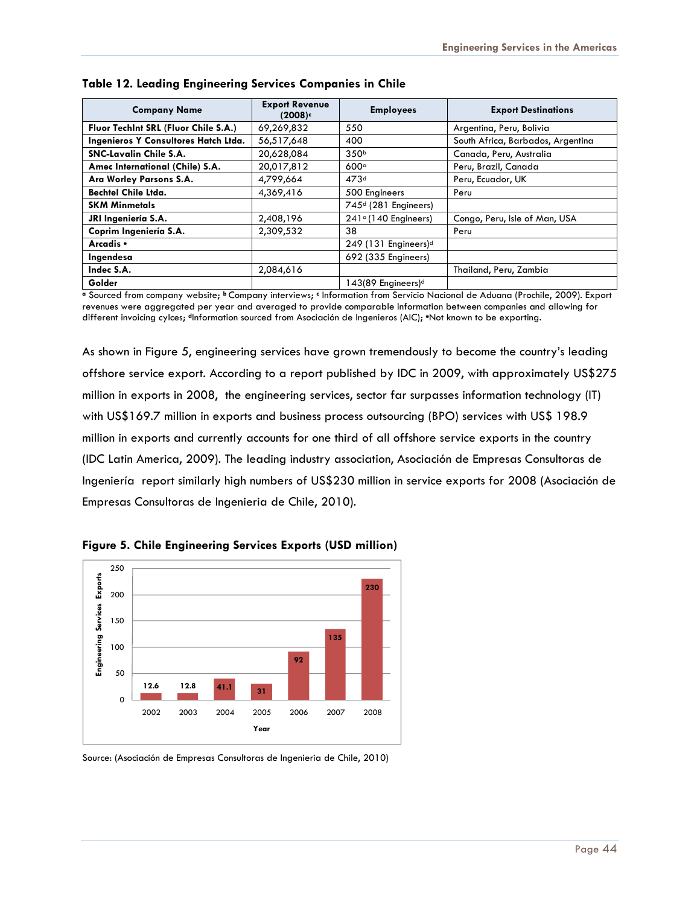**Table 12. Leading Engineering Services Companies in Chile**

| Company Name | Export Revenue (2008)[c] | Employees | Export Destinations |
|---|---|---|---|
| **Fluor TechInt SRL (Fluor Chile S.A.)** | 69,269,832 | 550 | Argentina, Peru, Bolivia |
| **Ingenieros Y Consultores Hatch Ltda.** | 56,517,648 | 400 | South Africa, Barbados, Argentina |
| **SNC-Lavalin Chile S.A.** | 20,628,084 | 350[b] | Canada, Peru, Australia |
| **Amec International (Chile) S.A.** | 20,017,812 | 600[a] | Peru, Brazil, Canada |
| **Ara Worley Parsons S.A.** | 4,799,664 | 473[d] | Peru, Ecuador, UK |
| **Bechtel Chile Ltda.** | 4,369,416 | 500 Engineers | Peru |
| **SKM Minmetals** | | 745[d] (281 Engineers) | |
| **JRI Ingeniería S.A.** | 2,408,196 | 241[a] (140 Engineers) | Congo, Peru, Isle of Man, USA |
| **Coprim Ingeniería S.A.** | 2,309,532 | 38 | Peru |
| **Arcadis [e]** | | 249 (131 Engineers)[d] | |
| **Ingendesa** | | 692 (335 Engineers) | |
| **Indec S.A.** | 2,084,616 | | Thailand, Peru, Zambia |
| **Golder** | | 143(89 Engineers)[d] | |

[a] Sourced from company website; [b] Company interviews; [c] Information from Servicio Nacional de Aduana (Prochile, 2009). Export revenues were aggregated per year and averaged to provide comparable information between companies and allowing for different invoicing cylces; [d]Information sourced from Asociación de Ingenieros (AIC); [e]Not known to be exporting.

As shown in Figure 5, engineering services have grown tremendously to become the country's leading offshore service export. According to a report published by IDC in 2009, with approximately US$275 million in exports in 2008, the engineering services, sector far surpasses information technology (IT) with US$169.7 million in exports and business process outsourcing (BPO) services with US$ 198.9 million in exports and currently accounts for one third of all offshore service exports in the country (IDC Latin America, 2009). The leading industry association, Asociación de Empresas Consultoras de Ingeniería report similarly high numbers of US$230 million in service exports for 2008 (Asociación de Empresas Consultoras de Ingenieria de Chile, 2010).

**Figure 5. Chile Engineering Services Exports (USD million)**

Engineering Services Exports
250
200
150
100
50
0
12.6
12.8
41.1
31
92
135
230
2002
2003
2004
2005
2006
2007
2008
Year

Source: (Asociación de Empresas Consultoras de Ingenieria de Chile, 2010)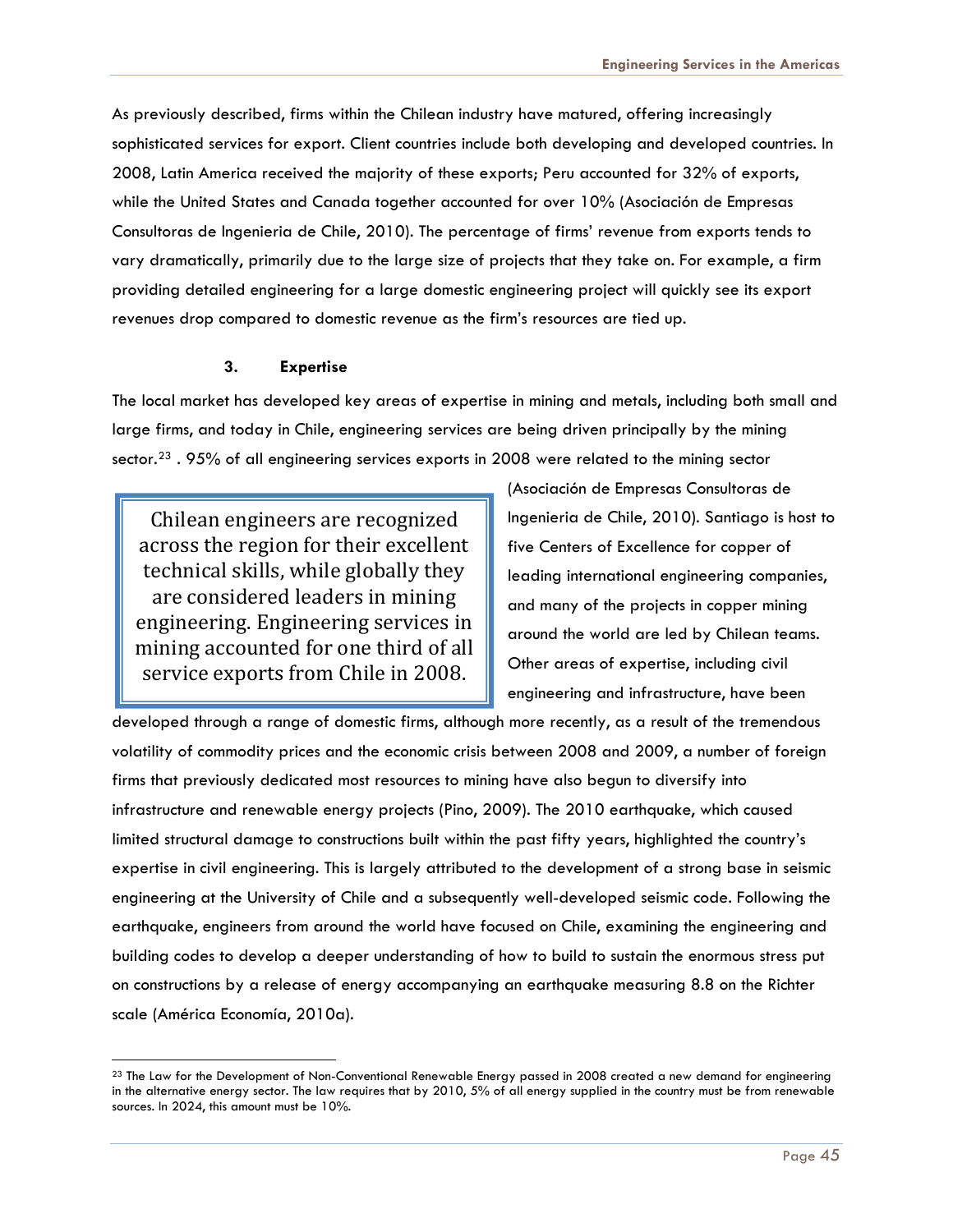As previously described, firms within the Chilean industry have matured, offering increasingly sophisticated services for export. Client countries include both developing and developed countries. In 2008, Latin America received the majority of these exports; Peru accounted for 32% of exports, while the United States and Canada together accounted for over 10% (Asociación de Empresas Consultoras de Ingenieria de Chile, 2010). The percentage of firms' revenue from exports tends to vary dramatically, primarily due to the large size of projects that they take on. For example, a firm providing detailed engineering for a large domestic engineering project will quickly see its export revenues drop compared to domestic revenue as the firm's resources are tied up.

### 3. Expertise

The local market has developed key areas of expertise in mining and metals, including both small and large firms, and today in Chile, engineering services are being driven principally by the mining sector.[23] . 95% of all engineering services exports in 2008 were related to the mining sector (Asociación de Empresas Consultoras de Ingenieria de Chile, 2010). Santiago is host to five Centers of Excellence for copper of leading international engineering companies, and many of the projects in copper mining around the world are led by Chilean teams. Other areas of expertise, including civil engineering and infrastructure, have been developed through a range of domestic firms, although more recently, as a result of the tremendous volatility of commodity prices and the economic crisis between 2008 and 2009, a number of foreign firms that previously dedicated most resources to mining have also begun to diversify into infrastructure and renewable energy projects (Pino, 2009). The 2010 earthquake, which caused limited structural damage to constructions built within the past fifty years, highlighted the country's expertise in civil engineering. This is largely attributed to the development of a strong base in seismic engineering at the University of Chile and a subsequently well-developed seismic code. Following the earthquake, engineers from around the world have focused on Chile, examining the engineering and building codes to develop a deeper understanding of how to build to sustain the enormous stress put on constructions by a release of energy accompanying an earthquake measuring 8.8 on the Richter scale (América Economía, 2010a).

> Chilean engineers are recognized across the region for their excellent technical skills, while globally they are considered leaders in mining engineering. Engineering services in mining accounted for one third of all service exports from Chile in 2008.

[23] The Law for the Development of Non-Conventional Renewable Energy passed in 2008 created a new demand for engineering in the alternative energy sector. The law requires that by 2010, 5% of all energy supplied in the country must be from renewable sources. In 2024, this amount must be 10%.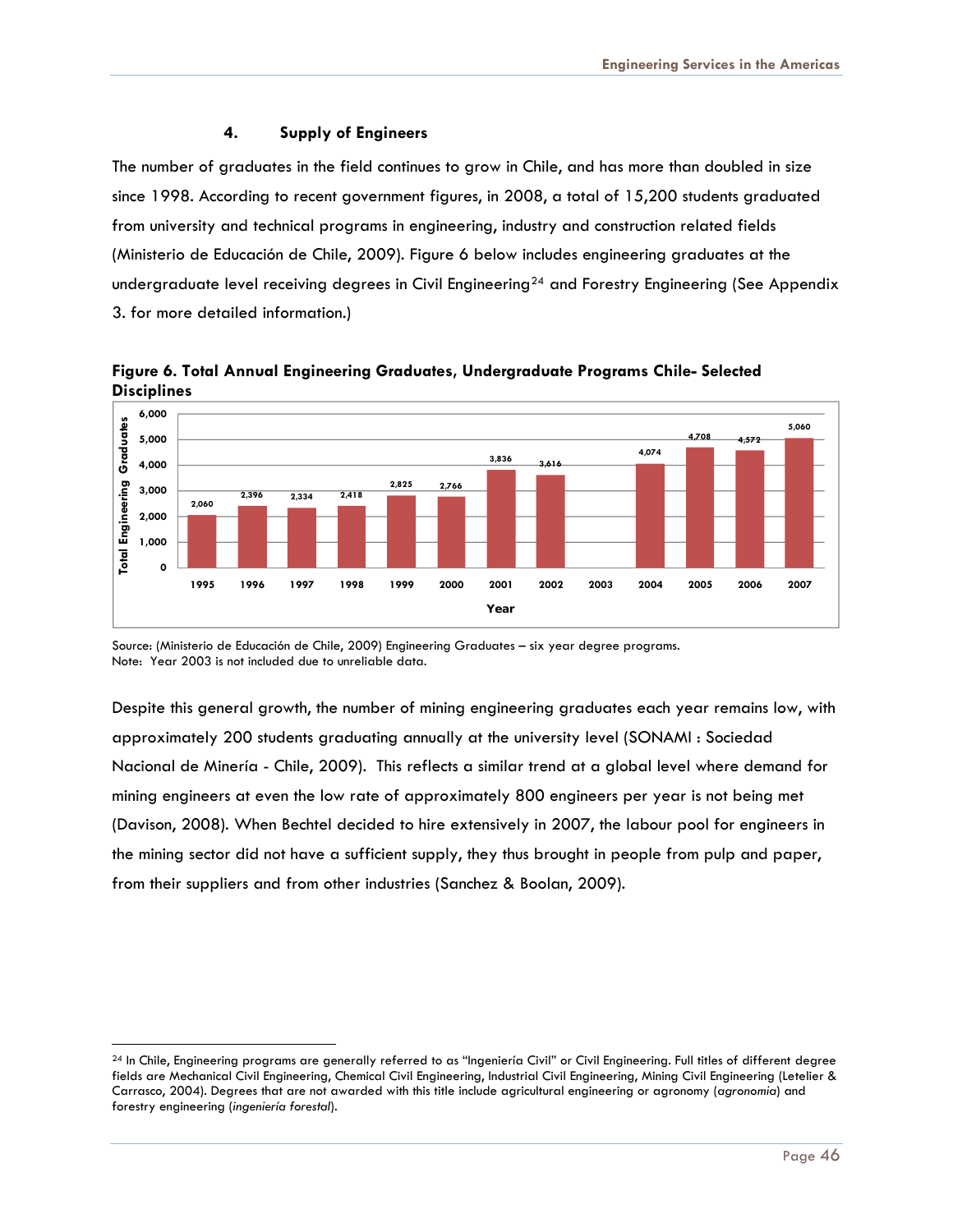### 4. Supply of Engineers

The number of graduates in the field continues to grow in Chile, and has more than doubled in size since 1998. According to recent government figures, in 2008, a total of 15,200 students graduated from university and technical programs in engineering, industry and construction related fields (Ministerio de Educación de Chile, 2009). Figure 6 below includes engineering graduates at the undergraduate level receiving degrees in Civil Engineering[24] and Forestry Engineering (See Appendix 3. for more detailed information.)

**Figure 6. Total Annual Engineering Graduates, Undergraduate Programs Chile- Selected Disciplines**

Total Engineering Graduates

6,000
5,000
4,000
3,000
2,000
1,000
0

2,060
2,396
2,334
2,418
2,825
2,766
3,836
3,616
4,074
4,708
4,572
5,060

1995
1996
1997
1998
1999
2000
2001
2002
2003
2004
2005
2006
2007

Year

Source: (Ministerio de Educación de Chile, 2009) Engineering Graduates – six year degree programs.
Note: Year 2003 is not included due to unreliable data.

Despite this general growth, the number of mining engineering graduates each year remains low, with approximately 200 students graduating annually at the university level (SONAMI : Sociedad Nacional de Minería - Chile, 2009). This reflects a similar trend at a global level where demand for mining engineers at even the low rate of approximately 800 engineers per year is not being met (Davison, 2008). When Bechtel decided to hire extensively in 2007, the labour pool for engineers in the mining sector did not have a sufficient supply, they thus brought in people from pulp and paper, from their suppliers and from other industries (Sanchez & Boolan, 2009).

[24] In Chile, Engineering programs are generally referred to as "Ingeniería Civil" or Civil Engineering. Full titles of different degree fields are Mechanical Civil Engineering, Chemical Civil Engineering, Industrial Civil Engineering, Mining Civil Engineering (Letelier & Carrasco, 2004). Degrees that are not awarded with this title include agricultural engineering or agronomy (*agronomia*) and forestry engineering (*ingeniería forestal*).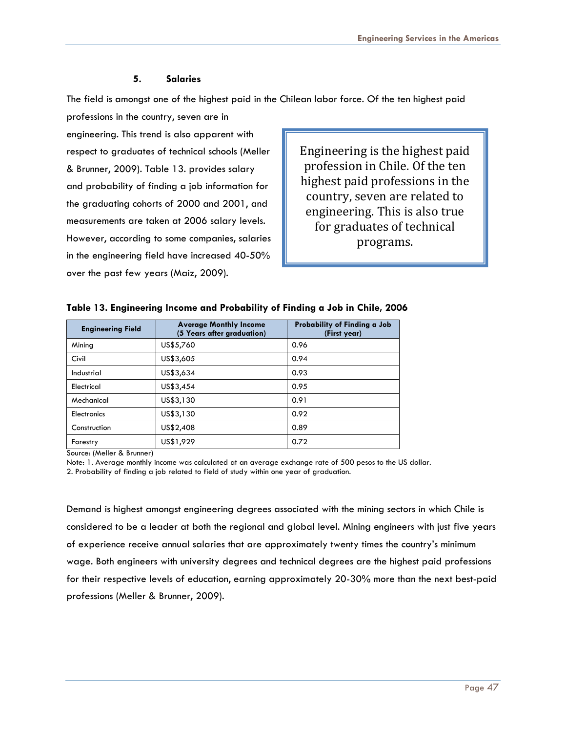### 5. Salaries

The field is amongst one of the highest paid in the Chilean labor force. Of the ten highest paid professions in the country, seven are in engineering. This trend is also apparent with respect to graduates of technical schools (Meller & Brunner, 2009). Table 13. provides salary and probability of finding a job information for the graduating cohorts of 2000 and 2001, and measurements are taken at 2006 salary levels. However, according to some companies, salaries in the engineering field have increased 40-50% over the past few years (Maiz, 2009).

> Engineering is the highest paid profession in Chile. Of the ten highest paid professions in the country, seven are related to engineering. This is also true for graduates of technical programs.

**Table 13. Engineering Income and Probability of Finding a Job in Chile, 2006**

| Engineering Field | Average Monthly Income (5 Years after graduation) | Probability of Finding a Job (First year) |
|---|---|---|
| Mining | US$5,760 | 0.96 |
| Civil | US$3,605 | 0.94 |
| Industrial | US$3,634 | 0.93 |
| Electrical | US$3,454 | 0.95 |
| Mechanical | US$3,130 | 0.91 |
| Electronics | US$3,130 | 0.92 |
| Construction | US$2,408 | 0.89 |
| Forestry | US$1,929 | 0.72 |

Source: (Meller & Brunner)

Note: 1. Average monthly income was calculated at an average exchange rate of 500 pesos to the US dollar.

2. Probability of finding a job related to field of study within one year of graduation.

Demand is highest amongst engineering degrees associated with the mining sectors in which Chile is considered to be a leader at both the regional and global level. Mining engineers with just five years of experience receive annual salaries that are approximately twenty times the country's minimum wage. Both engineers with university degrees and technical degrees are the highest paid professions for their respective levels of education, earning approximately 20-30% more than the next best-paid professions (Meller & Brunner, 2009).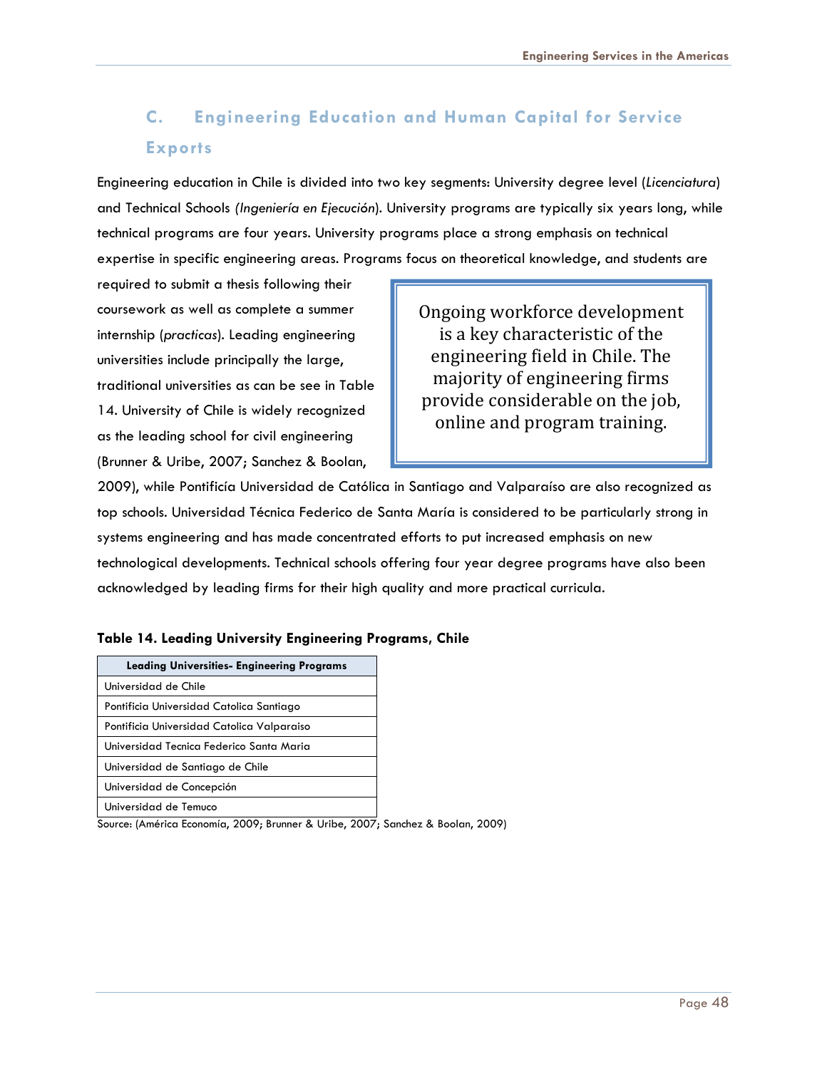## C. Engineering Education and Human Capital for Service Exports

Engineering education in Chile is divided into two key segments: University degree level (*Licenciatura*) and Technical Schools *(Ingeniería en Ejecución*). University programs are typically six years long, while technical programs are four years. University programs place a strong emphasis on technical expertise in specific engineering areas. Programs focus on theoretical knowledge, and students are required to submit a thesis following their coursework as well as complete a summer internship (*practicas*). Leading engineering universities include principally the large, traditional universities as can be see in Table 14. University of Chile is widely recognized as the leading school for civil engineering (Brunner & Uribe, 2007; Sanchez & Boolan, 2009), while Pontificía Universidad de Católica in Santiago and Valparaíso are also recognized as top schools. Universidad Técnica Federico de Santa María is considered to be particularly strong in systems engineering and has made concentrated efforts to put increased emphasis on new technological developments. Technical schools offering four year degree programs have also been acknowledged by leading firms for their high quality and more practical curricula.

> Ongoing workforce development is a key characteristic of the engineering field in Chile. The majority of engineering firms provide considerable on the job, online and program training.

**Table 14. Leading University Engineering Programs, Chile**

| Leading Universities- Engineering Programs |
|---|
| Universidad de Chile |
| Pontificia Universidad Catolica Santiago |
| Pontificia Universidad Catolica Valparaiso |
| Universidad Tecnica Federico Santa Maria |
| Universidad de Santiago de Chile |
| Universidad de Concepción |
| Universidad de Temuco |

Source: (América Economía, 2009; Brunner & Uribe, 2007; Sanchez & Boolan, 2009)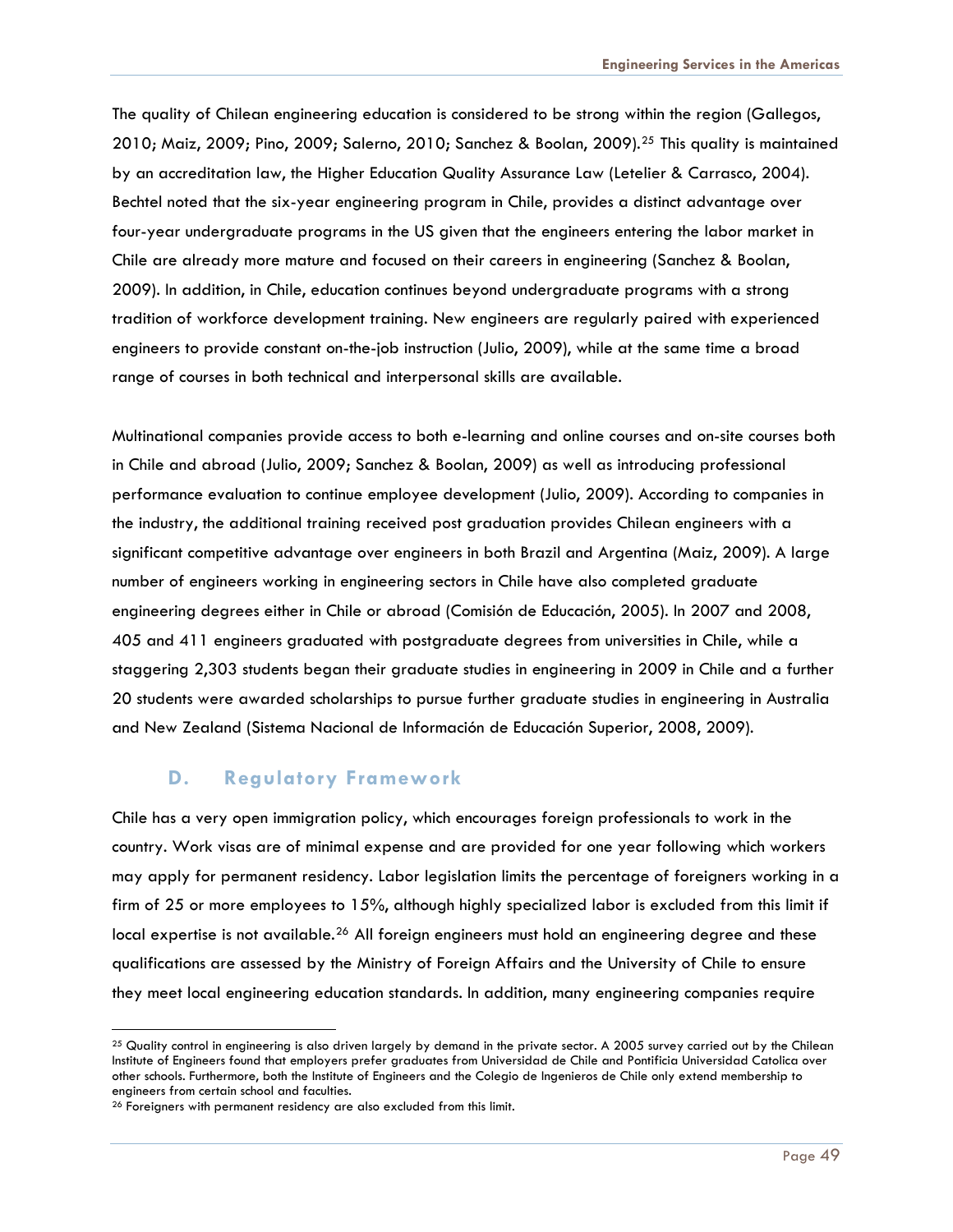The quality of Chilean engineering education is considered to be strong within the region (Gallegos, 2010; Maiz, 2009; Pino, 2009; Salerno, 2010; Sanchez & Boolan, 2009).[25] This quality is maintained by an accreditation law, the Higher Education Quality Assurance Law (Letelier & Carrasco, 2004). Bechtel noted that the six-year engineering program in Chile, provides a distinct advantage over four-year undergraduate programs in the US given that the engineers entering the labor market in Chile are already more mature and focused on their careers in engineering (Sanchez & Boolan, 2009). In addition, in Chile, education continues beyond undergraduate programs with a strong tradition of workforce development training. New engineers are regularly paired with experienced engineers to provide constant on-the-job instruction (Julio, 2009), while at the same time a broad range of courses in both technical and interpersonal skills are available.

Multinational companies provide access to both e-learning and online courses and on-site courses both in Chile and abroad (Julio, 2009; Sanchez & Boolan, 2009) as well as introducing professional performance evaluation to continue employee development (Julio, 2009). According to companies in the industry, the additional training received post graduation provides Chilean engineers with a significant competitive advantage over engineers in both Brazil and Argentina (Maiz, 2009). A large number of engineers working in engineering sectors in Chile have also completed graduate engineering degrees either in Chile or abroad (Comisión de Educación, 2005). In 2007 and 2008, 405 and 411 engineers graduated with postgraduate degrees from universities in Chile, while a staggering 2,303 students began their graduate studies in engineering in 2009 in Chile and a further 20 students were awarded scholarships to pursue further graduate studies in engineering in Australia and New Zealand (Sistema Nacional de Información de Educación Superior, 2008, 2009).

## D. Regulatory Framework

Chile has a very open immigration policy, which encourages foreign professionals to work in the country. Work visas are of minimal expense and are provided for one year following which workers may apply for permanent residency. Labor legislation limits the percentage of foreigners working in a firm of 25 or more employees to 15%, although highly specialized labor is excluded from this limit if local expertise is not available.[26] All foreign engineers must hold an engineering degree and these qualifications are assessed by the Ministry of Foreign Affairs and the University of Chile to ensure they meet local engineering education standards. In addition, many engineering companies require

---

[25] Quality control in engineering is also driven largely by demand in the private sector. A 2005 survey carried out by the Chilean Institute of Engineers found that employers prefer graduates from Universidad de Chile and Pontificia Universidad Catolica over other schools. Furthermore, both the Institute of Engineers and the Colegio de Ingenieros de Chile only extend membership to engineers from certain school and faculties.

[26] Foreigners with permanent residency are also excluded from this limit.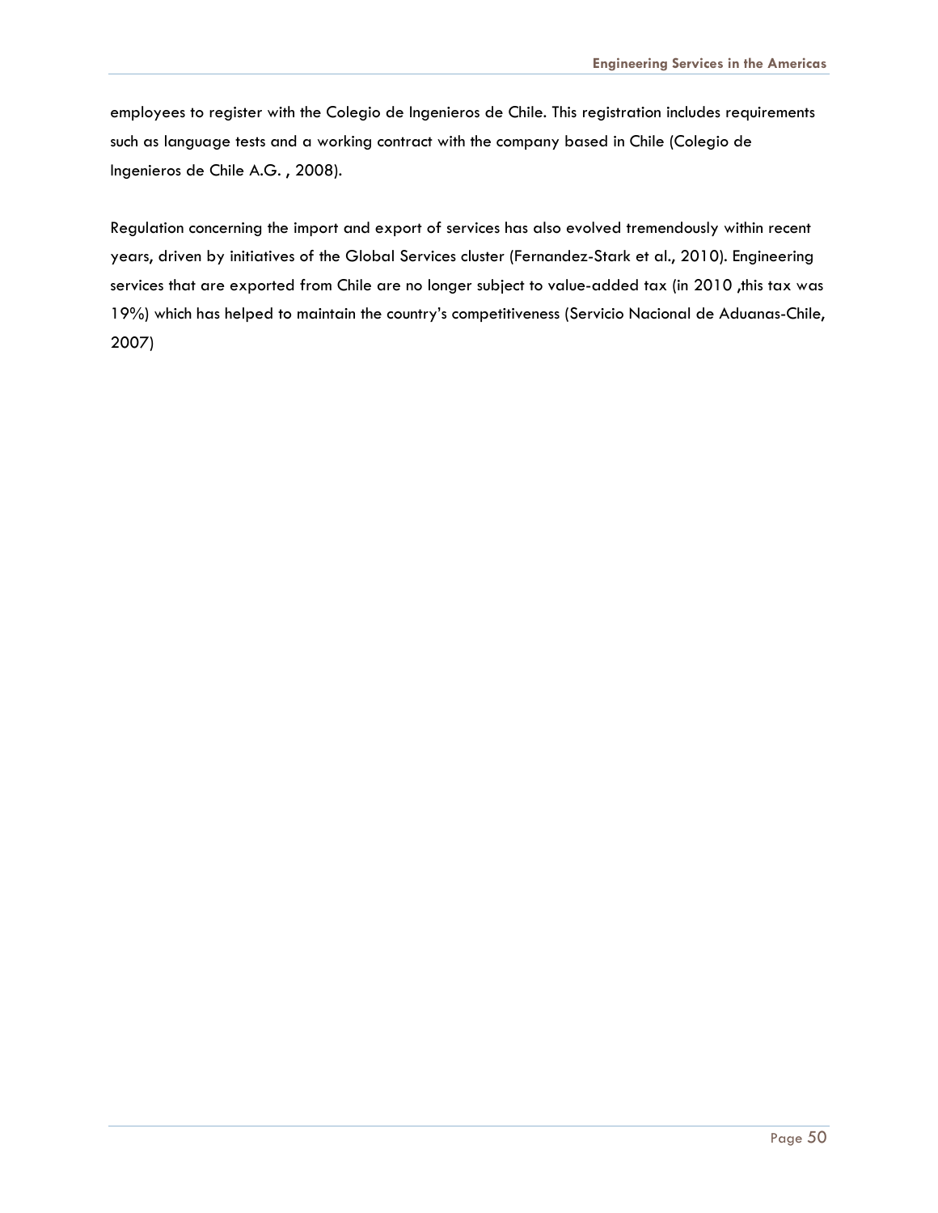employees to register with the Colegio de Ingenieros de Chile. This registration includes requirements such as language tests and a working contract with the company based in Chile (Colegio de Ingenieros de Chile A.G. , 2008).

Regulation concerning the import and export of services has also evolved tremendously within recent years, driven by initiatives of the Global Services cluster (Fernandez-Stark et al., 2010). Engineering services that are exported from Chile are no longer subject to value-added tax (in 2010 ,this tax was 19%) which has helped to maintain the country's competitiveness (Servicio Nacional de Aduanas-Chile, 2007)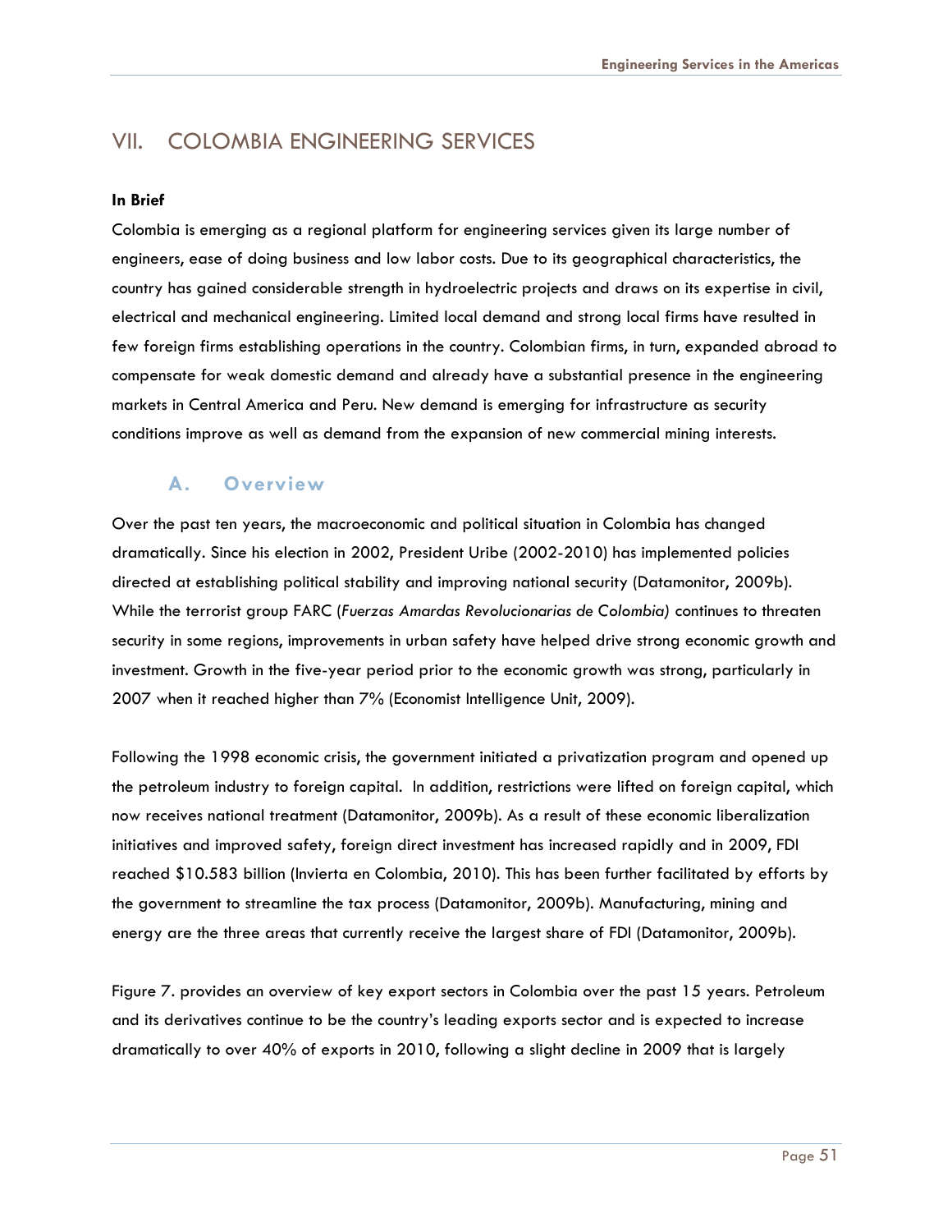# VII. COLOMBIA ENGINEERING SERVICES

**In Brief**

Colombia is emerging as a regional platform for engineering services given its large number of engineers, ease of doing business and low labor costs. Due to its geographical characteristics, the country has gained considerable strength in hydroelectric projects and draws on its expertise in civil, electrical and mechanical engineering. Limited local demand and strong local firms have resulted in few foreign firms establishing operations in the country. Colombian firms, in turn, expanded abroad to compensate for weak domestic demand and already have a substantial presence in the engineering markets in Central America and Peru. New demand is emerging for infrastructure as security conditions improve as well as demand from the expansion of new commercial mining interests.

## A. Overview

Over the past ten years, the macroeconomic and political situation in Colombia has changed dramatically. Since his election in 2002, President Uribe (2002-2010) has implemented policies directed at establishing political stability and improving national security (Datamonitor, 2009b). While the terrorist group FARC (*Fuerzas Amardas Revolucionarias de Colombia)* continues to threaten security in some regions, improvements in urban safety have helped drive strong economic growth and investment. Growth in the five-year period prior to the economic growth was strong, particularly in 2007 when it reached higher than 7% (Economist Intelligence Unit, 2009).

Following the 1998 economic crisis, the government initiated a privatization program and opened up the petroleum industry to foreign capital. In addition, restrictions were lifted on foreign capital, which now receives national treatment (Datamonitor, 2009b). As a result of these economic liberalization initiatives and improved safety, foreign direct investment has increased rapidly and in 2009, FDI reached $10.583 billion (Invierta en Colombia, 2010). This has been further facilitated by efforts by the government to streamline the tax process (Datamonitor, 2009b). Manufacturing, mining and energy are the three areas that currently receive the largest share of FDI (Datamonitor, 2009b).

Figure 7. provides an overview of key export sectors in Colombia over the past 15 years. Petroleum and its derivatives continue to be the country's leading exports sector and is expected to increase dramatically to over 40% of exports in 2010, following a slight decline in 2009 that is largely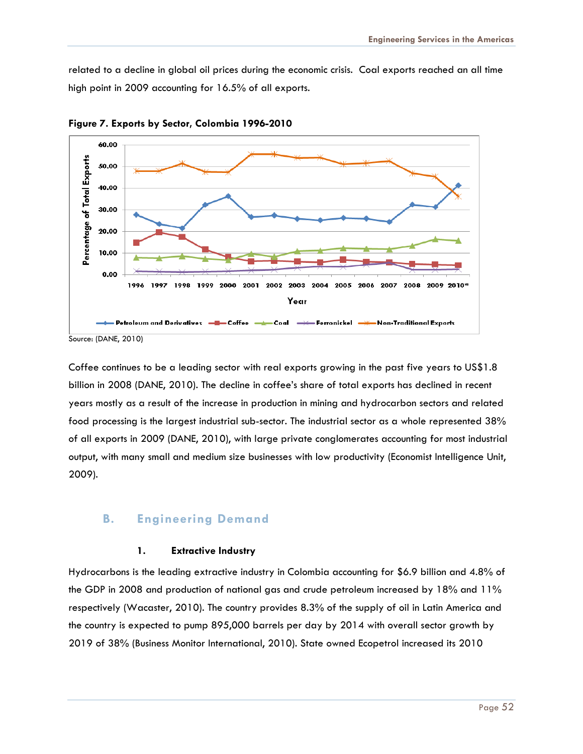related to a decline in global oil prices during the economic crisis. Coal exports reached an all time high point in 2009 accounting for 16.5% of all exports.

**Figure 7. Exports by Sector, Colombia 1996-2010**

60.00
50.00
40.00
30.00
20.00
10.00
0.00

Percentage of Total Exports

1996 1997 1998 1999 2000 2001 2002 2003 2004 2005 2006 2007 2008 2009 2010*

Year

Petroleum and Derivatives, Coffee, Coal, Ferronickel, Non-Traditional Exports

Source: (DANE, 2010)

Coffee continues to be a leading sector with real exports growing in the past five years to US$1.8 billion in 2008 (DANE, 2010). The decline in coffee's share of total exports has declined in recent years mostly as a result of the increase in production in mining and hydrocarbon sectors and related food processing is the largest industrial sub-sector. The industrial sector as a whole represented 38% of all exports in 2009 (DANE, 2010), with large private conglomerates accounting for most industrial output, with many small and medium size businesses with low productivity (Economist Intelligence Unit, 2009).

## B. Engineering Demand

### 1. Extractive Industry

Hydrocarbons is the leading extractive industry in Colombia accounting for $6.9 billion and 4.8% of the GDP in 2008 and production of national gas and crude petroleum increased by 18% and 11% respectively (Wacaster, 2010). The country provides 8.3% of the supply of oil in Latin America and the country is expected to pump 895,000 barrels per day by 2014 with overall sector growth by 2019 of 38% (Business Monitor International, 2010). State owned Ecopetrol increased its 2010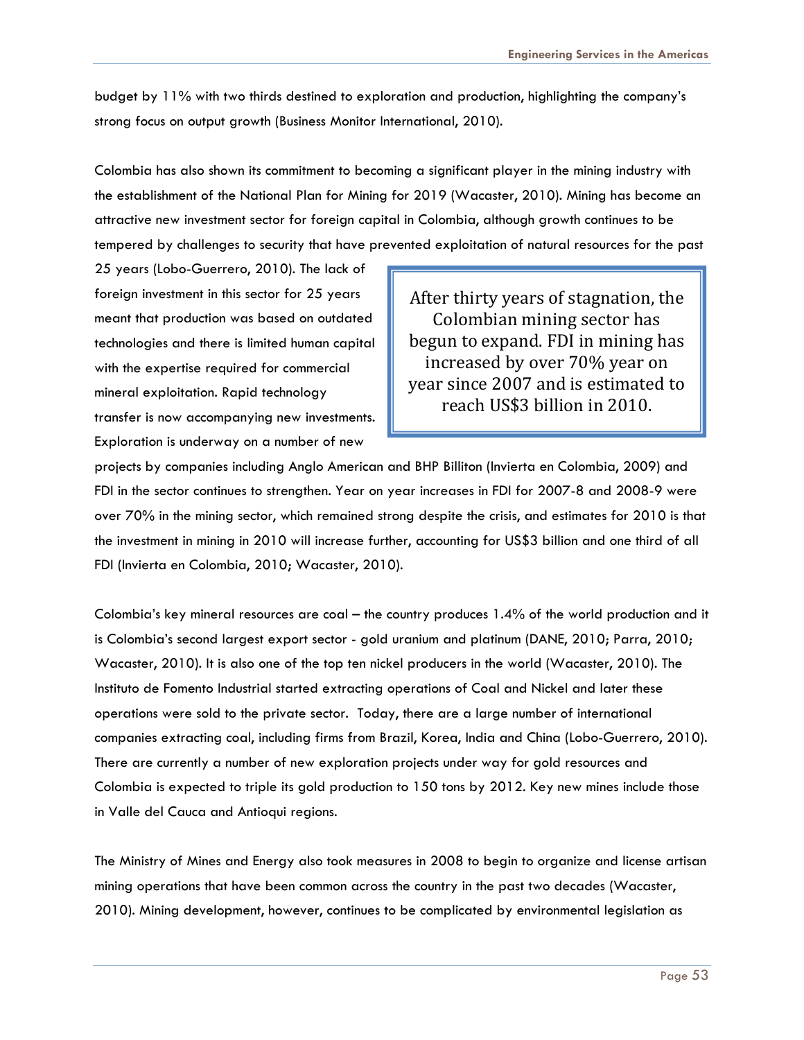budget by 11% with two thirds destined to exploration and production, highlighting the company's strong focus on output growth (Business Monitor International, 2010).

Colombia has also shown its commitment to becoming a significant player in the mining industry with the establishment of the National Plan for Mining for 2019 (Wacaster, 2010). Mining has become an attractive new investment sector for foreign capital in Colombia, although growth continues to be tempered by challenges to security that have prevented exploitation of natural resources for the past 25 years (Lobo-Guerrero, 2010). The lack of foreign investment in this sector for 25 years meant that production was based on outdated technologies and there is limited human capital with the expertise required for commercial mineral exploitation. Rapid technology transfer is now accompanying new investments. Exploration is underway on a number of new projects by companies including Anglo American and BHP Billiton (Invierta en Colombia, 2009) and FDI in the sector continues to strengthen. Year on year increases in FDI for 2007-8 and 2008-9 were over 70% in the mining sector, which remained strong despite the crisis, and estimates for 2010 is that the investment in mining in 2010 will increase further, accounting for US$3 billion and one third of all FDI (Invierta en Colombia, 2010; Wacaster, 2010).

> After thirty years of stagnation, the Colombian mining sector has begun to expand. FDI in mining has increased by over 70% year on year since 2007 and is estimated to reach US$3 billion in 2010.

Colombia's key mineral resources are coal – the country produces 1.4% of the world production and it is Colombia's second largest export sector - gold uranium and platinum (DANE, 2010; Parra, 2010; Wacaster, 2010). It is also one of the top ten nickel producers in the world (Wacaster, 2010). The Instituto de Fomento Industrial started extracting operations of Coal and Nickel and later these operations were sold to the private sector. Today, there are a large number of international companies extracting coal, including firms from Brazil, Korea, India and China (Lobo-Guerrero, 2010). There are currently a number of new exploration projects under way for gold resources and Colombia is expected to triple its gold production to 150 tons by 2012. Key new mines include those in Valle del Cauca and Antioqui regions.

The Ministry of Mines and Energy also took measures in 2008 to begin to organize and license artisan mining operations that have been common across the country in the past two decades (Wacaster, 2010). Mining development, however, continues to be complicated by environmental legislation as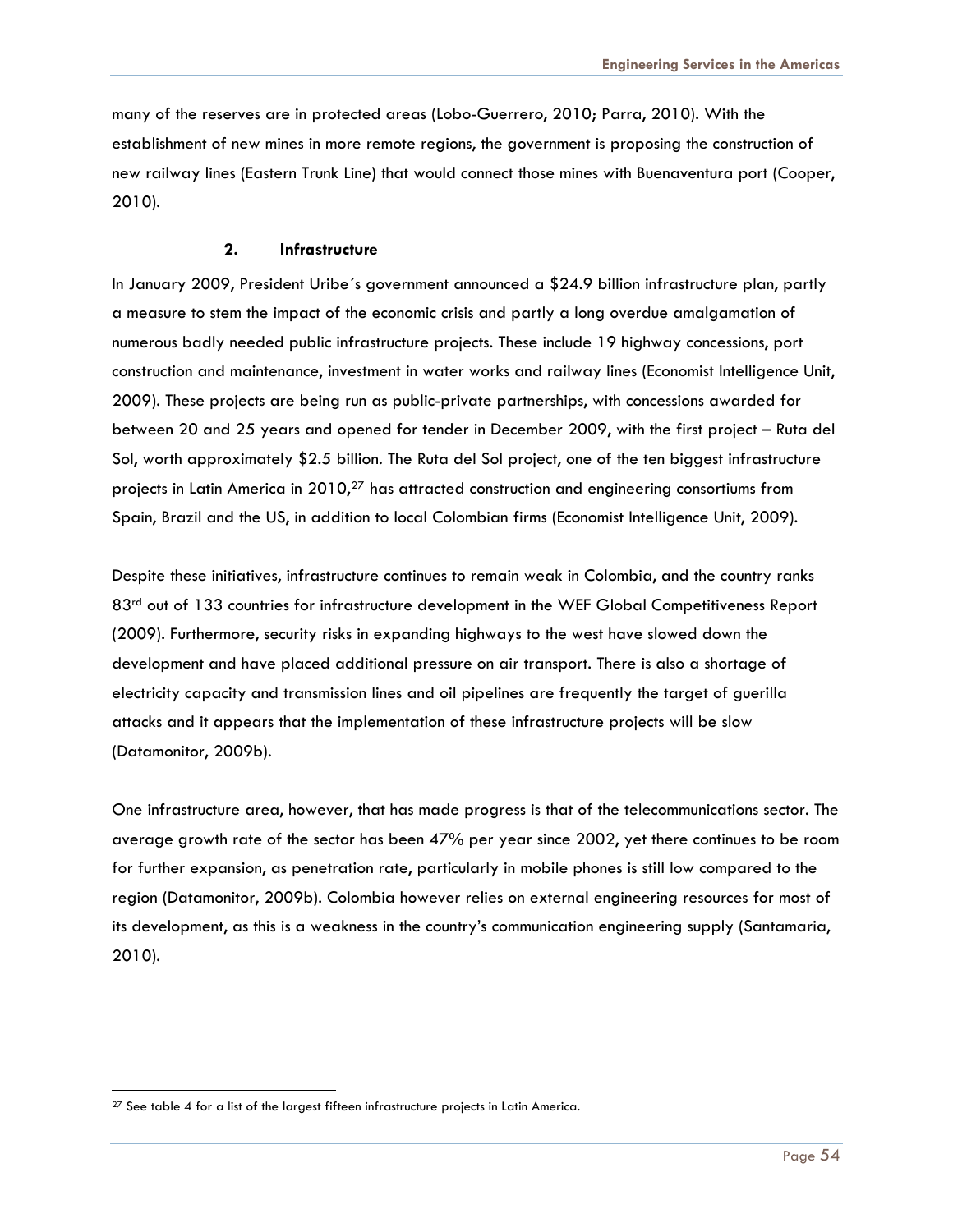many of the reserves are in protected areas (Lobo-Guerrero, 2010; Parra, 2010). With the establishment of new mines in more remote regions, the government is proposing the construction of new railway lines (Eastern Trunk Line) that would connect those mines with Buenaventura port (Cooper, 2010).

### 2. Infrastructure

In January 2009, President Uribe´s government announced a $24.9 billion infrastructure plan, partly a measure to stem the impact of the economic crisis and partly a long overdue amalgamation of numerous badly needed public infrastructure projects. These include 19 highway concessions, port construction and maintenance, investment in water works and railway lines (Economist Intelligence Unit, 2009). These projects are being run as public-private partnerships, with concessions awarded for between 20 and 25 years and opened for tender in December 2009, with the first project – Ruta del Sol, worth approximately $2.5 billion. The Ruta del Sol project, one of the ten biggest infrastructure projects in Latin America in 2010,[27] has attracted construction and engineering consortiums from Spain, Brazil and the US, in addition to local Colombian firms (Economist Intelligence Unit, 2009).

Despite these initiatives, infrastructure continues to remain weak in Colombia, and the country ranks 83rd out of 133 countries for infrastructure development in the WEF Global Competitiveness Report (2009). Furthermore, security risks in expanding highways to the west have slowed down the development and have placed additional pressure on air transport. There is also a shortage of electricity capacity and transmission lines and oil pipelines are frequently the target of guerilla attacks and it appears that the implementation of these infrastructure projects will be slow (Datamonitor, 2009b).

One infrastructure area, however, that has made progress is that of the telecommunications sector. The average growth rate of the sector has been 47% per year since 2002, yet there continues to be room for further expansion, as penetration rate, particularly in mobile phones is still low compared to the region (Datamonitor, 2009b). Colombia however relies on external engineering resources for most of its development, as this is a weakness in the country's communication engineering supply (Santamaria, 2010).

[27] See table 4 for a list of the largest fifteen infrastructure projects in Latin America.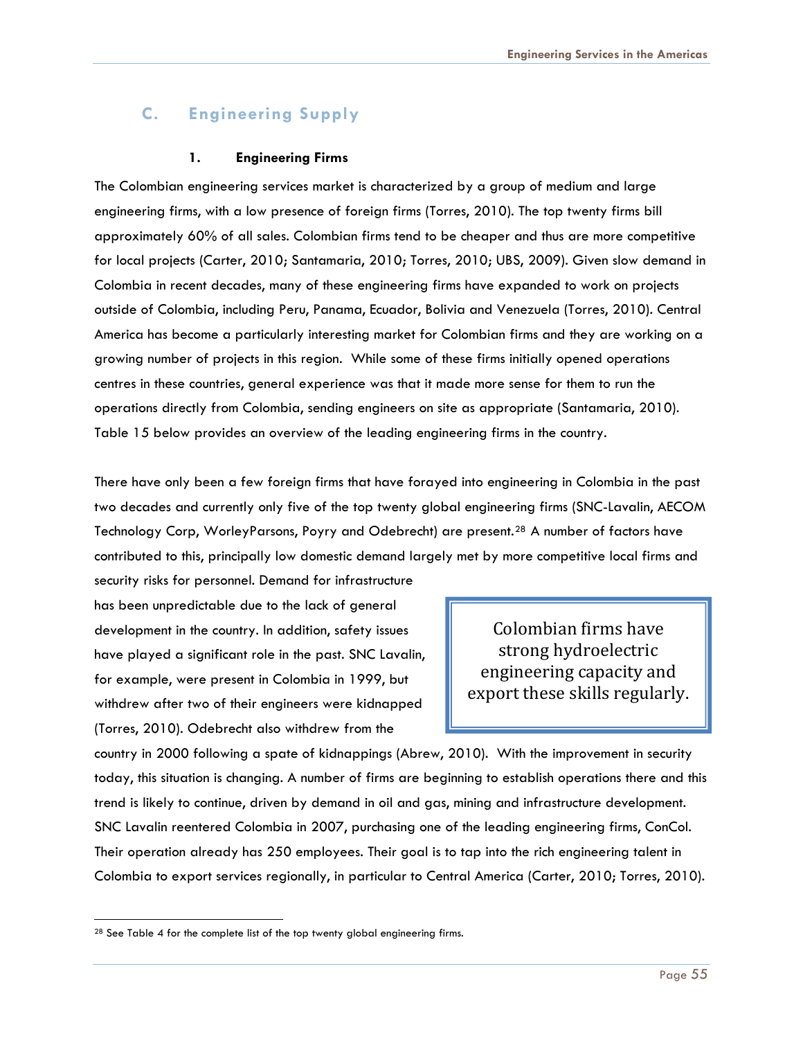## C. Engineering Supply

### 1. Engineering Firms

The Colombian engineering services market is characterized by a group of medium and large engineering firms, with a low presence of foreign firms (Torres, 2010). The top twenty firms bill approximately 60% of all sales. Colombian firms tend to be cheaper and thus are more competitive for local projects (Carter, 2010; Santamaria, 2010; Torres, 2010; UBS, 2009). Given slow demand in Colombia in recent decades, many of these engineering firms have expanded to work on projects outside of Colombia, including Peru, Panama, Ecuador, Bolivia and Venezuela (Torres, 2010). Central America has become a particularly interesting market for Colombian firms and they are working on a growing number of projects in this region. While some of these firms initially opened operations centres in these countries, general experience was that it made more sense for them to run the operations directly from Colombia, sending engineers on site as appropriate (Santamaria, 2010). Table 15 below provides an overview of the leading engineering firms in the country.

There have only been a few foreign firms that have forayed into engineering in Colombia in the past two decades and currently only five of the top twenty global engineering firms (SNC-Lavalin, AECOM Technology Corp, WorleyParsons, Poyry and Odebrecht) are present.[28] A number of factors have contributed to this, principally low domestic demand largely met by more competitive local firms and security risks for personnel. Demand for infrastructure has been unpredictable due to the lack of general development in the country. In addition, safety issues have played a significant role in the past. SNC Lavalin, for example, were present in Colombia in 1999, but withdrew after two of their engineers were kidnapped (Torres, 2010). Odebrecht also withdrew from the country in 2000 following a spate of kidnappings (Abrew, 2010). With the improvement in security today, this situation is changing. A number of firms are beginning to establish operations there and this trend is likely to continue, driven by demand in oil and gas, mining and infrastructure development. SNC Lavalin reentered Colombia in 2007, purchasing one of the leading engineering firms, ConCol. Their operation already has 250 employees. Their goal is to tap into the rich engineering talent in Colombia to export services regionally, in particular to Central America (Carter, 2010; Torres, 2010).

> Colombian firms have strong hydroelectric engineering capacity and export these skills regularly.

[28] See Table 4 for the complete list of the top twenty global engineering firms.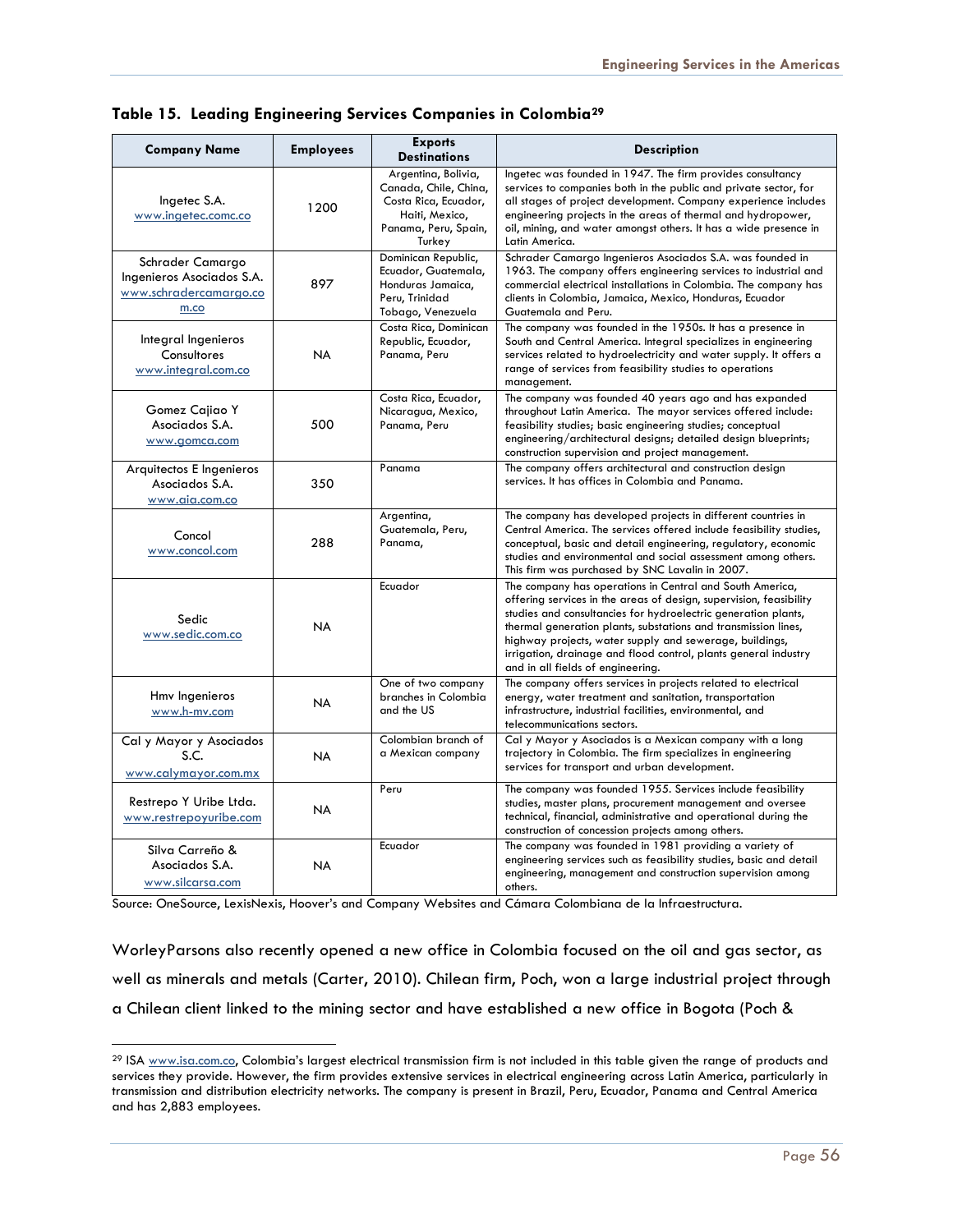**Table 15. Leading Engineering Services Companies in Colombia[29]**

| Company Name | Employees | Exports Destinations | Description |
|---|---|---|---|
| Ingetec S.A. www.ingetec.comc.co | 1200 | Argentina, Bolivia, Canada, Chile, China, Costa Rica, Ecuador, Haiti, Mexico, Panama, Peru, Spain, Turkey | Ingetec was founded in 1947. The firm provides consultancy services to companies both in the public and private sector, for all stages of project development. Company experience includes engineering projects in the areas of thermal and hydropower, oil, mining, and water amongst others. It has a wide presence in Latin America. |
| Schrader Camargo Ingenieros Asociados S.A. www.schradercamargo.com.co | 897 | Dominican Republic, Ecuador, Guatemala, Honduras Jamaica, Peru, Trinidad Tobago, Venezuela | Schrader Camargo Ingenieros Asociados S.A. was founded in 1963. The company offers engineering services to industrial and commercial electrical installations in Colombia. The company has clients in Colombia, Jamaica, Mexico, Honduras, Ecuador Guatemala and Peru. |
| Integral Ingenieros Consultores www.integral.com.co | NA | Costa Rica, Dominican Republic, Ecuador, Panama, Peru | The company was founded in the 1950s. It has a presence in South and Central America. Integral specializes in engineering services related to hydroelectricity and water supply. It offers a range of services from feasibility studies to operations management. |
| Gomez Cajiao Y Asociados S.A. www.gomca.com | 500 | Costa Rica, Ecuador, Nicaragua, Mexico, Panama, Peru | The company was founded 40 years ago and has expanded throughout Latin America. The mayor services offered include: feasibility studies; basic engineering studies; conceptual engineering/architectural designs; detailed design blueprints; construction supervision and project management. |
| Arquitectos E Ingenieros Asociados S.A. www.aia.com.co | 350 | Panama | The company offers architectural and construction design services. It has offices in Colombia and Panama. |
| Concol www.concol.com | 288 | Argentina, Guatemala, Peru, Panama, | The company has developed projects in different countries in Central America. The services offered include feasibility studies, conceptual, basic and detail engineering, regulatory, economic studies and environmental and social assessment among others. This firm was purchased by SNC Lavalin in 2007. |
| Sedic www.sedic.com.co | NA | Ecuador | The company has operations in Central and South America, offering services in the areas of design, supervision, feasibility studies and consultancies for hydroelectric generation plants, thermal generation plants, substations and transmission lines, highway projects, water supply and sewerage, buildings, irrigation, drainage and flood control, plants general industry and in all fields of engineering. |
| Hmv Ingenieros www.h-mv.com | NA | One of two company branches in Colombia and the US | The company offers services in projects related to electrical energy, water treatment and sanitation, transportation infrastructure, industrial facilities, environmental, and telecommunications sectors. |
| Cal y Mayor y Asociados S.C. www.calymayor.com.mx | NA | Colombian branch of a Mexican company | Cal y Mayor y Asociados is a Mexican company with a long trajectory in Colombia. The firm specializes in engineering services for transport and urban development. |
| Restrepo Y Uribe Ltda. www.restrepoyuribe.com | NA | Peru | The company was founded 1955. Services include feasibility studies, master plans, procurement management and oversee technical, financial, administrative and operational during the construction of concession projects among others. |
| Silva Carreño & Asociados S.A. www.silcarsa.com | NA | Ecuador | The company was founded in 1981 providing a variety of engineering services such as feasibility studies, basic and detail engineering, management and construction supervision among others. |

Source: OneSource, LexisNexis, Hoover's and Company Websites and Cámara Colombiana de la Infraestructura.

WorleyParsons also recently opened a new office in Colombia focused on the oil and gas sector, as well as minerals and metals (Carter, 2010). Chilean firm, Poch, won a large industrial project through a Chilean client linked to the mining sector and have established a new office in Bogota (Poch &

[29] ISA www.isa.com.co, Colombia's largest electrical transmission firm is not included in this table given the range of products and services they provide. However, the firm provides extensive services in electrical engineering across Latin America, particularly in transmission and distribution electricity networks. The company is present in Brazil, Peru, Ecuador, Panama and Central America and has 2,883 employees.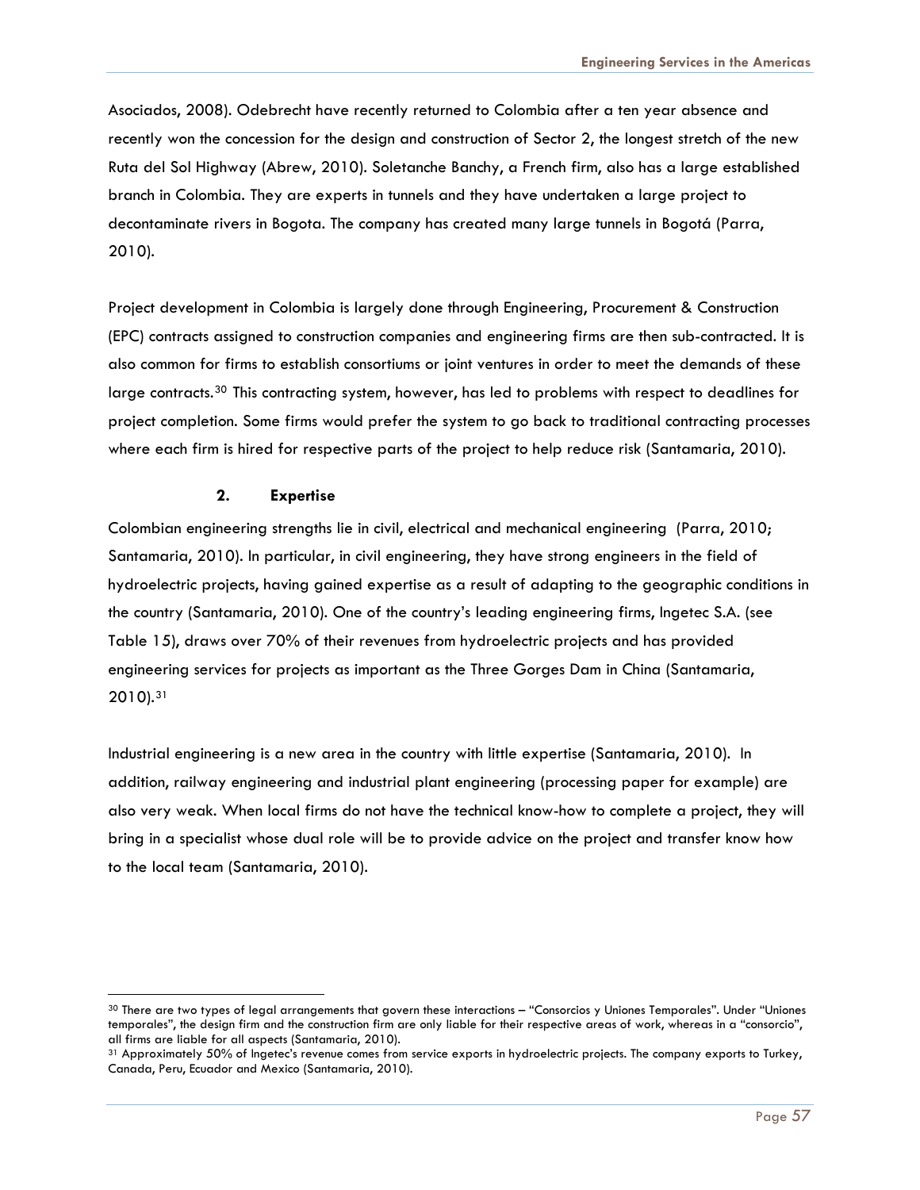Asociados, 2008). Odebrecht have recently returned to Colombia after a ten year absence and recently won the concession for the design and construction of Sector 2, the longest stretch of the new Ruta del Sol Highway (Abrew, 2010). Soletanche Banchy, a French firm, also has a large established branch in Colombia. They are experts in tunnels and they have undertaken a large project to decontaminate rivers in Bogota. The company has created many large tunnels in Bogotá (Parra, 2010).

Project development in Colombia is largely done through Engineering, Procurement & Construction (EPC) contracts assigned to construction companies and engineering firms are then sub-contracted. It is also common for firms to establish consortiums or joint ventures in order to meet the demands of these large contracts.[30] This contracting system, however, has led to problems with respect to deadlines for project completion. Some firms would prefer the system to go back to traditional contracting processes where each firm is hired for respective parts of the project to help reduce risk (Santamaria, 2010).

### 2. Expertise

Colombian engineering strengths lie in civil, electrical and mechanical engineering (Parra, 2010; Santamaria, 2010). In particular, in civil engineering, they have strong engineers in the field of hydroelectric projects, having gained expertise as a result of adapting to the geographic conditions in the country (Santamaria, 2010). One of the country's leading engineering firms, Ingetec S.A. (see Table 15), draws over 70% of their revenues from hydroelectric projects and has provided engineering services for projects as important as the Three Gorges Dam in China (Santamaria, 2010).[31]

Industrial engineering is a new area in the country with little expertise (Santamaria, 2010). In addition, railway engineering and industrial plant engineering (processing paper for example) are also very weak. When local firms do not have the technical know-how to complete a project, they will bring in a specialist whose dual role will be to provide advice on the project and transfer know how to the local team (Santamaria, 2010).

---

[30] There are two types of legal arrangements that govern these interactions – "Consorcios y Uniones Temporales". Under "Uniones temporales", the design firm and the construction firm are only liable for their respective areas of work, whereas in a "consorcio", all firms are liable for all aspects (Santamaria, 2010).

[31] Approximately 50% of Ingetec's revenue comes from service exports in hydroelectric projects. The company exports to Turkey, Canada, Peru, Ecuador and Mexico (Santamaria, 2010).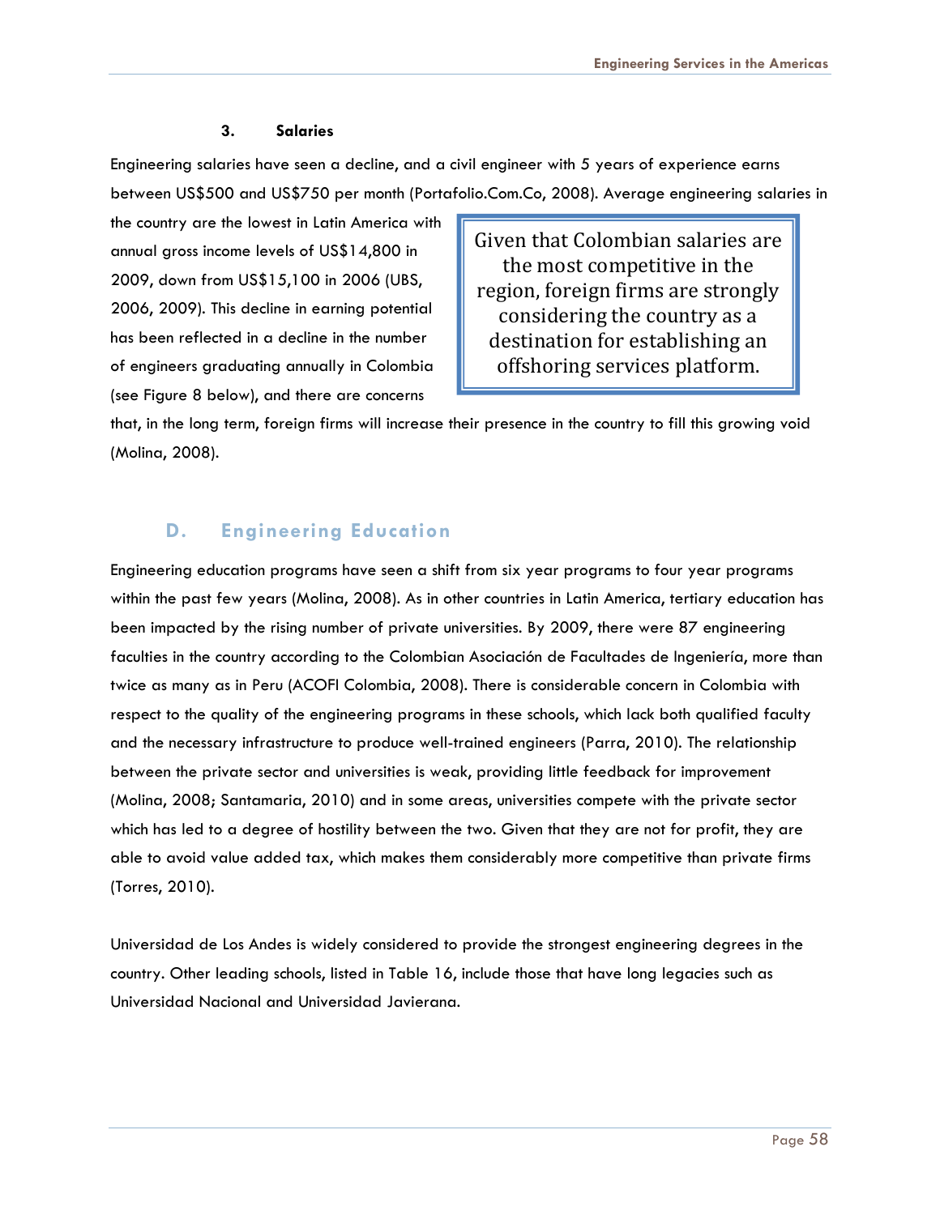### 3. Salaries

Engineering salaries have seen a decline, and a civil engineer with 5 years of experience earns between US$500 and US$750 per month (Portafolio.Com.Co, 2008). Average engineering salaries in the country are the lowest in Latin America with annual gross income levels of US$14,800 in 2009, down from US$15,100 in 2006 (UBS, 2006, 2009). This decline in earning potential has been reflected in a decline in the number of engineers graduating annually in Colombia (see Figure 8 below), and there are concerns that, in the long term, foreign firms will increase their presence in the country to fill this growing void (Molina, 2008).

> Given that Colombian salaries are the most competitive in the region, foreign firms are strongly considering the country as a destination for establishing an offshoring services platform.

## D. Engineering Education

Engineering education programs have seen a shift from six year programs to four year programs within the past few years (Molina, 2008). As in other countries in Latin America, tertiary education has been impacted by the rising number of private universities. By 2009, there were 87 engineering faculties in the country according to the Colombian Asociación de Facultades de Ingeniería, more than twice as many as in Peru (ACOFI Colombia, 2008). There is considerable concern in Colombia with respect to the quality of the engineering programs in these schools, which lack both qualified faculty and the necessary infrastructure to produce well-trained engineers (Parra, 2010). The relationship between the private sector and universities is weak, providing little feedback for improvement (Molina, 2008; Santamaria, 2010) and in some areas, universities compete with the private sector which has led to a degree of hostility between the two. Given that they are not for profit, they are able to avoid value added tax, which makes them considerably more competitive than private firms (Torres, 2010).

Universidad de Los Andes is widely considered to provide the strongest engineering degrees in the country. Other leading schools, listed in Table 16, include those that have long legacies such as Universidad Nacional and Universidad Javierana.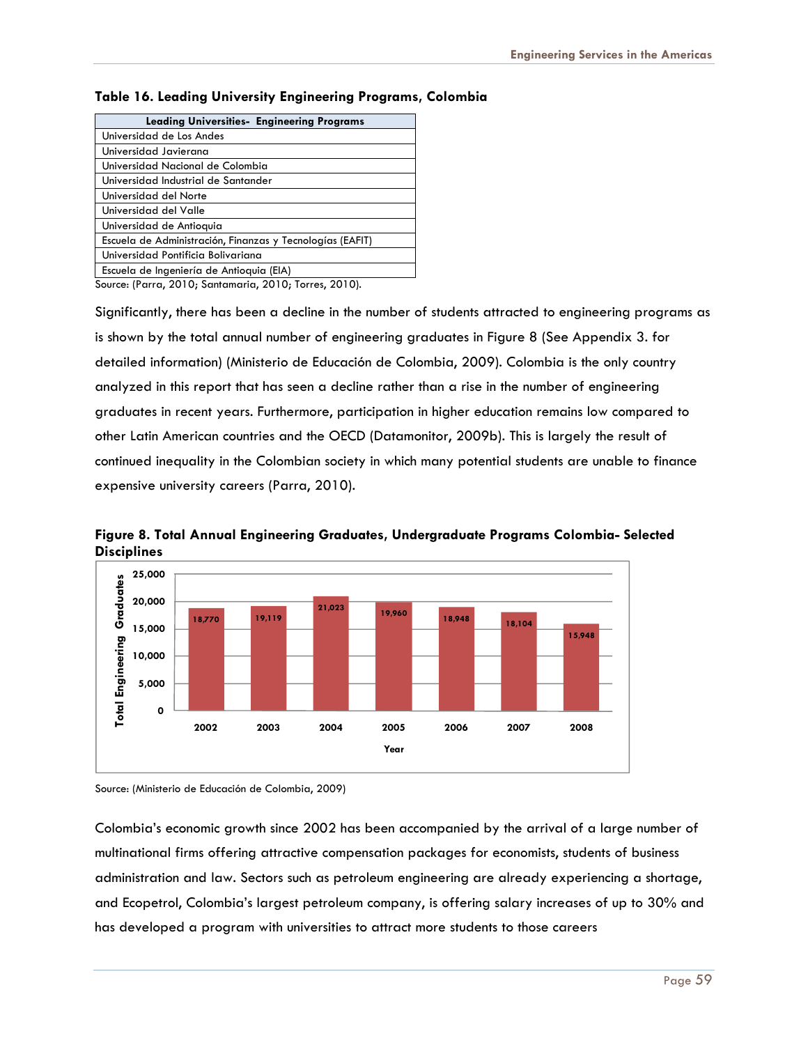**Table 16. Leading University Engineering Programs, Colombia**

| Leading Universities- Engineering Programs |
|---|
| Universidad de Los Andes |
| Universidad Javierana |
| Universidad Nacional de Colombia |
| Universidad Industrial de Santander |
| Universidad del Norte |
| Universidad del Valle |
| Universidad de Antioquia |
| Escuela de Administración, Finanzas y Tecnologías (EAFIT) |
| Universidad Pontificia Bolivariana |
| Escuela de Ingeniería de Antioquia (EIA) |

Source: (Parra, 2010; Santamaria, 2010; Torres, 2010).

Significantly, there has been a decline in the number of students attracted to engineering programs as is shown by the total annual number of engineering graduates in Figure 8 (See Appendix 3. for detailed information) (Ministerio de Educación de Colombia, 2009). Colombia is the only country analyzed in this report that has seen a decline rather than a rise in the number of engineering graduates in recent years. Furthermore, participation in higher education remains low compared to other Latin American countries and the OECD (Datamonitor, 2009b). This is largely the result of continued inequality in the Colombian society in which many potential students are unable to finance expensive university careers (Parra, 2010).

**Figure 8. Total Annual Engineering Graduates, Undergraduate Programs Colombia- Selected Disciplines**

Total Engineering Graduates

25,000
20,000
15,000
10,000
5,000
0

18,770
19,119
21,023
19,960
18,948
18,104
15,948

2002
2003
2004
2005
2006
2007
2008

Year

Source: (Ministerio de Educación de Colombia, 2009)

Colombia's economic growth since 2002 has been accompanied by the arrival of a large number of multinational firms offering attractive compensation packages for economists, students of business administration and law. Sectors such as petroleum engineering are already experiencing a shortage, and Ecopetrol, Colombia's largest petroleum company, is offering salary increases of up to 30% and has developed a program with universities to attract more students to those careers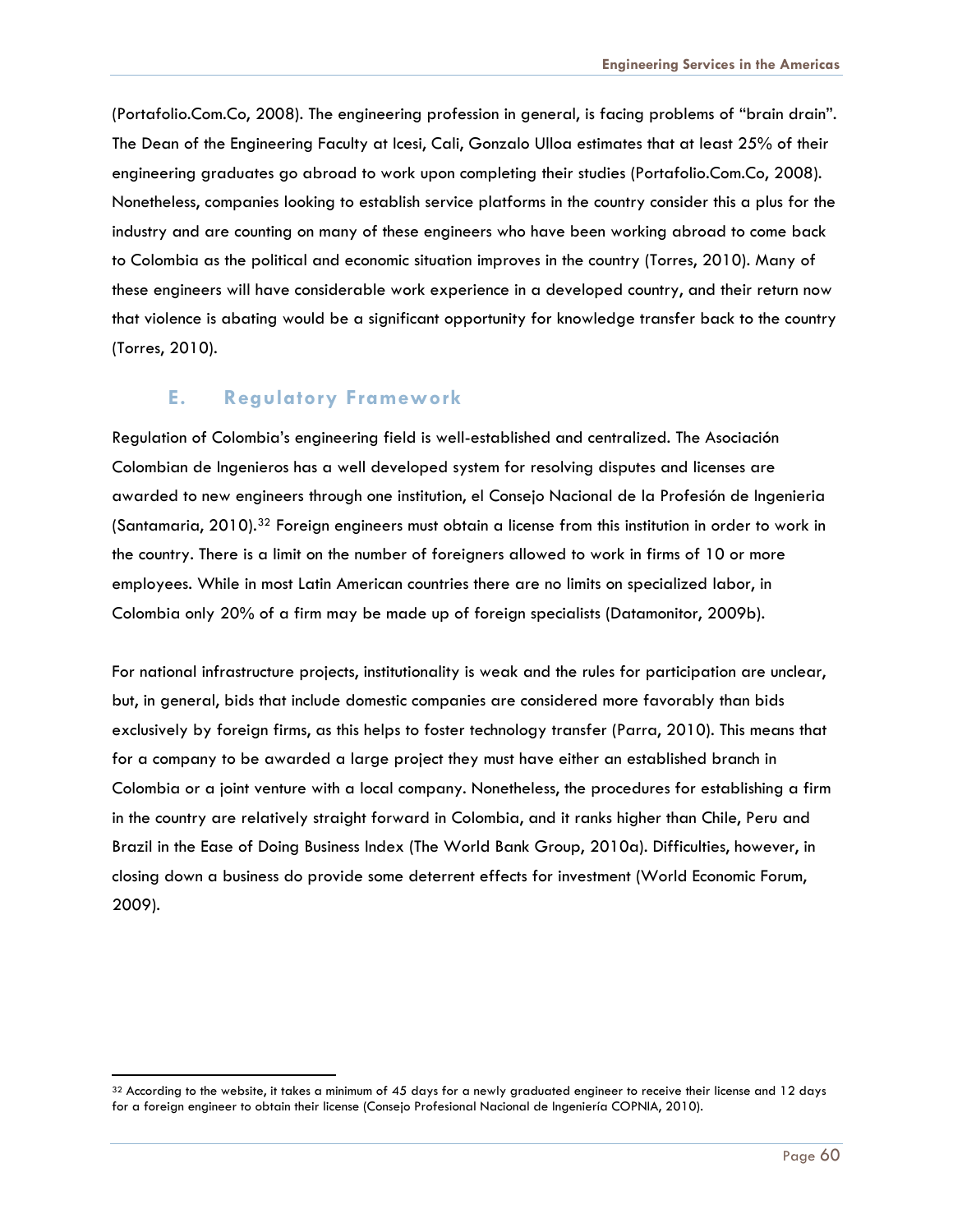(Portafolio.Com.Co, 2008). The engineering profession in general, is facing problems of "brain drain". The Dean of the Engineering Faculty at Icesi, Cali, Gonzalo Ulloa estimates that at least 25% of their engineering graduates go abroad to work upon completing their studies (Portafolio.Com.Co, 2008). Nonetheless, companies looking to establish service platforms in the country consider this a plus for the industry and are counting on many of these engineers who have been working abroad to come back to Colombia as the political and economic situation improves in the country (Torres, 2010). Many of these engineers will have considerable work experience in a developed country, and their return now that violence is abating would be a significant opportunity for knowledge transfer back to the country (Torres, 2010).

## E. Regulatory Framework

Regulation of Colombia's engineering field is well-established and centralized. The Asociación Colombian de Ingenieros has a well developed system for resolving disputes and licenses are awarded to new engineers through one institution, el Consejo Nacional de la Profesión de Ingenieria (Santamaria, 2010).[32] Foreign engineers must obtain a license from this institution in order to work in the country. There is a limit on the number of foreigners allowed to work in firms of 10 or more employees. While in most Latin American countries there are no limits on specialized labor, in Colombia only 20% of a firm may be made up of foreign specialists (Datamonitor, 2009b).

For national infrastructure projects, institutionality is weak and the rules for participation are unclear, but, in general, bids that include domestic companies are considered more favorably than bids exclusively by foreign firms, as this helps to foster technology transfer (Parra, 2010). This means that for a company to be awarded a large project they must have either an established branch in Colombia or a joint venture with a local company. Nonetheless, the procedures for establishing a firm in the country are relatively straight forward in Colombia, and it ranks higher than Chile, Peru and Brazil in the Ease of Doing Business Index (The World Bank Group, 2010a). Difficulties, however, in closing down a business do provide some deterrent effects for investment (World Economic Forum, 2009).

[32] According to the website, it takes a minimum of 45 days for a newly graduated engineer to receive their license and 12 days for a foreign engineer to obtain their license (Consejo Profesional Nacional de Ingeniería COPNIA, 2010).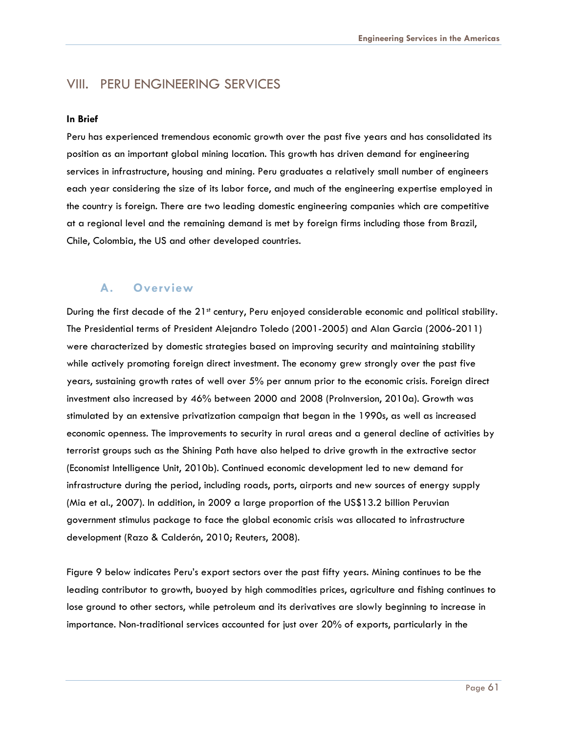# VIII. PERU ENGINEERING SERVICES

**In Brief**

Peru has experienced tremendous economic growth over the past five years and has consolidated its position as an important global mining location. This growth has driven demand for engineering services in infrastructure, housing and mining. Peru graduates a relatively small number of engineers each year considering the size of its labor force, and much of the engineering expertise employed in the country is foreign. There are two leading domestic engineering companies which are competitive at a regional level and the remaining demand is met by foreign firms including those from Brazil, Chile, Colombia, the US and other developed countries.

## A. Overview

During the first decade of the 21st century, Peru enjoyed considerable economic and political stability. The Presidential terms of President Alejandro Toledo (2001-2005) and Alan Garcia (2006-2011) were characterized by domestic strategies based on improving security and maintaining stability while actively promoting foreign direct investment. The economy grew strongly over the past five years, sustaining growth rates of well over 5% per annum prior to the economic crisis. Foreign direct investment also increased by 46% between 2000 and 2008 (ProInversion, 2010a). Growth was stimulated by an extensive privatization campaign that began in the 1990s, as well as increased economic openness. The improvements to security in rural areas and a general decline of activities by terrorist groups such as the Shining Path have also helped to drive growth in the extractive sector (Economist Intelligence Unit, 2010b). Continued economic development led to new demand for infrastructure during the period, including roads, ports, airports and new sources of energy supply (Mia et al., 2007). In addition, in 2009 a large proportion of the US$13.2 billion Peruvian government stimulus package to face the global economic crisis was allocated to infrastructure development (Razo & Calderón, 2010; Reuters, 2008).

Figure 9 below indicates Peru's export sectors over the past fifty years. Mining continues to be the leading contributor to growth, buoyed by high commodities prices, agriculture and fishing continues to lose ground to other sectors, while petroleum and its derivatives are slowly beginning to increase in importance. Non-traditional services accounted for just over 20% of exports, particularly in the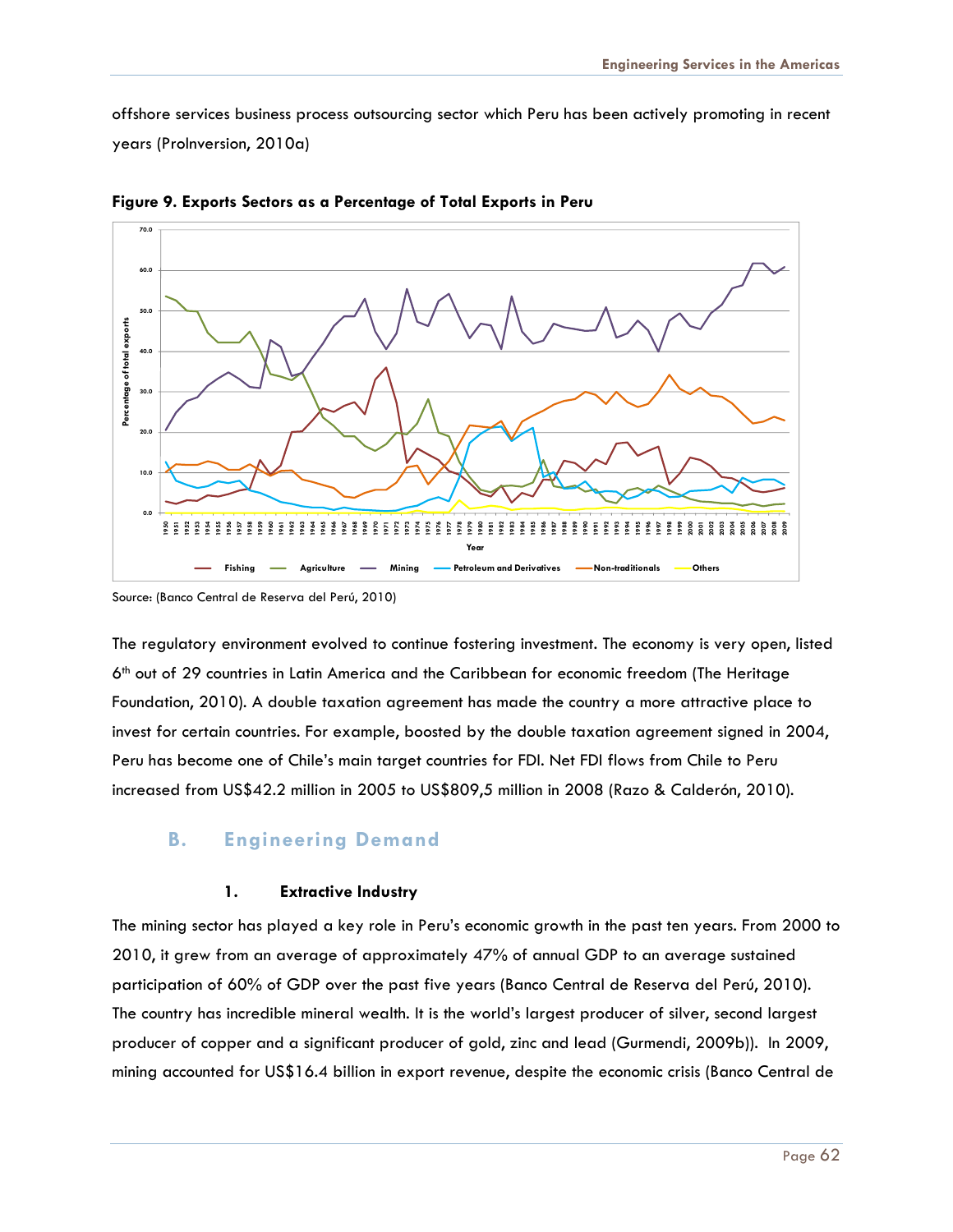offshore services business process outsourcing sector which Peru has been actively promoting in recent years (ProInversion, 2010a)

**Figure 9. Exports Sectors as a Percentage of Total Exports in Peru**

70.0
60.0
50.0
40.0
30.0
20.0
10.0
0.0

Percentage of total exports

1950 1951 1952 1953 1954 1955 1956 1957 1958 1959 1960 1961 1962 1963 1964 1965 1966 1967 1968 1969 1970 1971 1972 1973 1974 1975 1976 1977 1978 1979 1980 1981 1982 1983 1984 1985 1986 1987 1988 1989 1990 1991 1992 1993 1994 1995 1996 1997 1998 1999 2000 2001 2002 2003 2004 2005 2006 2007 2008 2009

Year

Fishing, Agriculture, Mining, Petroleum and Derivatives, Non-traditionals, Others

Source: (Banco Central de Reserva del Perú, 2010)

The regulatory environment evolved to continue fostering investment. The economy is very open, listed 6th out of 29 countries in Latin America and the Caribbean for economic freedom (The Heritage Foundation, 2010). A double taxation agreement has made the country a more attractive place to invest for certain countries. For example, boosted by the double taxation agreement signed in 2004, Peru has become one of Chile's main target countries for FDI. Net FDI flows from Chile to Peru increased from US$42.2 million in 2005 to US$809,5 million in 2008 (Razo & Calderón, 2010).

## B. Engineering Demand

### 1. Extractive Industry

The mining sector has played a key role in Peru's economic growth in the past ten years. From 2000 to 2010, it grew from an average of approximately 47% of annual GDP to an average sustained participation of 60% of GDP over the past five years (Banco Central de Reserva del Perú, 2010). The country has incredible mineral wealth. It is the world's largest producer of silver, second largest producer of copper and a significant producer of gold, zinc and lead (Gurmendi, 2009b)). In 2009, mining accounted for US$16.4 billion in export revenue, despite the economic crisis (Banco Central de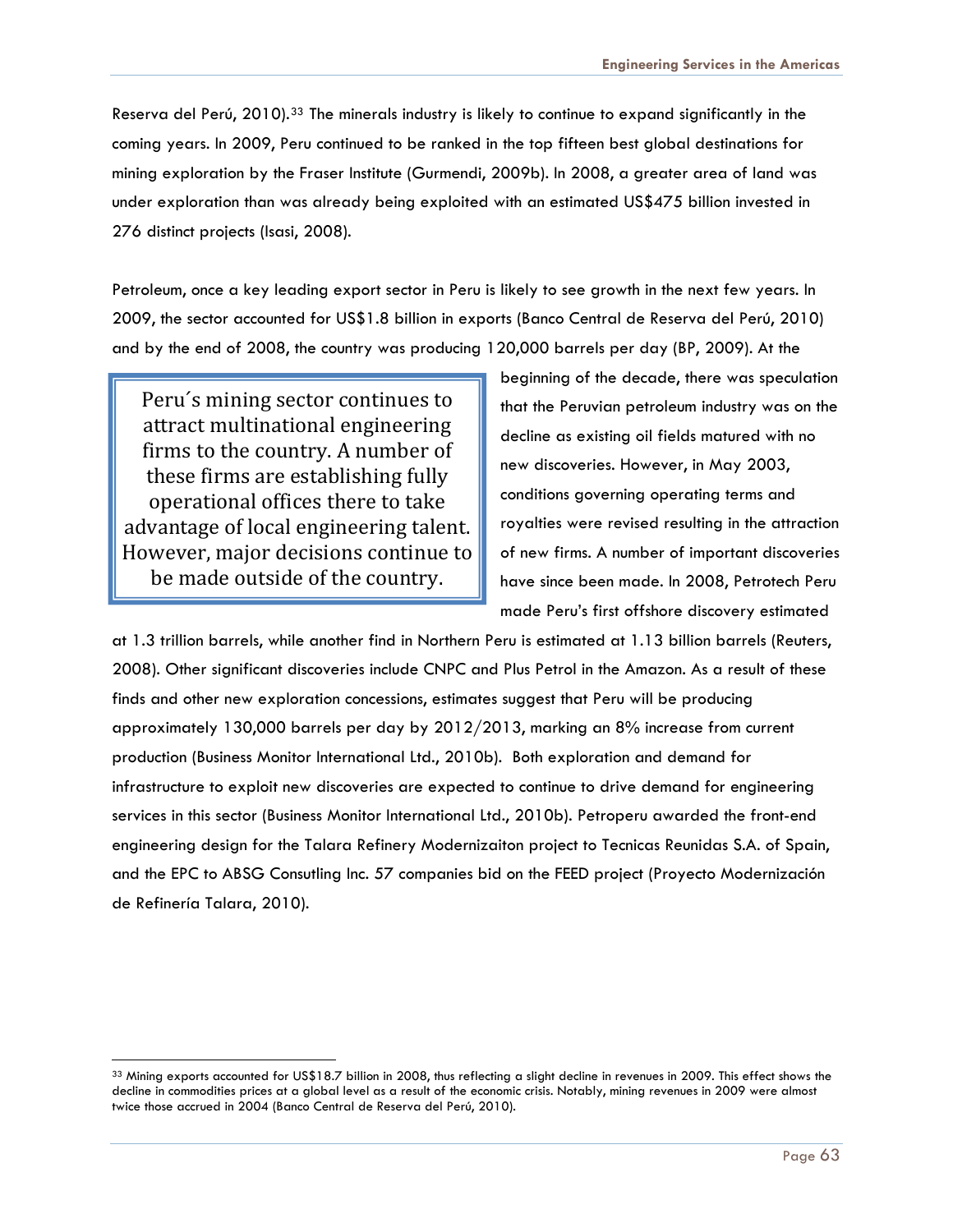Reserva del Perú, 2010).[33] The minerals industry is likely to continue to expand significantly in the coming years. In 2009, Peru continued to be ranked in the top fifteen best global destinations for mining exploration by the Fraser Institute (Gurmendi, 2009b). In 2008, a greater area of land was under exploration than was already being exploited with an estimated US$475 billion invested in 276 distinct projects (Isasi, 2008).

Petroleum, once a key leading export sector in Peru is likely to see growth in the next few years. In 2009, the sector accounted for US$1.8 billion in exports (Banco Central de Reserva del Perú, 2010) and by the end of 2008, the country was producing 120,000 barrels per day (BP, 2009). At the beginning of the decade, there was speculation that the Peruvian petroleum industry was on the decline as existing oil fields matured with no new discoveries. However, in May 2003, conditions governing operating terms and royalties were revised resulting in the attraction of new firms. A number of important discoveries have since been made. In 2008, Petrotech Peru made Peru's first offshore discovery estimated at 1.3 trillion barrels, while another find in Northern Peru is estimated at 1.13 billion barrels (Reuters, 2008). Other significant discoveries include CNPC and Plus Petrol in the Amazon. As a result of these finds and other new exploration concessions, estimates suggest that Peru will be producing approximately 130,000 barrels per day by 2012/2013, marking an 8% increase from current production (Business Monitor International Ltd., 2010b). Both exploration and demand for infrastructure to exploit new discoveries are expected to continue to drive demand for engineering services in this sector (Business Monitor International Ltd., 2010b). Petroperu awarded the front-end engineering design for the Talara Refinery Modernizaiton project to Tecnicas Reunidas S.A. of Spain, and the EPC to ABSG Consutling Inc. 57 companies bid on the FEED project (Proyecto Modernización de Refinería Talara, 2010).

> Peru´s mining sector continues to attract multinational engineering firms to the country. A number of these firms are establishing fully operational offices there to take advantage of local engineering talent. However, major decisions continue to be made outside of the country.

---

[33] Mining exports accounted for US$18.7 billion in 2008, thus reflecting a slight decline in revenues in 2009. This effect shows the decline in commodities prices at a global level as a result of the economic crisis. Notably, mining revenues in 2009 were almost twice those accrued in 2004 (Banco Central de Reserva del Perú, 2010).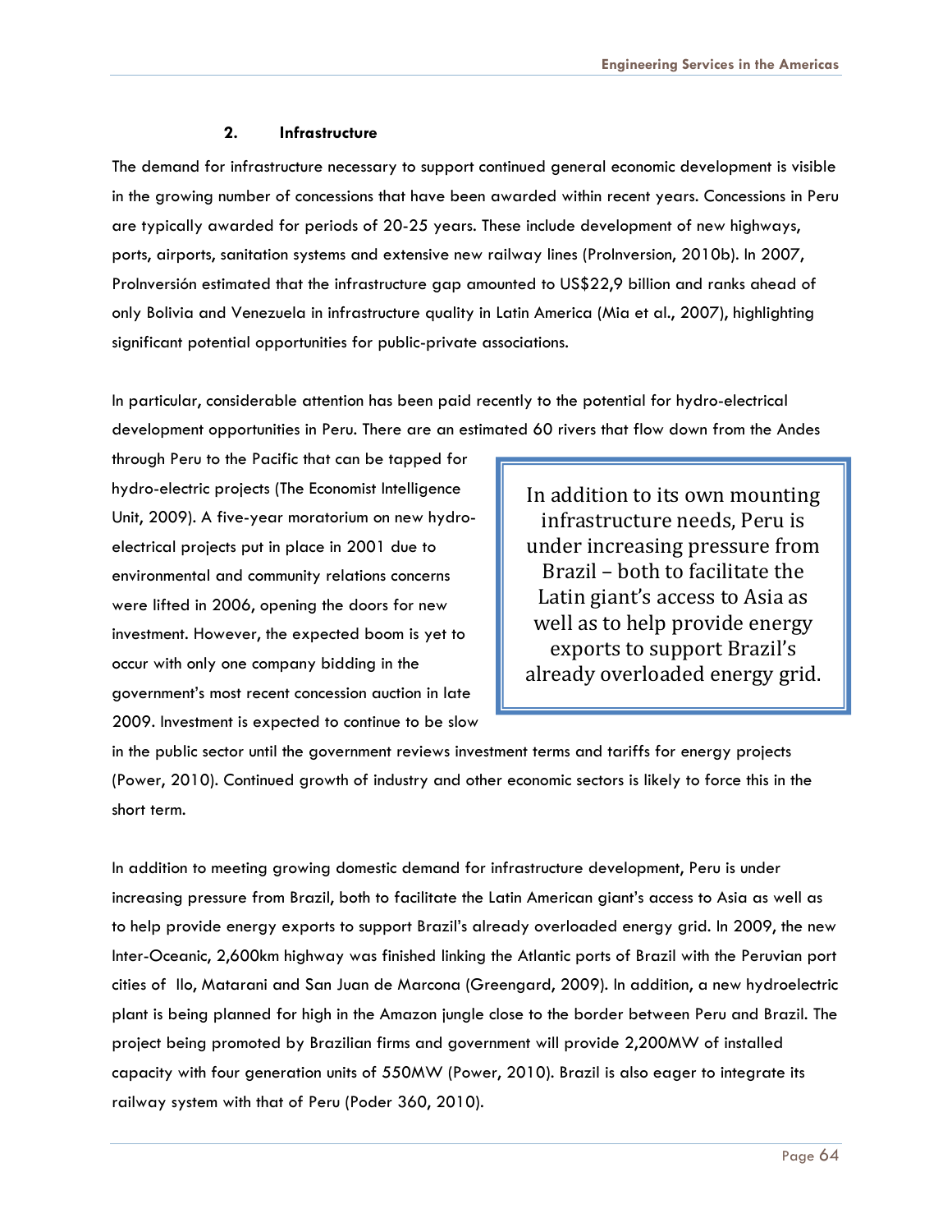## 2. Infrastructure

The demand for infrastructure necessary to support continued general economic development is visible in the growing number of concessions that have been awarded within recent years. Concessions in Peru are typically awarded for periods of 20-25 years. These include development of new highways, ports, airports, sanitation systems and extensive new railway lines (ProInversion, 2010b). In 2007, ProInversión estimated that the infrastructure gap amounted to US$22,9 billion and ranks ahead of only Bolivia and Venezuela in infrastructure quality in Latin America (Mia et al., 2007), highlighting significant potential opportunities for public-private associations.

In particular, considerable attention has been paid recently to the potential for hydro-electrical development opportunities in Peru. There are an estimated 60 rivers that flow down from the Andes through Peru to the Pacific that can be tapped for hydro-electric projects (The Economist Intelligence Unit, 2009). A five-year moratorium on new hydro-electrical projects put in place in 2001 due to environmental and community relations concerns were lifted in 2006, opening the doors for new investment. However, the expected boom is yet to occur with only one company bidding in the government's most recent concession auction in late 2009. Investment is expected to continue to be slow in the public sector until the government reviews investment terms and tariffs for energy projects (Power, 2010). Continued growth of industry and other economic sectors is likely to force this in the short term.

> In addition to its own mounting infrastructure needs, Peru is under increasing pressure from Brazil – both to facilitate the Latin giant's access to Asia as well as to help provide energy exports to support Brazil's already overloaded energy grid.

In addition to meeting growing domestic demand for infrastructure development, Peru is under increasing pressure from Brazil, both to facilitate the Latin American giant's access to Asia as well as to help provide energy exports to support Brazil's already overloaded energy grid. In 2009, the new Inter-Oceanic, 2,600km highway was finished linking the Atlantic ports of Brazil with the Peruvian port cities of Ilo, Matarani and San Juan de Marcona (Greengard, 2009). In addition, a new hydroelectric plant is being planned for high in the Amazon jungle close to the border between Peru and Brazil. The project being promoted by Brazilian firms and government will provide 2,200MW of installed capacity with four generation units of 550MW (Power, 2010). Brazil is also eager to integrate its railway system with that of Peru (Poder 360, 2010).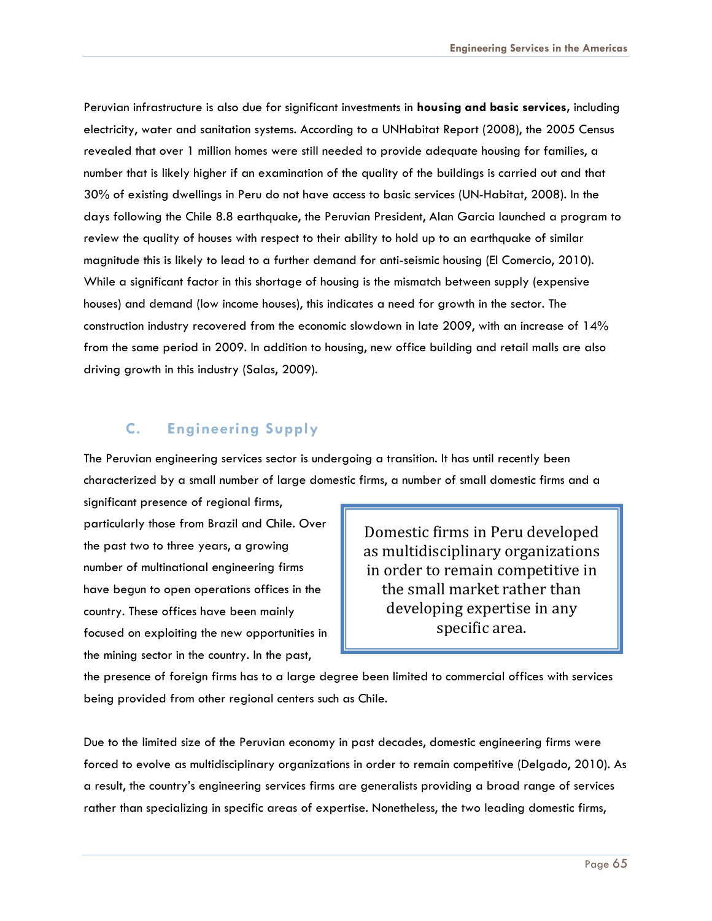Peruvian infrastructure is also due for significant investments in **housing and basic services**, including electricity, water and sanitation systems. According to a UNHabitat Report (2008), the 2005 Census revealed that over 1 million homes were still needed to provide adequate housing for families, a number that is likely higher if an examination of the quality of the buildings is carried out and that 30% of existing dwellings in Peru do not have access to basic services (UN-Habitat, 2008). In the days following the Chile 8.8 earthquake, the Peruvian President, Alan Garcia launched a program to review the quality of houses with respect to their ability to hold up to an earthquake of similar magnitude this is likely to lead to a further demand for anti-seismic housing (El Comercio, 2010). While a significant factor in this shortage of housing is the mismatch between supply (expensive houses) and demand (low income houses), this indicates a need for growth in the sector. The construction industry recovered from the economic slowdown in late 2009, with an increase of 14% from the same period in 2009. In addition to housing, new office building and retail malls are also driving growth in this industry (Salas, 2009).

## C. Engineering Supply

The Peruvian engineering services sector is undergoing a transition. It has until recently been characterized by a small number of large domestic firms, a number of small domestic firms and a significant presence of regional firms, particularly those from Brazil and Chile. Over the past two to three years, a growing number of multinational engineering firms have begun to open operations offices in the country. These offices have been mainly focused on exploiting the new opportunities in the mining sector in the country. In the past, the presence of foreign firms has to a large degree been limited to commercial offices with services being provided from other regional centers such as Chile.

> Domestic firms in Peru developed as multidisciplinary organizations in order to remain competitive in the small market rather than developing expertise in any specific area.

Due to the limited size of the Peruvian economy in past decades, domestic engineering firms were forced to evolve as multidisciplinary organizations in order to remain competitive (Delgado, 2010). As a result, the country's engineering services firms are generalists providing a broad range of services rather than specializing in specific areas of expertise. Nonetheless, the two leading domestic firms,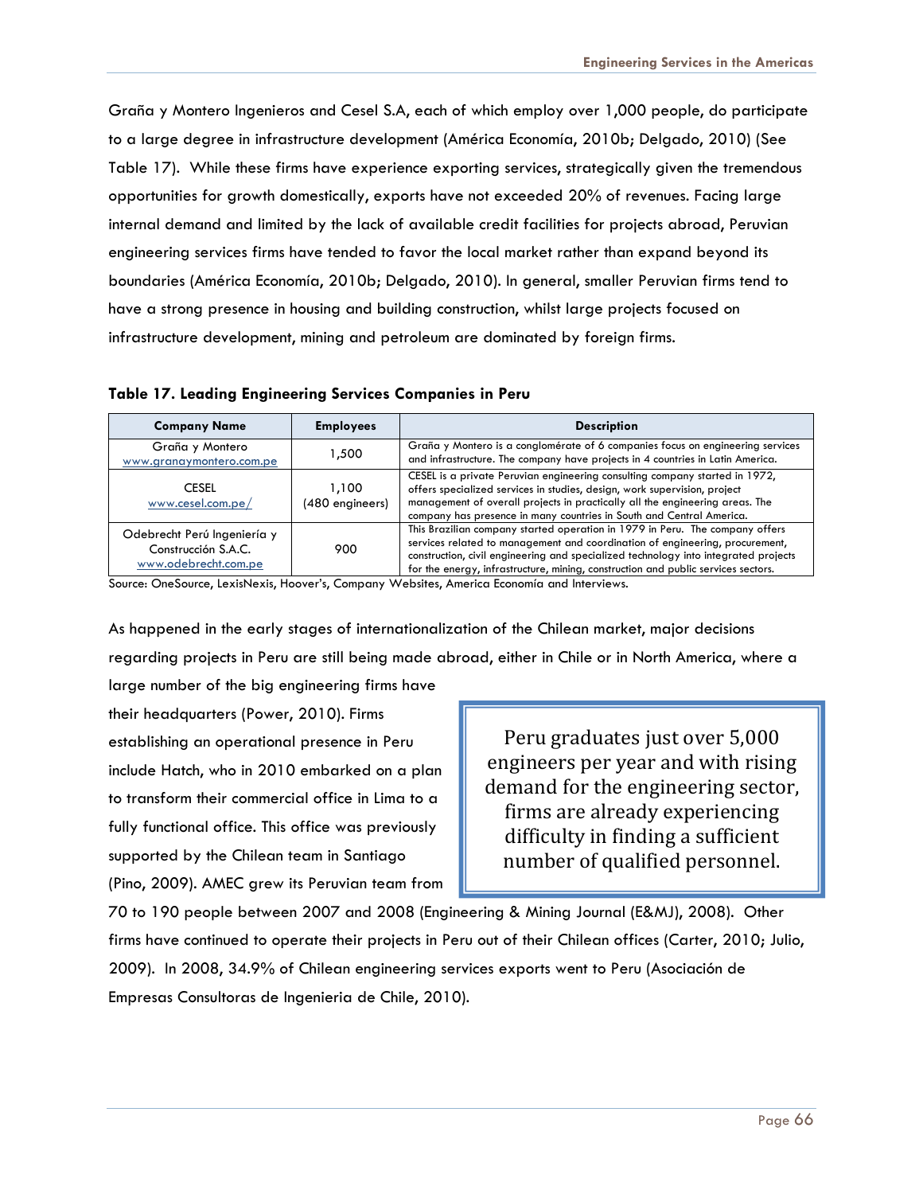Graña y Montero Ingenieros and Cesel S.A, each of which employ over 1,000 people, do participate to a large degree in infrastructure development (América Economía, 2010b; Delgado, 2010) (See Table 17). While these firms have experience exporting services, strategically given the tremendous opportunities for growth domestically, exports have not exceeded 20% of revenues. Facing large internal demand and limited by the lack of available credit facilities for projects abroad, Peruvian engineering services firms have tended to favor the local market rather than expand beyond its boundaries (América Economía, 2010b; Delgado, 2010). In general, smaller Peruvian firms tend to have a strong presence in housing and building construction, whilst large projects focused on infrastructure development, mining and petroleum are dominated by foreign firms.

**Table 17. Leading Engineering Services Companies in Peru**

| Company Name | Employees | Description |
|---|---|---|
| Graña y Montero www.granaymontero.com.pe | 1,500 | Graña y Montero is a conglomérate of 6 companies focus on engineering services and infrastructure. The company have projects in 4 countries in Latin America. |
| CESEL www.cesel.com.pe/ | 1,100 (480 engineers) | CESEL is a private Peruvian engineering consulting company started in 1972, offers specialized services in studies, design, work supervision, project management of overall projects in practically all the engineering areas. The company has presence in many countries in South and Central America. |
| Odebrecht Perú Ingeniería y Construcción S.A.C. www.odebrecht.com.pe | 900 | This Brazilian company started operation in 1979 in Peru. The company offers services related to management and coordination of engineering, procurement, construction, civil engineering and specialized technology into integrated projects for the energy, infrastructure, mining, construction and public services sectors. |

Source: OneSource, LexisNexis, Hoover's, Company Websites, America Economía and Interviews.

As happened in the early stages of internationalization of the Chilean market, major decisions regarding projects in Peru are still being made abroad, either in Chile or in North America, where a large number of the big engineering firms have their headquarters (Power, 2010). Firms establishing an operational presence in Peru include Hatch, who in 2010 embarked on a plan to transform their commercial office in Lima to a fully functional office. This office was previously supported by the Chilean team in Santiago (Pino, 2009). AMEC grew its Peruvian team from 70 to 190 people between 2007 and 2008 (Engineering & Mining Journal (E&MJ), 2008). Other firms have continued to operate their projects in Peru out of their Chilean offices (Carter, 2010; Julio, 2009). In 2008, 34.9% of Chilean engineering services exports went to Peru (Asociación de Empresas Consultoras de Ingenieria de Chile, 2010).

> Peru graduates just over 5,000 engineers per year and with rising demand for the engineering sector, firms are already experiencing difficulty in finding a sufficient number of qualified personnel.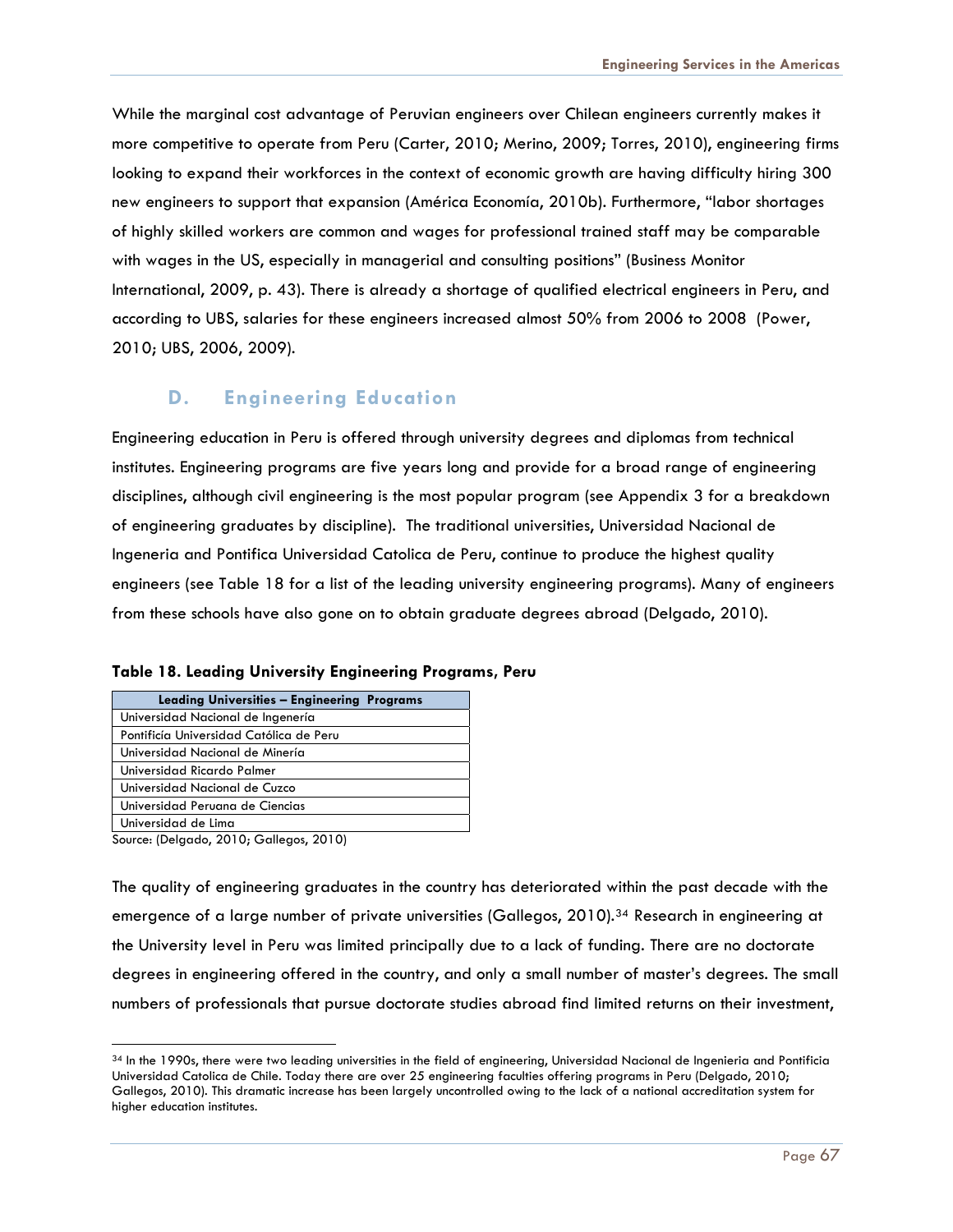While the marginal cost advantage of Peruvian engineers over Chilean engineers currently makes it more competitive to operate from Peru (Carter, 2010; Merino, 2009; Torres, 2010), engineering firms looking to expand their workforces in the context of economic growth are having difficulty hiring 300 new engineers to support that expansion (América Economía, 2010b). Furthermore, "labor shortages of highly skilled workers are common and wages for professional trained staff may be comparable with wages in the US, especially in managerial and consulting positions" (Business Monitor International, 2009, p. 43). There is already a shortage of qualified electrical engineers in Peru, and according to UBS, salaries for these engineers increased almost 50% from 2006 to 2008 (Power, 2010; UBS, 2006, 2009).

## D. Engineering Education

Engineering education in Peru is offered through university degrees and diplomas from technical institutes. Engineering programs are five years long and provide for a broad range of engineering disciplines, although civil engineering is the most popular program (see Appendix 3 for a breakdown of engineering graduates by discipline). The traditional universities, Universidad Nacional de Ingeneria and Pontifica Universidad Catolica de Peru, continue to produce the highest quality engineers (see Table 18 for a list of the leading university engineering programs). Many of engineers from these schools have also gone on to obtain graduate degrees abroad (Delgado, 2010).

**Table 18. Leading University Engineering Programs, Peru**

| Leading Universities – Engineering Programs |
|---|
| Universidad Nacional de Ingenería |
| Pontificía Universidad Católica de Peru |
| Universidad Nacional de Minería |
| Universidad Ricardo Palmer |
| Universidad Nacional de Cuzco |
| Universidad Peruana de Ciencias |
| Universidad de Lima |

Source: (Delgado, 2010; Gallegos, 2010)

The quality of engineering graduates in the country has deteriorated within the past decade with the emergence of a large number of private universities (Gallegos, 2010).[34] Research in engineering at the University level in Peru was limited principally due to a lack of funding. There are no doctorate degrees in engineering offered in the country, and only a small number of master's degrees. The small numbers of professionals that pursue doctorate studies abroad find limited returns on their investment,

[34] In the 1990s, there were two leading universities in the field of engineering, Universidad Nacional de Ingenieria and Pontificia Universidad Catolica de Chile. Today there are over 25 engineering faculties offering programs in Peru (Delgado, 2010; Gallegos, 2010). This dramatic increase has been largely uncontrolled owing to the lack of a national accreditation system for higher education institutes.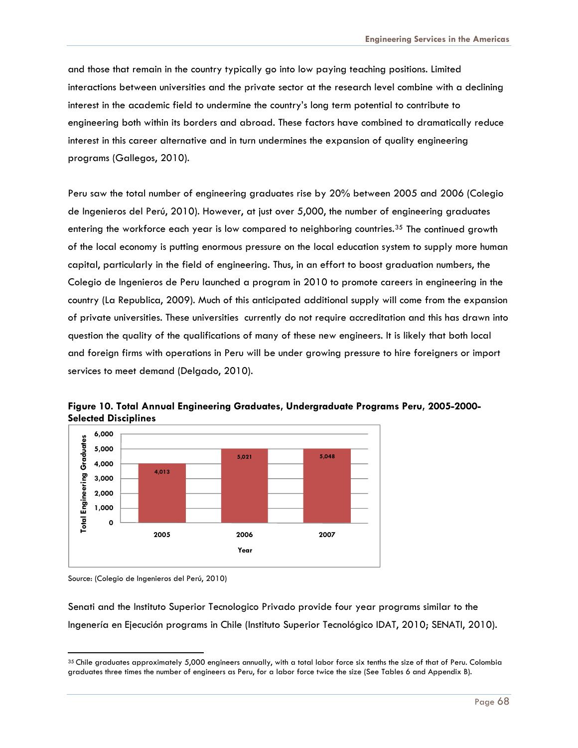and those that remain in the country typically go into low paying teaching positions. Limited interactions between universities and the private sector at the research level combine with a declining interest in the academic field to undermine the country's long term potential to contribute to engineering both within its borders and abroad. These factors have combined to dramatically reduce interest in this career alternative and in turn undermines the expansion of quality engineering programs (Gallegos, 2010).

Peru saw the total number of engineering graduates rise by 20% between 2005 and 2006 (Colegio de Ingenieros del Perú, 2010). However, at just over 5,000, the number of engineering graduates entering the workforce each year is low compared to neighboring countries.[35] The continued growth of the local economy is putting enormous pressure on the local education system to supply more human capital, particularly in the field of engineering. Thus, in an effort to boost graduation numbers, the Colegio de Ingenieros de Peru launched a program in 2010 to promote careers in engineering in the country (La Republica, 2009). Much of this anticipated additional supply will come from the expansion of private universities. These universities currently do not require accreditation and this has drawn into question the quality of the qualifications of many of these new engineers. It is likely that both local and foreign firms with operations in Peru will be under growing pressure to hire foreigners or import services to meet demand (Delgado, 2010).

**Figure 10. Total Annual Engineering Graduates, Undergraduate Programs Peru, 2005-2000- Selected Disciplines**

Total Engineering Graduates

6,000
5,000
4,000
3,000
2,000
1,000
0

4,013
5,021
5,048

2005
2006
2007

Year

Source: (Colegio de Ingenieros del Perú, 2010)

Senati and the Instituto Superior Tecnologico Privado provide four year programs similar to the Ingenería en Ejecución programs in Chile (Instituto Superior Tecnológico IDAT, 2010; SENATI, 2010).

[35] Chile graduates approximately 5,000 engineers annually, with a total labor force six tenths the size of that of Peru. Colombia graduates three times the number of engineers as Peru, for a labor force twice the size (See Tables 6 and Appendix B).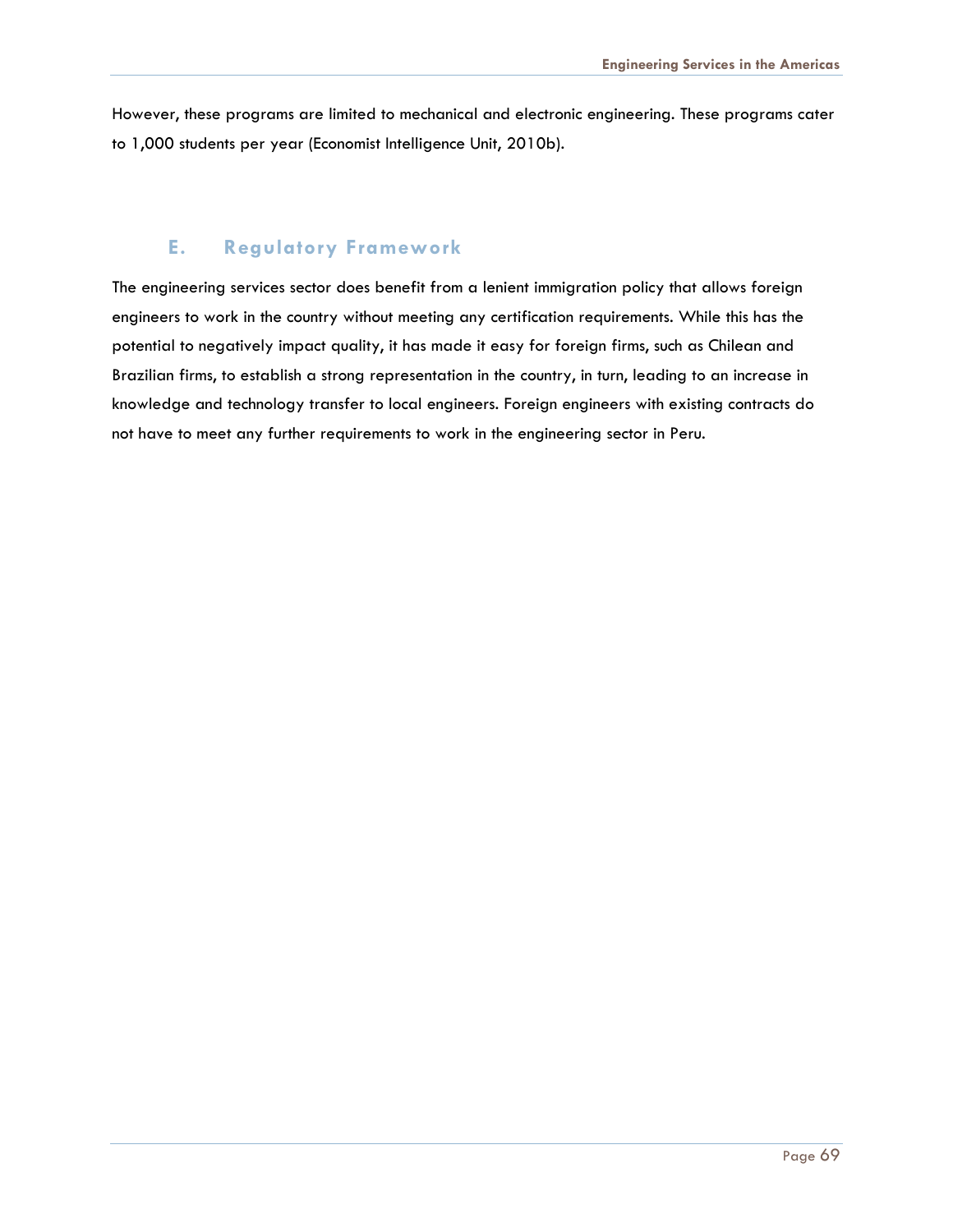However, these programs are limited to mechanical and electronic engineering. These programs cater to 1,000 students per year (Economist Intelligence Unit, 2010b).

## E. Regulatory Framework

The engineering services sector does benefit from a lenient immigration policy that allows foreign engineers to work in the country without meeting any certification requirements. While this has the potential to negatively impact quality, it has made it easy for foreign firms, such as Chilean and Brazilian firms, to establish a strong representation in the country, in turn, leading to an increase in knowledge and technology transfer to local engineers. Foreign engineers with existing contracts do not have to meet any further requirements to work in the engineering sector in Peru.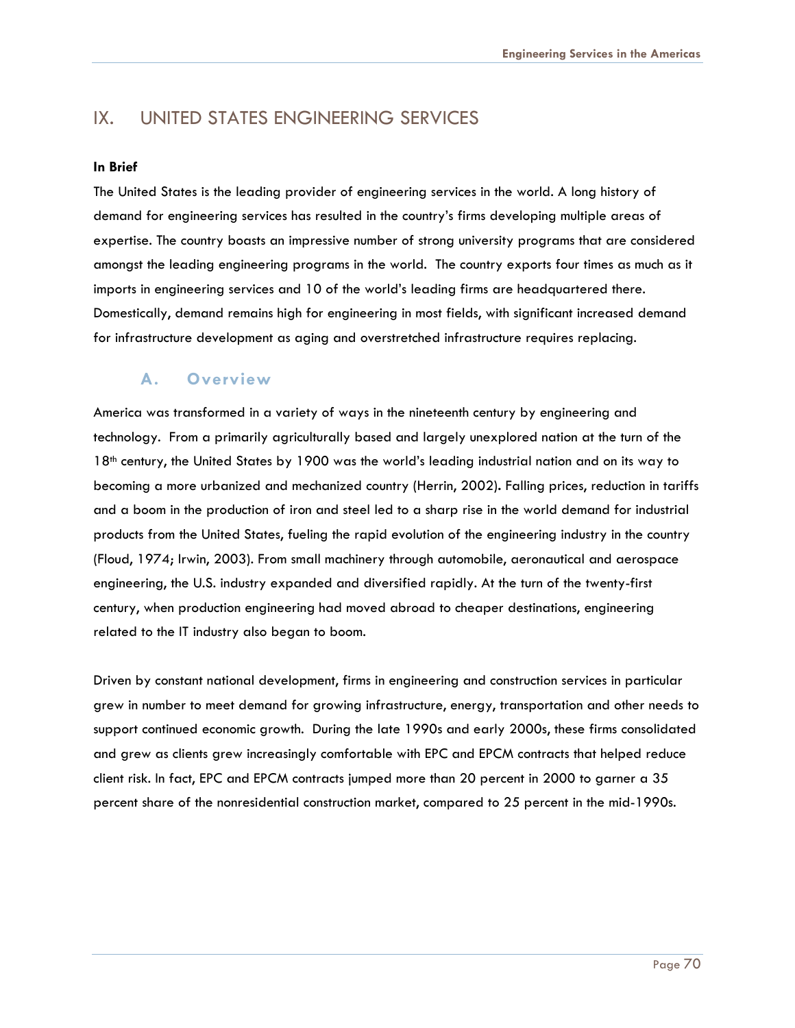# IX. UNITED STATES ENGINEERING SERVICES

**In Brief**

The United States is the leading provider of engineering services in the world. A long history of demand for engineering services has resulted in the country's firms developing multiple areas of expertise. The country boasts an impressive number of strong university programs that are considered amongst the leading engineering programs in the world. The country exports four times as much as it imports in engineering services and 10 of the world's leading firms are headquartered there. Domestically, demand remains high for engineering in most fields, with significant increased demand for infrastructure development as aging and overstretched infrastructure requires replacing.

## A. Overview

America was transformed in a variety of ways in the nineteenth century by engineering and technology. From a primarily agriculturally based and largely unexplored nation at the turn of the 18th century, the United States by 1900 was the world's leading industrial nation and on its way to becoming a more urbanized and mechanized country (Herrin, 2002). Falling prices, reduction in tariffs and a boom in the production of iron and steel led to a sharp rise in the world demand for industrial products from the United States, fueling the rapid evolution of the engineering industry in the country (Floud, 1974; Irwin, 2003). From small machinery through automobile, aeronautical and aerospace engineering, the U.S. industry expanded and diversified rapidly. At the turn of the twenty-first century, when production engineering had moved abroad to cheaper destinations, engineering related to the IT industry also began to boom.

Driven by constant national development, firms in engineering and construction services in particular grew in number to meet demand for growing infrastructure, energy, transportation and other needs to support continued economic growth. During the late 1990s and early 2000s, these firms consolidated and grew as clients grew increasingly comfortable with EPC and EPCM contracts that helped reduce client risk. In fact, EPC and EPCM contracts jumped more than 20 percent in 2000 to garner a 35 percent share of the nonresidential construction market, compared to 25 percent in the mid-1990s.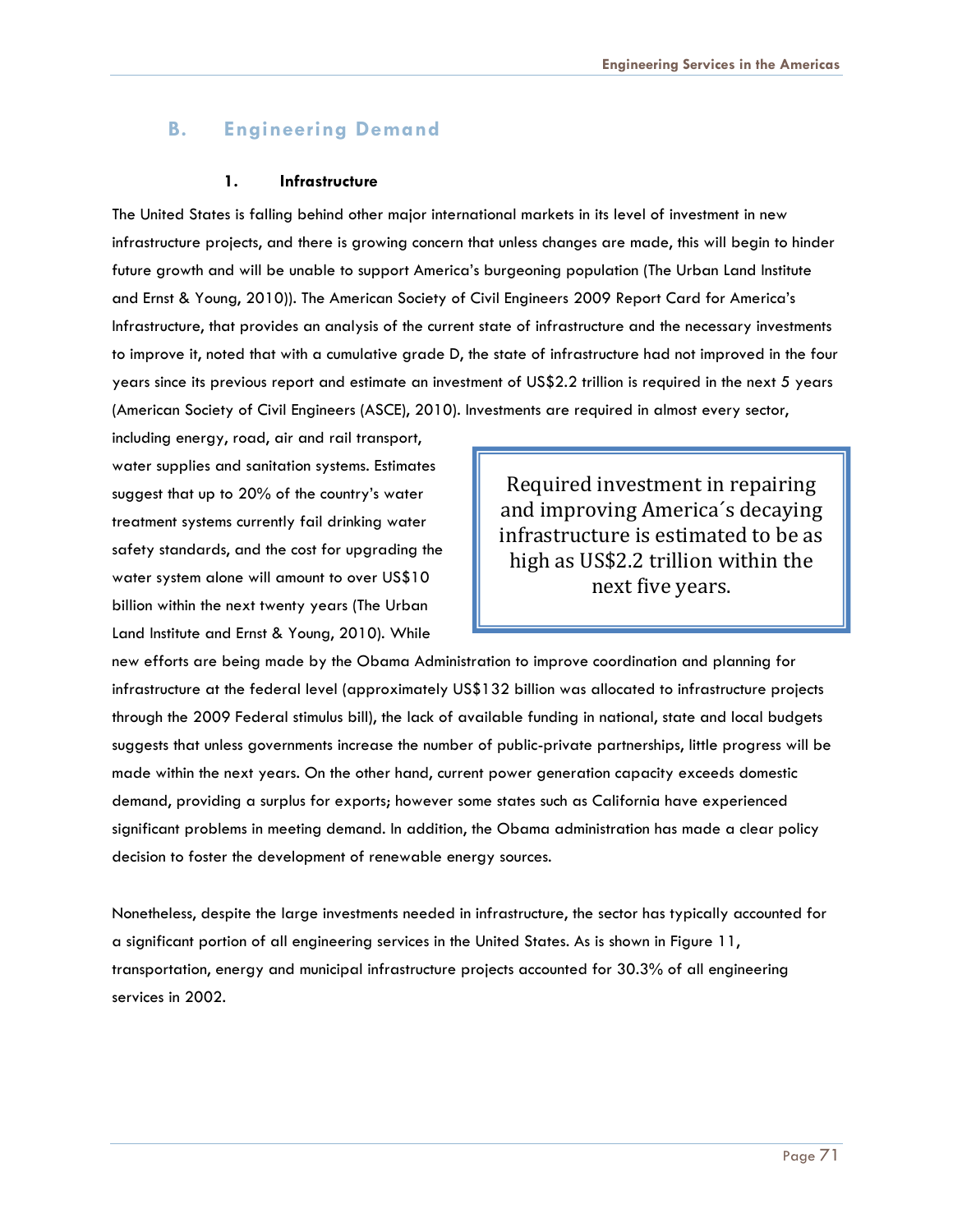## B. Engineering Demand

### 1. Infrastructure

The United States is falling behind other major international markets in its level of investment in new infrastructure projects, and there is growing concern that unless changes are made, this will begin to hinder future growth and will be unable to support America's burgeoning population (The Urban Land Institute and Ernst & Young, 2010)). The American Society of Civil Engineers 2009 Report Card for America's Infrastructure, that provides an analysis of the current state of infrastructure and the necessary investments to improve it, noted that with a cumulative grade D, the state of infrastructure had not improved in the four years since its previous report and estimate an investment of US$2.2 trillion is required in the next 5 years (American Society of Civil Engineers (ASCE), 2010). Investments are required in almost every sector, including energy, road, air and rail transport, water supplies and sanitation systems. Estimates suggest that up to 20% of the country's water treatment systems currently fail drinking water safety standards, and the cost for upgrading the water system alone will amount to over US$10 billion within the next twenty years (The Urban Land Institute and Ernst & Young, 2010). While new efforts are being made by the Obama Administration to improve coordination and planning for infrastructure at the federal level (approximately US$132 billion was allocated to infrastructure projects through the 2009 Federal stimulus bill), the lack of available funding in national, state and local budgets suggests that unless governments increase the number of public-private partnerships, little progress will be made within the next years. On the other hand, current power generation capacity exceeds domestic demand, providing a surplus for exports; however some states such as California have experienced significant problems in meeting demand. In addition, the Obama administration has made a clear policy decision to foster the development of renewable energy sources.

> Required investment in repairing and improving America´s decaying infrastructure is estimated to be as high as US$2.2 trillion within the next five years.

Nonetheless, despite the large investments needed in infrastructure, the sector has typically accounted for a significant portion of all engineering services in the United States. As is shown in Figure 11, transportation, energy and municipal infrastructure projects accounted for 30.3% of all engineering services in 2002.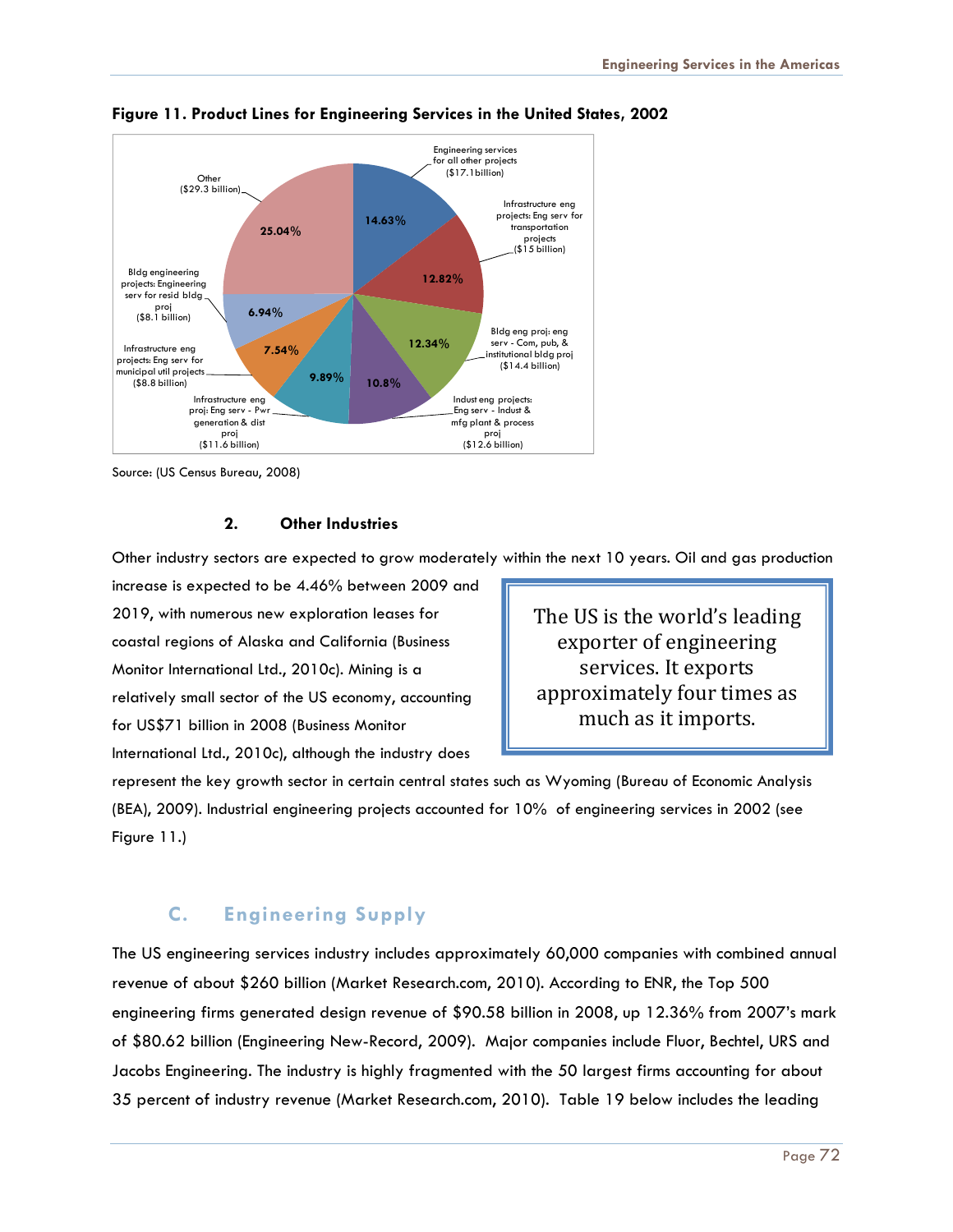**Figure 11. Product Lines for Engineering Services in the United States, 2002**

Engineering services for all other projects ($17.1billion)
14.63%
Infrastructure eng projects: Eng serv for transportation projects ($15 billion)
12.82%
Bldg eng proj: eng serv - Com, pub, & institutional bldg proj ($14.4 billion)
12.34%
Indust eng projects: Eng serv - Indust & mfg plant & process proj ($12.6 billion)
10.8%
Infrastructure eng proj: Eng serv - Pwr generation & dist proj ($11.6 billion)
9.89%
Infrastructure eng projects: Eng serv for municipal util projects ($8.8 billion)
7.54%
Bldg engineering projects: Engineering serv for resid bldg proj ($8.1 billion)
6.94%
Other ($29.3 billion)
25.04%

Source: (US Census Bureau, 2008)

### 2. Other Industries

Other industry sectors are expected to grow moderately within the next 10 years. Oil and gas production increase is expected to be 4.46% between 2009 and 2019, with numerous new exploration leases for coastal regions of Alaska and California (Business Monitor International Ltd., 2010c). Mining is a relatively small sector of the US economy, accounting for US$71 billion in 2008 (Business Monitor International Ltd., 2010c), although the industry does represent the key growth sector in certain central states such as Wyoming (Bureau of Economic Analysis (BEA), 2009). Industrial engineering projects accounted for 10% of engineering services in 2002 (see Figure 11.)

> The US is the world's leading exporter of engineering services. It exports approximately four times as much as it imports.

## C. Engineering Supply

The US engineering services industry includes approximately 60,000 companies with combined annual revenue of about $260 billion (Market Research.com, 2010). According to ENR, the Top 500 engineering firms generated design revenue of $90.58 billion in 2008, up 12.36% from 2007's mark of $80.62 billion (Engineering New-Record, 2009). Major companies include Fluor, Bechtel, URS and Jacobs Engineering. The industry is highly fragmented with the 50 largest firms accounting for about 35 percent of industry revenue (Market Research.com, 2010). Table 19 below includes the leading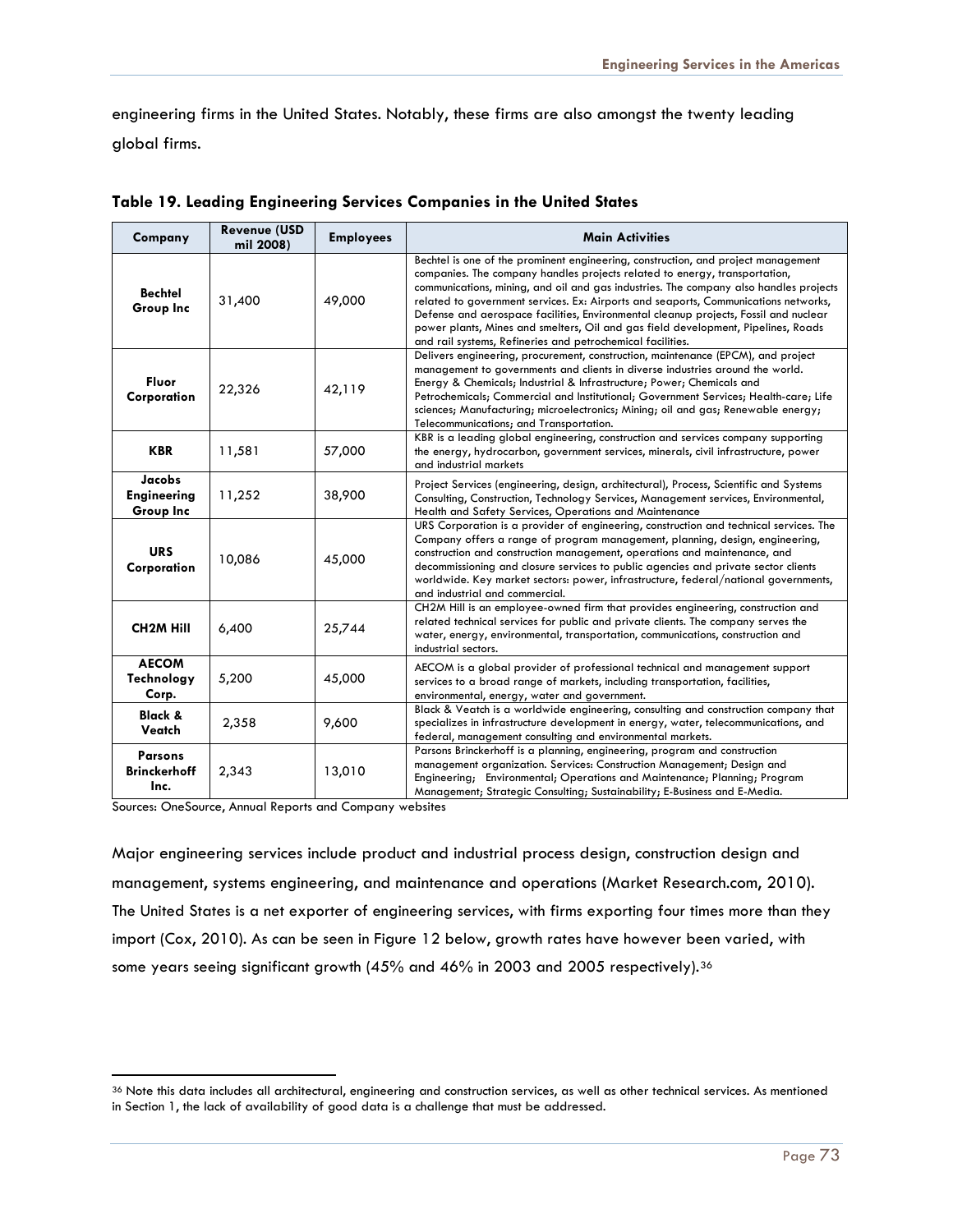engineering firms in the United States. Notably, these firms are also amongst the twenty leading global firms.

**Table 19. Leading Engineering Services Companies in the United States**

| Company | Revenue (USD mil 2008) | Employees | Main Activities |
|---|---|---|---|
| Bechtel Group Inc | 31,400 | 49,000 | Bechtel is one of the prominent engineering, construction, and project management companies. The company handles projects related to energy, transportation, communications, mining, and oil and gas industries. The company also handles projects related to government services. Ex: Airports and seaports, Communications networks, Defense and aerospace facilities, Environmental cleanup projects, Fossil and nuclear power plants, Mines and smelters, Oil and gas field development, Pipelines, Roads and rail systems, Refineries and petrochemical facilities. |
| Fluor Corporation | 22,326 | 42,119 | Delivers engineering, procurement, construction, maintenance (EPCM), and project management to governments and clients in diverse industries around the world. Energy & Chemicals; Industrial & Infrastructure; Power; Chemicals and Petrochemicals; Commercial and Institutional; Government Services; Health-care; Life sciences; Manufacturing; microelectronics; Mining; oil and gas; Renewable energy; Telecommunications; and Transportation. |
| KBR | 11,581 | 57,000 | KBR is a leading global engineering, construction and services company supporting the energy, hydrocarbon, government services, minerals, civil infrastructure, power and industrial markets |
| Jacobs Engineering Group Inc | 11,252 | 38,900 | Project Services (engineering, design, architectural), Process, Scientific and Systems Consulting, Construction, Technology Services, Management services, Environmental, Health and Safety Services, Operations and Maintenance |
| URS Corporation | 10,086 | 45,000 | URS Corporation is a provider of engineering, construction and technical services. The Company offers a range of program management, planning, design, engineering, construction and construction management, operations and maintenance, and decommissioning and closure services to public agencies and private sector clients worldwide. Key market sectors: power, infrastructure, federal/national governments, and industrial and commercial. |
| CH2M Hill | 6,400 | 25,744 | CH2M Hill is an employee-owned firm that provides engineering, construction and related technical services for public and private clients. The company serves the water, energy, environmental, transportation, communications, construction and industrial sectors. |
| AECOM Technology Corp. | 5,200 | 45,000 | AECOM is a global provider of professional technical and management support services to a broad range of markets, including transportation, facilities, environmental, energy, water and government. |
| Black & Veatch | 2,358 | 9,600 | Black & Veatch is a worldwide engineering, consulting and construction company that specializes in infrastructure development in energy, water, telecommunications, and federal, management consulting and environmental markets. |
| Parsons Brinckerhoff Inc. | 2,343 | 13,010 | Parsons Brinckerhoff is a planning, engineering, program and construction management organization. Services: Construction Management; Design and Engineering; Environmental; Operations and Maintenance; Planning; Program Management; Strategic Consulting; Sustainability; E-Business and E-Media. |

Sources: OneSource, Annual Reports and Company websites

Major engineering services include product and industrial process design, construction design and management, systems engineering, and maintenance and operations (Market Research.com, 2010). The United States is a net exporter of engineering services, with firms exporting four times more than they import (Cox, 2010). As can be seen in Figure 12 below, growth rates have however been varied, with some years seeing significant growth (45% and 46% in 2003 and 2005 respectively).[36]

[36] Note this data includes all architectural, engineering and construction services, as well as other technical services. As mentioned in Section 1, the lack of availability of good data is a challenge that must be addressed.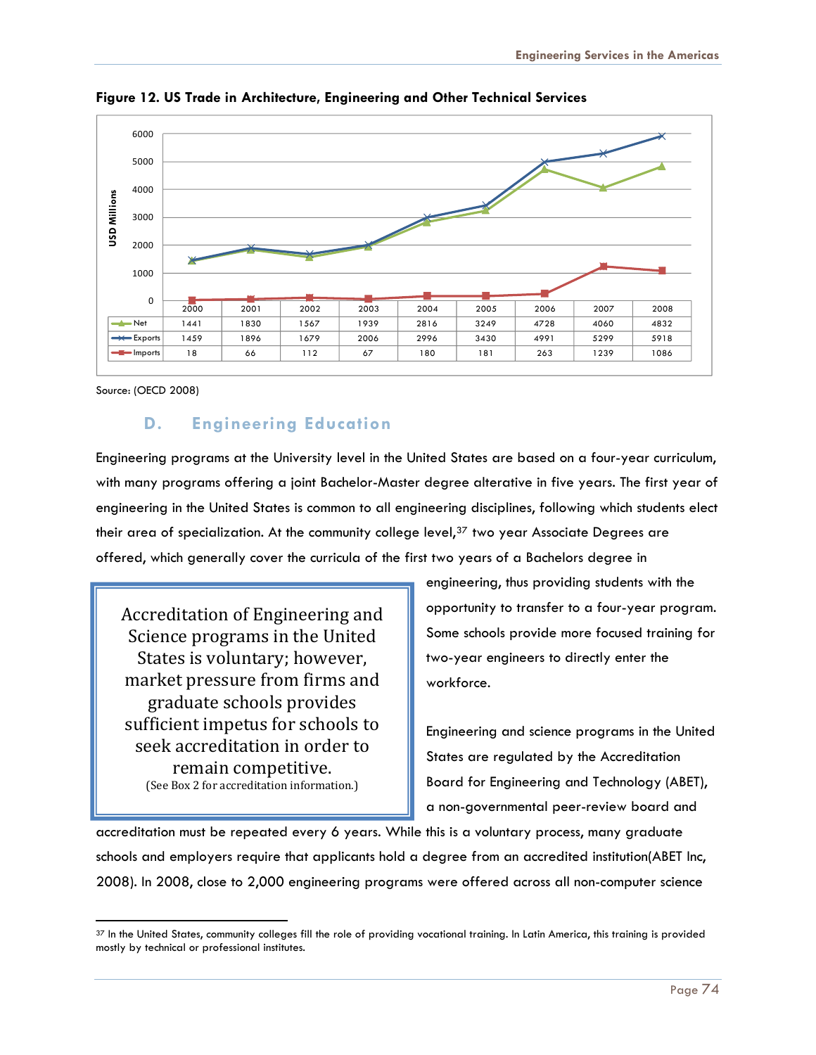**Figure 12. US Trade in Architecture, Engineering and Other Technical Services**

USD Millions

6000
5000
4000
3000
2000
1000
0

2000 2001 2002 2003 2004 2005 2006 2007 2008

Net 1441 1830 1567 1939 2816 3249 4728 4060 4832

Exports 1459 1896 1679 2006 2996 3430 4991 5299 5918

Imports 18 66 112 67 180 181 263 1239 1086

Source: (OECD 2008)

## D. Engineering Education

Engineering programs at the University level in the United States are based on a four-year curriculum, with many programs offering a joint Bachelor-Master degree alterative in five years. The first year of engineering in the United States is common to all engineering disciplines, following which students elect their area of specialization. At the community college level,[37] two year Associate Degrees are offered, which generally cover the curricula of the first two years of a Bachelors degree in engineering, thus providing students with the opportunity to transfer to a four-year program. Some schools provide more focused training for two-year engineers to directly enter the workforce.

> Accreditation of Engineering and Science programs in the United States is voluntary; however, market pressure from firms and graduate schools provides sufficient impetus for schools to seek accreditation in order to remain competitive.
> (See Box 2 for accreditation information.)

Engineering and science programs in the United States are regulated by the Accreditation Board for Engineering and Technology (ABET), a non-governmental peer-review board and accreditation must be repeated every 6 years. While this is a voluntary process, many graduate schools and employers require that applicants hold a degree from an accredited institution(ABET Inc, 2008). In 2008, close to 2,000 engineering programs were offered across all non-computer science

---

[37] In the United States, community colleges fill the role of providing vocational training. In Latin America, this training is provided mostly by technical or professional institutes.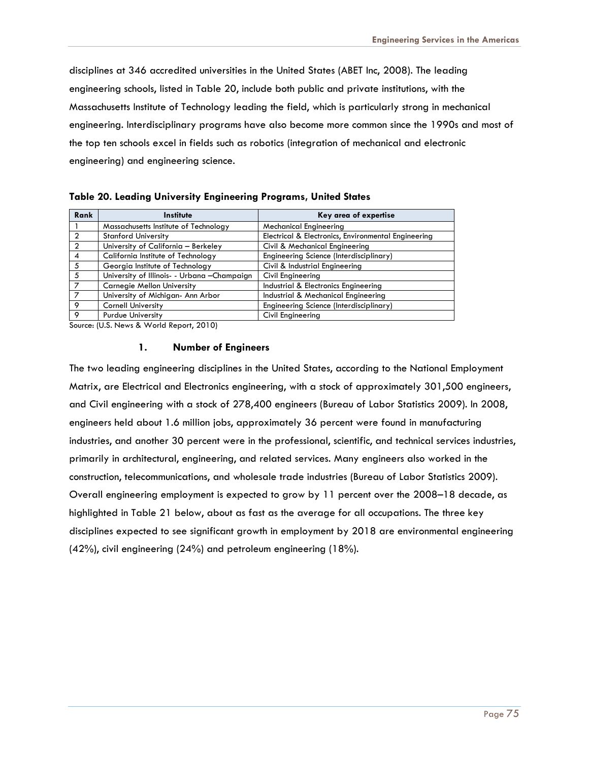disciplines at 346 accredited universities in the United States (ABET Inc, 2008). The leading engineering schools, listed in Table 20, include both public and private institutions, with the Massachusetts Institute of Technology leading the field, which is particularly strong in mechanical engineering. Interdisciplinary programs have also become more common since the 1990s and most of the top ten schools excel in fields such as robotics (integration of mechanical and electronic engineering) and engineering science.

**Table 20. Leading University Engineering Programs, United States**

| Rank | Institute | Key area of expertise |
|---|---|---|
| 1 | Massachusetts Institute of Technology | Mechanical Engineering |
| 2 | Stanford University | Electrical & Electronics, Environmental Engineering |
| 2 | University of California – Berkeley | Civil & Mechanical Engineering |
| 4 | California Institute of Technology | Engineering Science (Interdisciplinary) |
| 5 | Georgia Institute of Technology | Civil & Industrial Engineering |
| 5 | University of Illinois- - Urbana –Champaign | Civil Engineering |
| 7 | Carnegie Mellon University | Industrial & Electronics Engineering |
| 7 | University of Michigan- Ann Arbor | Industrial & Mechanical Engineering |
| 9 | Cornell University | Engineering Science (Interdisciplinary) |
| 9 | Purdue University | Civil Engineering |

Source: (U.S. News & World Report, 2010)

### 1. Number of Engineers

The two leading engineering disciplines in the United States, according to the National Employment Matrix, are Electrical and Electronics engineering, with a stock of approximately 301,500 engineers, and Civil engineering with a stock of 278,400 engineers (Bureau of Labor Statistics 2009). In 2008, engineers held about 1.6 million jobs, approximately 36 percent were found in manufacturing industries, and another 30 percent were in the professional, scientific, and technical services industries, primarily in architectural, engineering, and related services. Many engineers also worked in the construction, telecommunications, and wholesale trade industries (Bureau of Labor Statistics 2009). Overall engineering employment is expected to grow by 11 percent over the 2008–18 decade, as highlighted in Table 21 below, about as fast as the average for all occupations. The three key disciplines expected to see significant growth in employment by 2018 are environmental engineering (42%), civil engineering (24%) and petroleum engineering (18%).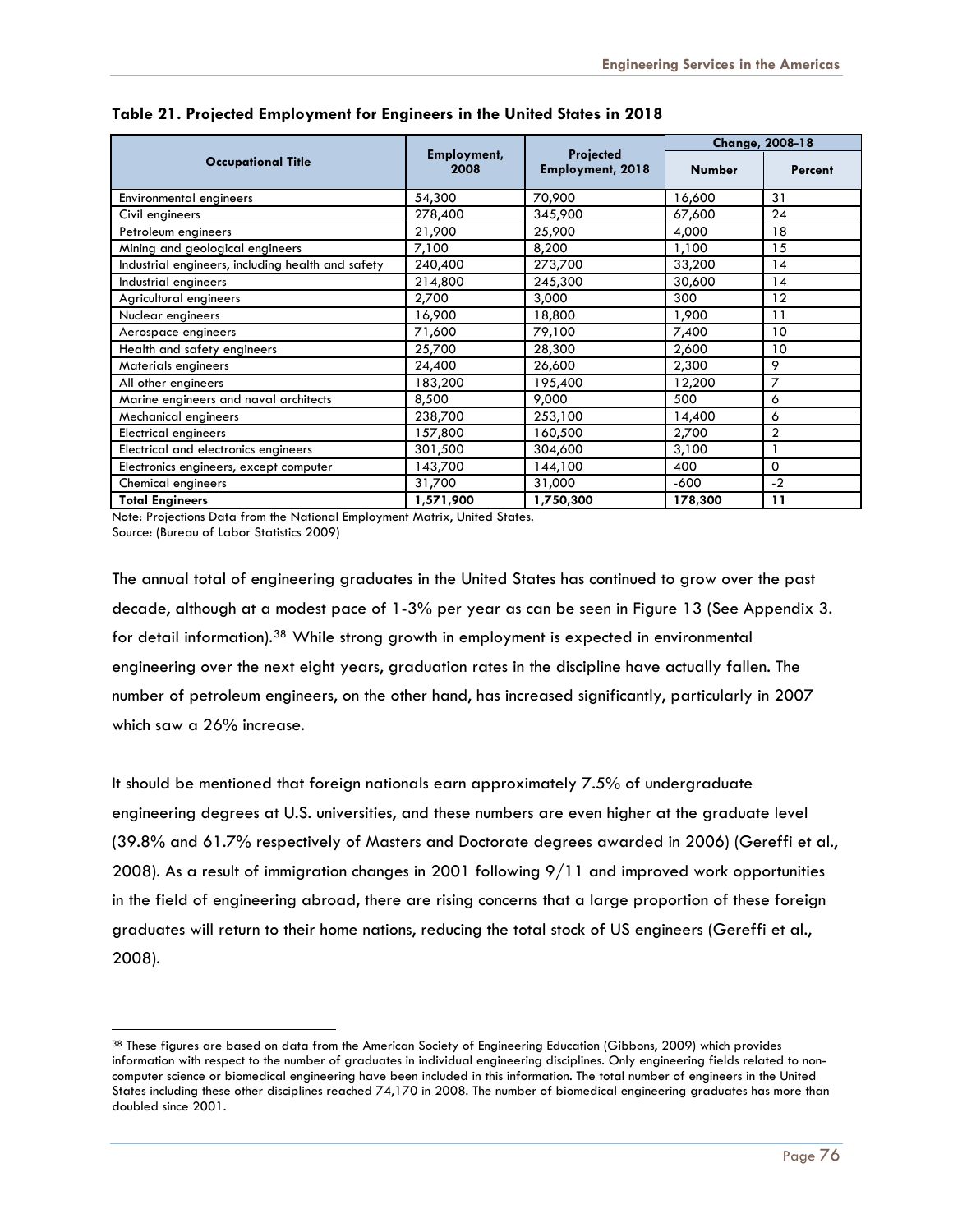**Table 21. Projected Employment for Engineers in the United States in 2018**

| Occupational Title | Employment, 2008 | Projected Employment, 2018 | Change, 2008-18 | |
|---|---|---|---|---|
| | | | Number | Percent |
| Environmental engineers | 54,300 | 70,900 | 16,600 | 31 |
| Civil engineers | 278,400 | 345,900 | 67,600 | 24 |
| Petroleum engineers | 21,900 | 25,900 | 4,000 | 18 |
| Mining and geological engineers | 7,100 | 8,200 | 1,100 | 15 |
| Industrial engineers, including health and safety | 240,400 | 273,700 | 33,200 | 14 |
| Industrial engineers | 214,800 | 245,300 | 30,600 | 14 |
| Agricultural engineers | 2,700 | 3,000 | 300 | 12 |
| Nuclear engineers | 16,900 | 18,800 | 1,900 | 11 |
| Aerospace engineers | 71,600 | 79,100 | 7,400 | 10 |
| Health and safety engineers | 25,700 | 28,300 | 2,600 | 10 |
| Materials engineers | 24,400 | 26,600 | 2,300 | 9 |
| All other engineers | 183,200 | 195,400 | 12,200 | 7 |
| Marine engineers and naval architects | 8,500 | 9,000 | 500 | 6 |
| Mechanical engineers | 238,700 | 253,100 | 14,400 | 6 |
| Electrical engineers | 157,800 | 160,500 | 2,700 | 2 |
| Electrical and electronics engineers | 301,500 | 304,600 | 3,100 | 1 |
| Electronics engineers, except computer | 143,700 | 144,100 | 400 | 0 |
| Chemical engineers | 31,700 | 31,000 | -600 | -2 |
| **Total Engineers** | **1,571,900** | **1,750,300** | **178,300** | **11** |

Note: Projections Data from the National Employment Matrix, United States.
Source: (Bureau of Labor Statistics 2009)

The annual total of engineering graduates in the United States has continued to grow over the past decade, although at a modest pace of 1-3% per year as can be seen in Figure 13 (See Appendix 3. for detail information).[38] While strong growth in employment is expected in environmental engineering over the next eight years, graduation rates in the discipline have actually fallen. The number of petroleum engineers, on the other hand, has increased significantly, particularly in 2007 which saw a 26% increase.

It should be mentioned that foreign nationals earn approximately 7.5% of undergraduate engineering degrees at U.S. universities, and these numbers are even higher at the graduate level (39.8% and 61.7% respectively of Masters and Doctorate degrees awarded in 2006) (Gereffi et al., 2008). As a result of immigration changes in 2001 following 9/11 and improved work opportunities in the field of engineering abroad, there are rising concerns that a large proportion of these foreign graduates will return to their home nations, reducing the total stock of US engineers (Gereffi et al., 2008).

[38] These figures are based on data from the American Society of Engineering Education (Gibbons, 2009) which provides information with respect to the number of graduates in individual engineering disciplines. Only engineering fields related to non-computer science or biomedical engineering have been included in this information. The total number of engineers in the United States including these other disciplines reached 74,170 in 2008. The number of biomedical engineering graduates has more than doubled since 2001.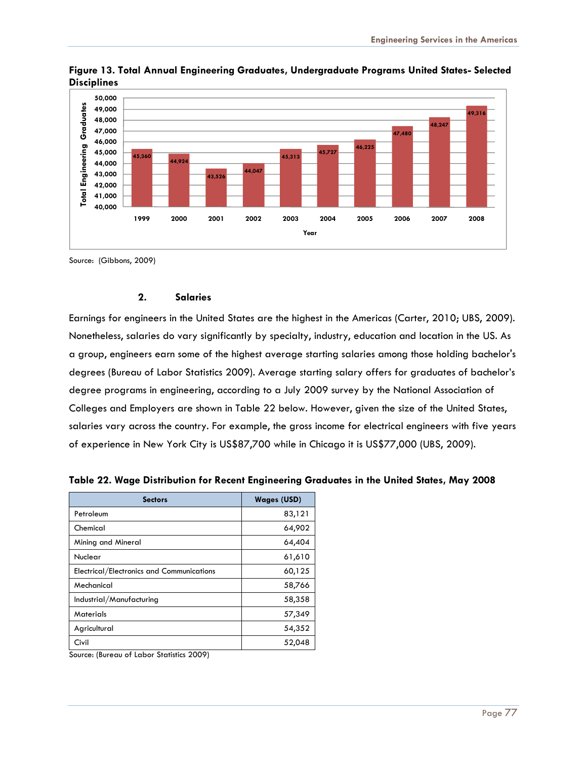**Figure 13. Total Annual Engineering Graduates, Undergraduate Programs United States- Selected Disciplines**

Total Engineering Graduates

50,000
49,000
48,000
47,000
46,000
45,000
44,000
43,000
42,000
41,000
40,000

45,360
44,924
43,526
44,047
45,313
45,727
46,225
47,480
48,247
49,316

1999 2000 2001 2002 2003 2004 2005 2006 2007 2008

Year

Source: (Gibbons, 2009)

### 2. Salaries

Earnings for engineers in the United States are the highest in the Americas (Carter, 2010; UBS, 2009). Nonetheless, salaries do vary significantly by specialty, industry, education and location in the US. As a group, engineers earn some of the highest average starting salaries among those holding bachelor's degrees (Bureau of Labor Statistics 2009). Average starting salary offers for graduates of bachelor's degree programs in engineering, according to a July 2009 survey by the National Association of Colleges and Employers are shown in Table 22 below. However, given the size of the United States, salaries vary across the country. For example, the gross income for electrical engineers with five years of experience in New York City is US$87,700 while in Chicago it is US$77,000 (UBS, 2009).

**Table 22. Wage Distribution for Recent Engineering Graduates in the United States, May 2008**

| Sectors | Wages (USD) |
| --- | --- |
| Petroleum | 83,121 |
| Chemical | 64,902 |
| Mining and Mineral | 64,404 |
| Nuclear | 61,610 |
| Electrical/Electronics and Communications | 60,125 |
| Mechanical | 58,766 |
| Industrial/Manufacturing | 58,358 |
| Materials | 57,349 |
| Agricultural | 54,352 |
| Civil | 52,048 |

Source: (Bureau of Labor Statistics 2009)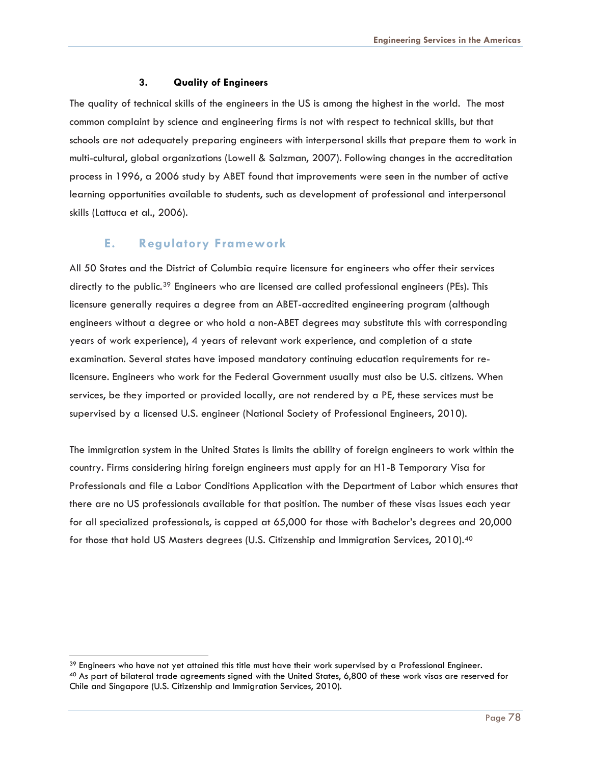### 3. Quality of Engineers

The quality of technical skills of the engineers in the US is among the highest in the world. The most common complaint by science and engineering firms is not with respect to technical skills, but that schools are not adequately preparing engineers with interpersonal skills that prepare them to work in multi-cultural, global organizations (Lowell & Salzman, 2007). Following changes in the accreditation process in 1996, a 2006 study by ABET found that improvements were seen in the number of active learning opportunities available to students, such as development of professional and interpersonal skills (Lattuca et al., 2006).

## E. Regulatory Framework

All 50 States and the District of Columbia require licensure for engineers who offer their services directly to the public.[39] Engineers who are licensed are called professional engineers (PEs). This licensure generally requires a degree from an ABET-accredited engineering program (although engineers without a degree or who hold a non-ABET degrees may substitute this with corresponding years of work experience), 4 years of relevant work experience, and completion of a state examination. Several states have imposed mandatory continuing education requirements for re-licensure. Engineers who work for the Federal Government usually must also be U.S. citizens. When services, be they imported or provided locally, are not rendered by a PE, these services must be supervised by a licensed U.S. engineer (National Society of Professional Engineers, 2010).

The immigration system in the United States is limits the ability of foreign engineers to work within the country. Firms considering hiring foreign engineers must apply for an H1-B Temporary Visa for Professionals and file a Labor Conditions Application with the Department of Labor which ensures that there are no US professionals available for that position. The number of these visas issues each year for all specialized professionals, is capped at 65,000 for those with Bachelor's degrees and 20,000 for those that hold US Masters degrees (U.S. Citizenship and Immigration Services, 2010).[40]

---

[39] Engineers who have not yet attained this title must have their work supervised by a Professional Engineer.

[40] As part of bilateral trade agreements signed with the United States, 6,800 of these work visas are reserved for Chile and Singapore (U.S. Citizenship and Immigration Services, 2010).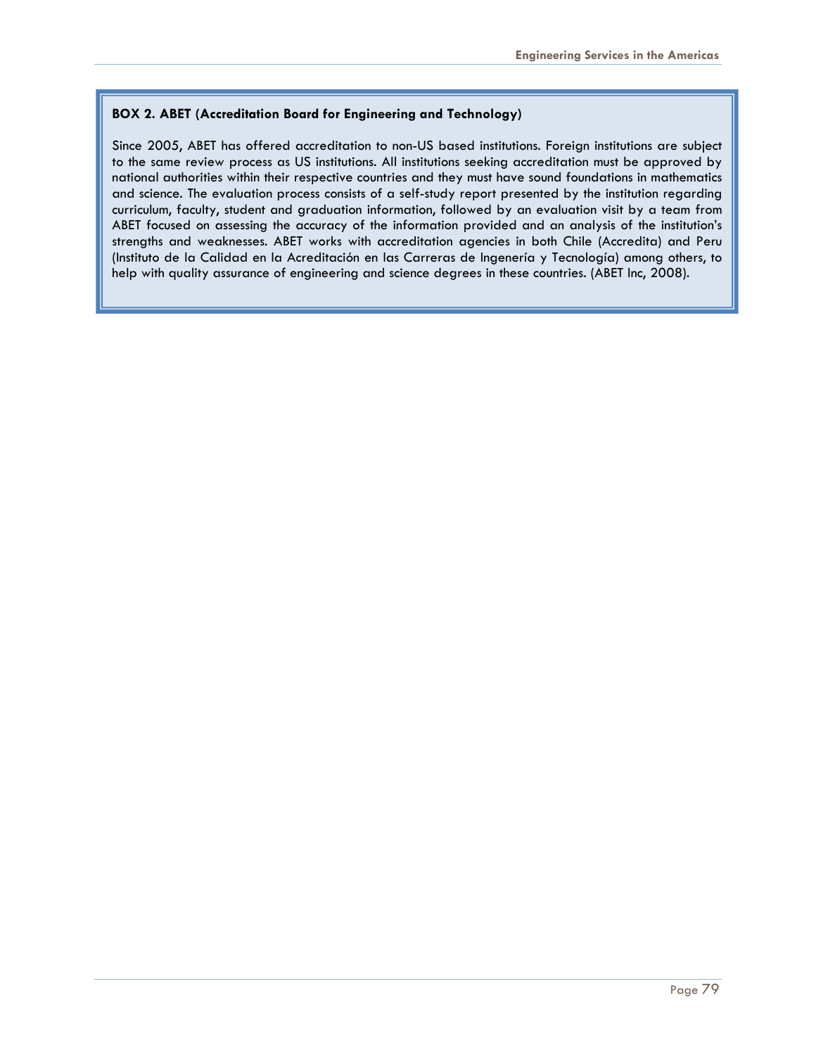**BOX 2. ABET (Accreditation Board for Engineering and Technology)**

Since 2005, ABET has offered accreditation to non-US based institutions. Foreign institutions are subject to the same review process as US institutions. All institutions seeking accreditation must be approved by national authorities within their respective countries and they must have sound foundations in mathematics and science. The evaluation process consists of a self-study report presented by the institution regarding curriculum, faculty, student and graduation information, followed by an evaluation visit by a team from ABET focused on assessing the accuracy of the information provided and an analysis of the institution's strengths and weaknesses. ABET works with accreditation agencies in both Chile (Accredita) and Peru (Instituto de la Calidad en la Acreditación en las Carreras de Ingenería y Tecnología) among others, to help with quality assurance of engineering and science degrees in these countries. (ABET Inc, 2008).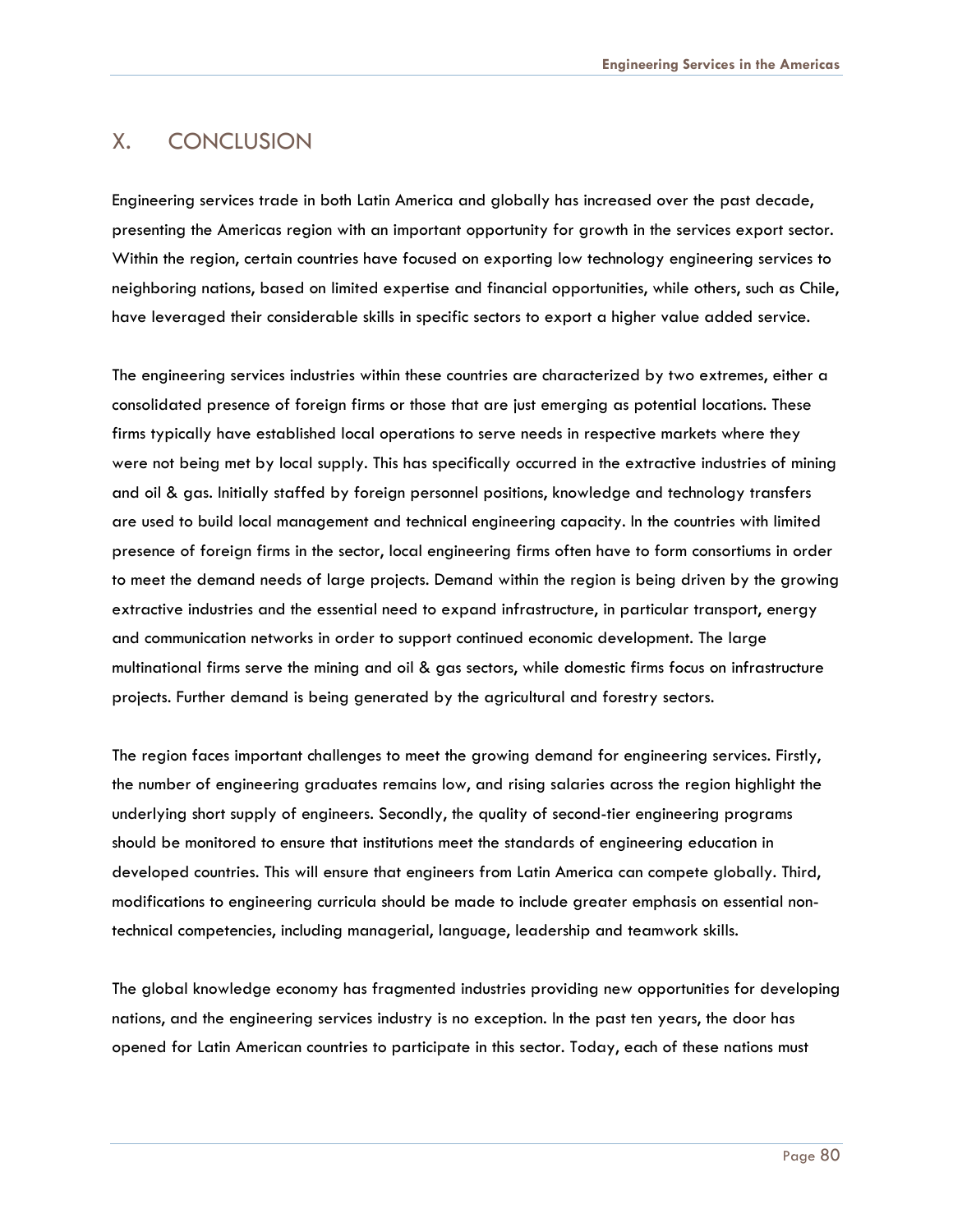# X. CONCLUSION

Engineering services trade in both Latin America and globally has increased over the past decade, presenting the Americas region with an important opportunity for growth in the services export sector. Within the region, certain countries have focused on exporting low technology engineering services to neighboring nations, based on limited expertise and financial opportunities, while others, such as Chile, have leveraged their considerable skills in specific sectors to export a higher value added service.

The engineering services industries within these countries are characterized by two extremes, either a consolidated presence of foreign firms or those that are just emerging as potential locations. These firms typically have established local operations to serve needs in respective markets where they were not being met by local supply. This has specifically occurred in the extractive industries of mining and oil & gas. Initially staffed by foreign personnel positions, knowledge and technology transfers are used to build local management and technical engineering capacity. In the countries with limited presence of foreign firms in the sector, local engineering firms often have to form consortiums in order to meet the demand needs of large projects. Demand within the region is being driven by the growing extractive industries and the essential need to expand infrastructure, in particular transport, energy and communication networks in order to support continued economic development. The large multinational firms serve the mining and oil & gas sectors, while domestic firms focus on infrastructure projects. Further demand is being generated by the agricultural and forestry sectors.

The region faces important challenges to meet the growing demand for engineering services. Firstly, the number of engineering graduates remains low, and rising salaries across the region highlight the underlying short supply of engineers. Secondly, the quality of second-tier engineering programs should be monitored to ensure that institutions meet the standards of engineering education in developed countries. This will ensure that engineers from Latin America can compete globally. Third, modifications to engineering curricula should be made to include greater emphasis on essential non-technical competencies, including managerial, language, leadership and teamwork skills.

The global knowledge economy has fragmented industries providing new opportunities for developing nations, and the engineering services industry is no exception. In the past ten years, the door has opened for Latin American countries to participate in this sector. Today, each of these nations must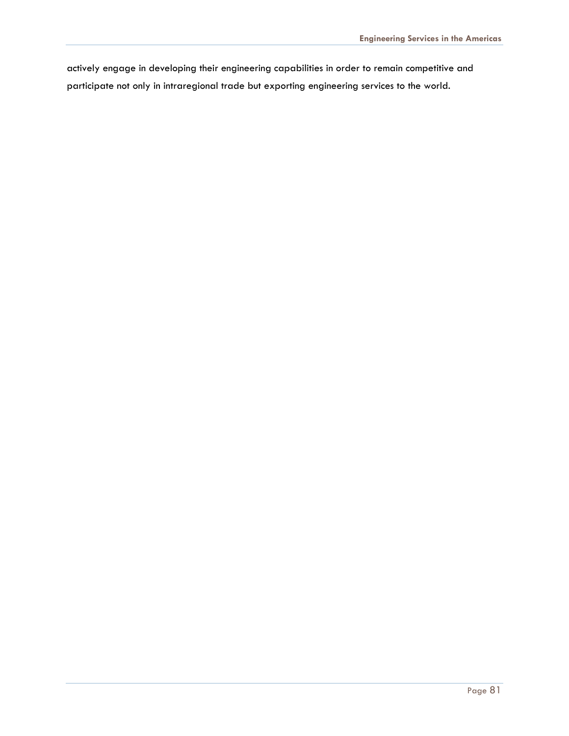actively engage in developing their engineering capabilities in order to remain competitive and participate not only in intraregional trade but exporting engineering services to the world.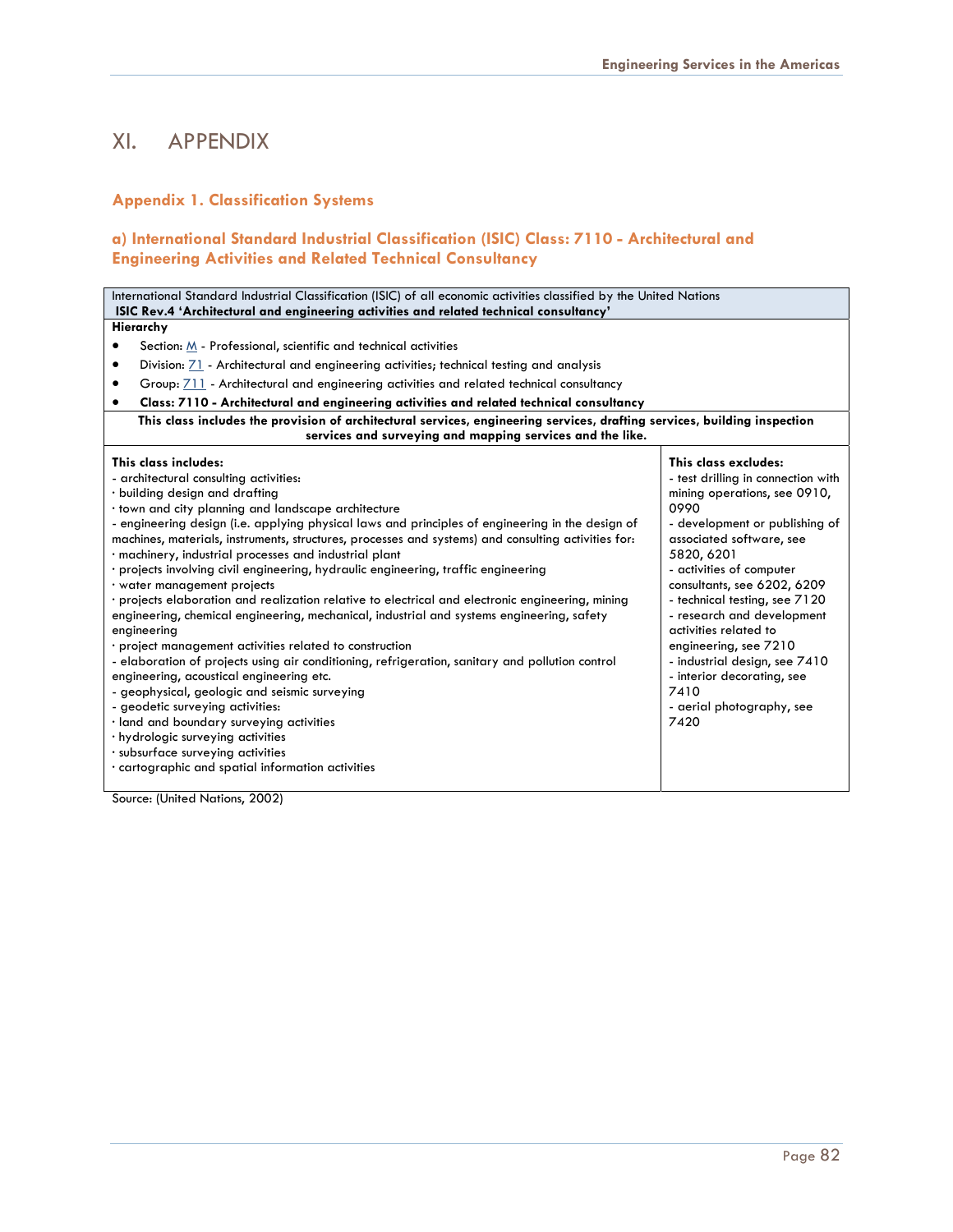# XI. APPENDIX

## Appendix 1. Classification Systems

### a) International Standard Industrial Classification (ISIC) Class: 7110 - Architectural and Engineering Activities and Related Technical Consultancy

| International Standard Industrial Classification (ISIC) of all economic activities classified by the United Nations<br>**ISIC Rev.4 'Architectural and engineering activities and related technical consultancy'** | |
|---|---|
| **Hierarchy**<br>• Section: M - Professional, scientific and technical activities<br>• Division: 71 - Architectural and engineering activities; technical testing and analysis<br>• Group: 711 - Architectural and engineering activities and related technical consultancy<br>• **Class: 7110 - Architectural and engineering activities and related technical consultancy** | |
| **This class includes the provision of architectural services, engineering services, drafting services, building inspection services and surveying and mapping services and the like.** | |
| **This class includes:**<br>- architectural consulting activities:<br>· building design and drafting<br>· town and city planning and landscape architecture<br>- engineering design (i.e. applying physical laws and principles of engineering in the design of machines, materials, instruments, structures, processes and systems) and consulting activities for:<br>· machinery, industrial processes and industrial plant<br>· projects involving civil engineering, hydraulic engineering, traffic engineering<br>· water management projects<br>· projects elaboration and realization relative to electrical and electronic engineering, mining engineering, chemical engineering, mechanical, industrial and systems engineering, safety engineering<br>· project management activities related to construction<br>- elaboration of projects using air conditioning, refrigeration, sanitary and pollution control engineering, acoustical engineering etc.<br>- geophysical, geologic and seismic surveying<br>- geodetic surveying activities:<br>· land and boundary surveying activities<br>· hydrologic surveying activities<br>· subsurface surveying activities<br>· cartographic and spatial information activities | **This class excludes:**<br>- test drilling in connection with mining operations, see 0910, 0990<br>- development or publishing of associated software, see 5820, 6201<br>- activities of computer consultants, see 6202, 6209<br>- technical testing, see 7120<br>- research and development activities related to engineering, see 7210<br>- industrial design, see 7410<br>- interior decorating, see 7410<br>- aerial photography, see 7420 |

Source: (United Nations, 2002)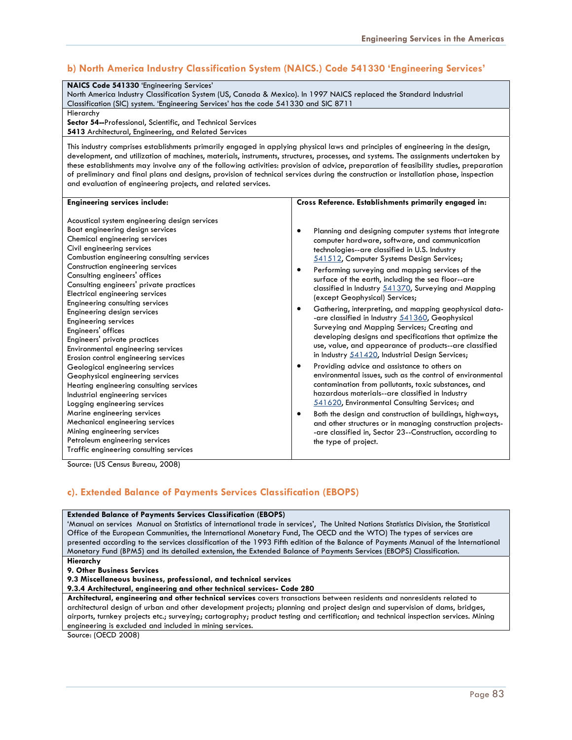### b) North America Industry Classification System (NAICS.) Code 541330 'Engineering Services'

**NAICS Code 541330** 'Engineering Services'
North America Industry Classification System (US, Canada & Mexico). In 1997 NAICS replaced the Standard Industrial Classification (SIC) system. 'Engineering Services' has the code 541330 and SIC 8711

Hierarchy
**Sector 54--**Professional, Scientific, and Technical Services
**5413** Architectural, Engineering, and Related Services

This industry comprises establishments primarily engaged in applying physical laws and principles of engineering in the design, development, and utilization of machines, materials, instruments, structures, processes, and systems. The assignments undertaken by these establishments may involve any of the following activities: provision of advice, preparation of feasibility studies, preparation of preliminary and final plans and designs, provision of technical services during the construction or installation phase, inspection and evaluation of engineering projects, and related services.

**Engineering services include:**

Acoustical system engineering design services
Boat engineering design services
Chemical engineering services
Civil engineering services
Combustion engineering consulting services
Construction engineering services
Consulting engineers' offices
Consulting engineers' private practices
Electrical engineering services
Engineering consulting services
Engineering design services
Engineering services
Engineers' offices
Engineers' private practices
Environmental engineering services
Erosion control engineering services
Geological engineering services
Geophysical engineering services
Heating engineering consulting services
Industrial engineering services
Logging engineering services
Marine engineering services
Mechanical engineering services
Mining engineering services
Petroleum engineering services
Traffic engineering consulting services

**Cross Reference. Establishments primarily engaged in:**

- Planning and designing computer systems that integrate computer hardware, software, and communication technologies--are classified in U.S. Industry 541512, Computer Systems Design Services;
- Performing surveying and mapping services of the surface of the earth, including the sea floor--are classified in Industry 541370, Surveying and Mapping (except Geophysical) Services;
- Gathering, interpreting, and mapping geophysical data--are classified in Industry 541360, Geophysical Surveying and Mapping Services; Creating and developing designs and specifications that optimize the use, value, and appearance of products--are classified in Industry 541420, Industrial Design Services;
- Providing advice and assistance to others on environmental issues, such as the control of environmental contamination from pollutants, toxic substances, and hazardous materials--are classified in Industry 541620, Environmental Consulting Services; and
- Both the design and construction of buildings, highways, and other structures or in managing construction projects--are classified in, Sector 23--Construction, according to the type of project.

Source: (US Census Bureau, 2008)

### c). Extended Balance of Payments Services Classification (EBOPS)

**Extended Balance of Payments Services Classification (EBOPS)**
'Manual on services Manual on Statistics of international trade in services', The United Nations Statistics Division, the Statistical Office of the European Communities, the International Monetary Fund, The OECD and the WTO) The types of services are presented according to the services classification of the 1993 Fifth edition of the Balance of Payments Manual of the International Monetary Fund (BPM5) and its detailed extension, the Extended Balance of Payments Services (EBOPS) Classification.

**Hierarchy**
**9. Other Business Services**
**9.3 Miscellaneous business, professional, and technical services**
**9.3.4 Architectural, engineering and other technical services- Code 280**

**Architectural, engineering and other technical services** covers transactions between residents and nonresidents related to architectural design of urban and other development projects; planning and project design and supervision of dams, bridges, airports, turnkey projects etc.; surveying; cartography; product testing and certification; and technical inspection services. Mining engineering is excluded and included in mining services.

Source: (OECD 2008)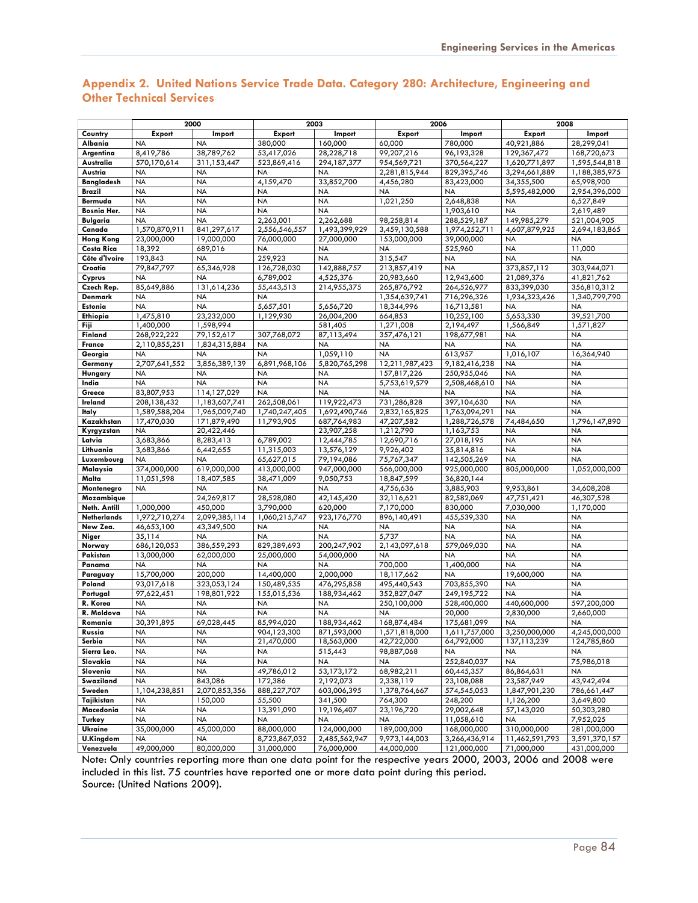## Appendix 2. United Nations Service Trade Data. Category 280: Architecture, Engineering and Other Technical Services

| | 2000 | | 2003 | | 2006 | | 2008 | |
|---|---|---|---|---|---|---|---|---|
| Country | Export | Import | Export | Import | Export | Import | Export | Import |
| Albania | NA | NA | 380,000 | 160,000 | 60,000 | 780,000 | 40,921,886 | 28,299,041 |
| Argentina | 8,419,786 | 38,789,762 | 53,417,026 | 28,228,718 | 99,207,216 | 96,193,328 | 129,367,472 | 168,720,673 |
| Australia | 570,170,614 | 311,153,447 | 523,869,416 | 294,187,377 | 954,569,721 | 370,564,227 | 1,620,771,897 | 1,595,544,818 |
| Austria | NA | NA | NA | NA | 2,281,815,944 | 829,395,746 | 3,294,661,889 | 1,188,385,975 |
| Bangladesh | NA | NA | 4,159,470 | 33,852,700 | 4,456,280 | 83,423,000 | 34,355,500 | 65,998,900 |
| Brazil | NA | NA | NA | NA | NA | NA | 5,595,482,000 | 2,954,396,000 |
| Bermuda | NA | NA | NA | NA | 1,021,250 | 2,648,838 | NA | 6,527,849 |
| Bosnia Her. | NA | NA | NA | NA | | 1,903,610 | NA | 2,619,489 |
| Bulgaria | NA | NA | 2,263,001 | 2,262,688 | 98,258,814 | 288,529,187 | 149,985,279 | 521,004,905 |
| Canada | 1,570,870,911 | 841,297,617 | 2,556,546,557 | 1,493,399,929 | 3,459,130,588 | 1,974,252,711 | 4,607,879,925 | 2,694,183,865 |
| Hong Kong | 23,000,000 | 19,000,000 | 76,000,000 | 27,000,000 | 153,000,000 | 39,000,000 | NA | NA |
| Costa Rica | 18,392 | 689,016 | NA | NA | NA | 525,960 | NA | 11,000 |
| Côte d'Ivoire | 193,843 | NA | 259,923 | NA | 315,547 | NA | NA | NA |
| Croatia | 79,847,797 | 65,346,928 | 126,728,030 | 142,888,757 | 213,857,419 | NA | 373,857,112 | 303,944,071 |
| Cyprus | NA | NA | 6,789,002 | 4,525,376 | 20,983,660 | 12,943,600 | 21,089,376 | 41,821,762 |
| Czech Rep. | 85,649,886 | 131,614,236 | 55,443,513 | 214,955,375 | 265,876,792 | 264,526,977 | 833,399,030 | 356,810,312 |
| Denmark | NA | NA | NA | | 1,354,639,741 | 716,296,326 | 1,934,323,426 | 1,340,799,790 |
| Estonia | NA | NA | 5,657,501 | 5,656,720 | 18,344,996 | 16,713,581 | NA | NA |
| Ethiopia | 1,475,810 | 23,232,000 | 1,129,930 | 26,004,200 | 664,853 | 10,252,100 | 5,653,330 | 39,521,700 |
| Fiji | 1,400,000 | 1,598,994 | | 581,405 | 1,271,008 | 2,194,497 | 1,566,849 | 1,571,827 |
| Finland | 268,922,222 | 79,152,617 | 307,768,072 | 87,113,494 | 357,476,121 | 198,677,981 | NA | NA |
| France | 2,110,855,251 | 1,834,315,884 | NA | NA | NA | NA | NA | NA |
| Georgia | NA | NA | NA | 1,059,110 | NA | 613,957 | 1,016,107 | 16,364,940 |
| Germany | 2,707,641,552 | 3,856,389,139 | 6,891,968,106 | 5,820,765,298 | 12,211,987,423 | 9,182,416,238 | NA | NA |
| Hungary | NA | NA | NA | NA | 157,817,226 | 250,955,046 | NA | NA |
| India | NA | NA | NA | NA | 5,753,619,579 | 2,508,468,610 | NA | NA |
| Greece | 83,807,953 | 114,127,029 | NA | NA | NA | NA | NA | NA |
| Ireland | 208,138,432 | 1,183,607,741 | 262,508,061 | 119,922,473 | 731,286,828 | 397,104,630 | NA | NA |
| Italy | 1,589,588,204 | 1,965,009,740 | 1,740,247,405 | 1,692,490,746 | 2,832,165,825 | 1,763,094,291 | NA | NA |
| Kazakhstan | 17,470,030 | 171,879,490 | 11,793,905 | 687,764,983 | 47,207,582 | 1,288,726,578 | 74,484,650 | 1,796,147,890 |
| Kyrgyzstan | NA | 20,422,446 | | 23,907,258 | 1,212,790 | 1,163,753 | NA | NA |
| Latvia | 3,683,866 | 8,283,413 | 6,789,002 | 12,444,785 | 12,690,716 | 27,018,195 | NA | NA |
| Lithuania | 3,683,866 | 6,442,655 | 11,315,003 | 13,576,129 | 9,926,402 | 35,814,816 | NA | NA |
| Luxembourg | NA | NA | 65,627,015 | 79,194,086 | 75,767,347 | 142,505,269 | NA | NA |
| Malaysia | 374,000,000 | 619,000,000 | 413,000,000 | 947,000,000 | 566,000,000 | 925,000,000 | 805,000,000 | 1,052,000,000 |
| Malta | 11,051,598 | 18,407,585 | 38,471,009 | 9,050,753 | 18,847,599 | 36,820,144 | | |
| Montenegro | NA | NA | NA | NA | 4,756,636 | 3,885,903 | 9,953,861 | 34,608,208 |
| Mozambique | | 24,269,817 | 28,528,080 | 42,145,420 | 32,116,621 | 82,582,069 | 47,751,421 | 46,307,528 |
| Neth. Antill | 1,000,000 | 450,000 | 3,790,000 | 620,000 | 7,170,000 | 830,000 | 7,030,000 | 1,170,000 |
| Netherlands | 1,972,710,274 | 2,099,385,114 | 1,060,215,747 | 923,176,770 | 896,140,491 | 455,539,330 | NA | NA |
| New Zea. | 46,653,100 | 43,349,500 | NA | NA | NA | NA | NA | NA |
| Niger | 35,114 | NA | NA | NA | 5,737 | NA | NA | NA |
| Norway | 686,120,053 | 386,559,293 | 829,389,693 | 200,247,902 | 2,143,097,618 | 579,069,030 | NA | NA |
| Pakistan | 13,000,000 | 62,000,000 | 25,000,000 | 54,000,000 | NA | NA | NA | NA |
| Panama | NA | NA | NA | NA | 700,000 | 1,400,000 | NA | NA |
| Paraguay | 15,700,000 | 200,000 | 14,400,000 | 2,000,000 | 18,117,662 | NA | 19,600,000 | NA |
| Poland | 93,017,618 | 323,053,124 | 150,489,535 | 476,295,858 | 495,440,543 | 703,855,390 | NA | NA |
| Portugal | 97,622,451 | 198,801,922 | 155,015,536 | 188,934,462 | 352,827,047 | 249,195,722 | NA | NA |
| R. Korea | NA | NA | NA | NA | 250,100,000 | 528,400,000 | 440,600,000 | 597,200,000 |
| R. Moldova | NA | NA | NA | NA | NA | 20,000 | 2,830,000 | 2,660,000 |
| Romania | 30,391,895 | 69,028,445 | 85,994,020 | 188,934,462 | 168,874,484 | 175,681,099 | NA | NA |
| Russia | NA | NA | 904,123,300 | 871,593,000 | 1,571,818,000 | 1,611,757,000 | 3,250,000,000 | 4,245,000,000 |
| Serbia | NA | NA | 21,470,000 | 18,563,000 | 42,722,000 | 64,792,000 | 137,113,239 | 124,785,860 |
| Sierra Leo. | NA | NA | NA | 515,443 | 98,887,068 | NA | NA | NA |
| Slovakia | NA | NA | NA | NA | NA | 252,840,037 | NA | 75,986,018 |
| Slovenia | NA | NA | 49,786,012 | 53,173,172 | 68,982,211 | 60,445,357 | 86,864,631 | NA |
| Swaziland | NA | 843,086 | 172,386 | 2,192,073 | 2,338,119 | 23,108,088 | 23,587,949 | 43,942,494 |
| Sweden | 1,104,238,851 | 2,070,853,356 | 888,227,707 | 603,006,395 | 1,378,764,667 | 574,545,053 | 1,847,901,230 | 786,661,447 |
| Tajikistan | NA | 150,000 | 55,500 | 341,500 | 764,300 | 248,200 | 1,126,200 | 3,649,800 |
| Macedonia | NA | NA | 13,391,090 | 19,196,407 | 23,196,720 | 29,002,648 | 57,143,020 | 50,303,280 |
| Turkey | NA | NA | NA | NA | NA | 11,058,610 | NA | 7,952,025 |
| Ukraine | 35,000,000 | 45,000,000 | 88,000,000 | 124,000,000 | 189,000,000 | 168,000,000 | 310,000,000 | 281,000,000 |
| U.Kingdom | NA | NA | 8,723,867,032 | 2,485,562,947 | 9,973,144,003 | 3,266,436,914 | 11,462,591,793 | 3,591,370,157 |
| Venezuela | 49,000,000 | 80,000,000 | 31,000,000 | 76,000,000 | 44,000,000 | 121,000,000 | 71,000,000 | 431,000,000 |

Note: Only countries reporting more than one data point for the respective years 2000, 2003, 2006 and 2008 were included in this list. 75 countries have reported one or more data point during this period.
Source: (United Nations 2009).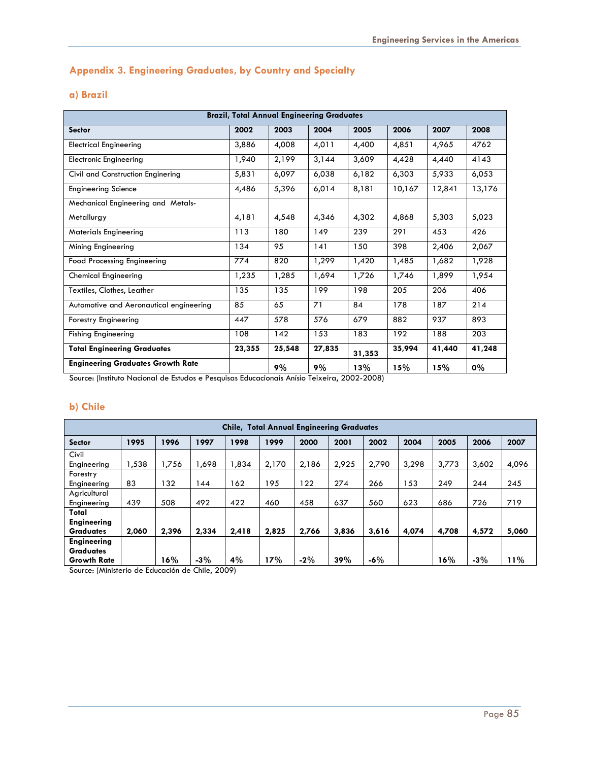## Appendix 3. Engineering Graduates, by Country and Specialty

### a) Brazil

| Brazil, Total Annual Engineering Graduates | | | | | | | |
|---|---|---|---|---|---|---|---|
| **Sector** | **2002** | **2003** | **2004** | **2005** | **2006** | **2007** | **2008** |
| Electrical Engineering | 3,886 | 4,008 | 4,011 | 4,400 | 4,851 | 4,965 | 4762 |
| Electronic Engineering | 1,940 | 2,199 | 3,144 | 3,609 | 4,428 | 4,440 | 4143 |
| Civil and Construction Enginering | 5,831 | 6,097 | 6,038 | 6,182 | 6,303 | 5,933 | 6,053 |
| Engineering Science | 4,486 | 5,396 | 6,014 | 8,181 | 10,167 | 12,841 | 13,176 |
| Mechanical Engineering and Metals-Metallurgy | 4,181 | 4,548 | 4,346 | 4,302 | 4,868 | 5,303 | 5,023 |
| Materials Engineering | 113 | 180 | 149 | 239 | 291 | 453 | 426 |
| Mining Engineering | 134 | 95 | 141 | 150 | 398 | 2,406 | 2,067 |
| Food Processing Engineering | 774 | 820 | 1,299 | 1,420 | 1,485 | 1,682 | 1,928 |
| Chemical Engineering | 1,235 | 1,285 | 1,694 | 1,726 | 1,746 | 1,899 | 1,954 |
| Textiles, Clothes, Leather | 135 | 135 | 199 | 198 | 205 | 206 | 406 |
| Automotive and Aeronautical engineering | 85 | 65 | 71 | 84 | 178 | 187 | 214 |
| Forestry Engineering | 447 | 578 | 576 | 679 | 882 | 937 | 893 |
| Fishing Engineering | 108 | 142 | 153 | 183 | 192 | 188 | 203 |
| **Total Engineering Graduates** | **23,355** | **25,548** | **27,835** | **31,353** | **35,994** | **41,440** | **41,248** |
| **Engineering Graduates Growth Rate** | | **9%** | **9%** | **13%** | **15%** | **15%** | **0%** |

Source: (Instituto Nacional de Estudos e Pesquisas Educacionais Anísio Teixeira, 2002-2008)

### b) Chile

| Chile, Total Annual Engineering Graduates | | | | | | | | | | | | |
|---|---|---|---|---|---|---|---|---|---|---|---|---|
| **Sector** | **1995** | **1996** | **1997** | **1998** | **1999** | **2000** | **2001** | **2002** | **2004** | **2005** | **2006** | **2007** |
| Civil Engineering | 1,538 | 1,756 | 1,698 | 1,834 | 2,170 | 2,186 | 2,925 | 2,790 | 3,298 | 3,773 | 3,602 | 4,096 |
| Forestry Engineering | 83 | 132 | 144 | 162 | 195 | 122 | 274 | 266 | 153 | 249 | 244 | 245 |
| Agricultural Engineering | 439 | 508 | 492 | 422 | 460 | 458 | 637 | 560 | 623 | 686 | 726 | 719 |
| **Total Engineering Graduates** | **2,060** | **2,396** | **2,334** | **2,418** | **2,825** | **2,766** | **3,836** | **3,616** | **4,074** | **4,708** | **4,572** | **5,060** |
| **Engineering Graduates Growth Rate** | | **16%** | **-3%** | **4%** | **17%** | **-2%** | **39%** | **-6%** | | **16%** | **-3%** | **11%** |

Source: (Ministerio de Educación de Chile, 2009)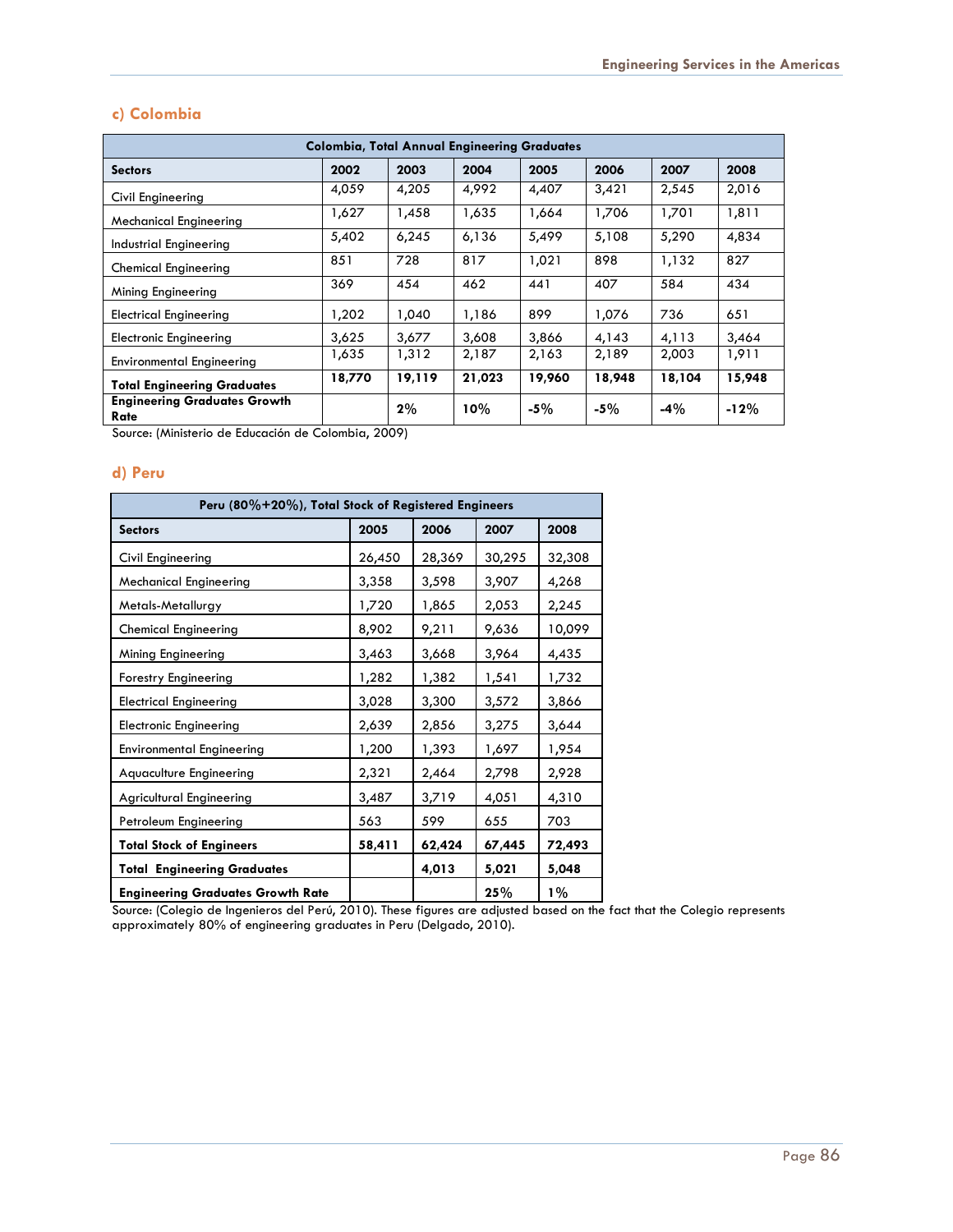## c) Colombia

| Colombia, Total Annual Engineering Graduates | | | | | | | |
|---|---|---|---|---|---|---|---|
| **Sectors** | **2002** | **2003** | **2004** | **2005** | **2006** | **2007** | **2008** |
| Civil Engineering | 4,059 | 4,205 | 4,992 | 4,407 | 3,421 | 2,545 | 2,016 |
| Mechanical Engineering | 1,627 | 1,458 | 1,635 | 1,664 | 1,706 | 1,701 | 1,811 |
| Industrial Engineering | 5,402 | 6,245 | 6,136 | 5,499 | 5,108 | 5,290 | 4,834 |
| Chemical Engineering | 851 | 728 | 817 | 1,021 | 898 | 1,132 | 827 |
| Mining Engineering | 369 | 454 | 462 | 441 | 407 | 584 | 434 |
| Electrical Engineering | 1,202 | 1,040 | 1,186 | 899 | 1,076 | 736 | 651 |
| Electronic Engineering | 3,625 | 3,677 | 3,608 | 3,866 | 4,143 | 4,113 | 3,464 |
| Environmental Engineering | 1,635 | 1,312 | 2,187 | 2,163 | 2,189 | 2,003 | 1,911 |
| **Total Engineering Graduates** | **18,770** | **19,119** | **21,023** | **19,960** | **18,948** | **18,104** | **15,948** |
| **Engineering Graduates Growth Rate** | | **2%** | **10%** | **-5%** | **-5%** | **-4%** | **-12%** |

Source: (Ministerio de Educación de Colombia, 2009)

## d) Peru

| Peru (80%+20%), Total Stock of Registered Engineers | | | | |
|---|---|---|---|---|
| **Sectors** | **2005** | **2006** | **2007** | **2008** |
| Civil Engineering | 26,450 | 28,369 | 30,295 | 32,308 |
| Mechanical Engineering | 3,358 | 3,598 | 3,907 | 4,268 |
| Metals-Metallurgy | 1,720 | 1,865 | 2,053 | 2,245 |
| Chemical Engineering | 8,902 | 9,211 | 9,636 | 10,099 |
| Mining Engineering | 3,463 | 3,668 | 3,964 | 4,435 |
| Forestry Engineering | 1,282 | 1,382 | 1,541 | 1,732 |
| Electrical Engineering | 3,028 | 3,300 | 3,572 | 3,866 |
| Electronic Engineering | 2,639 | 2,856 | 3,275 | 3,644 |
| Environmental Engineering | 1,200 | 1,393 | 1,697 | 1,954 |
| Aquaculture Engineering | 2,321 | 2,464 | 2,798 | 2,928 |
| Agricultural Engineering | 3,487 | 3,719 | 4,051 | 4,310 |
| Petroleum Engineering | 563 | 599 | 655 | 703 |
| **Total Stock of Engineers** | **58,411** | **62,424** | **67,445** | **72,493** |
| **Total Engineering Graduates** | | **4,013** | **5,021** | **5,048** |
| **Engineering Graduates Growth Rate** | | | 25% | 1% |

Source: (Colegio de Ingenieros del Perú, 2010). These figures are adjusted based on the fact that the Colegio represents approximately 80% of engineering graduates in Peru (Delgado, 2010).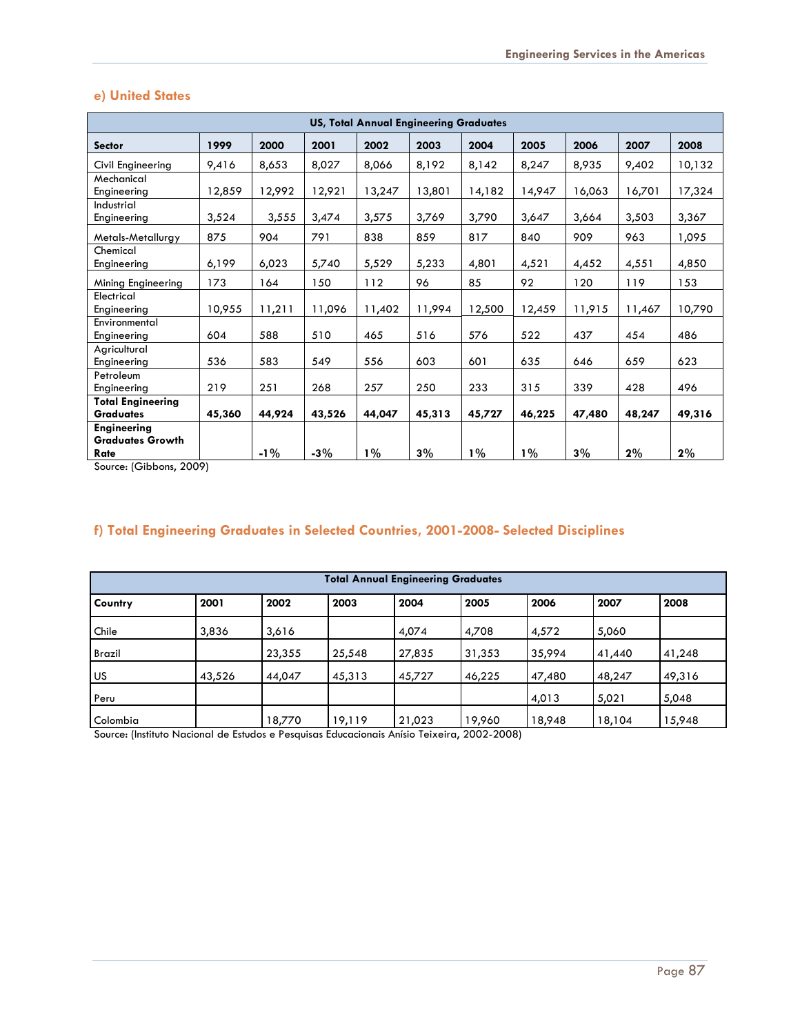### e) United States

| US, Total Annual Engineering Graduates | | | | | | | | | | |
|---|---|---|---|---|---|---|---|---|---|---|
| **Sector** | **1999** | **2000** | **2001** | **2002** | **2003** | **2004** | **2005** | **2006** | **2007** | **2008** |
| Civil Engineering | 9,416 | 8,653 | 8,027 | 8,066 | 8,192 | 8,142 | 8,247 | 8,935 | 9,402 | 10,132 |
| Mechanical Engineering | 12,859 | 12,992 | 12,921 | 13,247 | 13,801 | 14,182 | 14,947 | 16,063 | 16,701 | 17,324 |
| Industrial Engineering | 3,524 | 3,555 | 3,474 | 3,575 | 3,769 | 3,790 | 3,647 | 3,664 | 3,503 | 3,367 |
| Metals-Metallurgy | 875 | 904 | 791 | 838 | 859 | 817 | 840 | 909 | 963 | 1,095 |
| Chemical Engineering | 6,199 | 6,023 | 5,740 | 5,529 | 5,233 | 4,801 | 4,521 | 4,452 | 4,551 | 4,850 |
| Mining Engineering | 173 | 164 | 150 | 112 | 96 | 85 | 92 | 120 | 119 | 153 |
| Electrical Engineering | 10,955 | 11,211 | 11,096 | 11,402 | 11,994 | 12,500 | 12,459 | 11,915 | 11,467 | 10,790 |
| Environmental Engineering | 604 | 588 | 510 | 465 | 516 | 576 | 522 | 437 | 454 | 486 |
| Agricultural Engineering | 536 | 583 | 549 | 556 | 603 | 601 | 635 | 646 | 659 | 623 |
| Petroleum Engineering | 219 | 251 | 268 | 257 | 250 | 233 | 315 | 339 | 428 | 496 |
| **Total Engineering Graduates** | **45,360** | **44,924** | **43,526** | **44,047** | **45,313** | **45,727** | **46,225** | **47,480** | **48,247** | **49,316** |
| **Engineering Graduates Growth Rate** | | **-1%** | **-3%** | **1%** | **3%** | **1%** | **1%** | **3%** | **2%** | **2%** |

Source: (Gibbons, 2009)

### f) Total Engineering Graduates in Selected Countries, 2001-2008- Selected Disciplines

| Total Annual Engineering Graduates | | | | | | | | |
|---|---|---|---|---|---|---|---|---|
| **Country** | **2001** | **2002** | **2003** | **2004** | **2005** | **2006** | **2007** | **2008** |
| Chile | 3,836 | 3,616 | | 4,074 | 4,708 | 4,572 | 5,060 | |
| Brazil | | 23,355 | 25,548 | 27,835 | 31,353 | 35,994 | 41,440 | 41,248 |
| US | 43,526 | 44,047 | 45,313 | 45,727 | 46,225 | 47,480 | 48,247 | 49,316 |
| Peru | | | | | | 4,013 | 5,021 | 5,048 |
| Colombia | | 18,770 | 19,119 | 21,023 | 19,960 | 18,948 | 18,104 | 15,948 |

Source: (Instituto Nacional de Estudos e Pesquisas Educacionais Anísio Teixeira, 2002-2008)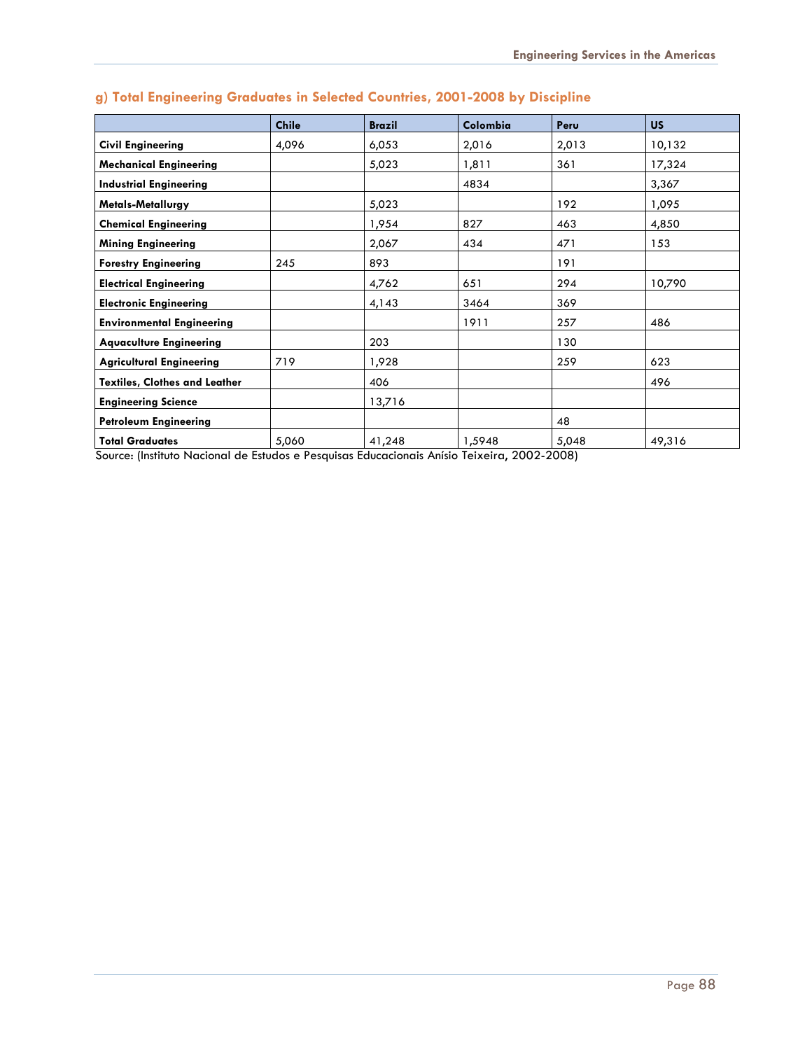## g) Total Engineering Graduates in Selected Countries, 2001-2008 by Discipline

| | Chile | Brazil | Colombia | Peru | US |
|---|---|---|---|---|---|
| **Civil Engineering** | 4,096 | 6,053 | 2,016 | 2,013 | 10,132 |
| **Mechanical Engineering** | | 5,023 | 1,811 | 361 | 17,324 |
| **Industrial Engineering** | | | 4834 | | 3,367 |
| **Metals-Metallurgy** | | 5,023 | | 192 | 1,095 |
| **Chemical Engineering** | | 1,954 | 827 | 463 | 4,850 |
| **Mining Engineering** | | 2,067 | 434 | 471 | 153 |
| **Forestry Engineering** | 245 | 893 | | 191 | |
| **Electrical Engineering** | | 4,762 | 651 | 294 | 10,790 |
| **Electronic Engineering** | | 4,143 | 3464 | 369 | |
| **Environmental Engineering** | | | 1911 | 257 | 486 |
| **Aquaculture Engineering** | | 203 | | 130 | |
| **Agricultural Engineering** | 719 | 1,928 | | 259 | 623 |
| **Textiles, Clothes and Leather** | | 406 | | | 496 |
| **Engineering Science** | | 13,716 | | | |
| **Petroleum Engineering** | | | | 48 | |
| **Total Graduates** | 5,060 | 41,248 | 1,5948 | 5,048 | 49,316 |

Source: (Instituto Nacional de Estudos e Pesquisas Educacionais Anísio Teixeira, 2002-2008)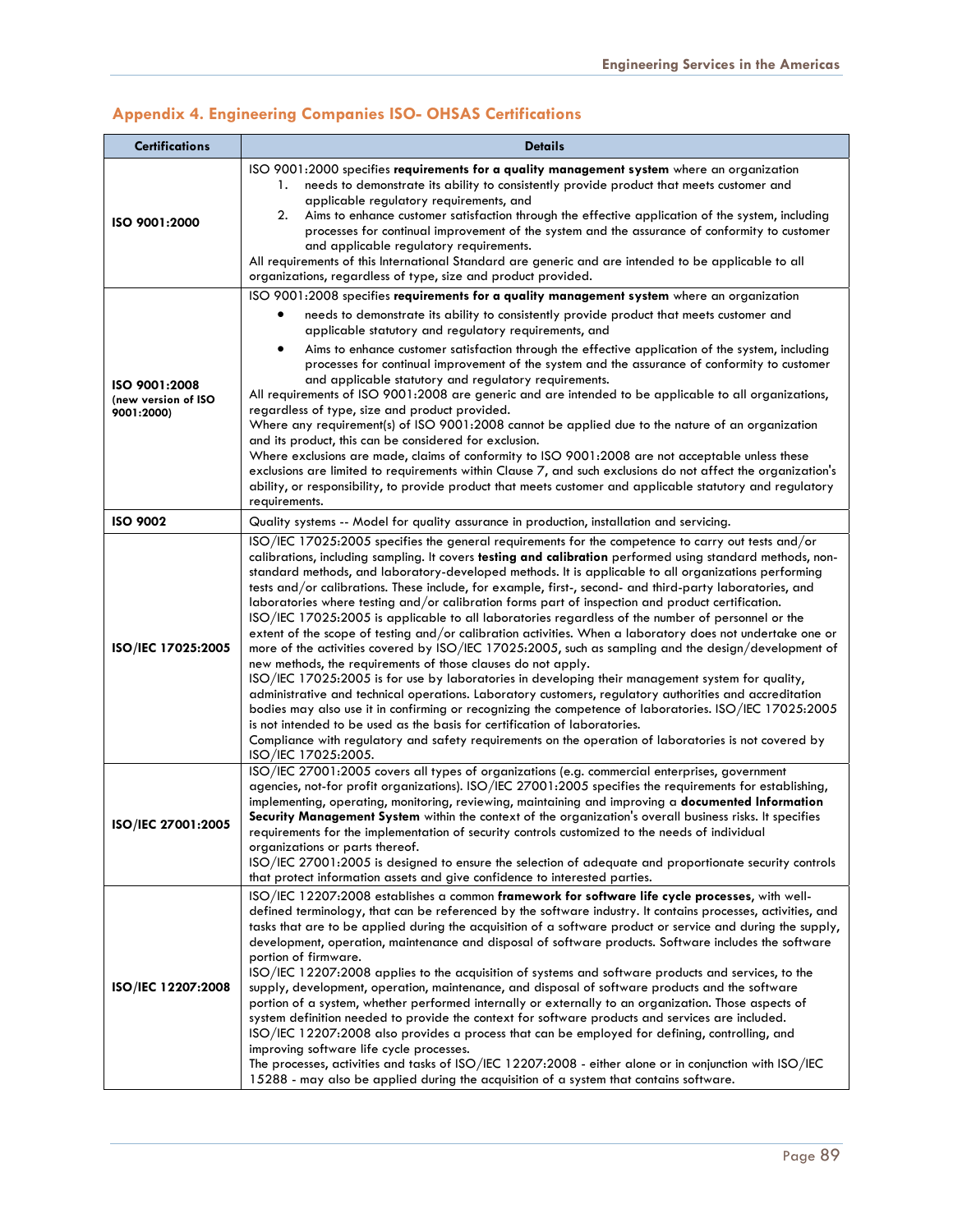## Appendix 4. Engineering Companies ISO- OHSAS Certifications

| Certifications | Details |
|---|---|
| **ISO 9001:2000** | ISO 9001:2000 specifies **requirements for a quality management system** where an organization<br>1. needs to demonstrate its ability to consistently provide product that meets customer and applicable regulatory requirements, and<br>2. Aims to enhance customer satisfaction through the effective application of the system, including processes for continual improvement of the system and the assurance of conformity to customer and applicable regulatory requirements.<br>All requirements of this International Standard are generic and are intended to be applicable to all organizations, regardless of type, size and product provided. |
| **ISO 9001:2008 (new version of ISO 9001:2000)** | ISO 9001:2008 specifies **requirements for a quality management system** where an organization<br>• needs to demonstrate its ability to consistently provide product that meets customer and applicable statutory and regulatory requirements, and<br>• Aims to enhance customer satisfaction through the effective application of the system, including processes for continual improvement of the system and the assurance of conformity to customer and applicable statutory and regulatory requirements.<br>All requirements of ISO 9001:2008 are generic and are intended to be applicable to all organizations, regardless of type, size and product provided.<br>Where any requirement(s) of ISO 9001:2008 cannot be applied due to the nature of an organization and its product, this can be considered for exclusion.<br>Where exclusions are made, claims of conformity to ISO 9001:2008 are not acceptable unless these exclusions are limited to requirements within Clause 7, and such exclusions do not affect the organization's ability, or responsibility, to provide product that meets customer and applicable statutory and regulatory requirements. |
| **ISO 9002** | Quality systems -- Model for quality assurance in production, installation and servicing. |
| **ISO/IEC 17025:2005** | ISO/IEC 17025:2005 specifies the general requirements for the competence to carry out tests and/or calibrations, including sampling. It covers **testing and calibration** performed using standard methods, non-standard methods, and laboratory-developed methods. It is applicable to all organizations performing tests and/or calibrations. These include, for example, first-, second- and third-party laboratories, and laboratories where testing and/or calibration forms part of inspection and product certification.<br>ISO/IEC 17025:2005 is applicable to all laboratories regardless of the number of personnel or the extent of the scope of testing and/or calibration activities. When a laboratory does not undertake one or more of the activities covered by ISO/IEC 17025:2005, such as sampling and the design/development of new methods, the requirements of those clauses do not apply.<br>ISO/IEC 17025:2005 is for use by laboratories in developing their management system for quality, administrative and technical operations. Laboratory customers, regulatory authorities and accreditation bodies may also use it in confirming or recognizing the competence of laboratories. ISO/IEC 17025:2005 is not intended to be used as the basis for certification of laboratories.<br>Compliance with regulatory and safety requirements on the operation of laboratories is not covered by ISO/IEC 17025:2005. |
| **ISO/IEC 27001:2005** | ISO/IEC 27001:2005 covers all types of organizations (e.g. commercial enterprises, government agencies, not-for profit organizations). ISO/IEC 27001:2005 specifies the requirements for establishing, implementing, operating, monitoring, reviewing, maintaining and improving a **documented Information Security Management System** within the context of the organization's overall business risks. It specifies requirements for the implementation of security controls customized to the needs of individual organizations or parts thereof.<br>ISO/IEC 27001:2005 is designed to ensure the selection of adequate and proportionate security controls that protect information assets and give confidence to interested parties. |
| **ISO/IEC 12207:2008** | ISO/IEC 12207:2008 establishes a common **framework for software life cycle processes**, with well-defined terminology, that can be referenced by the software industry. It contains processes, activities, and tasks that are to be applied during the acquisition of a software product or service and during the supply, development, operation, maintenance and disposal of software products. Software includes the software portion of firmware.<br>ISO/IEC 12207:2008 applies to the acquisition of systems and software products and services, to the supply, development, operation, maintenance, and disposal of software products and the software portion of a system, whether performed internally or externally to an organization. Those aspects of system definition needed to provide the context for software products and services are included.<br>ISO/IEC 12207:2008 also provides a process that can be employed for defining, controlling, and improving software life cycle processes.<br>The processes, activities and tasks of ISO/IEC 12207:2008 - either alone or in conjunction with ISO/IEC 15288 - may also be applied during the acquisition of a system that contains software. |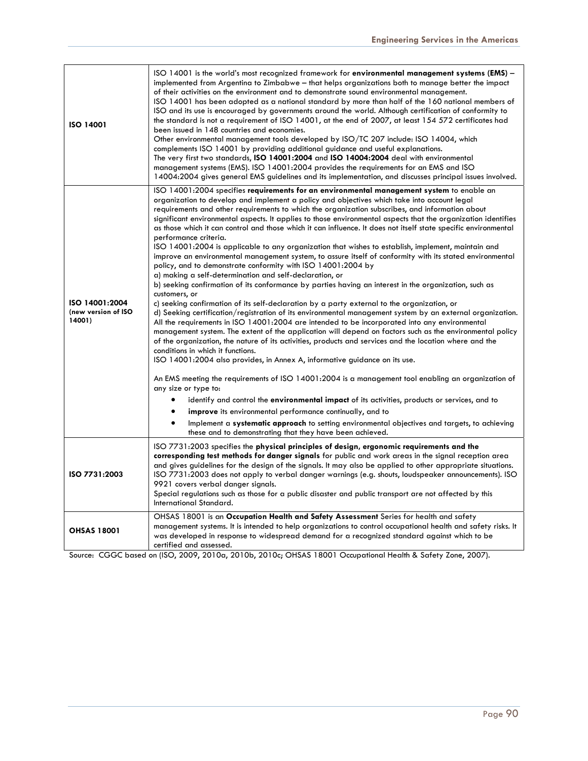| | |
|---|---|
| **ISO 14001** | ISO 14001 is the world's most recognized framework for **environmental management systems (EMS)** – implemented from Argentina to Zimbabwe – that helps organizations both to manage better the impact of their activities on the environment and to demonstrate sound environmental management.<br>ISO 14001 has been adopted as a national standard by more than half of the 160 national members of ISO and its use is encouraged by governments around the world. Although certification of conformity to the standard is not a requirement of ISO 14001, at the end of 2007, at least 154 572 certificates had been issued in 148 countries and economies.<br>Other environmental management tools developed by ISO/TC 207 include: ISO 14004, which complements ISO 14001 by providing additional guidance and useful explanations.<br>The very first two standards, **ISO 14001:2004** and **ISO 14004:2004** deal with environmental management systems (EMS). ISO 14001:2004 provides the requirements for an EMS and ISO 14004:2004 gives general EMS guidelines and its implementation, and discusses principal issues involved. |
| **ISO 14001:2004 (new version of ISO 14001)** | ISO 14001:2004 specifies **requirements for an environmental management system** to enable an organization to develop and implement a policy and objectives which take into account legal requirements and other requirements to which the organization subscribes, and information about significant environmental aspects. It applies to those environmental aspects that the organization identifies as those which it can control and those which it can influence. It does not itself state specific environmental performance criteria.<br>ISO 14001:2004 is applicable to any organization that wishes to establish, implement, maintain and improve an environmental management system, to assure itself of conformity with its stated environmental policy, and to demonstrate conformity with ISO 14001:2004 by<br>a) making a self-determination and self-declaration, or<br>b) seeking confirmation of its conformance by parties having an interest in the organization, such as customers, or<br>c) seeking confirmation of its self-declaration by a party external to the organization, or<br>d) Seeking certification/registration of its environmental management system by an external organization.<br>All the requirements in ISO 14001:2004 are intended to be incorporated into any environmental management system. The extent of the application will depend on factors such as the environmental policy of the organization, the nature of its activities, products and services and the location where and the conditions in which it functions.<br>ISO 14001:2004 also provides, in Annex A, informative guidance on its use.<br><br>An EMS meeting the requirements of ISO 14001:2004 is a management tool enabling an organization of any size or type to:<br>• identify and control the **environmental impact** of its activities, products or services, and to<br>• **improve** its environmental performance continually, and to<br>• Implement a **systematic approach** to setting environmental objectives and targets, to achieving these and to demonstrating that they have been achieved. |
| **ISO 7731:2003** | ISO 7731:2003 specifies the **physical principles of design, ergonomic requirements and the corresponding test methods for danger signals** for public and work areas in the signal reception area and gives guidelines for the design of the signals. It may also be applied to other appropriate situations.<br>ISO 7731:2003 does not apply to verbal danger warnings (e.g. shouts, loudspeaker announcements). ISO 9921 covers verbal danger signals.<br>Special regulations such as those for a public disaster and public transport are not affected by this International Standard. |
| **OHSAS 18001** | OHSAS 18001 is an **Occupation Health and Safety Assessment** Series for health and safety management systems. It is intended to help organizations to control occupational health and safety risks. It was developed in response to widespread demand for a recognized standard against which to be certified and assessed. |

Source: CGGC based on (ISO, 2009, 2010a, 2010b, 2010c; OHSAS 18001 Occupational Health & Safety Zone, 2007).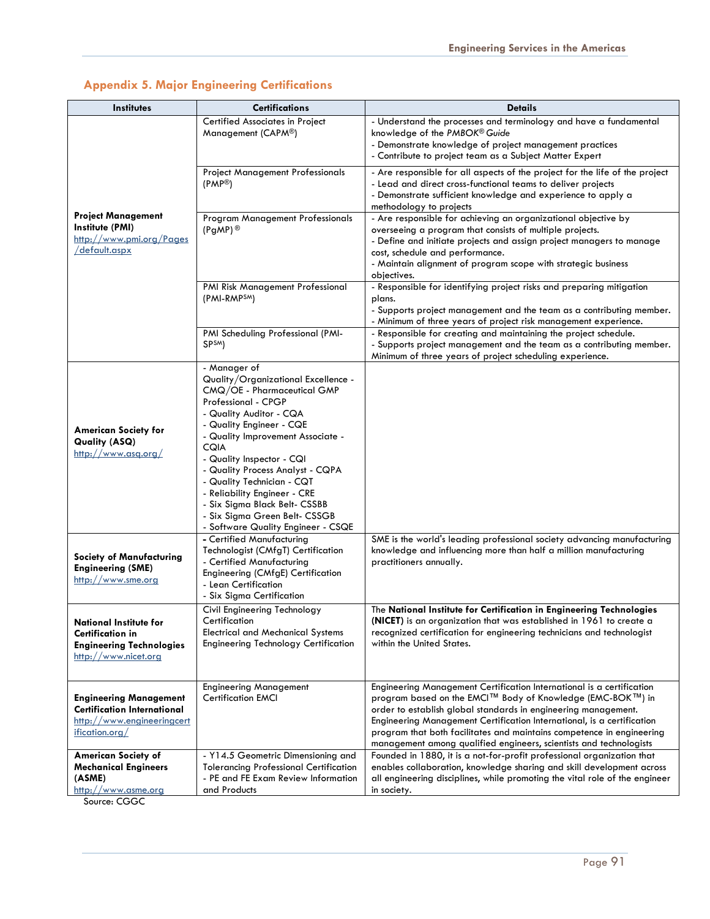## Appendix 5. Major Engineering Certifications

| Institutes | Certifications | Details |
|---|---|---|
| **Project Management Institute (PMI)** http://www.pmi.org/Pages/default.aspx | Certified Associates in Project Management (CAPM®) | - Understand the processes and terminology and have a fundamental knowledge of the *PMBOK® Guide*<br>- Demonstrate knowledge of project management practices<br>- Contribute to project team as a Subject Matter Expert |
| | Project Management Professionals (PMP®) | - Are responsible for all aspects of the project for the life of the project<br>- Lead and direct cross-functional teams to deliver projects<br>- Demonstrate sufficient knowledge and experience to apply a methodology to projects |
| | Program Management Professionals (PgMP)® | - Are responsible for achieving an organizational objective by overseeing a program that consists of multiple projects.<br>- Define and initiate projects and assign project managers to manage cost, schedule and performance.<br>- Maintain alignment of program scope with strategic business objectives. |
| | PMI Risk Management Professional (PMI-RMP℠) | - Responsible for identifying project risks and preparing mitigation plans.<br>- Supports project management and the team as a contributing member.<br>- Minimum of three years of project risk management experience. |
| | PMI Scheduling Professional (PMI-SP℠) | - Responsible for creating and maintaining the project schedule.<br>- Supports project management and the team as a contributing member. Minimum of three years of project scheduling experience. |
| **American Society for Quality (ASQ)** http://www.asq.org/ | - Manager of Quality/Organizational Excellence - CMQ/OE - Pharmaceutical GMP Professional - CPGP<br>- Quality Auditor - CQA<br>- Quality Engineer - CQE<br>- Quality Improvement Associate - CQIA<br>- Quality Inspector - CQI<br>- Quality Process Analyst - CQPA<br>- Quality Technician - CQT<br>- Reliability Engineer - CRE<br>- Six Sigma Black Belt- CSSBB<br>- Six Sigma Green Belt- CSSGB<br>- Software Quality Engineer - CSQE | |
| **Society of Manufacturing Engineering (SME)** http://www.sme.org | - Certified Manufacturing Technologist (CMfgT) Certification<br>- Certified Manufacturing Engineering (CMfgE) Certification<br>- Lean Certification<br>- Six Sigma Certification | SME is the world's leading professional society advancing manufacturing knowledge and influencing more than half a million manufacturing practitioners annually. |
| **National Institute for Certification in Engineering Technologies** http://www.nicet.org | Civil Engineering Technology Certification<br>Electrical and Mechanical Systems Engineering Technology Certification | The **National Institute for Certification in Engineering Technologies (NICET)** is an organization that was established in 1961 to create a recognized certification for engineering technicians and technologist within the United States. |
| **Engineering Management Certification International** http://www.engineeringcertification.org/ | Engineering Management Certification EMCI | Engineering Management Certification International is a certification program based on the EMCI™ Body of Knowledge (EMC-BOK™) in order to establish global standards in engineering management. Engineering Management Certification International, is a certification program that both facilitates and maintains competence in engineering management among qualified engineers, scientists and technologists |
| **American Society of Mechanical Engineers (ASME)** http://www.asme.org | - Y14.5 Geometric Dimensioning and Tolerancing Professional Certification<br>- PE and FE Exam Review Information and Products | Founded in 1880, it is a not-for-profit professional organization that enables collaboration, knowledge sharing and skill development across all engineering disciplines, while promoting the vital role of the engineer in society. |

Source: CGGC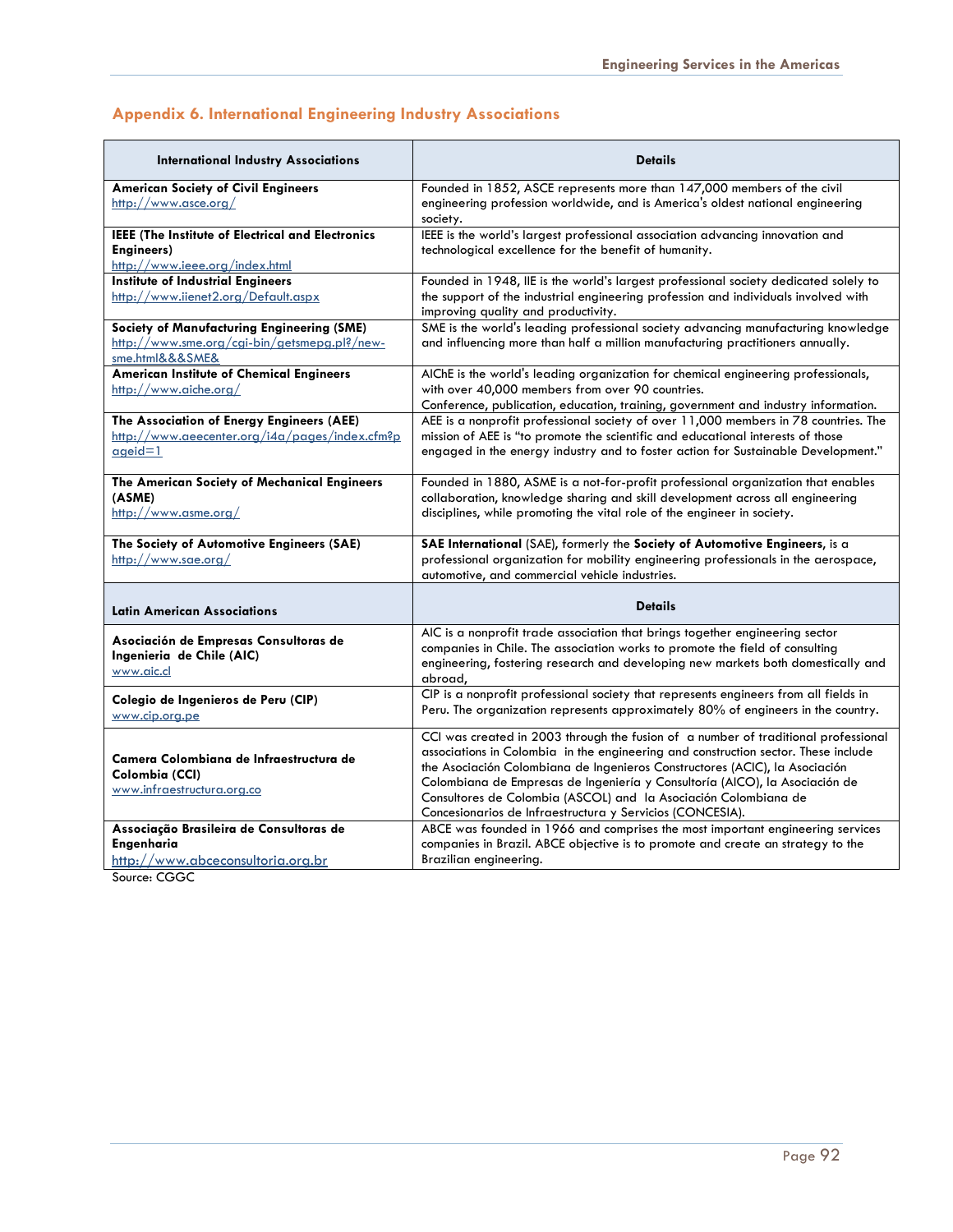## Appendix 6. International Engineering Industry Associations

| International Industry Associations | Details |
|---|---|
| **American Society of Civil Engineers** http://www.asce.org/ | Founded in 1852, ASCE represents more than 147,000 members of the civil engineering profession worldwide, and is America's oldest national engineering society. |
| **IEEE (The Institute of Electrical and Electronics Engineers)** http://www.ieee.org/index.html | IEEE is the world's largest professional association advancing innovation and technological excellence for the benefit of humanity. |
| **Institute of Industrial Engineers** http://www.iienet2.org/Default.aspx | Founded in 1948, IIE is the world's largest professional society dedicated solely to the support of the industrial engineering profession and individuals involved with improving quality and productivity. |
| **Society of Manufacturing Engineering (SME)** http://www.sme.org/cgi-bin/getsmepg.pl?/new-sme.html&&&SME& | SME is the world's leading professional society advancing manufacturing knowledge and influencing more than half a million manufacturing practitioners annually. |
| **American Institute of Chemical Engineers** http://www.aiche.org/ | AIChE is the world's leading organization for chemical engineering professionals, with over 40,000 members from over 90 countries. Conference, publication, education, training, government and industry information. |
| **The Association of Energy Engineers (AEE)** http://www.aeecenter.org/i4a/pages/index.cfm?pageid=1 | AEE is a nonprofit professional society of over 11,000 members in 78 countries. The mission of AEE is "to promote the scientific and educational interests of those engaged in the energy industry and to foster action for Sustainable Development." |
| **The American Society of Mechanical Engineers (ASME)** http://www.asme.org/ | Founded in 1880, ASME is a not-for-profit professional organization that enables collaboration, knowledge sharing and skill development across all engineering disciplines, while promoting the vital role of the engineer in society. |
| **The Society of Automotive Engineers (SAE)** http://www.sae.org/ | **SAE International** (SAE), formerly the **Society of Automotive Engineers**, is a professional organization for mobility engineering professionals in the aerospace, automotive, and commercial vehicle industries. |
| **Latin American Associations** | **Details** |
| **Asociación de Empresas Consultoras de Ingenieria de Chile (AIC)** www.aic.cl | AIC is a nonprofit trade association that brings together engineering sector companies in Chile. The association works to promote the field of consulting engineering, fostering research and developing new markets both domestically and abroad, |
| **Colegio de Ingenieros de Peru (CIP)** www.cip.org.pe | CIP is a nonprofit professional society that represents engineers from all fields in Peru. The organization represents approximately 80% of engineers in the country. |
| **Camera Colombiana de Infraestructura de Colombia (CCI)** www.infraestructura.org.co | CCI was created in 2003 through the fusion of a number of traditional professional associations in Colombia in the engineering and construction sector. These include the Asociación Colombiana de Ingenieros Constructores (ACIC), la Asociación Colombiana de Empresas de Ingeniería y Consultoría (AICO), la Asociación de Consultores de Colombia (ASCOL) and la Asociación Colombiana de Concesionarios de Infraestructura y Servicios (CONCESIA). |
| **Associação Brasileira de Consultoras de Engenharia** http://www.abceconsultoria.org.br | ABCE was founded in 1966 and comprises the most important engineering services companies in Brazil. ABCE objective is to promote and create an strategy to the Brazilian engineering. |

Source: CGGC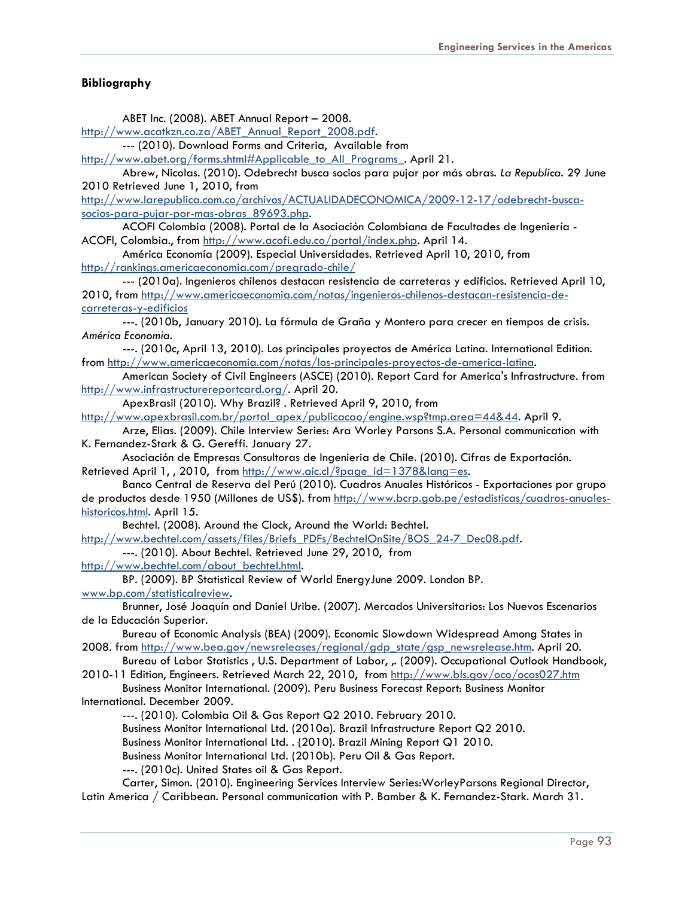**Bibliography**

ABET Inc. (2008). ABET Annual Report – 2008. http://www.acatkzn.co.za/ABET_Annual_Report_2008.pdf.

--- (2010). Download Forms and Criteria, Available from http://www.abet.org/forms.shtml#Applicable_to_All_Programs_. April 21.

Abrew, Nicolas. (2010). Odebrecht busca socios para pujar por más obras. *La Republica*. 29 June 2010 Retrieved June 1, 2010, from http://www.larepublica.com.co/archivos/ACTUALIDADECONOMICA/2009-12-17/odebrecht-busca-socios-para-pujar-por-mas-obras_89693.php.

ACOFI Colombia (2008). Portal de la Asociación Colombiana de Facultades de Ingeniería - ACOFI, Colombia., from http://www.acofi.edu.co/portal/index.php. April 14.

América Economía (2009). Especial Universidades. Retrieved April 10, 2010, from http://rankings.americaeconomia.com/pregrado-chile/

--- (2010a). Ingenieros chilenos destacan resistencia de carreteras y edificios. Retrieved April 10, 2010, from http://www.americaeconomia.com/notas/ingenieros-chilenos-destacan-resistencia-de-carreteras-y-edificios

---. (2010b, January 2010). La fórmula de Graña y Montero para crecer en tiempos de crisis. *América Economía*.

---. (2010c, April 13, 2010). Los principales proyectos de América Latina. International Edition. from http://www.americaeconomia.com/notas/los-principales-proyectos-de-america-latina.

American Society of Civil Engineers (ASCE) (2010). Report Card for America's Infrastructure. from http://www.infrastructurereportcard.org/. April 20.

ApexBrasil (2010). Why Brazil? . Retrieved April 9, 2010, from http://www.apexbrasil.com.br/portal_apex/publicacao/engine.wsp?tmp.area=44&44. April 9.

Arze, Elias. (2009). Chile Interview Series: Ara Worley Parsons S.A. Personal communication with K. Fernandez-Stark & G. Gereffi. January 27.

Asociación de Empresas Consultoras de Ingenieria de Chile. (2010). Cifras de Exportación. Retrieved April 1, , 2010, from http://www.aic.cl/?page_id=1378&lang=es.

Banco Central de Reserva del Perú (2010). Cuadros Anuales Históricos - Exportaciones por grupo de productos desde 1950 (Millones de US$). from http://www.bcrp.gob.pe/estadisticas/cuadros-anuales-historicos.html. April 15.

Bechtel. (2008). Around the Clock, Around the World: Bechtel. http://www.bechtel.com/assets/files/Briefs_PDFs/BechtelOnSite/BOS_24-7_Dec08.pdf.

---. (2010). About Bechtel. Retrieved June 29, 2010, from http://www.bechtel.com/about_bechtel.html.

BP. (2009). BP Statistical Review of World EnergyJune 2009. London BP. www.bp.com/statisticalreview.

Brunner, José Joaquín and Daniel Uribe. (2007). Mercados Universitarios: Los Nuevos Escenarios de la Educación Superior.

Bureau of Economic Analysis (BEA) (2009). Economic Slowdown Widespread Among States in 2008. from http://www.bea.gov/newsreleases/regional/gdp_state/gsp_newsrelease.htm. April 20.

Bureau of Labor Statistics , U.S. Department of Labor, ,. (2009). Occupational Outlook Handbook, 2010-11 Edition, Engineers. Retrieved March 22, 2010, from http://www.bls.gov/oco/ocos027.htm

Business Monitor International. (2009). Peru Business Forecast Report: Business Monitor International. December 2009.

---. (2010). Colombia Oil & Gas Report Q2 2010. February 2010.

Business Monitor International Ltd. (2010a). Brazil Infrastructure Report Q2 2010.

Business Monitor International Ltd. . (2010). Brazil Mining Report Q1 2010.

Business Monitor International Ltd. (2010b). Peru Oil & Gas Report.

---. (2010c). United States oil & Gas Report.

Carter, Simon. (2010). Engineering Services Interview Series:WorleyParsons Regional Director, Latin America / Caribbean. Personal communication with P. Bamber & K. Fernandez-Stark. March 31.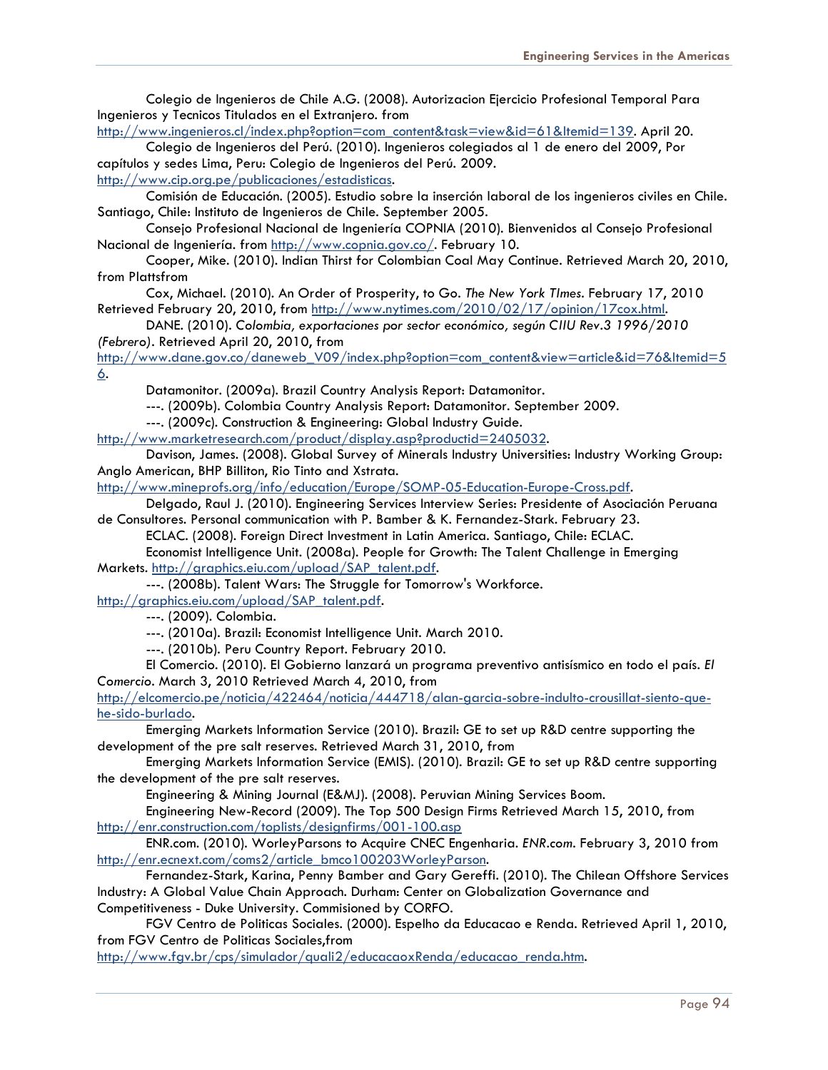Colegio de Ingenieros de Chile A.G. (2008). Autorizacion Ejercicio Profesional Temporal Para Ingenieros y Tecnicos Titulados en el Extranjero. from http://www.ingenieros.cl/index.php?option=com_content&task=view&id=61&Itemid=139. April 20.

Colegio de Ingenieros del Perú. (2010). Ingenieros colegiados al 1 de enero del 2009, Por capítulos y sedes Lima, Peru: Colegio de Ingenieros del Perú. 2009. http://www.cip.org.pe/publicaciones/estadisticas.

Comisión de Educación. (2005). Estudio sobre la inserción laboral de los ingenieros civiles en Chile. Santiago, Chile: Instituto de Ingenieros de Chile. September 2005.

Consejo Profesional Nacional de Ingeniería COPNIA (2010). Bienvenidos al Consejo Profesional Nacional de Ingeniería. from http://www.copnia.gov.co/. February 10.

Cooper, Mike. (2010). Indian Thirst for Colombian Coal May Continue. Retrieved March 20, 2010, from Plattsfrom

Cox, Michael. (2010). An Order of Prosperity, to Go. *The New York TImes*. February 17, 2010 Retrieved February 20, 2010, from http://www.nytimes.com/2010/02/17/opinion/17cox.html.

DANE. (2010). *Colombia, exportaciones por sector económico, según CIIU Rev.3 1996/2010 (Febrero)*. Retrieved April 20, 2010, from http://www.dane.gov.co/daneweb_V09/index.php?option=com_content&view=article&id=76&Itemid=56.

Datamonitor. (2009a). Brazil Country Analysis Report: Datamonitor.

---. (2009b). Colombia Country Analysis Report: Datamonitor. September 2009.

---. (2009c). Construction & Engineering: Global Industry Guide. http://www.marketresearch.com/product/display.asp?productid=2405032.

Davison, James. (2008). Global Survey of Minerals Industry Universities: Industry Working Group: Anglo American, BHP Billiton, Rio Tinto and Xstrata. http://www.mineprofs.org/info/education/Europe/SOMP-05-Education-Europe-Cross.pdf.

Delgado, Raul J. (2010). Engineering Services Interview Series: Presidente of Asociación Peruana de Consultores. Personal communication with P. Bamber & K. Fernandez-Stark. February 23.

ECLAC. (2008). Foreign Direct Investment in Latin America. Santiago, Chile: ECLAC.

Economist Intelligence Unit. (2008a). People for Growth: The Talent Challenge in Emerging Markets. http://graphics.eiu.com/upload/SAP_talent.pdf.

---. (2008b). Talent Wars: The Struggle for Tomorrow's Workforce. http://graphics.eiu.com/upload/SAP_talent.pdf.

---. (2009). Colombia.

---. (2010a). Brazil: Economist Intelligence Unit. March 2010.

---. (2010b). Peru Country Report. February 2010.

El Comercio. (2010). El Gobierno lanzará un programa preventivo antisísmico en todo el país. *El Comercio*. March 3, 2010 Retrieved March 4, 2010, from http://elcomercio.pe/noticia/422464/noticia/444718/alan-garcia-sobre-indulto-crousillat-siento-que-he-sido-burlado.

Emerging Markets Information Service (2010). Brazil: GE to set up R&D centre supporting the development of the pre salt reserves. Retrieved March 31, 2010, from

Emerging Markets Information Service (EMIS). (2010). Brazil: GE to set up R&D centre supporting the development of the pre salt reserves.

Engineering & Mining Journal (E&MJ). (2008). Peruvian Mining Services Boom.

Engineering New-Record (2009). The Top 500 Design Firms Retrieved March 15, 2010, from http://enr.construction.com/toplists/designfirms/001-100.asp

ENR.com. (2010). WorleyParsons to Acquire CNEC Engenharia. *ENR.com*. February 3, 2010 from http://enr.ecnext.com/coms2/article_bmco100203WorleyParson.

Fernandez-Stark, Karina, Penny Bamber and Gary Gereffi. (2010). The Chilean Offshore Services Industry: A Global Value Chain Approach. Durham: Center on Globalization Governance and Competitiveness - Duke University. Commisioned by CORFO.

FGV Centro de Politicas Sociales. (2000). Espelho da Educacao e Renda. Retrieved April 1, 2010, from FGV Centro de Politicas Sociales,from http://www.fgv.br/cps/simulador/quali2/educacaoxRenda/educacao_renda.htm.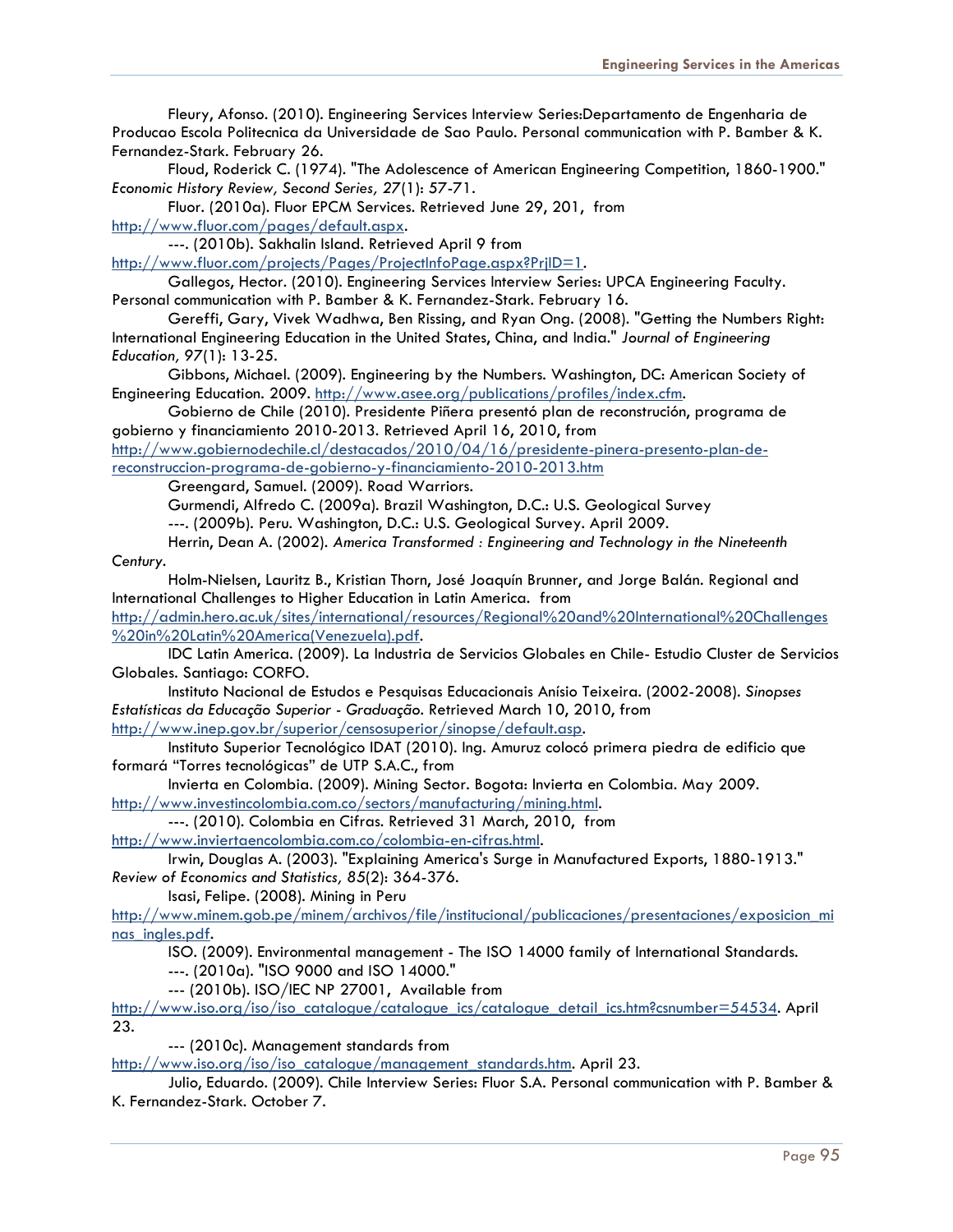Fleury, Afonso. (2010). Engineering Services Interview Series:Departamento de Engenharia de Producao Escola Politecnica da Universidade de Sao Paulo. Personal communication with P. Bamber & K. Fernandez-Stark. February 26.

Floud, Roderick C. (1974). "The Adolescence of American Engineering Competition, 1860-1900." *Economic History Review, Second Series, 27*(1): 57-71.

Fluor. (2010a). Fluor EPCM Services. Retrieved June 29, 201, from http://www.fluor.com/pages/default.aspx.

---. (2010b). Sakhalin Island. Retrieved April 9 from http://www.fluor.com/projects/Pages/ProjectInfoPage.aspx?PrjID=1.

Gallegos, Hector. (2010). Engineering Services Interview Series: UPCA Engineering Faculty. Personal communication with P. Bamber & K. Fernandez-Stark. February 16.

Gereffi, Gary, Vivek Wadhwa, Ben Rissing, and Ryan Ong. (2008). "Getting the Numbers Right: International Engineering Education in the United States, China, and India." *Journal of Engineering Education, 97*(1): 13-25.

Gibbons, Michael. (2009). Engineering by the Numbers. Washington, DC: American Society of Engineering Education. 2009. http://www.asee.org/publications/profiles/index.cfm.

Gobierno de Chile (2010). Presidente Piñera presentó plan de reconstrución, programa de gobierno y financiamiento 2010-2013. Retrieved April 16, 2010, from http://www.gobiernodechile.cl/destacados/2010/04/16/presidente-pinera-presento-plan-de-reconstruccion-programa-de-gobierno-y-financiamiento-2010-2013.htm

Greengard, Samuel. (2009). Road Warriors.

Gurmendi, Alfredo C. (2009a). Brazil Washington, D.C.: U.S. Geological Survey

---. (2009b). Peru. Washington, D.C.: U.S. Geological Survey. April 2009.

Herrin, Dean A. (2002). *America Transformed : Engineering and Technology in the Nineteenth Century*.

Holm-Nielsen, Lauritz B., Kristian Thorn, José Joaquín Brunner, and Jorge Balán. Regional and International Challenges to Higher Education in Latin America. from http://admin.hero.ac.uk/sites/international/resources/Regional%20and%20International%20Challenges%20in%20Latin%20America(Venezuela).pdf.

IDC Latin America. (2009). La Industria de Servicios Globales en Chile- Estudio Cluster de Servicios Globales. Santiago: CORFO.

Instituto Nacional de Estudos e Pesquisas Educacionais Anísio Teixeira. (2002-2008). *Sinopses Estatísticas da Educação Superior - Graduação*. Retrieved March 10, 2010, from http://www.inep.gov.br/superior/censosuperior/sinopse/default.asp.

Instituto Superior Tecnológico IDAT (2010). Ing. Amuruz colocó primera piedra de edificio que formará "Torres tecnológicas" de UTP S.A.C., from

Invierta en Colombia. (2009). Mining Sector. Bogota: Invierta en Colombia. May 2009. http://www.investincolombia.com.co/sectors/manufacturing/mining.html.

---. (2010). Colombia en Cifras. Retrieved 31 March, 2010, from http://www.inviertaencolombia.com.co/colombia-en-cifras.html.

Irwin, Douglas A. (2003). "Explaining America's Surge in Manufactured Exports, 1880-1913." *Review of Economics and Statistics, 85*(2): 364-376.

Isasi, Felipe. (2008). Mining in Peru http://www.minem.gob.pe/minem/archivos/file/institucional/publicaciones/presentaciones/exposicion_minas_ingles.pdf.

ISO. (2009). Environmental management - The ISO 14000 family of International Standards.

---. (2010a). "ISO 9000 and ISO 14000."

--- (2010b). ISO/IEC NP 27001, Available from http://www.iso.org/iso/iso_catalogue/catalogue_ics/catalogue_detail_ics.htm?csnumber=54534. April 23.

--- (2010c). Management standards from http://www.iso.org/iso/iso_catalogue/management_standards.htm. April 23.

Julio, Eduardo. (2009). Chile Interview Series: Fluor S.A. Personal communication with P. Bamber & K. Fernandez-Stark. October 7.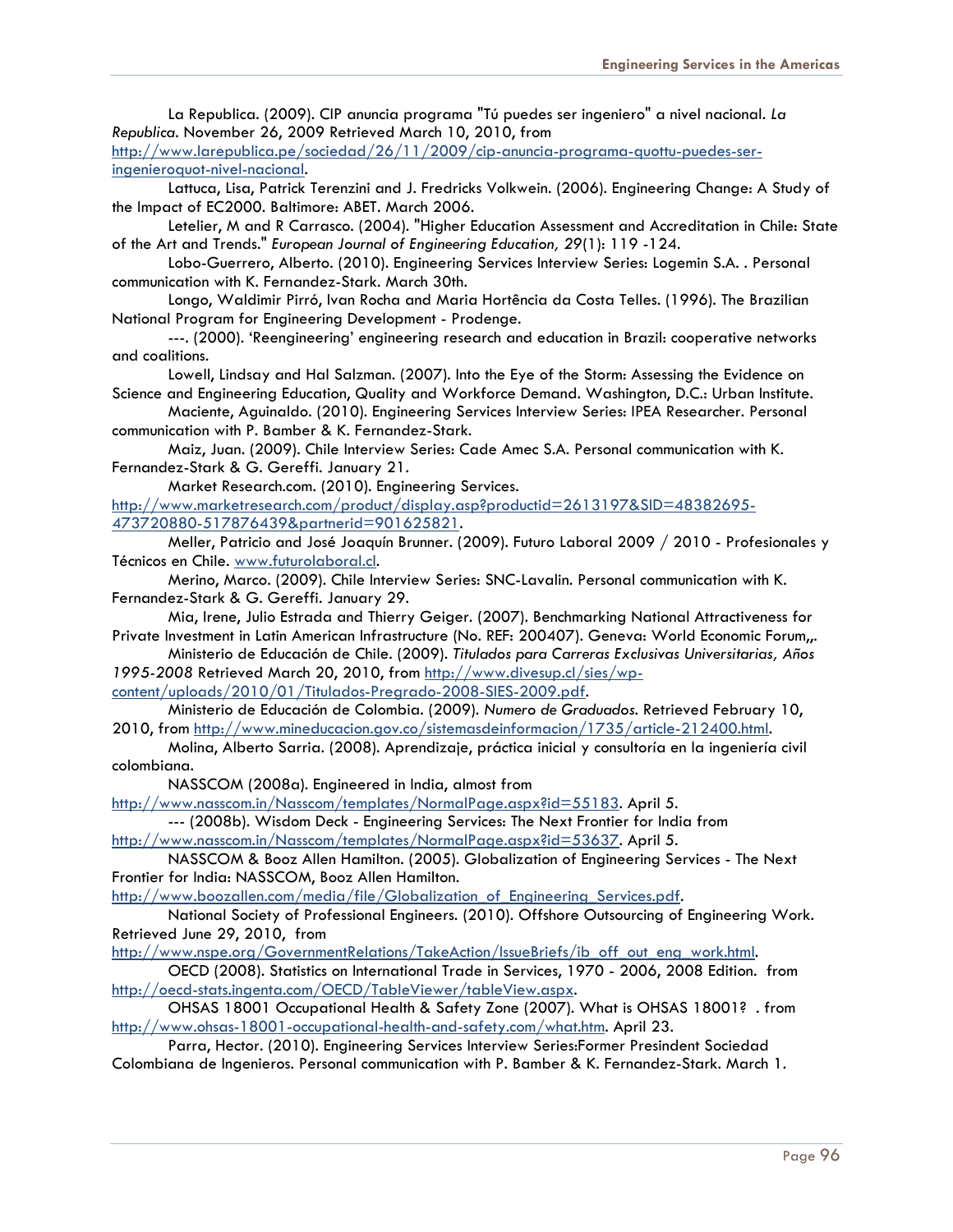La Republica. (2009). CIP anuncia programa "Tú puedes ser ingeniero" a nivel nacional. *La Republica*. November 26, 2009 Retrieved March 10, 2010, from http://www.larepublica.pe/sociedad/26/11/2009/cip-anuncia-programa-quottu-puedes-ser-ingenieroquot-nivel-nacional.

Lattuca, Lisa, Patrick Terenzini and J. Fredricks Volkwein. (2006). Engineering Change: A Study of the Impact of EC2000. Baltimore: ABET. March 2006.

Letelier, M and R Carrasco. (2004). "Higher Education Assessment and Accreditation in Chile: State of the Art and Trends." *European Journal of Engineering Education, 29*(1): 119 -124.

Lobo-Guerrero, Alberto. (2010). Engineering Services Interview Series: Logemin S.A. . Personal communication with K. Fernandez-Stark. March 30th.

Longo, Waldimir Pirró, Ivan Rocha and Maria Hortência da Costa Telles. (1996). The Brazilian National Program for Engineering Development - Prodenge.

---. (2000). 'Reengineering' engineering research and education in Brazil: cooperative networks and coalitions.

Lowell, Lindsay and Hal Salzman. (2007). Into the Eye of the Storm: Assessing the Evidence on Science and Engineering Education, Quality and Workforce Demand. Washington, D.C.: Urban Institute.

Maciente, Aguinaldo. (2010). Engineering Services Interview Series: IPEA Researcher. Personal communication with P. Bamber & K. Fernandez-Stark.

Maiz, Juan. (2009). Chile Interview Series: Cade Amec S.A. Personal communication with K. Fernandez-Stark & G. Gereffi. January 21.

Market Research.com. (2010). Engineering Services. http://www.marketresearch.com/product/display.asp?productid=2613197&SID=48382695-473720880-517876439&partnerid=901625821.

Meller, Patricio and José Joaquín Brunner. (2009). Futuro Laboral 2009 / 2010 - Profesionales y Técnicos en Chile. www.futurolaboral.cl.

Merino, Marco. (2009). Chile Interview Series: SNC-Lavalin. Personal communication with K. Fernandez-Stark & G. Gereffi. January 29.

Mia, Irene, Julio Estrada and Thierry Geiger. (2007). Benchmarking National Attractiveness for Private Investment in Latin American Infrastructure (No. REF: 200407). Geneva: World Economic Forum,,.

Ministerio de Educación de Chile. (2009). *Titulados para Carreras Exclusivas Universitarias, Años 1995-2008* Retrieved March 20, 2010, from http://www.divesup.cl/sies/wp-content/uploads/2010/01/Titulados-Pregrado-2008-SIES-2009.pdf.

Ministerio de Educación de Colombia. (2009). *Numero de Graduados*. Retrieved February 10, 2010, from http://www.mineducacion.gov.co/sistemasdeinformacion/1735/article-212400.html.

Molina, Alberto Sarria. (2008). Aprendizaje, práctica inicial y consultoría en la ingeniería civil colombiana.

NASSCOM (2008a). Engineered in India, almost from http://www.nasscom.in/Nasscom/templates/NormalPage.aspx?id=55183. April 5.

--- (2008b). Wisdom Deck - Engineering Services: The Next Frontier for India from http://www.nasscom.in/Nasscom/templates/NormalPage.aspx?id=53637. April 5.

NASSCOM & Booz Allen Hamilton. (2005). Globalization of Engineering Services - The Next Frontier for India: NASSCOM, Booz Allen Hamilton. http://www.boozallen.com/media/file/Globalization_of_Engineering_Services.pdf.

National Society of Professional Engineers. (2010). Offshore Outsourcing of Engineering Work. Retrieved June 29, 2010, from http://www.nspe.org/GovernmentRelations/TakeAction/IssueBriefs/ib_off_out_eng_work.html.

OECD (2008). Statistics on International Trade in Services, 1970 - 2006, 2008 Edition. from http://oecd-stats.ingenta.com/OECD/TableViewer/tableView.aspx.

OHSAS 18001 Occupational Health & Safety Zone (2007). What is OHSAS 18001? . from http://www.ohsas-18001-occupational-health-and-safety.com/what.htm. April 23.

Parra, Hector. (2010). Engineering Services Interview Series:Former Presindent Sociedad Colombiana de Ingenieros. Personal communication with P. Bamber & K. Fernandez-Stark. March 1.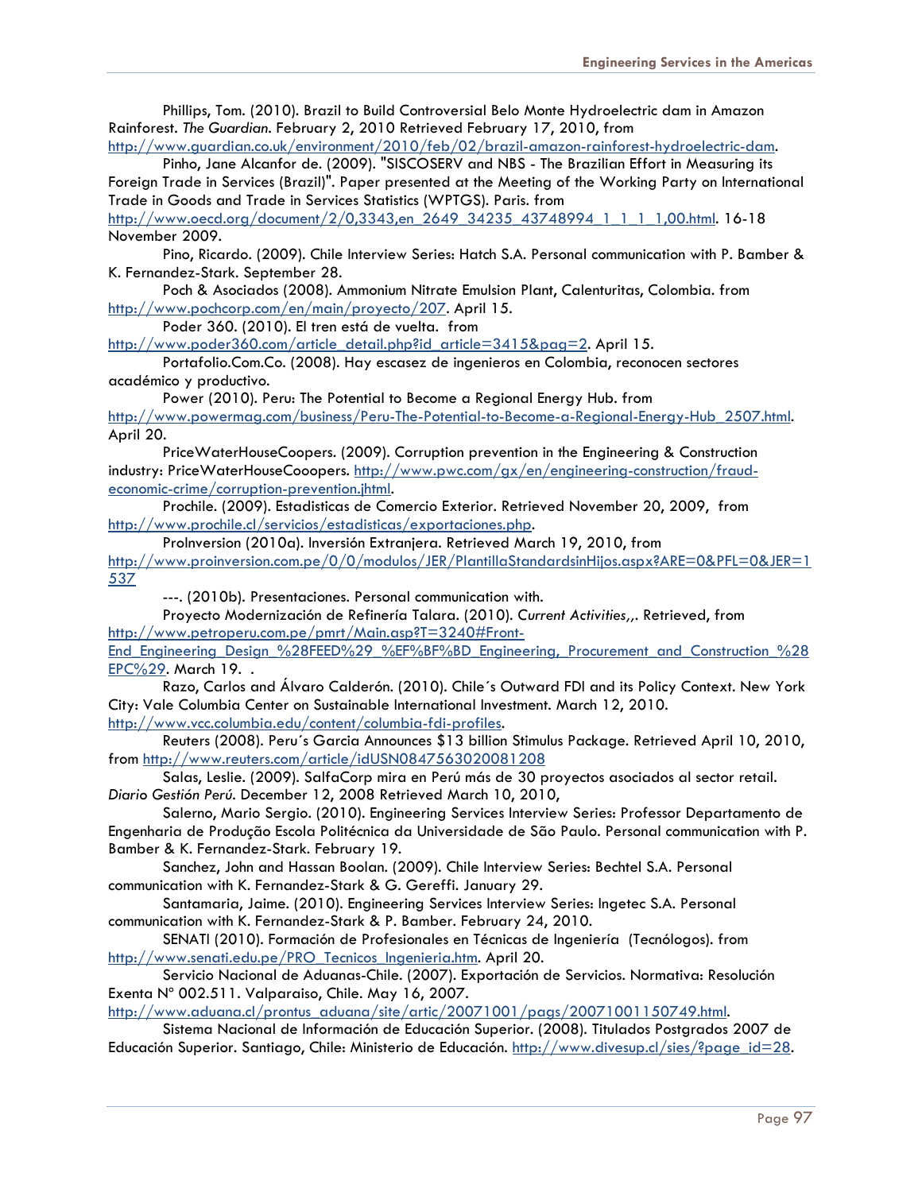Phillips, Tom. (2010). Brazil to Build Controversial Belo Monte Hydroelectric dam in Amazon Rainforest. *The Guardian*. February 2, 2010 Retrieved February 17, 2010, from http://www.guardian.co.uk/environment/2010/feb/02/brazil-amazon-rainforest-hydroelectric-dam.

Pinho, Jane Alcanfor de. (2009). "SISCOSERV and NBS - The Brazilian Effort in Measuring its Foreign Trade in Services (Brazil)". Paper presented at the Meeting of the Working Party on International Trade in Goods and Trade in Services Statistics (WPTGS). Paris. from http://www.oecd.org/document/2/0,3343,en_2649_34235_43748994_1_1_1_1,00.html. 16-18 November 2009.

Pino, Ricardo. (2009). Chile Interview Series: Hatch S.A. Personal communication with P. Bamber & K. Fernandez-Stark. September 28.

Poch & Asociados (2008). Ammonium Nitrate Emulsion Plant, Calenturitas, Colombia. from http://www.pochcorp.com/en/main/proyecto/207. April 15.

Poder 360. (2010). El tren está de vuelta. from http://www.poder360.com/article_detail.php?id_article=3415&pag=2. April 15.

Portafolio.Com.Co. (2008). Hay escasez de ingenieros en Colombia, reconocen sectores académico y productivo.

Power (2010). Peru: The Potential to Become a Regional Energy Hub. from http://www.powermag.com/business/Peru-The-Potential-to-Become-a-Regional-Energy-Hub_2507.html. April 20.

PriceWaterHouseCoopers. (2009). Corruption prevention in the Engineering & Construction industry: PriceWaterHouseCooopers. http://www.pwc.com/gx/en/engineering-construction/fraud-economic-crime/corruption-prevention.jhtml.

Prochile. (2009). Estadisticas de Comercio Exterior. Retrieved November 20, 2009, from http://www.prochile.cl/servicios/estadisticas/exportaciones.php.

ProInversion (2010a). Inversión Extranjera. Retrieved March 19, 2010, from http://www.proinversion.com.pe/0/0/modulos/JER/PlantillaStandardsinHijos.aspx?ARE=0&PFL=0&JER=1537

---. (2010b). Presentaciones. Personal communication with.

Proyecto Modernización de Refinería Talara. (2010). *Current Activities,,*. Retrieved, from http://www.petroperu.com.pe/pmrt/Main.asp?T=3240#Front-End_Engineering_Design_%28FEED%29_%EF%BF%BD_Engineering,_Procurement_and_Construction_%28EPC%29. March 19. .

Razo, Carlos and Álvaro Calderón. (2010). Chile´s Outward FDI and its Policy Context. New York City: Vale Columbia Center on Sustainable International Investment. March 12, 2010. http://www.vcc.columbia.edu/content/columbia-fdi-profiles.

Reuters (2008). Peru´s Garcia Announces $13 billion Stimulus Package. Retrieved April 10, 2010, from http://www.reuters.com/article/idUSN0847563020081208

Salas, Leslie. (2009). SalfaCorp mira en Perú más de 30 proyectos asociados al sector retail. *Diario Gestión Perú*. December 12, 2008 Retrieved March 10, 2010,

Salerno, Mario Sergio. (2010). Engineering Services Interview Series: Professor Departamento de Engenharia de Produção Escola Politécnica da Universidade de São Paulo. Personal communication with P. Bamber & K. Fernandez-Stark. February 19.

Sanchez, John and Hassan Boolan. (2009). Chile Interview Series: Bechtel S.A. Personal communication with K. Fernandez-Stark & G. Gereffi. January 29.

Santamaria, Jaime. (2010). Engineering Services Interview Series: Ingetec S.A. Personal communication with K. Fernandez-Stark & P. Bamber. February 24, 2010.

SENATI (2010). Formación de Profesionales en Técnicas de Ingeniería (Tecnólogos). from http://www.senati.edu.pe/PRO_Tecnicos_Ingenieria.htm. April 20.

Servicio Nacional de Aduanas-Chile. (2007). Exportación de Servicios. Normativa: Resolución Exenta N° 002.511. Valparaiso, Chile. May 16, 2007. http://www.aduana.cl/prontus_aduana/site/artic/20071001/pags/20071001150749.html.

Sistema Nacional de Información de Educación Superior. (2008). Titulados Postgrados 2007 de Educación Superior. Santiago, Chile: Ministerio de Educación. http://www.divesup.cl/sies/?page_id=28.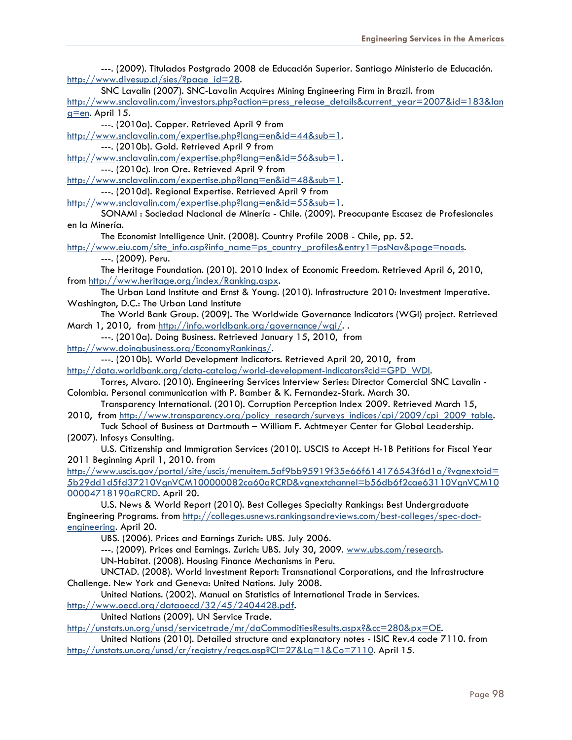---. (2009). Titulados Postgrado 2008 de Educación Superior. Santiago Ministerio de Educación. http://www.divesup.cl/sies/?page_id=28.

SNC Lavalin (2007). SNC-Lavalin Acquires Mining Engineering Firm in Brazil. from http://www.snclavalin.com/investors.php?action=press_release_details&current_year=2007&id=183&lang=en. April 15.

---. (2010a). Copper. Retrieved April 9 from http://www.snclavalin.com/expertise.php?lang=en&id=44&sub=1.

---. (2010b). Gold. Retrieved April 9 from http://www.snclavalin.com/expertise.php?lang=en&id=56&sub=1.

---. (2010c). Iron Ore. Retrieved April 9 from http://www.snclavalin.com/expertise.php?lang=en&id=48&sub=1.

---. (2010d). Regional Expertise. Retrieved April 9 from http://www.snclavalin.com/expertise.php?lang=en&id=55&sub=1.

SONAMI : Sociedad Nacional de Minería - Chile. (2009). Preocupante Escasez de Profesionales en la Minería.

The Economist Intelligence Unit. (2008). Country Profile 2008 - Chile, pp. 52. http://www.eiu.com/site_info.asp?info_name=ps_country_profiles&entry1=psNav&page=noads.

---. (2009). Peru.

The Heritage Foundation. (2010). 2010 Index of Economic Freedom. Retrieved April 6, 2010, from http://www.heritage.org/index/Ranking.aspx.

The Urban Land Institute and Ernst & Young. (2010). Infrastructure 2010: Investment Imperative. Washington, D.C.: The Urban Land Institute

The World Bank Group. (2009). The Worldwide Governance Indicators (WGI) project. Retrieved March 1, 2010, from http://info.worldbank.org/governance/wgi/. .

---. (2010a). Doing Business. Retrieved January 15, 2010, from http://www.doingbusiness.org/EconomyRankings/.

---. (2010b). World Development Indicators. Retrieved April 20, 2010, from http://data.worldbank.org/data-catalog/world-development-indicators?cid=GPD_WDI.

Torres, Alvaro. (2010). Engineering Services Interview Series: Director Comercial SNC Lavalin - Colombia. Personal communication with P. Bamber & K. Fernandez-Stark. March 30.

Transparency International. (2010). Corruption Perception Index 2009. Retrieved March 15, 2010, from http://www.transparency.org/policy_research/surveys_indices/cpi/2009/cpi_2009_table.

Tuck School of Business at Dartmouth – William F. Achtmeyer Center for Global Leadership. (2007). Infosys Consulting.

U.S. Citizenship and Immigration Services (2010). USCIS to Accept H-1B Petitions for Fiscal Year 2011 Beginning April 1, 2010. from http://www.uscis.gov/portal/site/uscis/menuitem.5af9bb95919f35e66f614176543f6d1a/?vgnextoid=5b29dd1d5fd37210VgnVCM100000082ca60aRCRD&vgnextchannel=b56db6f2cae63110VgnVCM1000004718190aRCRD. April 20.

U.S. News & World Report (2010). Best Colleges Specialty Rankings: Best Undergraduate Engineering Programs. from http://colleges.usnews.rankingsandreviews.com/best-colleges/spec-doct-engineering. April 20.

UBS. (2006). Prices and Earnings Zurich: UBS. July 2006.

---. (2009). Prices and Earnings. Zurich: UBS. July 30, 2009. www.ubs.com/research.

UN-Habitat. (2008). Housing Finance Mechanisms in Peru.

UNCTAD. (2008). World Investment Report: Transnational Corporations, and the Infrastructure Challenge. New York and Geneva: United Nations. July 2008.

United Nations. (2002). Manual on Statistics of International Trade in Services. http://www.oecd.org/dataoecd/32/45/2404428.pdf.

United Nations (2009). UN Service Trade. http://unstats.un.org/unsd/servicetrade/mr/daCommoditiesResults.aspx?&cc=280&px=OE.

United Nations (2010). Detailed structure and explanatory notes - ISIC Rev.4 code 7110. from http://unstats.un.org/unsd/cr/registry/regcs.asp?Cl=27&Lg=1&Co=7110. April 15.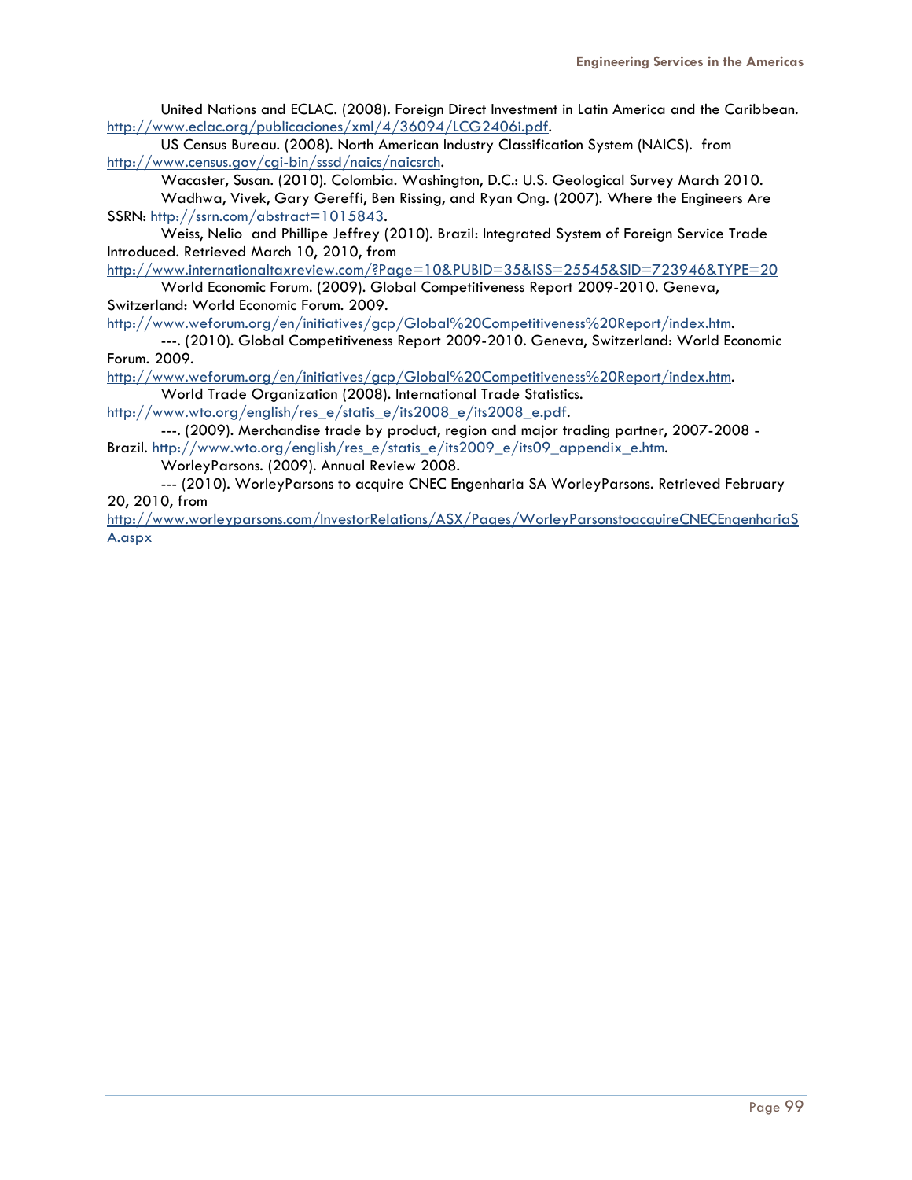United Nations and ECLAC. (2008). Foreign Direct Investment in Latin America and the Caribbean. http://www.eclac.org/publicaciones/xml/4/36094/LCG2406i.pdf.

US Census Bureau. (2008). North American Industry Classification System (NAICS). from http://www.census.gov/cgi-bin/sssd/naics/naicsrch.

Wacaster, Susan. (2010). Colombia. Washington, D.C.: U.S. Geological Survey March 2010.

Wadhwa, Vivek, Gary Gereffi, Ben Rissing, and Ryan Ong. (2007). Where the Engineers Are SSRN: http://ssrn.com/abstract=1015843.

Weiss, Nelio and Phillipe Jeffrey (2010). Brazil: Integrated System of Foreign Service Trade Introduced. Retrieved March 10, 2010, from http://www.internationaltaxreview.com/?Page=10&PUBID=35&ISS=25545&SID=723946&TYPE=20

World Economic Forum. (2009). Global Competitiveness Report 2009-2010. Geneva, Switzerland: World Economic Forum. 2009. http://www.weforum.org/en/initiatives/gcp/Global%20Competitiveness%20Report/index.htm.

---. (2010). Global Competitiveness Report 2009-2010. Geneva, Switzerland: World Economic Forum. 2009. http://www.weforum.org/en/initiatives/gcp/Global%20Competitiveness%20Report/index.htm.

World Trade Organization (2008). International Trade Statistics. http://www.wto.org/english/res_e/statis_e/its2008_e/its2008_e.pdf.

---. (2009). Merchandise trade by product, region and major trading partner, 2007-2008 - Brazil. http://www.wto.org/english/res_e/statis_e/its2009_e/its09_appendix_e.htm.

WorleyParsons. (2009). Annual Review 2008.

--- (2010). WorleyParsons to acquire CNEC Engenharia SA WorleyParsons. Retrieved February 20, 2010, from http://www.worleyparsons.com/InvestorRelations/ASX/Pages/WorleyParsonstoacquireCNECEngenhariaSA.aspx